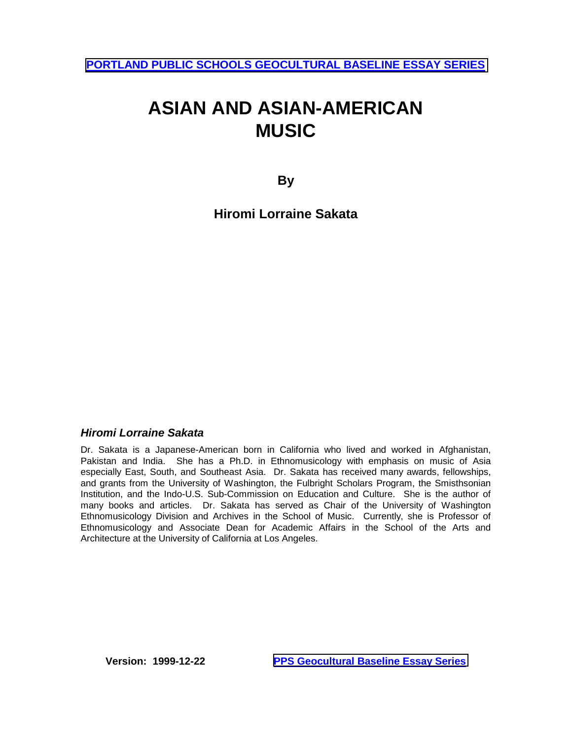PORTLAND PUBLIC SCHOOLS GEOCULTURAL BASELINE ESSAY SERIES

# ASIAN AND ASIAN-AMERICAN MUSIC

**By**

**Hiromi Lorraine Sakata**

### *Hiromi Lorraine Sakata*

Dr. Sakata is a Japanese-American born in California who lived and worked in Afghanistan, Pakistan and India. She has a Ph.D. in Ethnomusicology with emphasis on music of Asia especially East, South, and Southeast Asia. Dr. Sakata has received many awards, fellowships, and grants from the University of Washington, the Fulbright Scholars Program, the Smisthsonian Institution, and the Indo-U.S. Sub-Commission on Education and Culture. She is the author of many books and articles. Dr. Sakata has served as Chair of the University of Washington Ethnomusicology Division and Archives in the School of Music. Currently, she is Professor of Ethnomusicology and Associate Dean for Academic Affairs in the School of the Arts and Architecture at the University of California at Los Angeles.

**Version: 1999-12-22**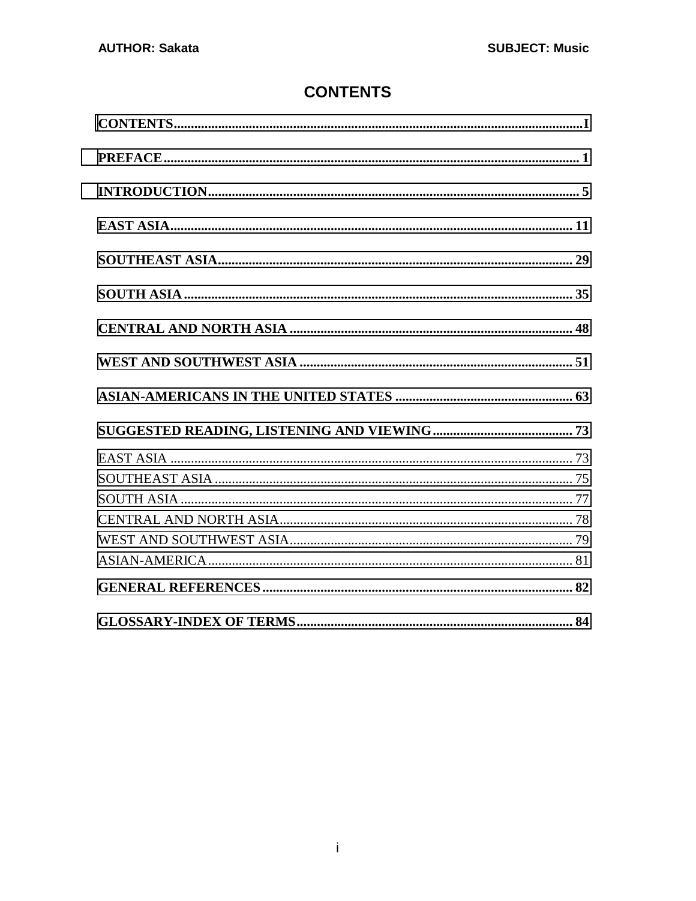# CONTENTS

CONTENTS....................................................................................................................I

PREFACE........................................................................................................................ 1

INTRODUCTION........................................................................................................... 5

EAST ASIA..................................................................................................................... 11

SOUTHEAST ASIA........................................................................................................ 29

SOUTH ASIA.................................................................................................................. 35

CENTRAL AND NORTH ASIA ..................................................................................... 48

WEST AND SOUTHWEST ASIA ................................................................................ 51

ASIAN-AMERICANS IN THE UNITED STATES ...................................................... 63

SUGGESTED READING, LISTENING AND VIEWING........................................ 73

EAST ASIA ..................................................................................................................... 73
SOUTHEAST ASIA ........................................................................................................ 75
SOUTH ASIA .................................................................................................................. 77
CENTRAL AND NORTH ASIA...................................................................................... 78
WEST AND SOUTHWEST ASIA................................................................................... 79
ASIAN-AMERICA........................................................................................................... 81

GENERAL REFERENCES........................................................................................... 82

GLOSSARY-INDEX OF TERMS.................................................................................. 84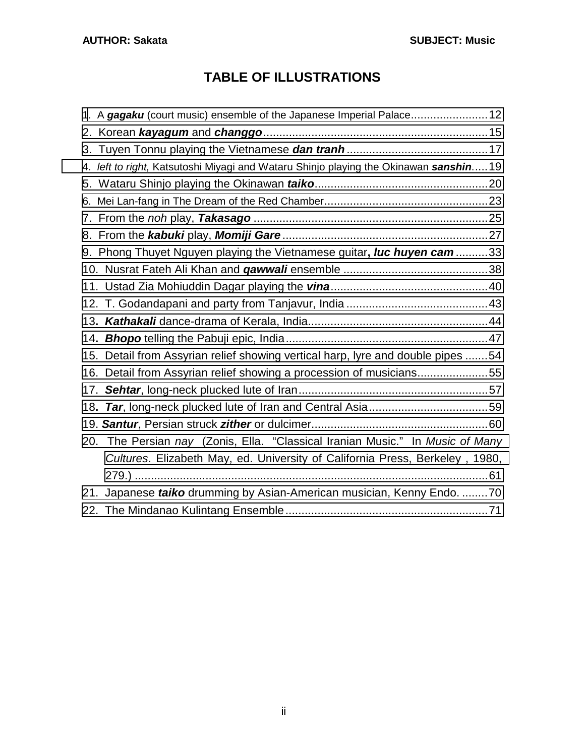# TABLE OF ILLUSTRATIONS

1. A ***gagaku*** (court music) ensemble of the Japanese Imperial Palace........................12
2. Korean ***kayagum*** and ***changgo***.......................................................................15
3. Tuyen Tonnu playing the Vietnamese ***dan tranh***.............................................17
4. *left to right,* Katsutoshi Miyagi and Wataru Shinjo playing the Okinawan ***sanshin***.....19
5. Wataru Shinjo playing the Okinawan ***taiko***.......................................................20
6. Mei Lan-fang in The Dream of the Red Chamber....................................................23
7. From the *noh* play, ***Takasago***...........................................................................25
8. From the ***kabuki*** play, ***Momiji Gare***.................................................................27
9. Phong Thuyet Nguyen playing the Vietnamese guitar**,** ***luc huyen cam***...........33
10. Nusrat Fateh Ali Khan and ***qawwali*** ensemble .............................................38
11. Ustad Zia Mohiuddin Dagar playing the ***vina***..................................................40
12. T. Godandapani and party from Tanjavur, India .............................................43
13. ***Kathakali*** dance-drama of Kerala, India.........................................................44
14. ***Bhopo*** telling the Pabuji epic, India................................................................47
15. Detail from Assyrian relief showing vertical harp, lyre and double pipes .......54
16. Detail from Assyrian relief showing a procession of musicians......................55
17. ***Sehtar***, long-neck plucked lute of Iran...........................................................57
18. ***Tar***, long-neck plucked lute of Iran and Central Asia.....................................59
19. ***Santur***, Persian struck ***zither*** or dulcimer........................................................60
20. The Persian *nay* (Zonis, Ella. "Classical Iranian Music." In *Music of Many Cultures*. Elizabeth May, ed. University of California Press, Berkeley , 1980, 279.) ...............................................................................................................61
21. Japanese ***taiko*** drumming by Asian-American musician, Kenny Endo. ........70
22. The Mindanao Kulintang Ensemble................................................................71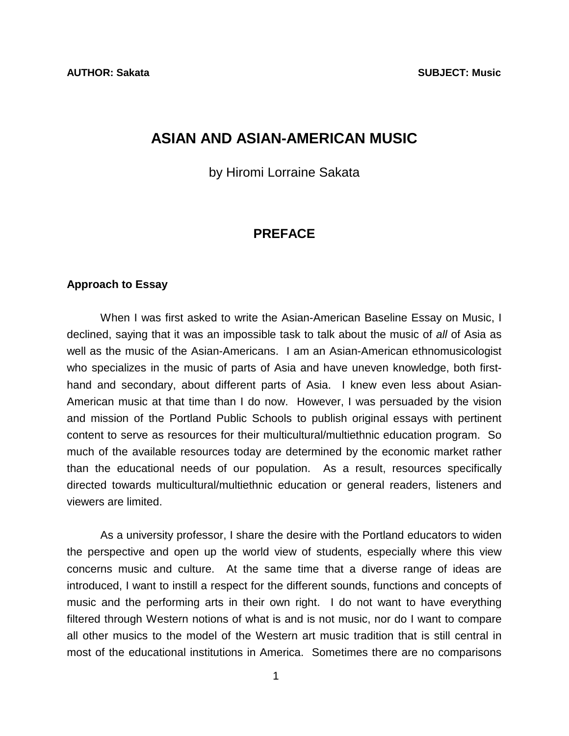# ASIAN AND ASIAN-AMERICAN MUSIC

by Hiromi Lorraine Sakata

## PREFACE

### Approach to Essay

When I was first asked to write the Asian-American Baseline Essay on Music, I declined, saying that it was an impossible task to talk about the music of *all* of Asia as well as the music of the Asian-Americans. I am an Asian-American ethnomusicologist who specializes in the music of parts of Asia and have uneven knowledge, both first-hand and secondary, about different parts of Asia. I knew even less about Asian-American music at that time than I do now. However, I was persuaded by the vision and mission of the Portland Public Schools to publish original essays with pertinent content to serve as resources for their multicultural/multiethnic education program. So much of the available resources today are determined by the economic market rather than the educational needs of our population. As a result, resources specifically directed towards multicultural/multiethnic education or general readers, listeners and viewers are limited.

As a university professor, I share the desire with the Portland educators to widen the perspective and open up the world view of students, especially where this view concerns music and culture. At the same time that a diverse range of ideas are introduced, I want to instill a respect for the different sounds, functions and concepts of music and the performing arts in their own right. I do not want to have everything filtered through Western notions of what is and is not music, nor do I want to compare all other musics to the model of the Western art music tradition that is still central in most of the educational institutions in America. Sometimes there are no comparisons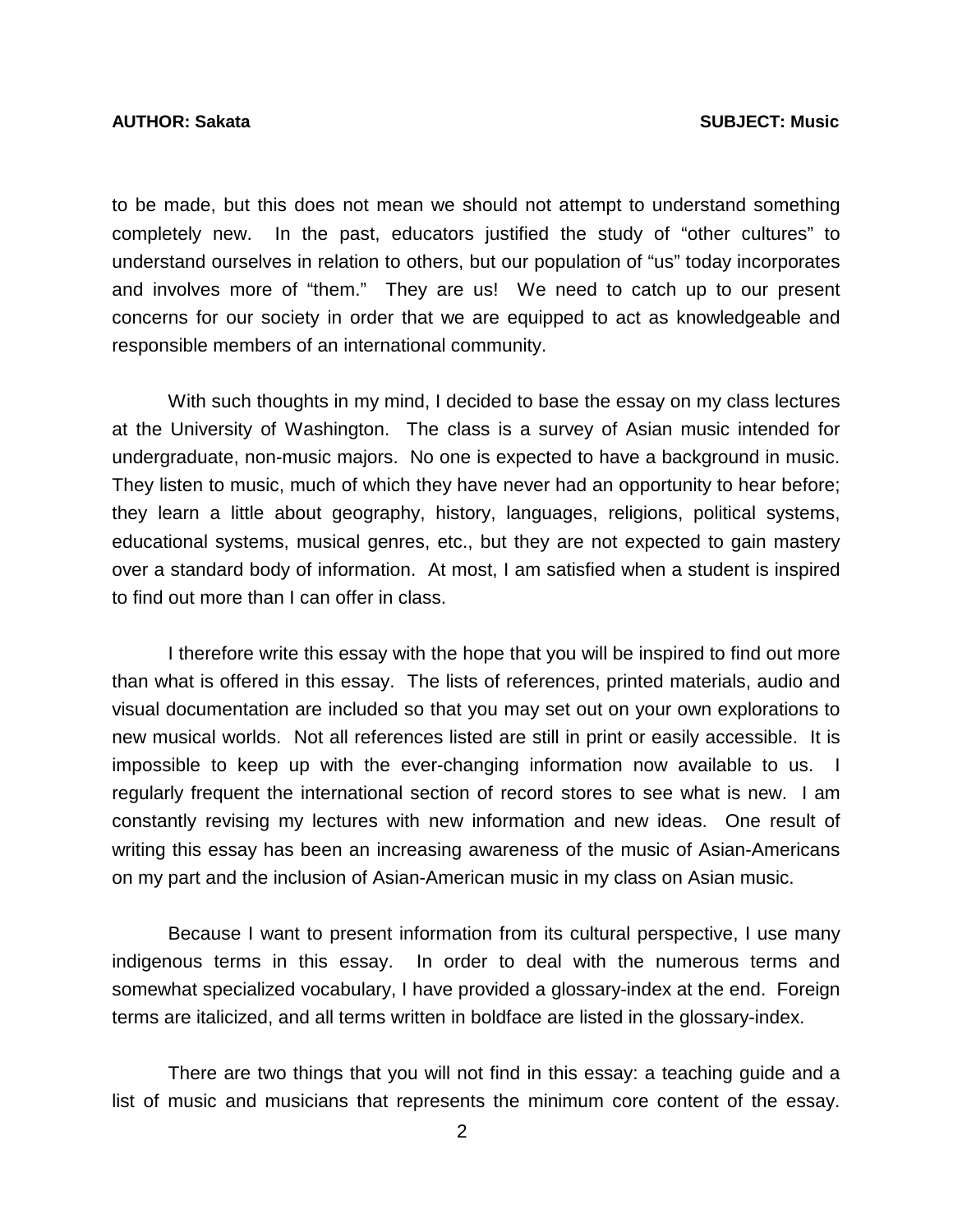to be made, but this does not mean we should not attempt to understand something completely new. In the past, educators justified the study of "other cultures" to understand ourselves in relation to others, but our population of "us" today incorporates and involves more of "them." They are us! We need to catch up to our present concerns for our society in order that we are equipped to act as knowledgeable and responsible members of an international community.

With such thoughts in my mind, I decided to base the essay on my class lectures at the University of Washington. The class is a survey of Asian music intended for undergraduate, non-music majors. No one is expected to have a background in music. They listen to music, much of which they have never had an opportunity to hear before; they learn a little about geography, history, languages, religions, political systems, educational systems, musical genres, etc., but they are not expected to gain mastery over a standard body of information. At most, I am satisfied when a student is inspired to find out more than I can offer in class.

I therefore write this essay with the hope that you will be inspired to find out more than what is offered in this essay. The lists of references, printed materials, audio and visual documentation are included so that you may set out on your own explorations to new musical worlds. Not all references listed are still in print or easily accessible. It is impossible to keep up with the ever-changing information now available to us. I regularly frequent the international section of record stores to see what is new. I am constantly revising my lectures with new information and new ideas. One result of writing this essay has been an increasing awareness of the music of Asian-Americans on my part and the inclusion of Asian-American music in my class on Asian music.

Because I want to present information from its cultural perspective, I use many indigenous terms in this essay. In order to deal with the numerous terms and somewhat specialized vocabulary, I have provided a glossary-index at the end. Foreign terms are italicized, and all terms written in boldface are listed in the glossary-index.

There are two things that you will not find in this essay: a teaching guide and a list of music and musicians that represents the minimum core content of the essay.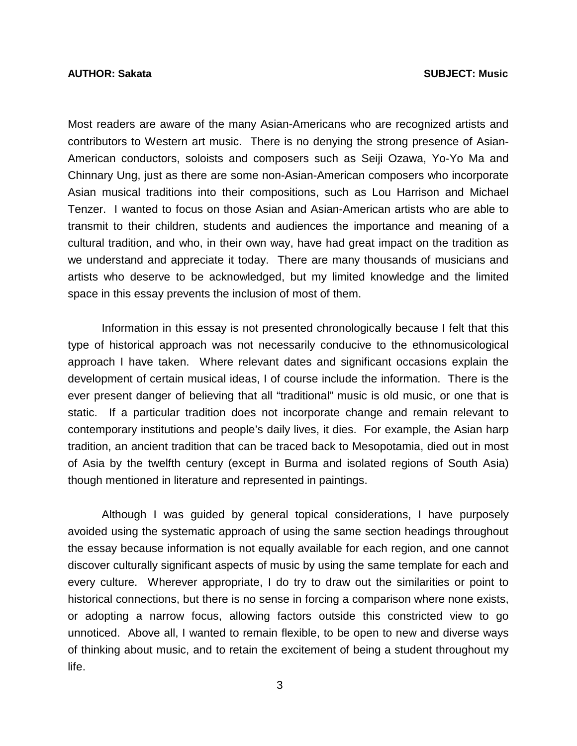Most readers are aware of the many Asian-Americans who are recognized artists and contributors to Western art music. There is no denying the strong presence of Asian-American conductors, soloists and composers such as Seiji Ozawa, Yo-Yo Ma and Chinnary Ung, just as there are some non-Asian-American composers who incorporate Asian musical traditions into their compositions, such as Lou Harrison and Michael Tenzer. I wanted to focus on those Asian and Asian-American artists who are able to transmit to their children, students and audiences the importance and meaning of a cultural tradition, and who, in their own way, have had great impact on the tradition as we understand and appreciate it today. There are many thousands of musicians and artists who deserve to be acknowledged, but my limited knowledge and the limited space in this essay prevents the inclusion of most of them.

Information in this essay is not presented chronologically because I felt that this type of historical approach was not necessarily conducive to the ethnomusicological approach I have taken. Where relevant dates and significant occasions explain the development of certain musical ideas, I of course include the information. There is the ever present danger of believing that all "traditional" music is old music, or one that is static. If a particular tradition does not incorporate change and remain relevant to contemporary institutions and people's daily lives, it dies. For example, the Asian harp tradition, an ancient tradition that can be traced back to Mesopotamia, died out in most of Asia by the twelfth century (except in Burma and isolated regions of South Asia) though mentioned in literature and represented in paintings.

Although I was guided by general topical considerations, I have purposely avoided using the systematic approach of using the same section headings throughout the essay because information is not equally available for each region, and one cannot discover culturally significant aspects of music by using the same template for each and every culture. Wherever appropriate, I do try to draw out the similarities or point to historical connections, but there is no sense in forcing a comparison where none exists, or adopting a narrow focus, allowing factors outside this constricted view to go unnoticed. Above all, I wanted to remain flexible, to be open to new and diverse ways of thinking about music, and to retain the excitement of being a student throughout my life.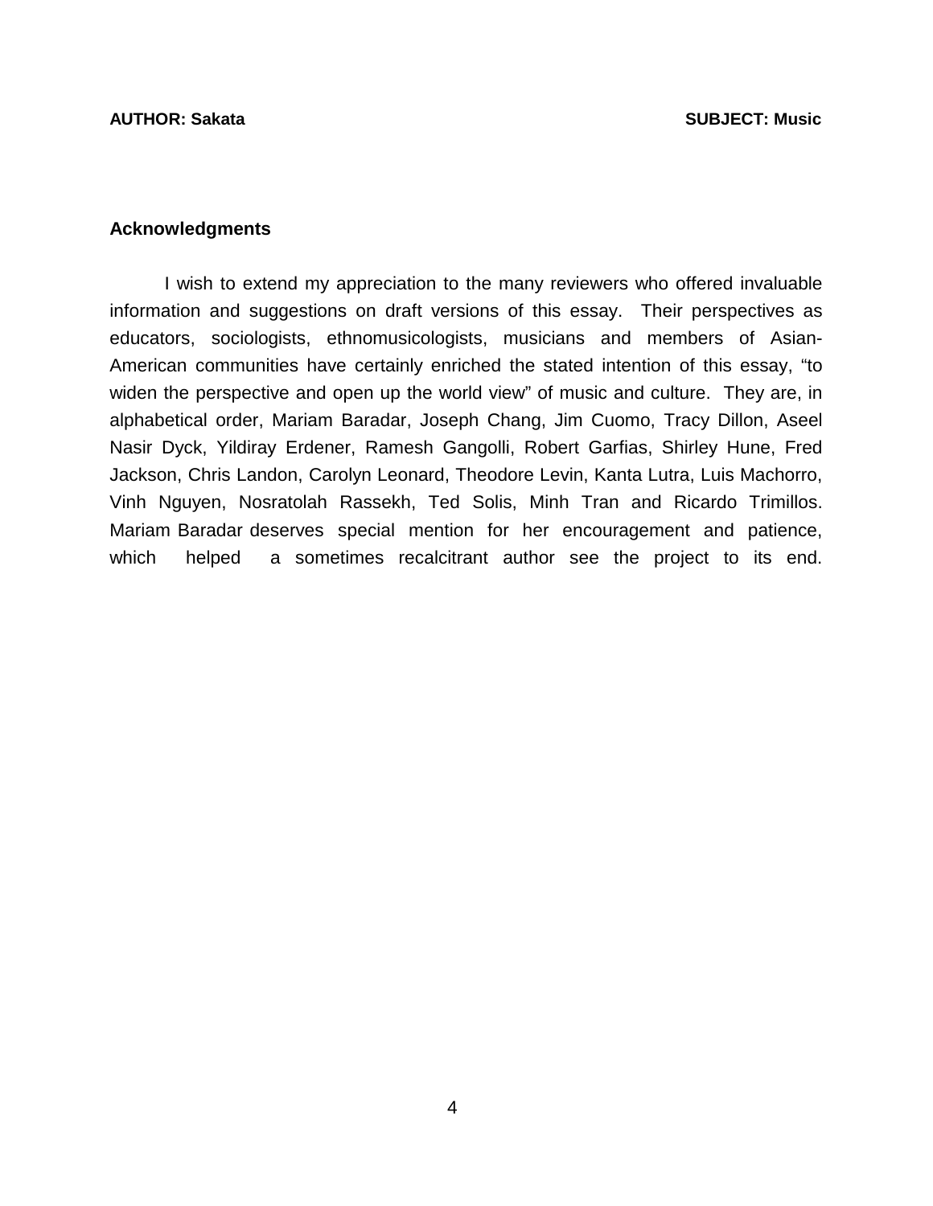## Acknowledgments

I wish to extend my appreciation to the many reviewers who offered invaluable information and suggestions on draft versions of this essay. Their perspectives as educators, sociologists, ethnomusicologists, musicians and members of Asian-American communities have certainly enriched the stated intention of this essay, "to widen the perspective and open up the world view" of music and culture. They are, in alphabetical order, Mariam Baradar, Joseph Chang, Jim Cuomo, Tracy Dillon, Aseel Nasir Dyck, Yildiray Erdener, Ramesh Gangolli, Robert Garfias, Shirley Hune, Fred Jackson, Chris Landon, Carolyn Leonard, Theodore Levin, Kanta Lutra, Luis Machorro, Vinh Nguyen, Nosratolah Rassekh, Ted Solis, Minh Tran and Ricardo Trimillos. Mariam Baradar deserves special mention for her encouragement and patience, which helped a sometimes recalcitrant author see the project to its end.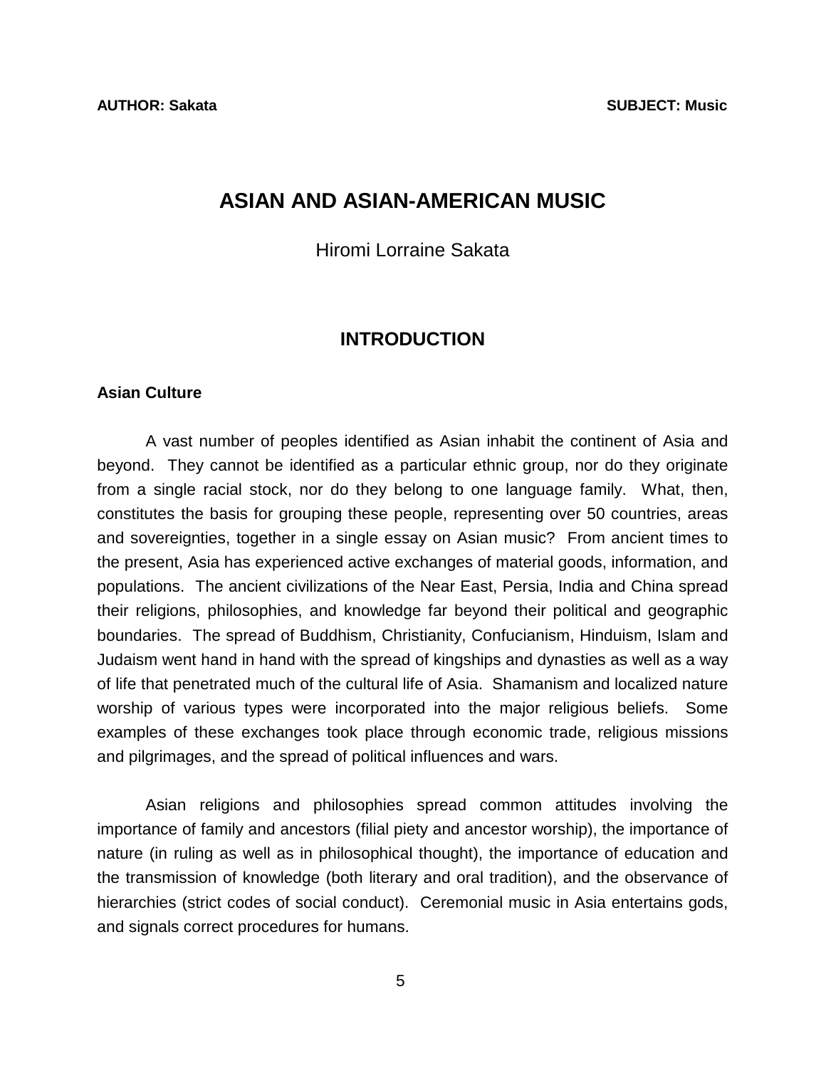# ASIAN AND ASIAN-AMERICAN MUSIC

Hiromi Lorraine Sakata

## INTRODUCTION

### Asian Culture

A vast number of peoples identified as Asian inhabit the continent of Asia and beyond. They cannot be identified as a particular ethnic group, nor do they originate from a single racial stock, nor do they belong to one language family. What, then, constitutes the basis for grouping these people, representing over 50 countries, areas and sovereignties, together in a single essay on Asian music? From ancient times to the present, Asia has experienced active exchanges of material goods, information, and populations. The ancient civilizations of the Near East, Persia, India and China spread their religions, philosophies, and knowledge far beyond their political and geographic boundaries. The spread of Buddhism, Christianity, Confucianism, Hinduism, Islam and Judaism went hand in hand with the spread of kingships and dynasties as well as a way of life that penetrated much of the cultural life of Asia. Shamanism and localized nature worship of various types were incorporated into the major religious beliefs. Some examples of these exchanges took place through economic trade, religious missions and pilgrimages, and the spread of political influences and wars.

Asian religions and philosophies spread common attitudes involving the importance of family and ancestors (filial piety and ancestor worship), the importance of nature (in ruling as well as in philosophical thought), the importance of education and the transmission of knowledge (both literary and oral tradition), and the observance of hierarchies (strict codes of social conduct). Ceremonial music in Asia entertains gods, and signals correct procedures for humans.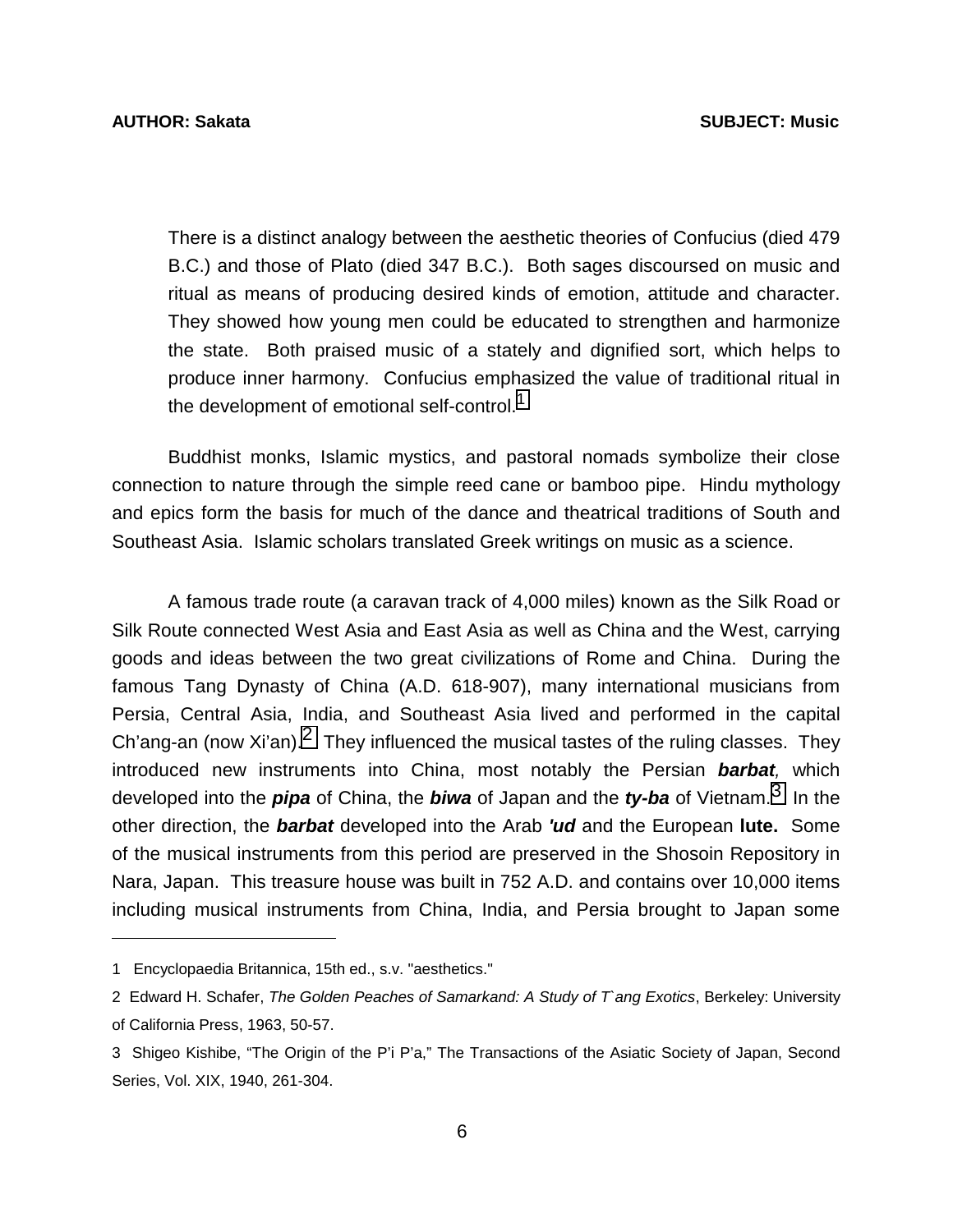There is a distinct analogy between the aesthetic theories of Confucius (died 479 B.C.) and those of Plato (died 347 B.C.). Both sages discoursed on music and ritual as means of producing desired kinds of emotion, attitude and character. They showed how young men could be educated to strengthen and harmonize the state. Both praised music of a stately and dignified sort, which helps to produce inner harmony. Confucius emphasized the value of traditional ritual in the development of emotional self-control.[1]

Buddhist monks, Islamic mystics, and pastoral nomads symbolize their close connection to nature through the simple reed cane or bamboo pipe. Hindu mythology and epics form the basis for much of the dance and theatrical traditions of South and Southeast Asia. Islamic scholars translated Greek writings on music as a science.

A famous trade route (a caravan track of 4,000 miles) known as the Silk Road or Silk Route connected West Asia and East Asia as well as China and the West, carrying goods and ideas between the two great civilizations of Rome and China. During the famous Tang Dynasty of China (A.D. 618-907), many international musicians from Persia, Central Asia, India, and Southeast Asia lived and performed in the capital Ch'ang-an (now Xi'an).[2] They influenced the musical tastes of the ruling classes. They introduced new instruments into China, most notably the Persian ***barbat**,* which developed into the ***pipa*** of China, the ***biwa*** of Japan and the ***ty-ba*** of Vietnam.[3] In the other direction, the ***barbat*** developed into the Arab ***'ud*** and the European **lute.** Some of the musical instruments from this period are preserved in the Shosoin Repository in Nara, Japan. This treasure house was built in 752 A.D. and contains over 10,000 items including musical instruments from China, India, and Persia brought to Japan some

---

1 Encyclopaedia Britannica, 15th ed., s.v. "aesthetics."

2 Edward H. Schafer, *The Golden Peaches of Samarkand: A Study of T`ang Exotics*, Berkeley: University of California Press, 1963, 50-57.

3 Shigeo Kishibe, "The Origin of the P'i P'a," The Transactions of the Asiatic Society of Japan, Second Series, Vol. XIX, 1940, 261-304.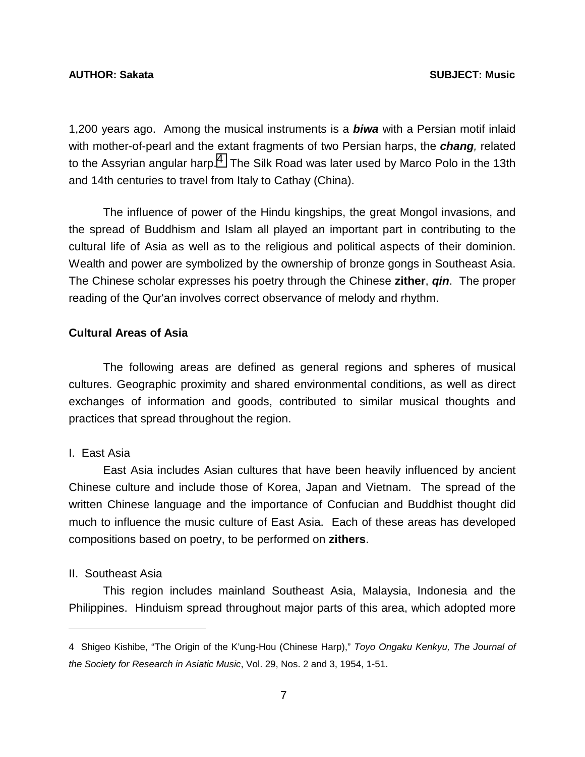1,200 years ago. Among the musical instruments is a ***biwa*** with a Persian motif inlaid with mother-of-pearl and the extant fragments of two Persian harps, the ***chang,*** related to the Assyrian angular harp.[4] The Silk Road was later used by Marco Polo in the 13th and 14th centuries to travel from Italy to Cathay (China).

The influence of power of the Hindu kingships, the great Mongol invasions, and the spread of Buddhism and Islam all played an important part in contributing to the cultural life of Asia as well as to the religious and political aspects of their dominion. Wealth and power are symbolized by the ownership of bronze gongs in Southeast Asia. The Chinese scholar expresses his poetry through the Chinese **zither**, ***qin***. The proper reading of the Qur'an involves correct observance of melody and rhythm.

## Cultural Areas of Asia

The following areas are defined as general regions and spheres of musical cultures. Geographic proximity and shared environmental conditions, as well as direct exchanges of information and goods, contributed to similar musical thoughts and practices that spread throughout the region.

I. East Asia

East Asia includes Asian cultures that have been heavily influenced by ancient Chinese culture and include those of Korea, Japan and Vietnam. The spread of the written Chinese language and the importance of Confucian and Buddhist thought did much to influence the music culture of East Asia. Each of these areas has developed compositions based on poetry, to be performed on **zithers**.

II. Southeast Asia

This region includes mainland Southeast Asia, Malaysia, Indonesia and the Philippines. Hinduism spread throughout major parts of this area, which adopted more

---

4 Shigeo Kishibe, "The Origin of the K'ung-Hou (Chinese Harp)," *Toyo Ongaku Kenkyu, The Journal of the Society for Research in Asiatic Music*, Vol. 29, Nos. 2 and 3, 1954, 1-51.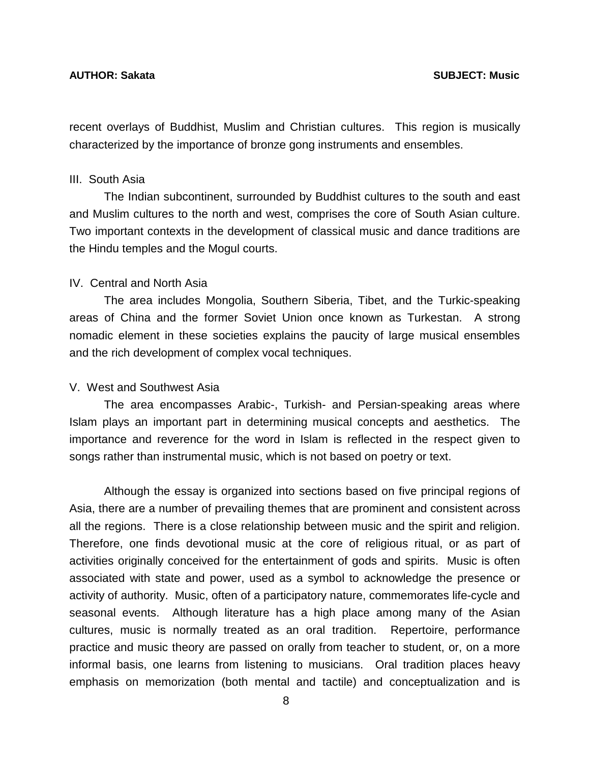recent overlays of Buddhist, Muslim and Christian cultures. This region is musically characterized by the importance of bronze gong instruments and ensembles.

III. South Asia

The Indian subcontinent, surrounded by Buddhist cultures to the south and east and Muslim cultures to the north and west, comprises the core of South Asian culture. Two important contexts in the development of classical music and dance traditions are the Hindu temples and the Mogul courts.

IV. Central and North Asia

The area includes Mongolia, Southern Siberia, Tibet, and the Turkic-speaking areas of China and the former Soviet Union once known as Turkestan. A strong nomadic element in these societies explains the paucity of large musical ensembles and the rich development of complex vocal techniques.

V. West and Southwest Asia

The area encompasses Arabic-, Turkish- and Persian-speaking areas where Islam plays an important part in determining musical concepts and aesthetics. The importance and reverence for the word in Islam is reflected in the respect given to songs rather than instrumental music, which is not based on poetry or text.

Although the essay is organized into sections based on five principal regions of Asia, there are a number of prevailing themes that are prominent and consistent across all the regions. There is a close relationship between music and the spirit and religion. Therefore, one finds devotional music at the core of religious ritual, or as part of activities originally conceived for the entertainment of gods and spirits. Music is often associated with state and power, used as a symbol to acknowledge the presence or activity of authority. Music, often of a participatory nature, commemorates life-cycle and seasonal events. Although literature has a high place among many of the Asian cultures, music is normally treated as an oral tradition. Repertoire, performance practice and music theory are passed on orally from teacher to student, or, on a more informal basis, one learns from listening to musicians. Oral tradition places heavy emphasis on memorization (both mental and tactile) and conceptualization and is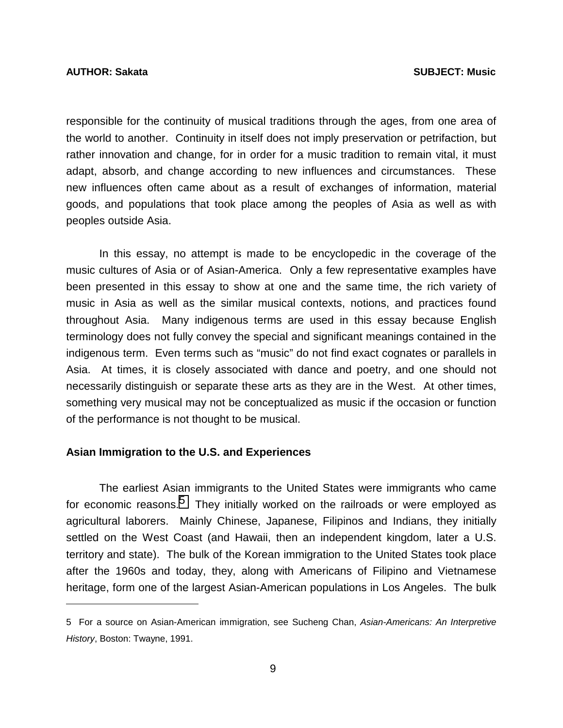responsible for the continuity of musical traditions through the ages, from one area of the world to another. Continuity in itself does not imply preservation or petrifaction, but rather innovation and change, for in order for a music tradition to remain vital, it must adapt, absorb, and change according to new influences and circumstances. These new influences often came about as a result of exchanges of information, material goods, and populations that took place among the peoples of Asia as well as with peoples outside Asia.

In this essay, no attempt is made to be encyclopedic in the coverage of the music cultures of Asia or of Asian-America. Only a few representative examples have been presented in this essay to show at one and the same time, the rich variety of music in Asia as well as the similar musical contexts, notions, and practices found throughout Asia. Many indigenous terms are used in this essay because English terminology does not fully convey the special and significant meanings contained in the indigenous term. Even terms such as "music" do not find exact cognates or parallels in Asia. At times, it is closely associated with dance and poetry, and one should not necessarily distinguish or separate these arts as they are in the West. At other times, something very musical may not be conceptualized as music if the occasion or function of the performance is not thought to be musical.

## Asian Immigration to the U.S. and Experiences

The earliest Asian immigrants to the United States were immigrants who came for economic reasons.[5] They initially worked on the railroads or were employed as agricultural laborers. Mainly Chinese, Japanese, Filipinos and Indians, they initially settled on the West Coast (and Hawaii, then an independent kingdom, later a U.S. territory and state). The bulk of the Korean immigration to the United States took place after the 1960s and today, they, along with Americans of Filipino and Vietnamese heritage, form one of the largest Asian-American populations in Los Angeles. The bulk

---

5 For a source on Asian-American immigration, see Sucheng Chan, *Asian-Americans: An Interpretive History*, Boston: Twayne, 1991.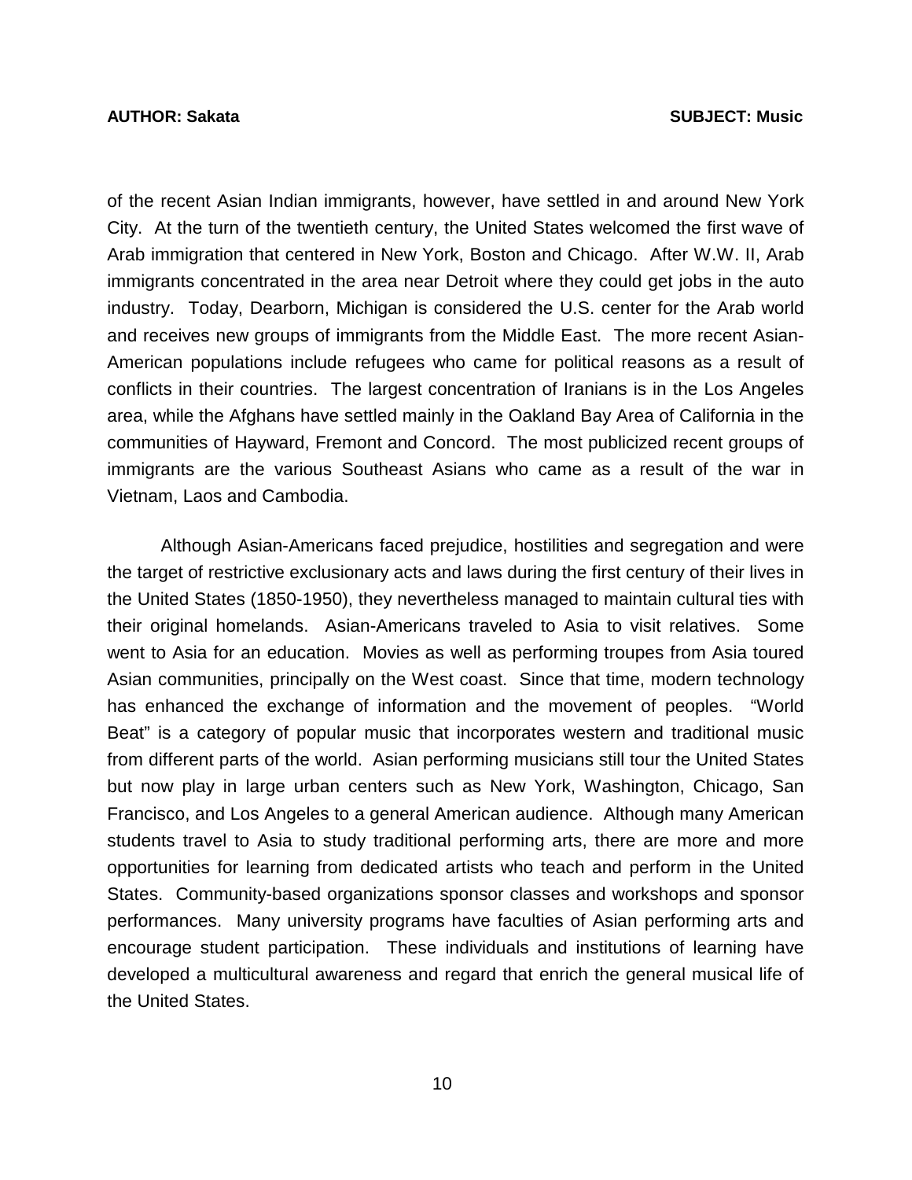of the recent Asian Indian immigrants, however, have settled in and around New York City. At the turn of the twentieth century, the United States welcomed the first wave of Arab immigration that centered in New York, Boston and Chicago. After W.W. II, Arab immigrants concentrated in the area near Detroit where they could get jobs in the auto industry. Today, Dearborn, Michigan is considered the U.S. center for the Arab world and receives new groups of immigrants from the Middle East. The more recent Asian-American populations include refugees who came for political reasons as a result of conflicts in their countries. The largest concentration of Iranians is in the Los Angeles area, while the Afghans have settled mainly in the Oakland Bay Area of California in the communities of Hayward, Fremont and Concord. The most publicized recent groups of immigrants are the various Southeast Asians who came as a result of the war in Vietnam, Laos and Cambodia.

Although Asian-Americans faced prejudice, hostilities and segregation and were the target of restrictive exclusionary acts and laws during the first century of their lives in the United States (1850-1950), they nevertheless managed to maintain cultural ties with their original homelands. Asian-Americans traveled to Asia to visit relatives. Some went to Asia for an education. Movies as well as performing troupes from Asia toured Asian communities, principally on the West coast. Since that time, modern technology has enhanced the exchange of information and the movement of peoples. "World Beat" is a category of popular music that incorporates western and traditional music from different parts of the world. Asian performing musicians still tour the United States but now play in large urban centers such as New York, Washington, Chicago, San Francisco, and Los Angeles to a general American audience. Although many American students travel to Asia to study traditional performing arts, there are more and more opportunities for learning from dedicated artists who teach and perform in the United States. Community-based organizations sponsor classes and workshops and sponsor performances. Many university programs have faculties of Asian performing arts and encourage student participation. These individuals and institutions of learning have developed a multicultural awareness and regard that enrich the general musical life of the United States.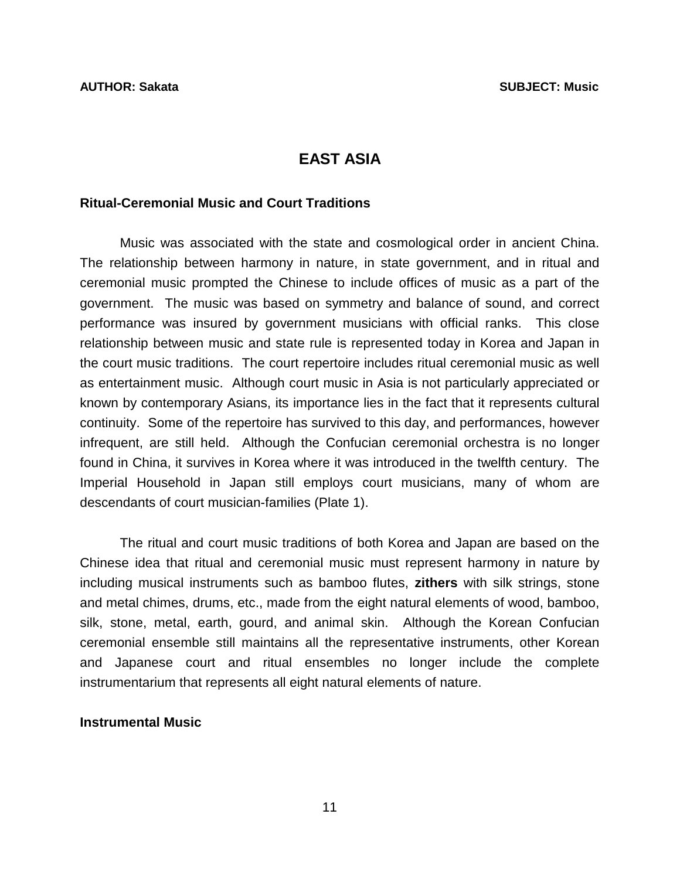# EAST ASIA

## Ritual-Ceremonial Music and Court Traditions

Music was associated with the state and cosmological order in ancient China. The relationship between harmony in nature, in state government, and in ritual and ceremonial music prompted the Chinese to include offices of music as a part of the government. The music was based on symmetry and balance of sound, and correct performance was insured by government musicians with official ranks. This close relationship between music and state rule is represented today in Korea and Japan in the court music traditions. The court repertoire includes ritual ceremonial music as well as entertainment music. Although court music in Asia is not particularly appreciated or known by contemporary Asians, its importance lies in the fact that it represents cultural continuity. Some of the repertoire has survived to this day, and performances, however infrequent, are still held. Although the Confucian ceremonial orchestra is no longer found in China, it survives in Korea where it was introduced in the twelfth century. The Imperial Household in Japan still employs court musicians, many of whom are descendants of court musician-families (Plate 1).

The ritual and court music traditions of both Korea and Japan are based on the Chinese idea that ritual and ceremonial music must represent harmony in nature by including musical instruments such as bamboo flutes, **zithers** with silk strings, stone and metal chimes, drums, etc., made from the eight natural elements of wood, bamboo, silk, stone, metal, earth, gourd, and animal skin. Although the Korean Confucian ceremonial ensemble still maintains all the representative instruments, other Korean and Japanese court and ritual ensembles no longer include the complete instrumentarium that represents all eight natural elements of nature.

## Instrumental Music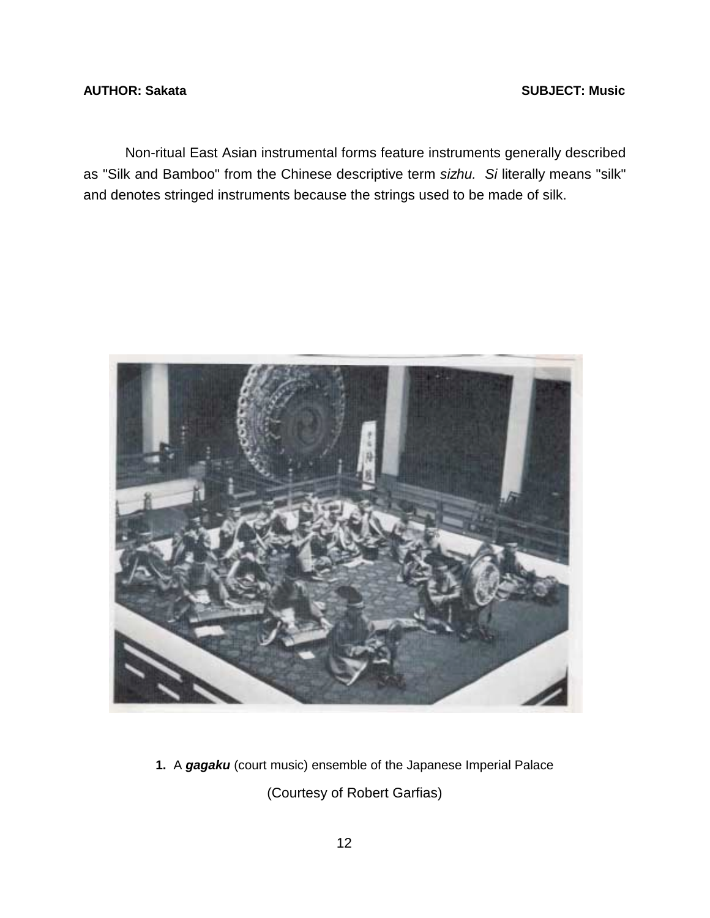Non-ritual East Asian instrumental forms feature instruments generally described as "Silk and Bamboo" from the Chinese descriptive term *sizhu.* *Si* literally means "silk" and denotes stringed instruments because the strings used to be made of silk.

**1.** A ***gagaku*** (court music) ensemble of the Japanese Imperial Palace

(Courtesy of Robert Garfias)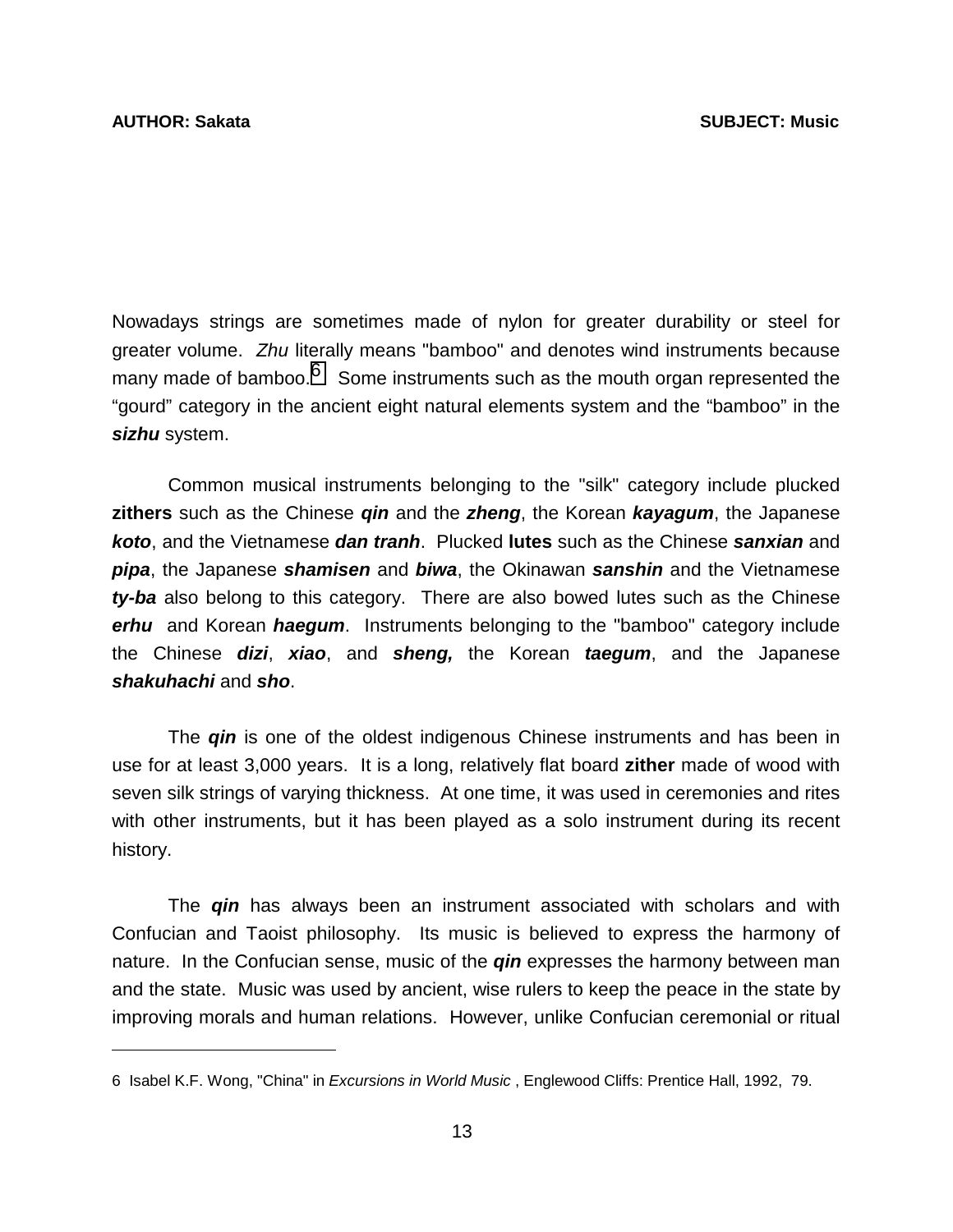Nowadays strings are sometimes made of nylon for greater durability or steel for greater volume. *Zhu* literally means "bamboo" and denotes wind instruments because many made of bamboo.[6] Some instruments such as the mouth organ represented the "gourd" category in the ancient eight natural elements system and the "bamboo" in the ***sizhu*** system.

Common musical instruments belonging to the "silk" category include plucked **zithers** such as the Chinese ***qin*** and the ***zheng***, the Korean ***kayagum***, the Japanese ***koto***, and the Vietnamese ***dan tranh***. Plucked **lutes** such as the Chinese ***sanxian*** and ***pipa***, the Japanese ***shamisen*** and ***biwa***, the Okinawan ***sanshin*** and the Vietnamese ***ty-ba*** also belong to this category. There are also bowed lutes such as the Chinese ***erhu*** and Korean ***haegum***. Instruments belonging to the "bamboo" category include the Chinese ***dizi***, ***xiao***, and ***sheng,*** the Korean ***taegum***, and the Japanese ***shakuhachi*** and ***sho***.

The ***qin*** is one of the oldest indigenous Chinese instruments and has been in use for at least 3,000 years. It is a long, relatively flat board **zither** made of wood with seven silk strings of varying thickness. At one time, it was used in ceremonies and rites with other instruments, but it has been played as a solo instrument during its recent history.

The ***qin*** has always been an instrument associated with scholars and with Confucian and Taoist philosophy. Its music is believed to express the harmony of nature. In the Confucian sense, music of the ***qin*** expresses the harmony between man and the state. Music was used by ancient, wise rulers to keep the peace in the state by improving morals and human relations. However, unlike Confucian ceremonial or ritual

---

6 Isabel K.F. Wong, "China" in *Excursions in World Music* , Englewood Cliffs: Prentice Hall, 1992, 79.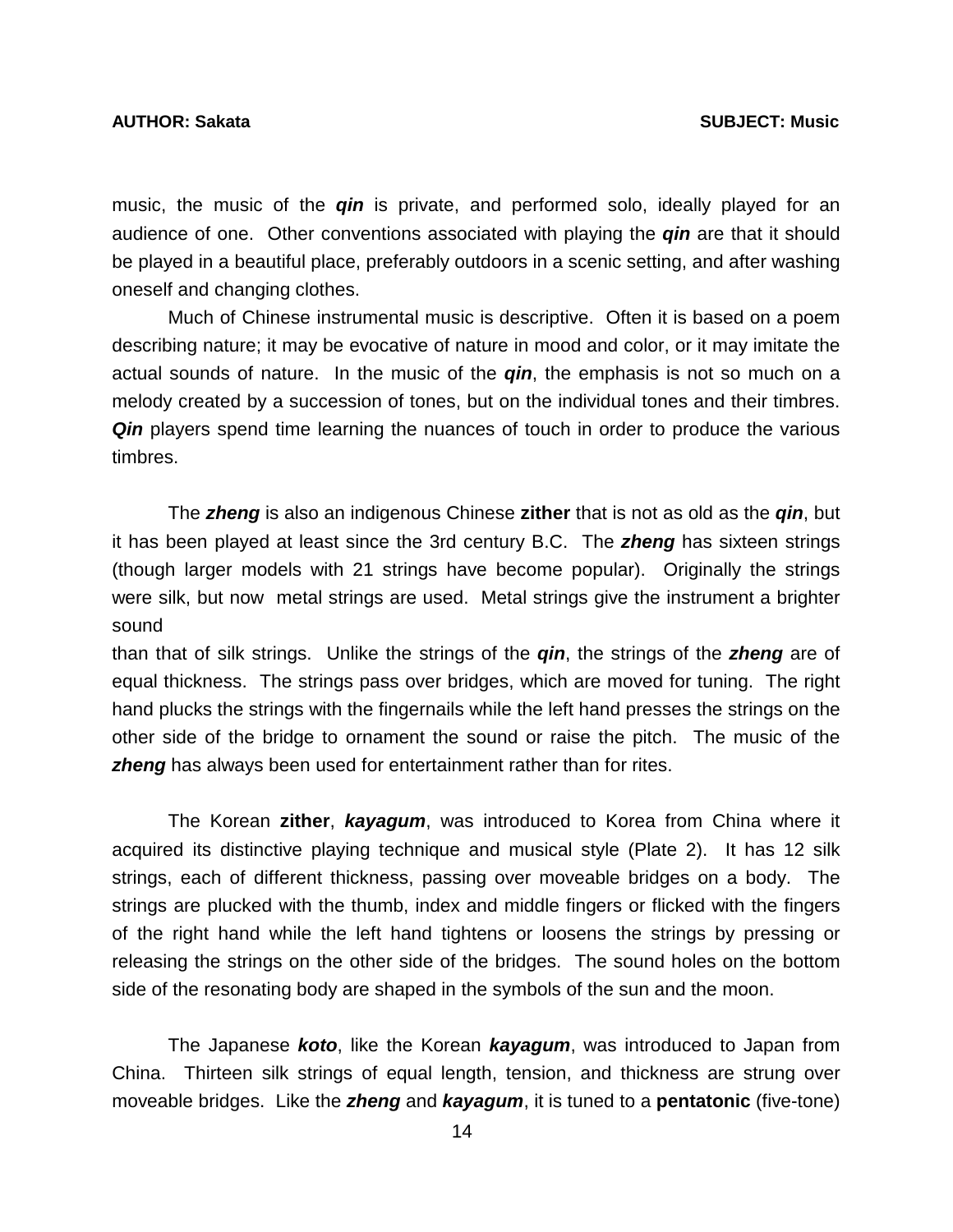music, the music of the ***qin*** is private, and performed solo, ideally played for an audience of one. Other conventions associated with playing the ***qin*** are that it should be played in a beautiful place, preferably outdoors in a scenic setting, and after washing oneself and changing clothes.

Much of Chinese instrumental music is descriptive. Often it is based on a poem describing nature; it may be evocative of nature in mood and color, or it may imitate the actual sounds of nature. In the music of the ***qin***, the emphasis is not so much on a melody created by a succession of tones, but on the individual tones and their timbres. ***Qin*** players spend time learning the nuances of touch in order to produce the various timbres.

The ***zheng*** is also an indigenous Chinese **zither** that is not as old as the ***qin***, but it has been played at least since the 3rd century B.C. The ***zheng*** has sixteen strings (though larger models with 21 strings have become popular). Originally the strings were silk, but now metal strings are used. Metal strings give the instrument a brighter sound than that of silk strings. Unlike the strings of the ***qin***, the strings of the ***zheng*** are of equal thickness. The strings pass over bridges, which are moved for tuning. The right hand plucks the strings with the fingernails while the left hand presses the strings on the other side of the bridge to ornament the sound or raise the pitch. The music of the ***zheng*** has always been used for entertainment rather than for rites.

The Korean **zither**, ***kayagum***, was introduced to Korea from China where it acquired its distinctive playing technique and musical style (Plate 2). It has 12 silk strings, each of different thickness, passing over moveable bridges on a body. The strings are plucked with the thumb, index and middle fingers or flicked with the fingers of the right hand while the left hand tightens or loosens the strings by pressing or releasing the strings on the other side of the bridges. The sound holes on the bottom side of the resonating body are shaped in the symbols of the sun and the moon.

The Japanese ***koto***, like the Korean ***kayagum***, was introduced to Japan from China. Thirteen silk strings of equal length, tension, and thickness are strung over moveable bridges. Like the ***zheng*** and ***kayagum***, it is tuned to a **pentatonic** (five-tone)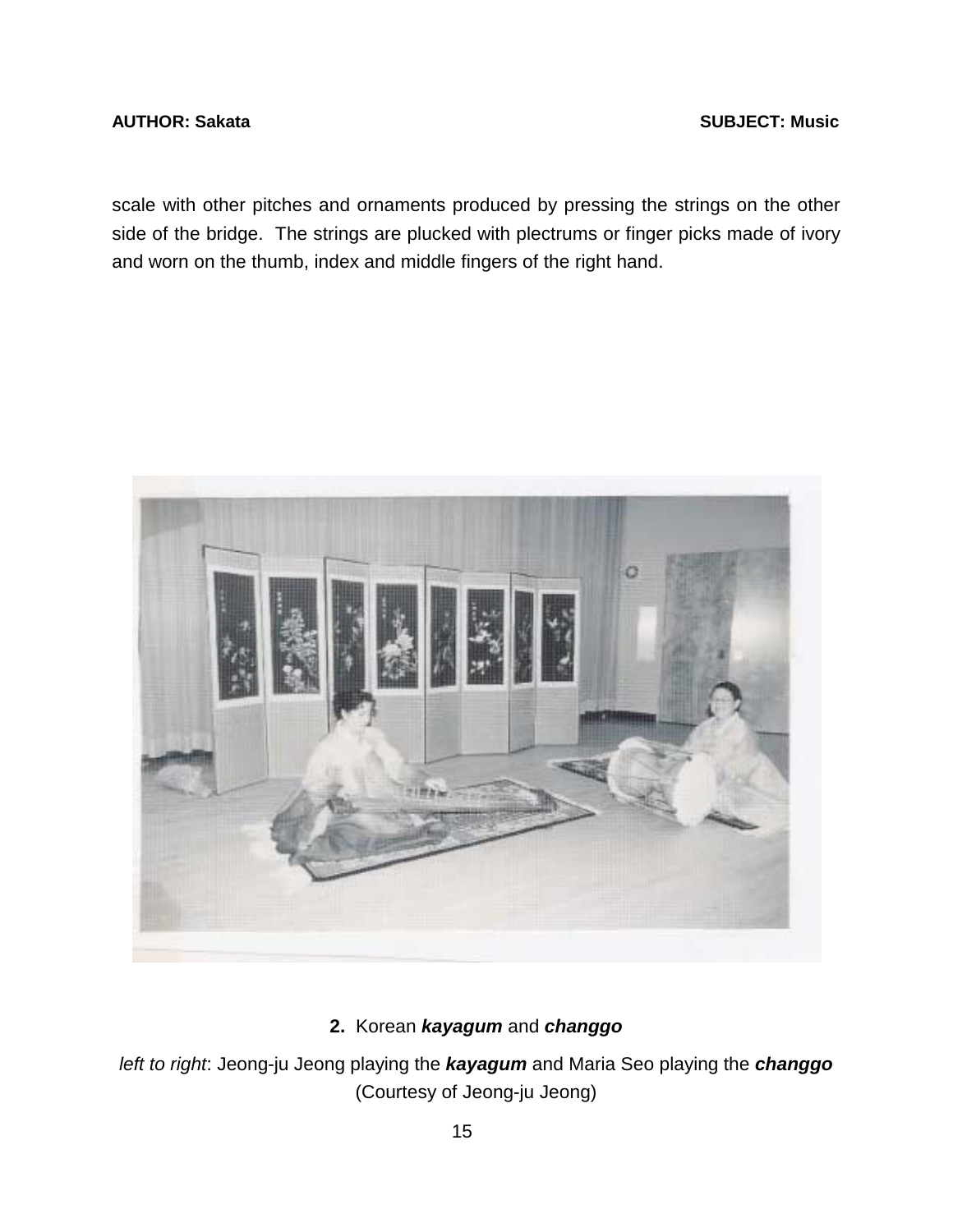scale with other pitches and ornaments produced by pressing the strings on the other side of the bridge. The strings are plucked with plectrums or finger picks made of ivory and worn on the thumb, index and middle fingers of the right hand.

**2.** Korean ***kayagum*** and ***changgo***

*left to right*: Jeong-ju Jeong playing the ***kayagum*** and Maria Seo playing the ***changgo*** (Courtesy of Jeong-ju Jeong)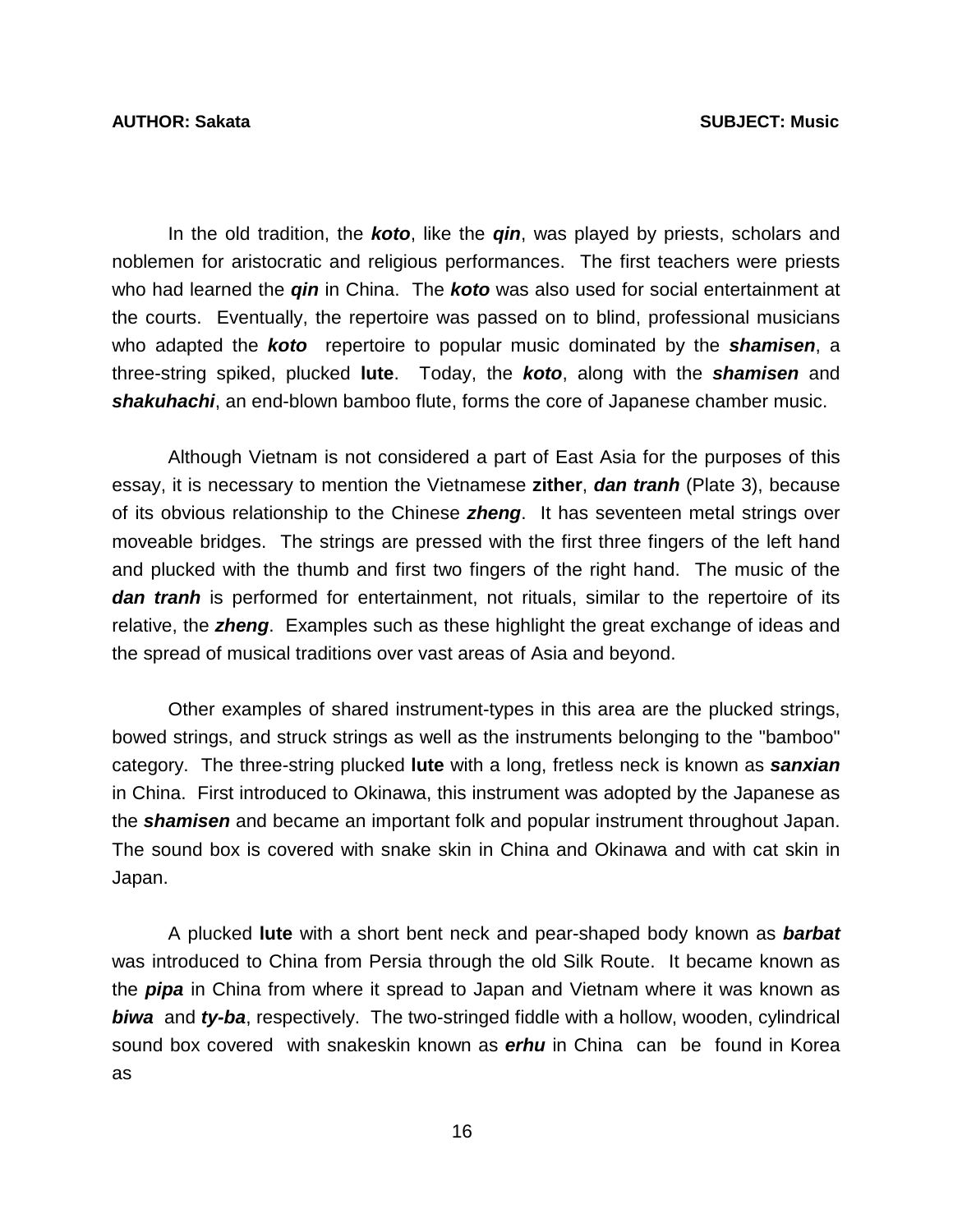In the old tradition, the ***koto***, like the ***qin***, was played by priests, scholars and noblemen for aristocratic and religious performances. The first teachers were priests who had learned the ***qin*** in China. The ***koto*** was also used for social entertainment at the courts. Eventually, the repertoire was passed on to blind, professional musicians who adapted the ***koto*** repertoire to popular music dominated by the ***shamisen***, a three-string spiked, plucked **lute**. Today, the ***koto***, along with the ***shamisen*** and ***shakuhachi***, an end-blown bamboo flute, forms the core of Japanese chamber music.

Although Vietnam is not considered a part of East Asia for the purposes of this essay, it is necessary to mention the Vietnamese **zither**, ***dan tranh*** (Plate 3), because of its obvious relationship to the Chinese ***zheng***. It has seventeen metal strings over moveable bridges. The strings are pressed with the first three fingers of the left hand and plucked with the thumb and first two fingers of the right hand. The music of the ***dan tranh*** is performed for entertainment, not rituals, similar to the repertoire of its relative, the ***zheng***. Examples such as these highlight the great exchange of ideas and the spread of musical traditions over vast areas of Asia and beyond.

Other examples of shared instrument-types in this area are the plucked strings, bowed strings, and struck strings as well as the instruments belonging to the "bamboo" category. The three-string plucked **lute** with a long, fretless neck is known as ***sanxian*** in China. First introduced to Okinawa, this instrument was adopted by the Japanese as the ***shamisen*** and became an important folk and popular instrument throughout Japan. The sound box is covered with snake skin in China and Okinawa and with cat skin in Japan.

A plucked **lute** with a short bent neck and pear-shaped body known as ***barbat*** was introduced to China from Persia through the old Silk Route. It became known as the ***pipa*** in China from where it spread to Japan and Vietnam where it was known as ***biwa*** and ***ty-ba***, respectively. The two-stringed fiddle with a hollow, wooden, cylindrical sound box covered with snakeskin known as ***erhu*** in China can be found in Korea as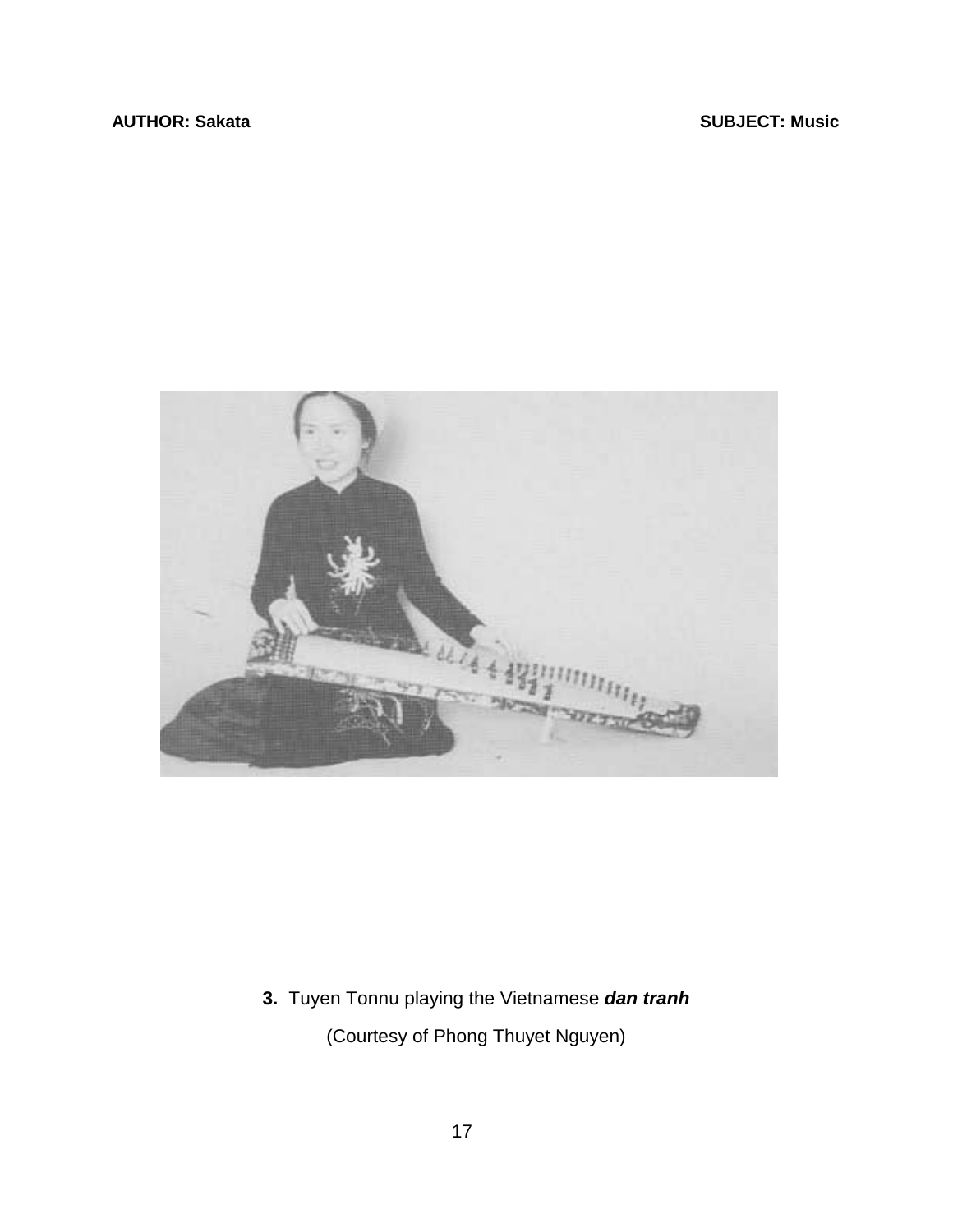**3.** Tuyen Tonnu playing the Vietnamese ***dan tranh***

(Courtesy of Phong Thuyet Nguyen)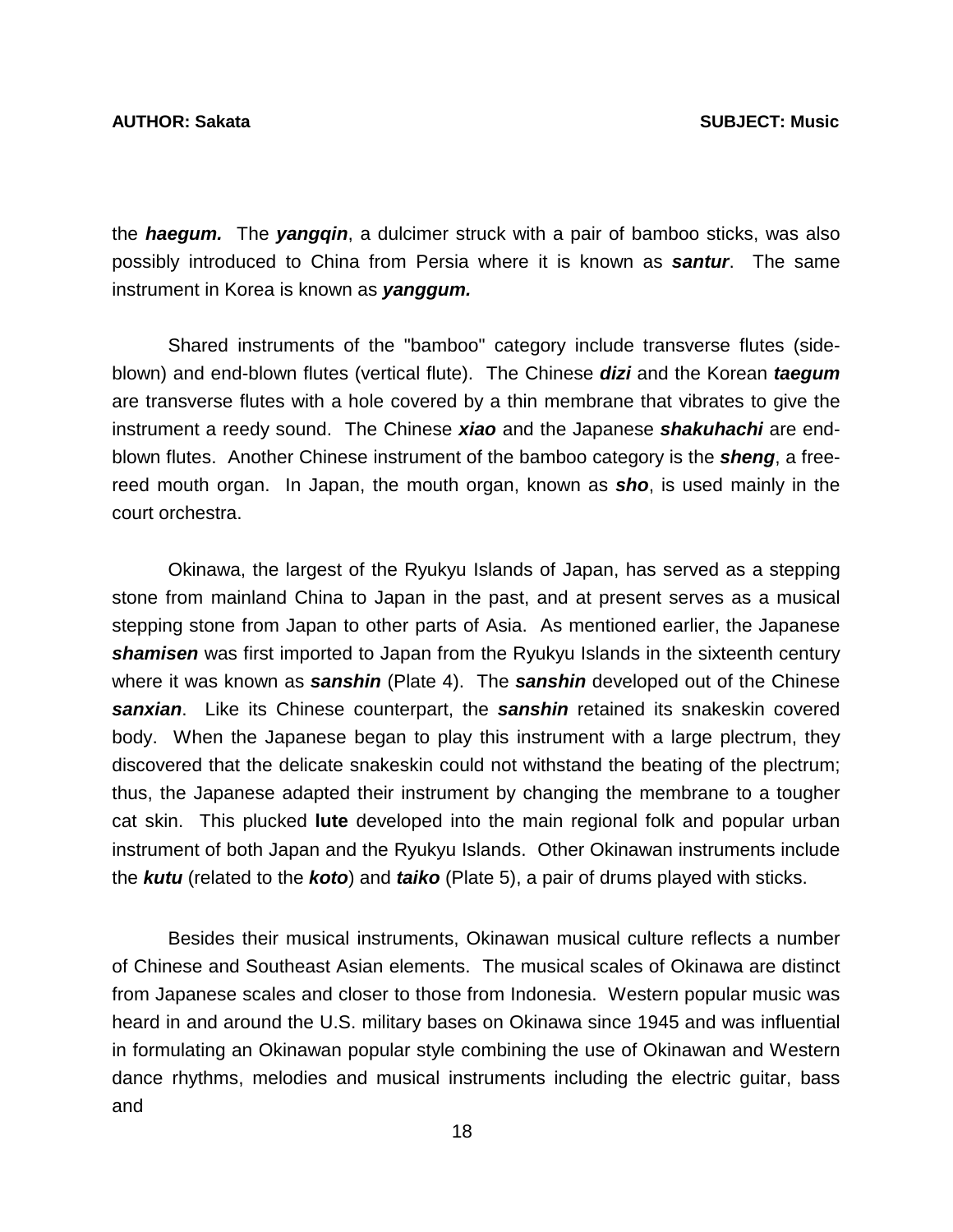the ***haegum.*** The ***yangqin***, a dulcimer struck with a pair of bamboo sticks, was also possibly introduced to China from Persia where it is known as ***santur***. The same instrument in Korea is known as ***yanggum.***

Shared instruments of the "bamboo" category include transverse flutes (side-blown) and end-blown flutes (vertical flute). The Chinese ***dizi*** and the Korean ***taegum*** are transverse flutes with a hole covered by a thin membrane that vibrates to give the instrument a reedy sound. The Chinese ***xiao*** and the Japanese ***shakuhachi*** are end-blown flutes. Another Chinese instrument of the bamboo category is the ***sheng***, a free-reed mouth organ. In Japan, the mouth organ, known as ***sho***, is used mainly in the court orchestra.

Okinawa, the largest of the Ryukyu Islands of Japan, has served as a stepping stone from mainland China to Japan in the past, and at present serves as a musical stepping stone from Japan to other parts of Asia. As mentioned earlier, the Japanese ***shamisen*** was first imported to Japan from the Ryukyu Islands in the sixteenth century where it was known as ***sanshin*** (Plate 4). The ***sanshin*** developed out of the Chinese ***sanxian***. Like its Chinese counterpart, the ***sanshin*** retained its snakeskin covered body. When the Japanese began to play this instrument with a large plectrum, they discovered that the delicate snakeskin could not withstand the beating of the plectrum; thus, the Japanese adapted their instrument by changing the membrane to a tougher cat skin. This plucked **lute** developed into the main regional folk and popular urban instrument of both Japan and the Ryukyu Islands. Other Okinawan instruments include the ***kutu*** (related to the ***koto***) and ***taiko*** (Plate 5), a pair of drums played with sticks.

Besides their musical instruments, Okinawan musical culture reflects a number of Chinese and Southeast Asian elements. The musical scales of Okinawa are distinct from Japanese scales and closer to those from Indonesia. Western popular music was heard in and around the U.S. military bases on Okinawa since 1945 and was influential in formulating an Okinawan popular style combining the use of Okinawan and Western dance rhythms, melodies and musical instruments including the electric guitar, bass and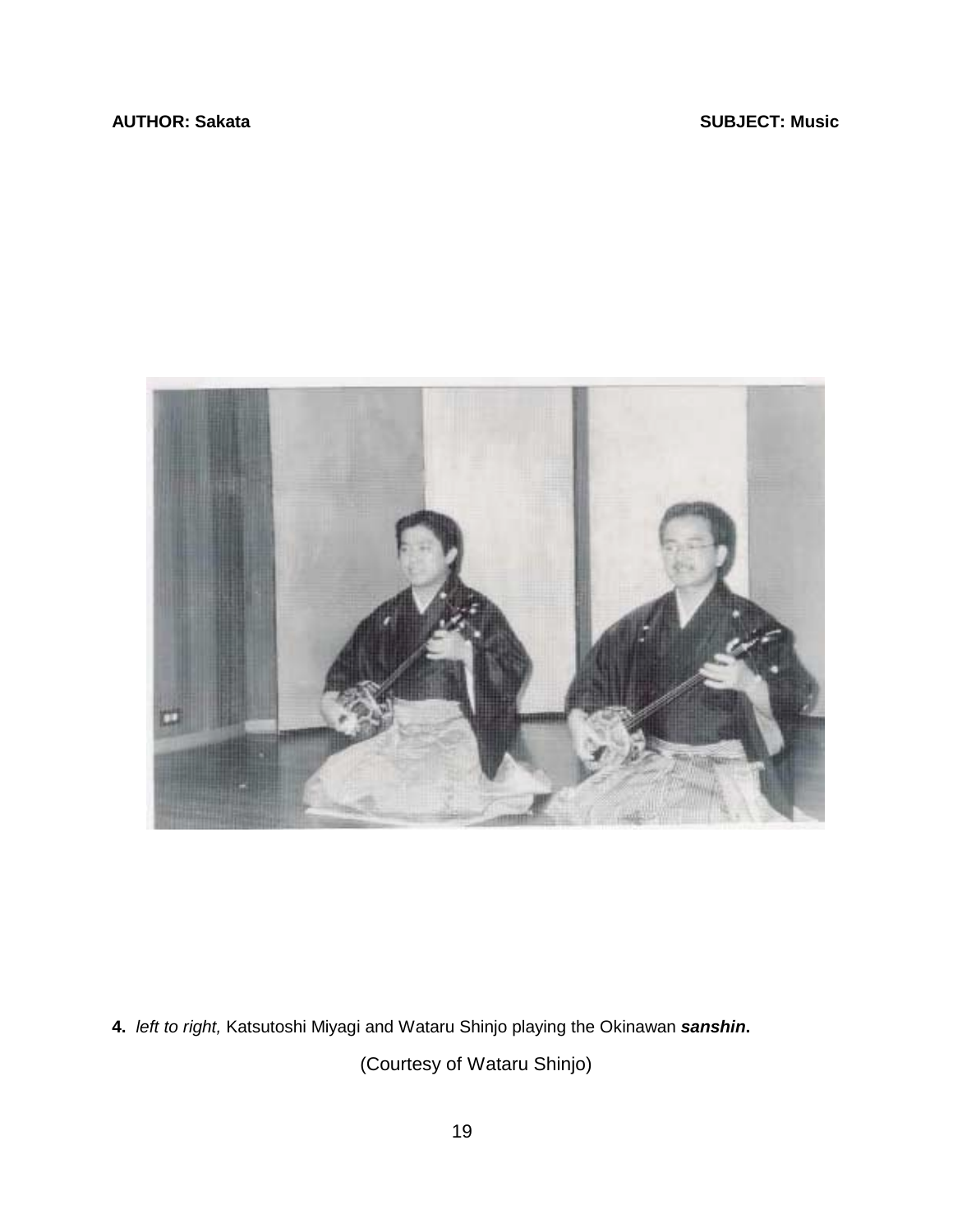**4.** *left to right,* Katsutoshi Miyagi and Wataru Shinjo playing the Okinawan ***sanshin*.**

(Courtesy of Wataru Shinjo)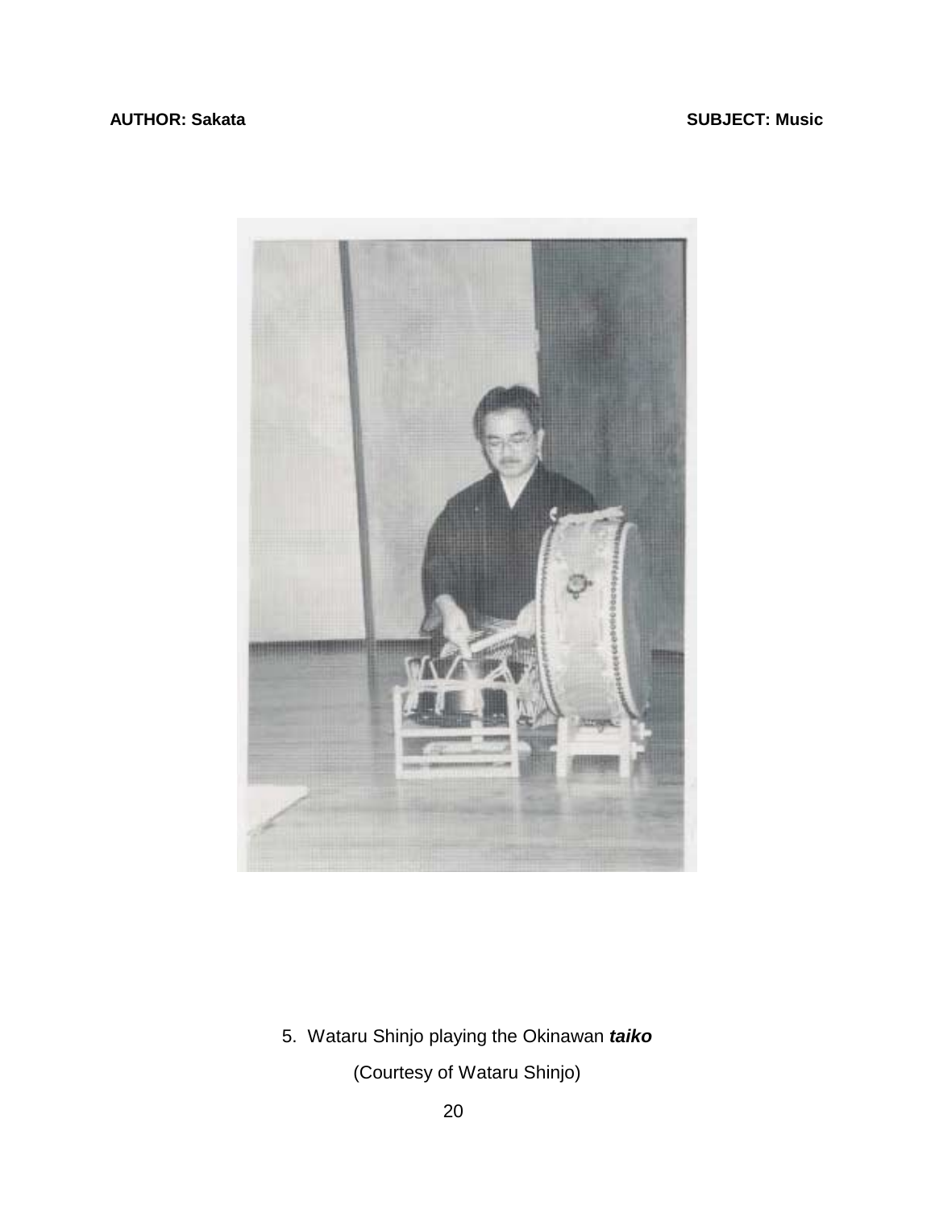5. Wataru Shinjo playing the Okinawan ***taiko***

(Courtesy of Wataru Shinjo)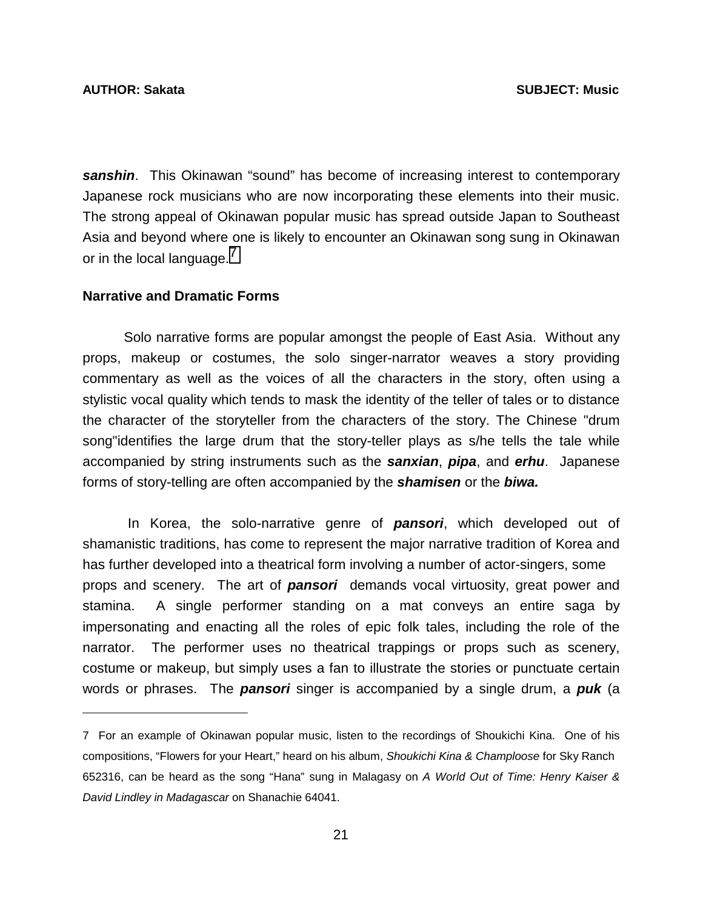***sanshin***. This Okinawan “sound” has become of increasing interest to contemporary Japanese rock musicians who are now incorporating these elements into their music. The strong appeal of Okinawan popular music has spread outside Japan to Southeast Asia and beyond where one is likely to encounter an Okinawan song sung in Okinawan or in the local language.[7]

**Narrative and Dramatic Forms**

Solo narrative forms are popular amongst the people of East Asia. Without any props, makeup or costumes, the solo singer-narrator weaves a story providing commentary as well as the voices of all the characters in the story, often using a stylistic vocal quality which tends to mask the identity of the teller of tales or to distance the character of the storyteller from the characters of the story. The Chinese "drum song"identifies the large drum that the story-teller plays as s/he tells the tale while accompanied by string instruments such as the ***sanxian***, ***pipa***, and ***erhu***. Japanese forms of story-telling are often accompanied by the ***shamisen*** or the ***biwa.***

In Korea, the solo-narrative genre of ***pansori***, which developed out of shamanistic traditions, has come to represent the major narrative tradition of Korea and has further developed into a theatrical form involving a number of actor-singers, some props and scenery. The art of ***pansori*** demands vocal virtuosity, great power and stamina. A single performer standing on a mat conveys an entire saga by impersonating and enacting all the roles of epic folk tales, including the role of the narrator. The performer uses no theatrical trappings or props such as scenery, costume or makeup, but simply uses a fan to illustrate the stories or punctuate certain words or phrases. The ***pansori*** singer is accompanied by a single drum, a ***puk*** (a

---

7 For an example of Okinawan popular music, listen to the recordings of Shoukichi Kina. One of his compositions, “Flowers for your Heart,” heard on his album, *Shoukichi Kina & Champloose* for Sky Ranch 652316, can be heard as the song “Hana” sung in Malagasy on *A World Out of Time: Henry Kaiser & David Lindley in Madagascar* on Shanachie 64041.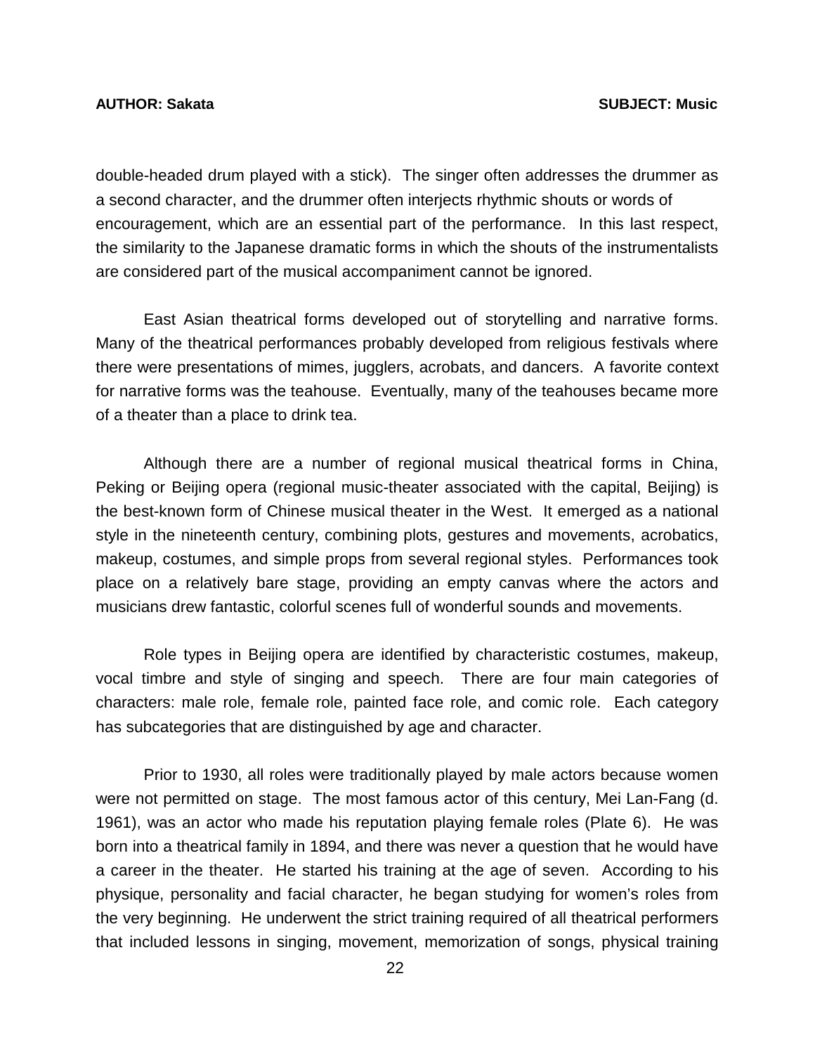double-headed drum played with a stick). The singer often addresses the drummer as a second character, and the drummer often interjects rhythmic shouts or words of encouragement, which are an essential part of the performance. In this last respect, the similarity to the Japanese dramatic forms in which the shouts of the instrumentalists are considered part of the musical accompaniment cannot be ignored.

East Asian theatrical forms developed out of storytelling and narrative forms. Many of the theatrical performances probably developed from religious festivals where there were presentations of mimes, jugglers, acrobats, and dancers. A favorite context for narrative forms was the teahouse. Eventually, many of the teahouses became more of a theater than a place to drink tea.

Although there are a number of regional musical theatrical forms in China, Peking or Beijing opera (regional music-theater associated with the capital, Beijing) is the best-known form of Chinese musical theater in the West. It emerged as a national style in the nineteenth century, combining plots, gestures and movements, acrobatics, makeup, costumes, and simple props from several regional styles. Performances took place on a relatively bare stage, providing an empty canvas where the actors and musicians drew fantastic, colorful scenes full of wonderful sounds and movements.

Role types in Beijing opera are identified by characteristic costumes, makeup, vocal timbre and style of singing and speech. There are four main categories of characters: male role, female role, painted face role, and comic role. Each category has subcategories that are distinguished by age and character.

Prior to 1930, all roles were traditionally played by male actors because women were not permitted on stage. The most famous actor of this century, Mei Lan-Fang (d. 1961), was an actor who made his reputation playing female roles (Plate 6). He was born into a theatrical family in 1894, and there was never a question that he would have a career in the theater. He started his training at the age of seven. According to his physique, personality and facial character, he began studying for women's roles from the very beginning. He underwent the strict training required of all theatrical performers that included lessons in singing, movement, memorization of songs, physical training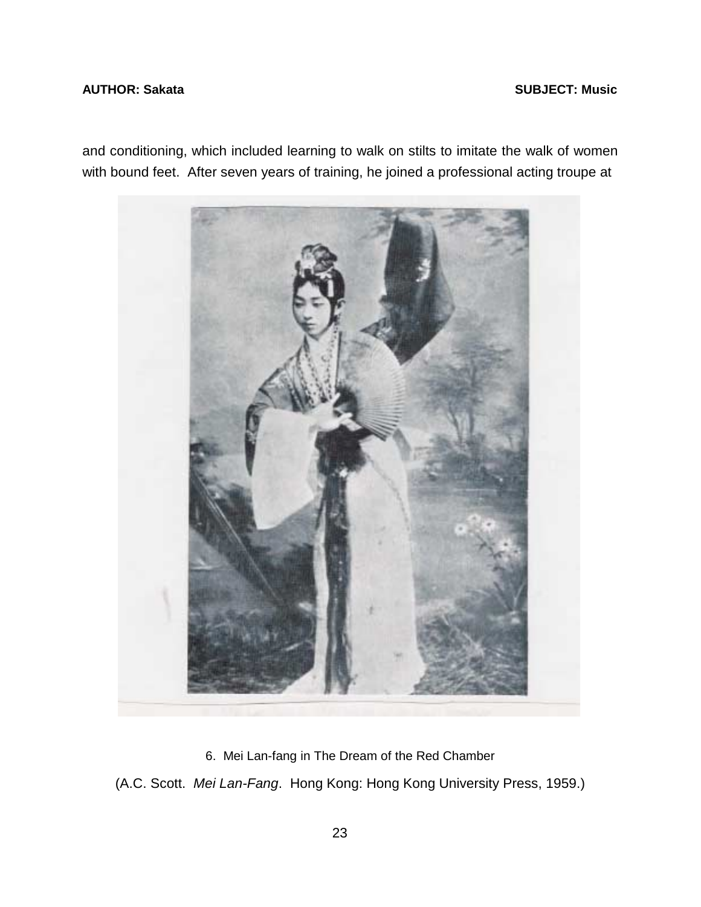and conditioning, which included learning to walk on stilts to imitate the walk of women with bound feet.  After seven years of training, he joined a professional acting troupe at

6.  Mei Lan-fang in The Dream of the Red Chamber

(A.C. Scott.  *Mei Lan-Fang*.  Hong Kong: Hong Kong University Press, 1959.)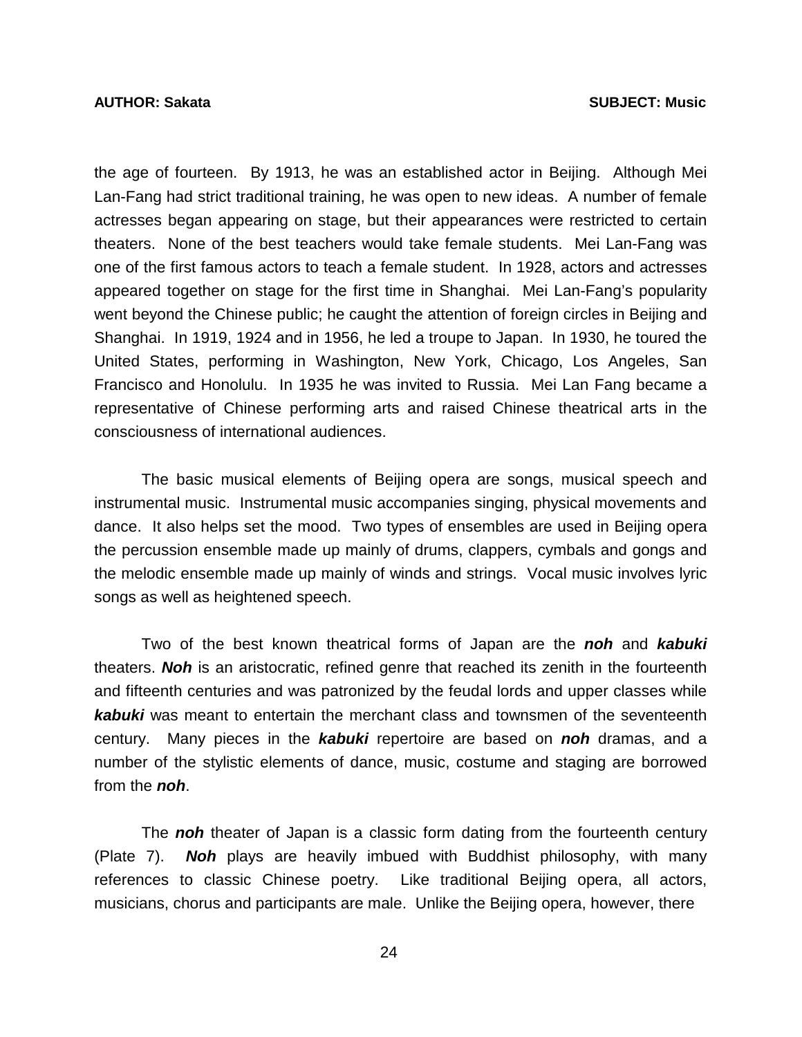the age of fourteen. By 1913, he was an established actor in Beijing. Although Mei Lan-Fang had strict traditional training, he was open to new ideas. A number of female actresses began appearing on stage, but their appearances were restricted to certain theaters. None of the best teachers would take female students. Mei Lan-Fang was one of the first famous actors to teach a female student. In 1928, actors and actresses appeared together on stage for the first time in Shanghai. Mei Lan-Fang's popularity went beyond the Chinese public; he caught the attention of foreign circles in Beijing and Shanghai. In 1919, 1924 and in 1956, he led a troupe to Japan. In 1930, he toured the United States, performing in Washington, New York, Chicago, Los Angeles, San Francisco and Honolulu. In 1935 he was invited to Russia. Mei Lan Fang became a representative of Chinese performing arts and raised Chinese theatrical arts in the consciousness of international audiences.

The basic musical elements of Beijing opera are songs, musical speech and instrumental music. Instrumental music accompanies singing, physical movements and dance. It also helps set the mood. Two types of ensembles are used in Beijing opera the percussion ensemble made up mainly of drums, clappers, cymbals and gongs and the melodic ensemble made up mainly of winds and strings. Vocal music involves lyric songs as well as heightened speech.

Two of the best known theatrical forms of Japan are the ***noh*** and ***kabuki*** theaters. ***Noh*** is an aristocratic, refined genre that reached its zenith in the fourteenth and fifteenth centuries and was patronized by the feudal lords and upper classes while ***kabuki*** was meant to entertain the merchant class and townsmen of the seventeenth century. Many pieces in the ***kabuki*** repertoire are based on ***noh*** dramas, and a number of the stylistic elements of dance, music, costume and staging are borrowed from the ***noh***.

The ***noh*** theater of Japan is a classic form dating from the fourteenth century (Plate 7). ***Noh*** plays are heavily imbued with Buddhist philosophy, with many references to classic Chinese poetry. Like traditional Beijing opera, all actors, musicians, chorus and participants are male. Unlike the Beijing opera, however, there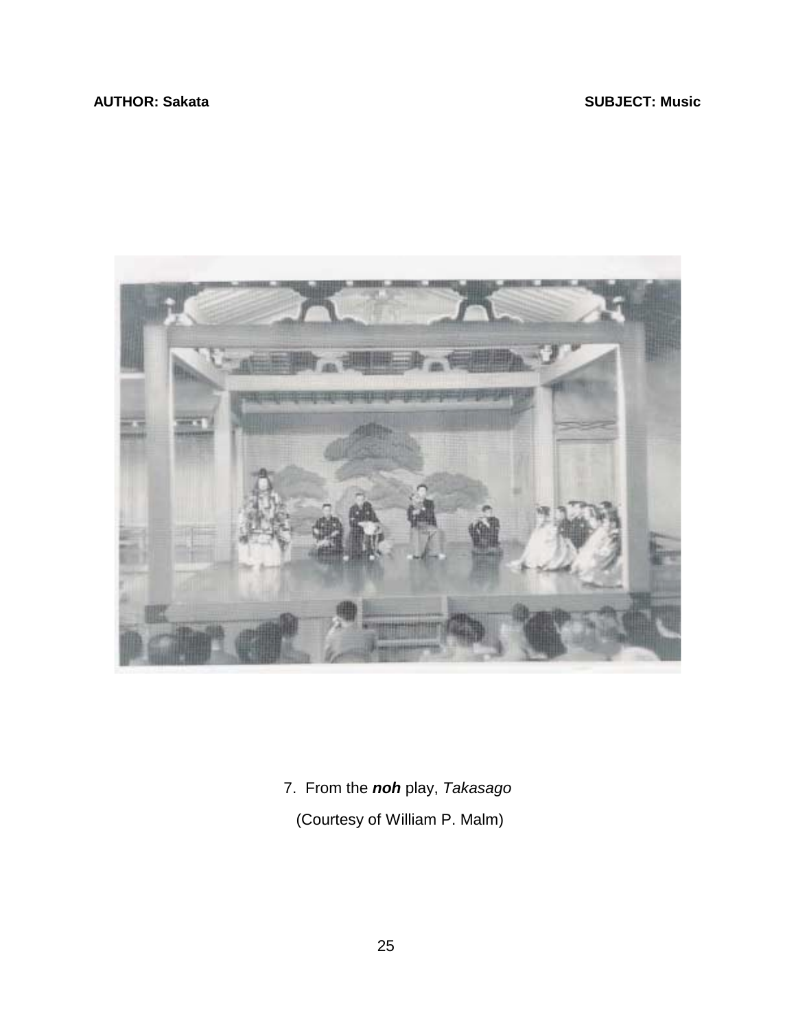7. From the ***noh*** play, *Takasago*

(Courtesy of William P. Malm)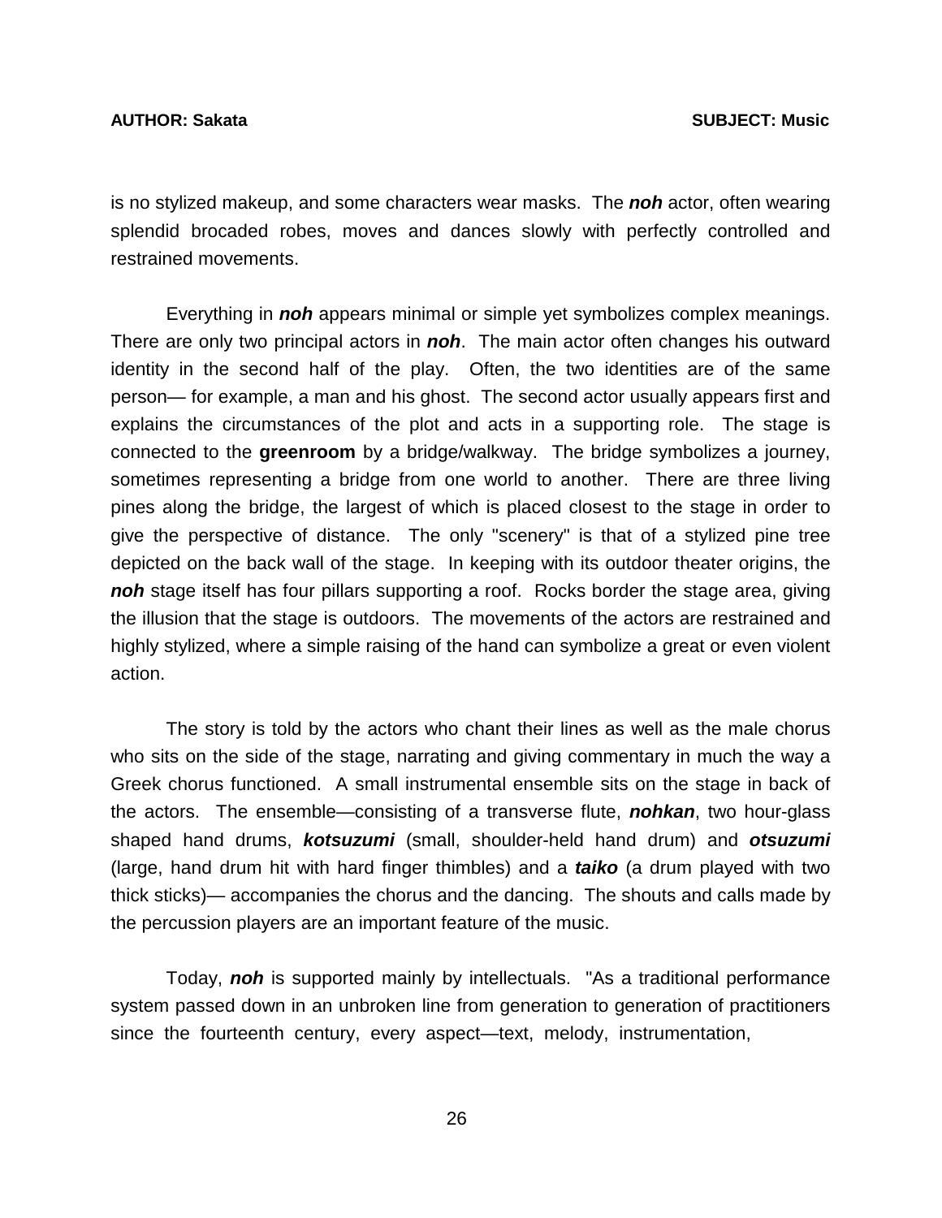is no stylized makeup, and some characters wear masks. The ***noh*** actor, often wearing splendid brocaded robes, moves and dances slowly with perfectly controlled and restrained movements.

Everything in ***noh*** appears minimal or simple yet symbolizes complex meanings. There are only two principal actors in ***noh***. The main actor often changes his outward identity in the second half of the play. Often, the two identities are of the same person— for example, a man and his ghost. The second actor usually appears first and explains the circumstances of the plot and acts in a supporting role. The stage is connected to the **greenroom** by a bridge/walkway. The bridge symbolizes a journey, sometimes representing a bridge from one world to another. There are three living pines along the bridge, the largest of which is placed closest to the stage in order to give the perspective of distance. The only "scenery" is that of a stylized pine tree depicted on the back wall of the stage. In keeping with its outdoor theater origins, the ***noh*** stage itself has four pillars supporting a roof. Rocks border the stage area, giving the illusion that the stage is outdoors. The movements of the actors are restrained and highly stylized, where a simple raising of the hand can symbolize a great or even violent action.

The story is told by the actors who chant their lines as well as the male chorus who sits on the side of the stage, narrating and giving commentary in much the way a Greek chorus functioned. A small instrumental ensemble sits on the stage in back of the actors. The ensemble—consisting of a transverse flute, ***nohkan***, two hour-glass shaped hand drums, ***kotsuzumi*** (small, shoulder-held hand drum) and ***otsuzumi*** (large, hand drum hit with hard finger thimbles) and a ***taiko*** (a drum played with two thick sticks)— accompanies the chorus and the dancing. The shouts and calls made by the percussion players are an important feature of the music.

Today, ***noh*** is supported mainly by intellectuals. "As a traditional performance system passed down in an unbroken line from generation to generation of practitioners since the fourteenth century, every aspect—text, melody, instrumentation,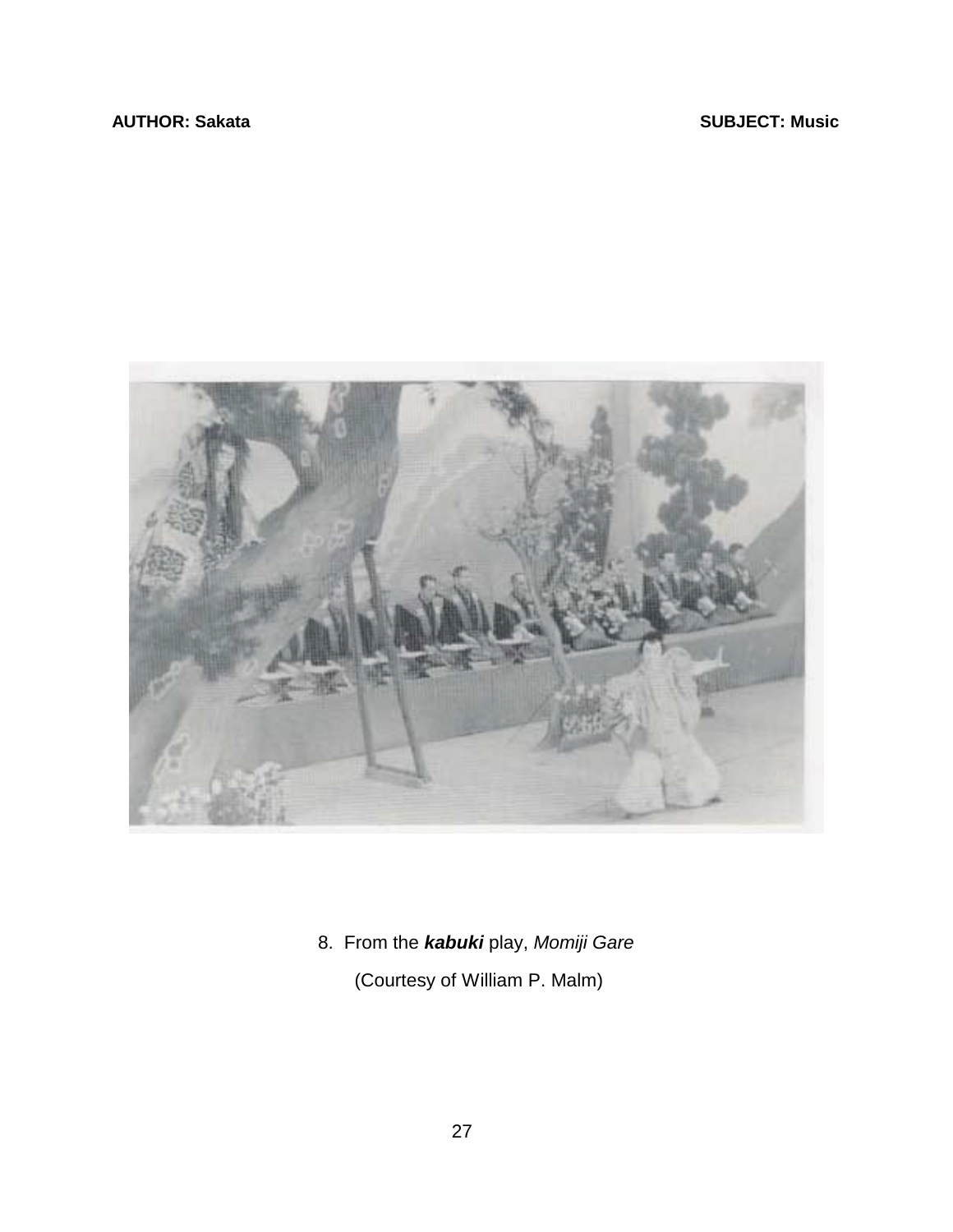8. From the ***kabuki*** play, *Momiji Gare*

(Courtesy of William P. Malm)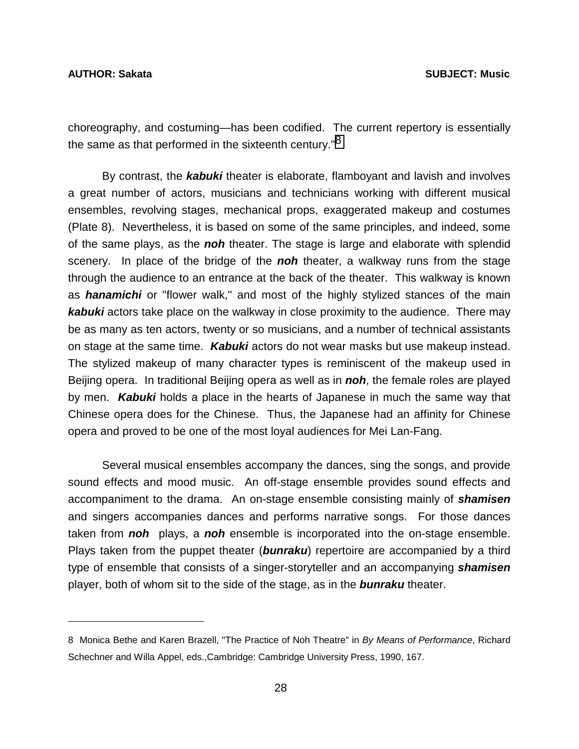choreography, and costuming—has been codified. The current repertory is essentially the same as that performed in the sixteenth century."[8]

By contrast, the ***kabuki*** theater is elaborate, flamboyant and lavish and involves a great number of actors, musicians and technicians working with different musical ensembles, revolving stages, mechanical props, exaggerated makeup and costumes (Plate 8). Nevertheless, it is based on some of the same principles, and indeed, some of the same plays, as the ***noh*** theater. The stage is large and elaborate with splendid scenery. In place of the bridge of the ***noh*** theater, a walkway runs from the stage through the audience to an entrance at the back of the theater. This walkway is known as ***hanamichi*** or "flower walk," and most of the highly stylized stances of the main ***kabuki*** actors take place on the walkway in close proximity to the audience. There may be as many as ten actors, twenty or so musicians, and a number of technical assistants on stage at the same time. ***Kabuki*** actors do not wear masks but use makeup instead. The stylized makeup of many character types is reminiscent of the makeup used in Beijing opera. In traditional Beijing opera as well as in ***noh***, the female roles are played by men. ***Kabuki*** holds a place in the hearts of Japanese in much the same way that Chinese opera does for the Chinese. Thus, the Japanese had an affinity for Chinese opera and proved to be one of the most loyal audiences for Mei Lan-Fang.

Several musical ensembles accompany the dances, sing the songs, and provide sound effects and mood music. An off-stage ensemble provides sound effects and accompaniment to the drama. An on-stage ensemble consisting mainly of ***shamisen*** and singers accompanies dances and performs narrative songs. For those dances taken from ***noh*** plays, a ***noh*** ensemble is incorporated into the on-stage ensemble. Plays taken from the puppet theater (***bunraku***) repertoire are accompanied by a third type of ensemble that consists of a singer-storyteller and an accompanying ***shamisen*** player, both of whom sit to the side of the stage, as in the ***bunraku*** theater.

---

8 Monica Bethe and Karen Brazell, "The Practice of Noh Theatre" in *By Means of Performance*, Richard Schechner and Willa Appel, eds.,Cambridge: Cambridge University Press, 1990, 167.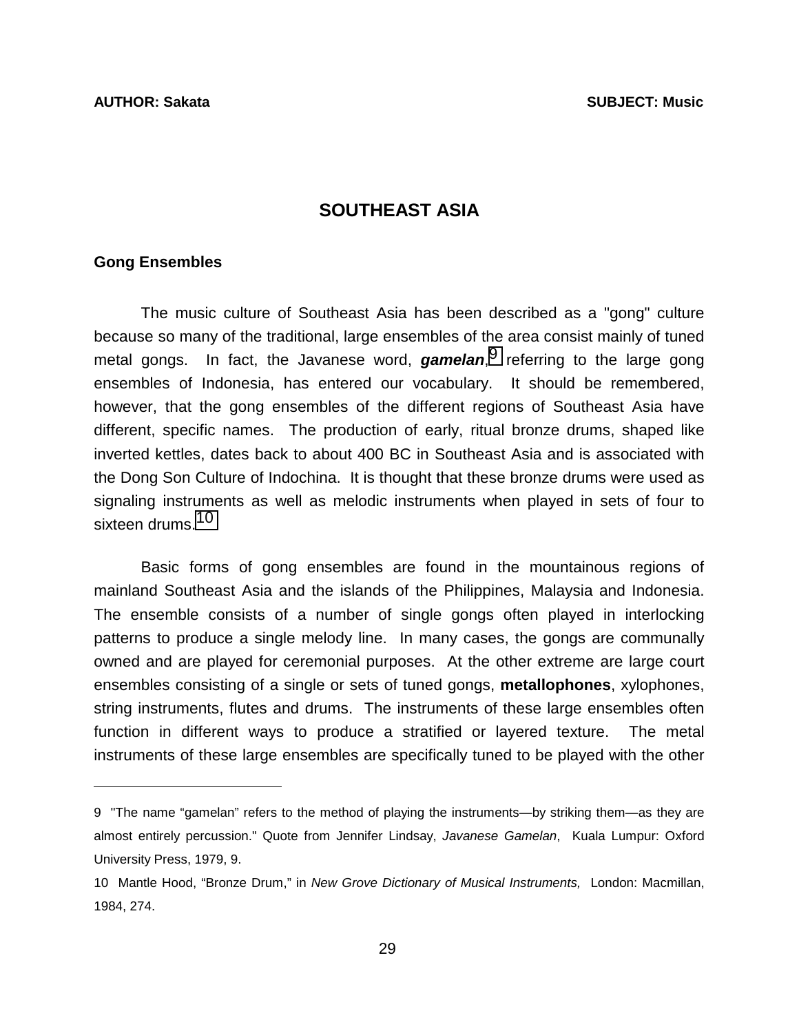## SOUTHEAST ASIA

### Gong Ensembles

The music culture of Southeast Asia has been described as a "gong" culture because so many of the traditional, large ensembles of the area consist mainly of tuned metal gongs. In fact, the Javanese word, ***gamelan***,[9] referring to the large gong ensembles of Indonesia, has entered our vocabulary. It should be remembered, however, that the gong ensembles of the different regions of Southeast Asia have different, specific names. The production of early, ritual bronze drums, shaped like inverted kettles, dates back to about 400 BC in Southeast Asia and is associated with the Dong Son Culture of Indochina. It is thought that these bronze drums were used as signaling instruments as well as melodic instruments when played in sets of four to sixteen drums.[10]

Basic forms of gong ensembles are found in the mountainous regions of mainland Southeast Asia and the islands of the Philippines, Malaysia and Indonesia. The ensemble consists of a number of single gongs often played in interlocking patterns to produce a single melody line. In many cases, the gongs are communally owned and are played for ceremonial purposes. At the other extreme are large court ensembles consisting of a single or sets of tuned gongs, **metallophones**, xylophones, string instruments, flutes and drums. The instruments of these large ensembles often function in different ways to produce a stratified or layered texture. The metal instruments of these large ensembles are specifically tuned to be played with the other

---

9 "The name “gamelan” refers to the method of playing the instruments—by striking them—as they are almost entirely percussion." Quote from Jennifer Lindsay, *Javanese Gamelan*, Kuala Lumpur: Oxford University Press, 1979, 9.

10 Mantle Hood, “Bronze Drum,” in *New Grove Dictionary of Musical Instruments,* London: Macmillan, 1984, 274.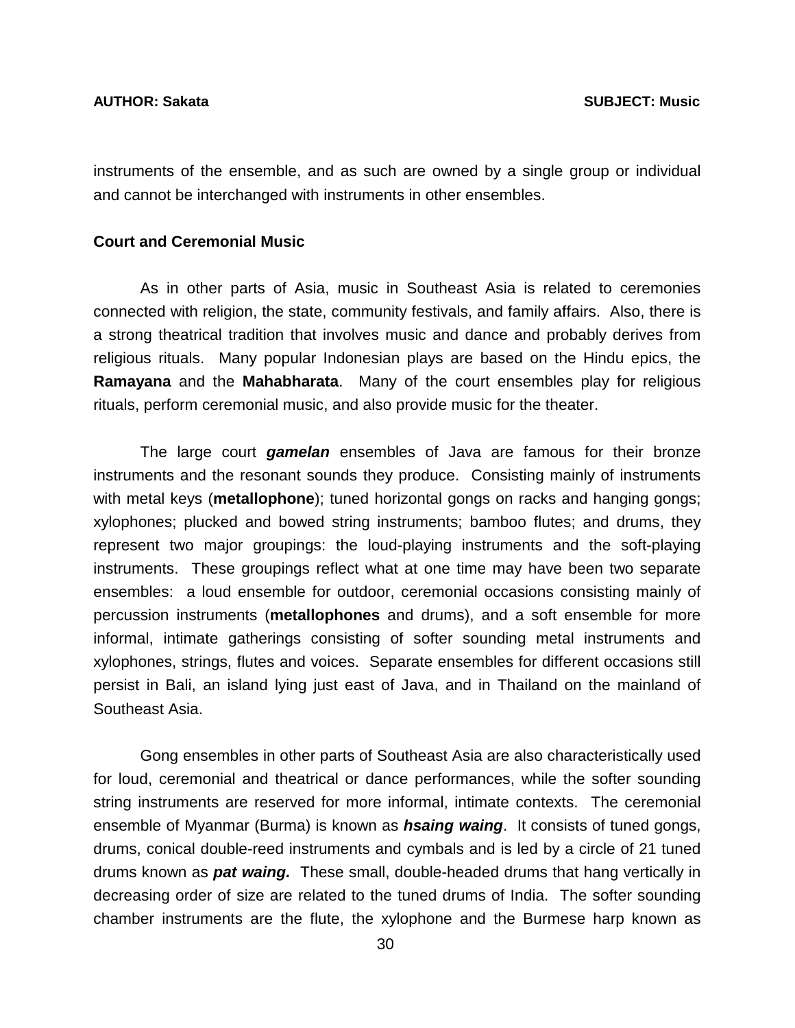instruments of the ensemble, and as such are owned by a single group or individual and cannot be interchanged with instruments in other ensembles.

**Court and Ceremonial Music**

As in other parts of Asia, music in Southeast Asia is related to ceremonies connected with religion, the state, community festivals, and family affairs. Also, there is a strong theatrical tradition that involves music and dance and probably derives from religious rituals. Many popular Indonesian plays are based on the Hindu epics, the **Ramayana** and the **Mahabharata**. Many of the court ensembles play for religious rituals, perform ceremonial music, and also provide music for the theater.

The large court ***gamelan*** ensembles of Java are famous for their bronze instruments and the resonant sounds they produce. Consisting mainly of instruments with metal keys (**metallophone**); tuned horizontal gongs on racks and hanging gongs; xylophones; plucked and bowed string instruments; bamboo flutes; and drums, they represent two major groupings: the loud-playing instruments and the soft-playing instruments. These groupings reflect what at one time may have been two separate ensembles: a loud ensemble for outdoor, ceremonial occasions consisting mainly of percussion instruments (**metallophones** and drums), and a soft ensemble for more informal, intimate gatherings consisting of softer sounding metal instruments and xylophones, strings, flutes and voices. Separate ensembles for different occasions still persist in Bali, an island lying just east of Java, and in Thailand on the mainland of Southeast Asia.

Gong ensembles in other parts of Southeast Asia are also characteristically used for loud, ceremonial and theatrical or dance performances, while the softer sounding string instruments are reserved for more informal, intimate contexts. The ceremonial ensemble of Myanmar (Burma) is known as ***hsaing waing***. It consists of tuned gongs, drums, conical double-reed instruments and cymbals and is led by a circle of 21 tuned drums known as ***pat waing.*** These small, double-headed drums that hang vertically in decreasing order of size are related to the tuned drums of India. The softer sounding chamber instruments are the flute, the xylophone and the Burmese harp known as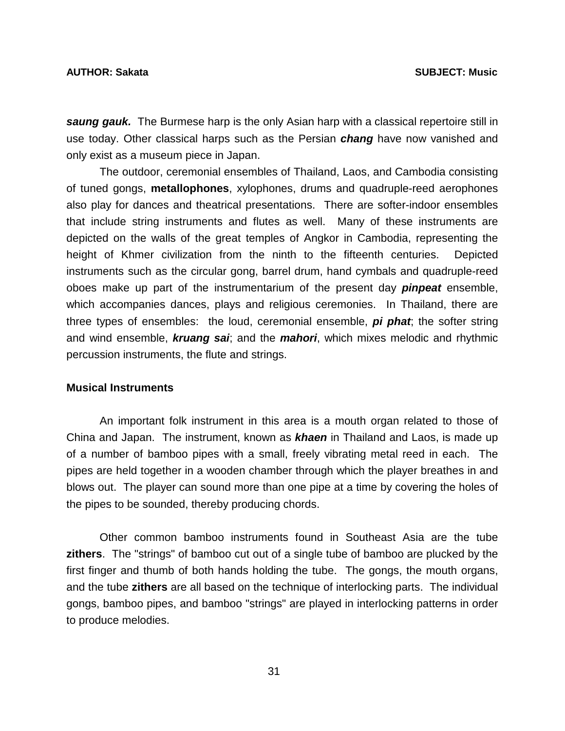***saung gauk.*** The Burmese harp is the only Asian harp with a classical repertoire still in use today. Other classical harps such as the Persian ***chang*** have now vanished and only exist as a museum piece in Japan.

The outdoor, ceremonial ensembles of Thailand, Laos, and Cambodia consisting of tuned gongs, **metallophones**, xylophones, drums and quadruple-reed aerophones also play for dances and theatrical presentations. There are softer-indoor ensembles that include string instruments and flutes as well. Many of these instruments are depicted on the walls of the great temples of Angkor in Cambodia, representing the height of Khmer civilization from the ninth to the fifteenth centuries. Depicted instruments such as the circular gong, barrel drum, hand cymbals and quadruple-reed oboes make up part of the instrumentarium of the present day ***pinpeat*** ensemble, which accompanies dances, plays and religious ceremonies. In Thailand, there are three types of ensembles: the loud, ceremonial ensemble, ***pi phat***; the softer string and wind ensemble, ***kruang sai***; and the ***mahori***, which mixes melodic and rhythmic percussion instruments, the flute and strings.

**Musical Instruments**

An important folk instrument in this area is a mouth organ related to those of China and Japan. The instrument, known as ***khaen*** in Thailand and Laos, is made up of a number of bamboo pipes with a small, freely vibrating metal reed in each. The pipes are held together in a wooden chamber through which the player breathes in and blows out. The player can sound more than one pipe at a time by covering the holes of the pipes to be sounded, thereby producing chords.

Other common bamboo instruments found in Southeast Asia are the tube **zithers**. The "strings" of bamboo cut out of a single tube of bamboo are plucked by the first finger and thumb of both hands holding the tube. The gongs, the mouth organs, and the tube **zithers** are all based on the technique of interlocking parts. The individual gongs, bamboo pipes, and bamboo "strings" are played in interlocking patterns in order to produce melodies.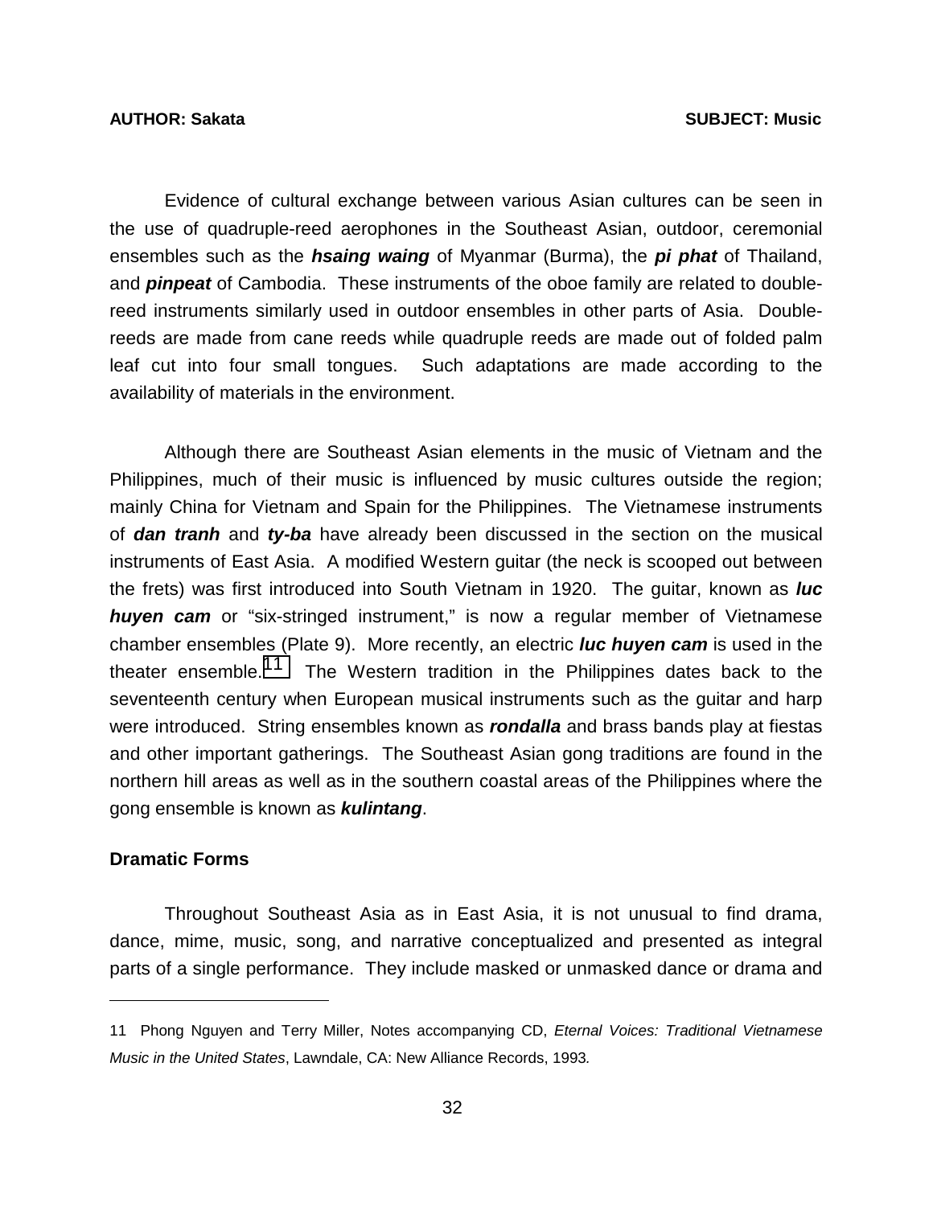Evidence of cultural exchange between various Asian cultures can be seen in the use of quadruple-reed aerophones in the Southeast Asian, outdoor, ceremonial ensembles such as the ***hsaing waing*** of Myanmar (Burma), the ***pi phat*** of Thailand, and ***pinpeat*** of Cambodia. These instruments of the oboe family are related to double-reed instruments similarly used in outdoor ensembles in other parts of Asia. Double-reeds are made from cane reeds while quadruple reeds are made out of folded palm leaf cut into four small tongues. Such adaptations are made according to the availability of materials in the environment.

Although there are Southeast Asian elements in the music of Vietnam and the Philippines, much of their music is influenced by music cultures outside the region; mainly China for Vietnam and Spain for the Philippines. The Vietnamese instruments of ***dan tranh*** and ***ty-ba*** have already been discussed in the section on the musical instruments of East Asia. A modified Western guitar (the neck is scooped out between the frets) was first introduced into South Vietnam in 1920. The guitar, known as ***luc huyen cam*** or "six-stringed instrument," is now a regular member of Vietnamese chamber ensembles (Plate 9). More recently, an electric ***luc huyen cam*** is used in the theater ensemble.[11] The Western tradition in the Philippines dates back to the seventeenth century when European musical instruments such as the guitar and harp were introduced. String ensembles known as ***rondalla*** and brass bands play at fiestas and other important gatherings. The Southeast Asian gong traditions are found in the northern hill areas as well as in the southern coastal areas of the Philippines where the gong ensemble is known as ***kulintang***.

## Dramatic Forms

Throughout Southeast Asia as in East Asia, it is not unusual to find drama, dance, mime, music, song, and narrative conceptualized and presented as integral parts of a single performance. They include masked or unmasked dance or drama and

---

11 Phong Nguyen and Terry Miller, Notes accompanying CD, *Eternal Voices: Traditional Vietnamese Music in the United States*, Lawndale, CA: New Alliance Records, 1993.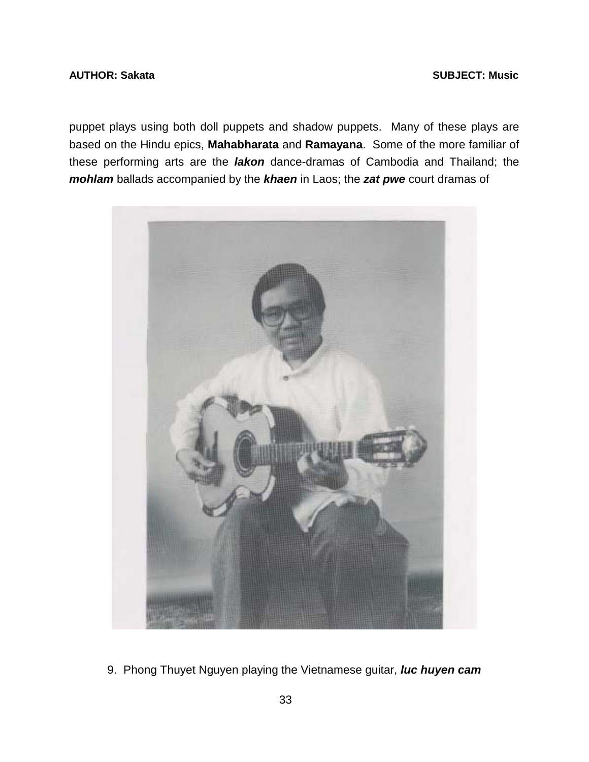puppet plays using both doll puppets and shadow puppets. Many of these plays are based on the Hindu epics, **Mahabharata** and **Ramayana**. Some of the more familiar of these performing arts are the ***lakon*** dance-dramas of Cambodia and Thailand; the ***mohlam*** ballads accompanied by the ***khaen*** in Laos; the ***zat pwe*** court dramas of

9. Phong Thuyet Nguyen playing the Vietnamese guitar, ***luc huyen cam***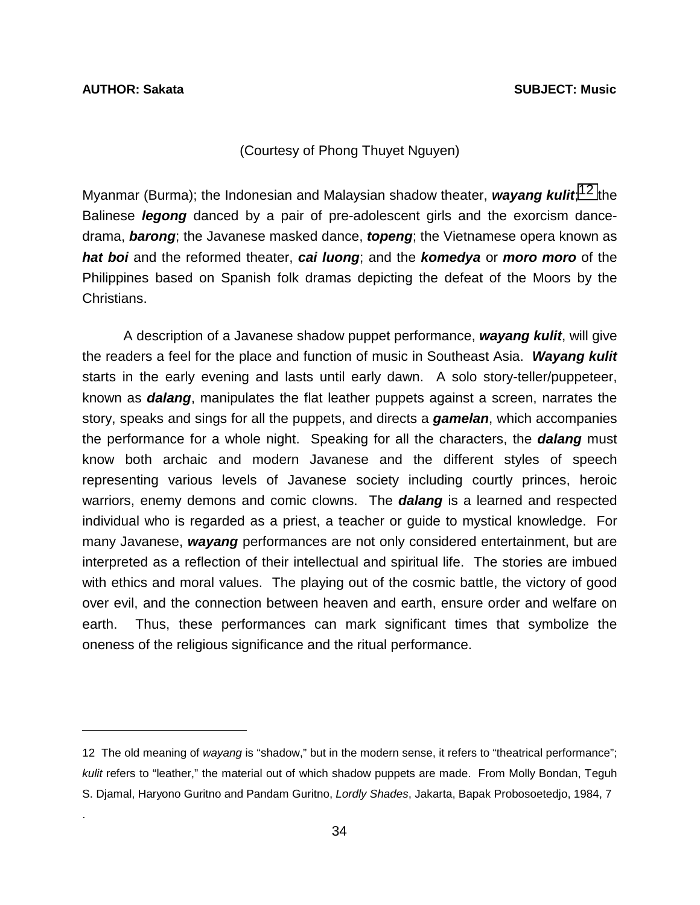(Courtesy of Phong Thuyet Nguyen)

Myanmar (Burma); the Indonesian and Malaysian shadow theater, ***wayang kulit***;[12] the Balinese ***legong*** danced by a pair of pre-adolescent girls and the exorcism dance-drama, ***barong***; the Javanese masked dance, ***topeng***; the Vietnamese opera known as ***hat boi*** and the reformed theater, ***cai luong***; and the ***komedya*** or ***moro moro*** of the Philippines based on Spanish folk dramas depicting the defeat of the Moors by the Christians.

A description of a Javanese shadow puppet performance, ***wayang kulit***, will give the readers a feel for the place and function of music in Southeast Asia. ***Wayang kulit*** starts in the early evening and lasts until early dawn. A solo story-teller/puppeteer, known as ***dalang***, manipulates the flat leather puppets against a screen, narrates the story, speaks and sings for all the puppets, and directs a ***gamelan***, which accompanies the performance for a whole night. Speaking for all the characters, the ***dalang*** must know both archaic and modern Javanese and the different styles of speech representing various levels of Javanese society including courtly princes, heroic warriors, enemy demons and comic clowns. The ***dalang*** is a learned and respected individual who is regarded as a priest, a teacher or guide to mystical knowledge. For many Javanese, ***wayang*** performances are not only considered entertainment, but are interpreted as a reflection of their intellectual and spiritual life. The stories are imbued with ethics and moral values. The playing out of the cosmic battle, the victory of good over evil, and the connection between heaven and earth, ensure order and welfare on earth. Thus, these performances can mark significant times that symbolize the oneness of the religious significance and the ritual performance.

---

12 The old meaning of *wayang* is "shadow," but in the modern sense, it refers to "theatrical performance"; *kulit* refers to "leather," the material out of which shadow puppets are made. From Molly Bondan, Teguh S. Djamal, Haryono Guritno and Pandam Guritno, *Lordly Shades*, Jakarta, Bapak Probosoetedjo, 1984, 7
.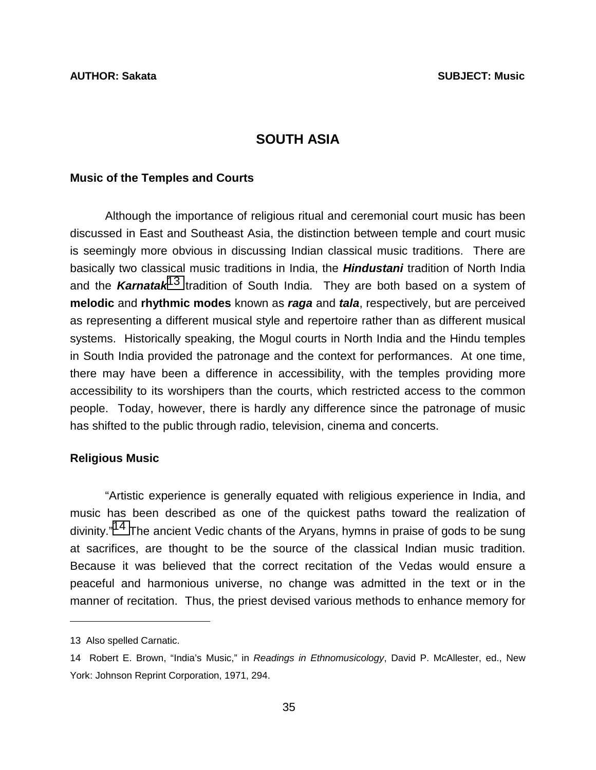# SOUTH ASIA

## Music of the Temples and Courts

Although the importance of religious ritual and ceremonial court music has been discussed in East and Southeast Asia, the distinction between temple and court music is seemingly more obvious in discussing Indian classical music traditions. There are basically two classical music traditions in India, the ***Hindustani*** tradition of North India and the ***Karnatak***[13] tradition of South India. They are both based on a system of **melodic** and **rhythmic modes** known as ***raga*** and ***tala***, respectively, but are perceived as representing a different musical style and repertoire rather than as different musical systems. Historically speaking, the Mogul courts in North India and the Hindu temples in South India provided the patronage and the context for performances. At one time, there may have been a difference in accessibility, with the temples providing more accessibility to its worshipers than the courts, which restricted access to the common people. Today, however, there is hardly any difference since the patronage of music has shifted to the public through radio, television, cinema and concerts.

## Religious Music

"Artistic experience is generally equated with religious experience in India, and music has been described as one of the quickest paths toward the realization of divinity."[14] The ancient Vedic chants of the Aryans, hymns in praise of gods to be sung at sacrifices, are thought to be the source of the classical Indian music tradition. Because it was believed that the correct recitation of the Vedas would ensure a peaceful and harmonious universe, no change was admitted in the text or in the manner of recitation. Thus, the priest devised various methods to enhance memory for

---

13 Also spelled Carnatic.

14 Robert E. Brown, "India's Music," in *Readings in Ethnomusicology*, David P. McAllester, ed., New York: Johnson Reprint Corporation, 1971, 294.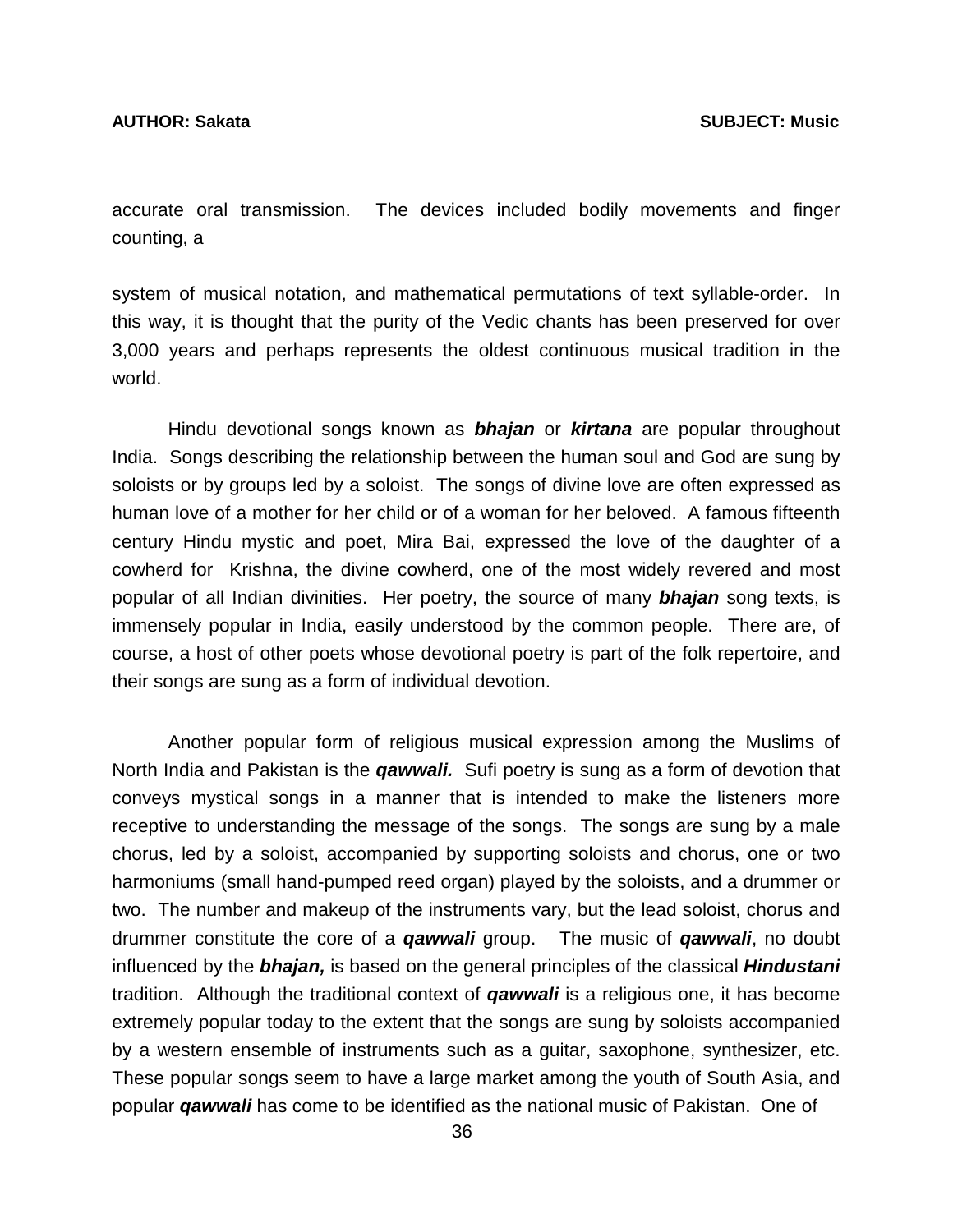accurate oral transmission. The devices included bodily movements and finger counting, a

system of musical notation, and mathematical permutations of text syllable-order. In this way, it is thought that the purity of the Vedic chants has been preserved for over 3,000 years and perhaps represents the oldest continuous musical tradition in the world.

Hindu devotional songs known as ***bhajan*** or ***kirtana*** are popular throughout India. Songs describing the relationship between the human soul and God are sung by soloists or by groups led by a soloist. The songs of divine love are often expressed as human love of a mother for her child or of a woman for her beloved. A famous fifteenth century Hindu mystic and poet, Mira Bai, expressed the love of the daughter of a cowherd for Krishna, the divine cowherd, one of the most widely revered and most popular of all Indian divinities. Her poetry, the source of many ***bhajan*** song texts, is immensely popular in India, easily understood by the common people. There are, of course, a host of other poets whose devotional poetry is part of the folk repertoire, and their songs are sung as a form of individual devotion.

Another popular form of religious musical expression among the Muslims of North India and Pakistan is the ***qawwali.*** Sufi poetry is sung as a form of devotion that conveys mystical songs in a manner that is intended to make the listeners more receptive to understanding the message of the songs. The songs are sung by a male chorus, led by a soloist, accompanied by supporting soloists and chorus, one or two harmoniums (small hand-pumped reed organ) played by the soloists, and a drummer or two. The number and makeup of the instruments vary, but the lead soloist, chorus and drummer constitute the core of a ***qawwali*** group. The music of ***qawwali***, no doubt influenced by the ***bhajan,*** is based on the general principles of the classical ***Hindustani*** tradition. Although the traditional context of ***qawwali*** is a religious one, it has become extremely popular today to the extent that the songs are sung by soloists accompanied by a western ensemble of instruments such as a guitar, saxophone, synthesizer, etc. These popular songs seem to have a large market among the youth of South Asia, and popular ***qawwali*** has come to be identified as the national music of Pakistan. One of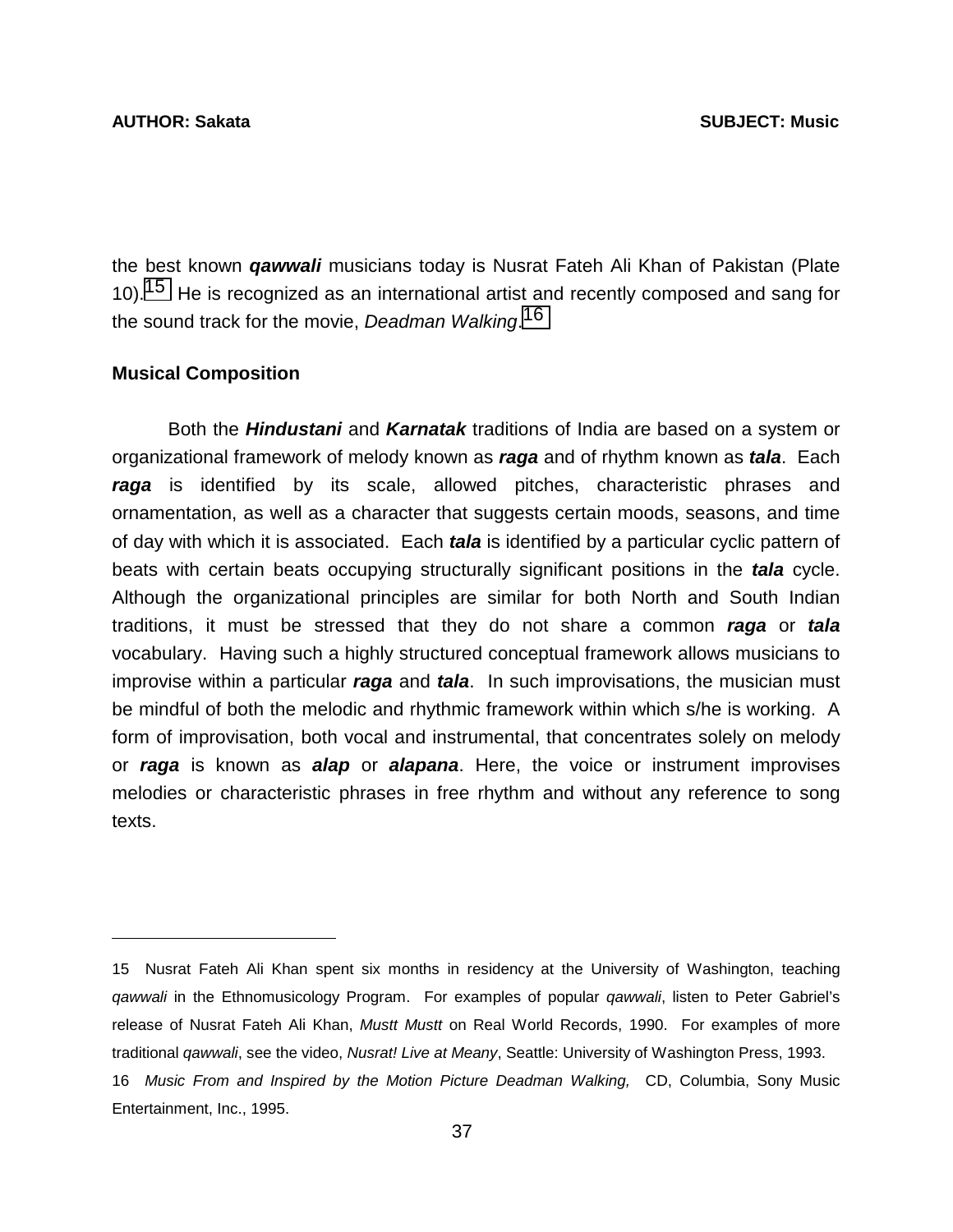the best known ***qawwali*** musicians today is Nusrat Fateh Ali Khan of Pakistan (Plate 10).[15] He is recognized as an international artist and recently composed and sang for the sound track for the movie, *Deadman Walking*.[16]

**Musical Composition**

Both the ***Hindustani*** and ***Karnatak*** traditions of India are based on a system or organizational framework of melody known as ***raga*** and of rhythm known as ***tala***. Each ***raga*** is identified by its scale, allowed pitches, characteristic phrases and ornamentation, as well as a character that suggests certain moods, seasons, and time of day with which it is associated. Each ***tala*** is identified by a particular cyclic pattern of beats with certain beats occupying structurally significant positions in the ***tala*** cycle. Although the organizational principles are similar for both North and South Indian traditions, it must be stressed that they do not share a common ***raga*** or ***tala*** vocabulary. Having such a highly structured conceptual framework allows musicians to improvise within a particular ***raga*** and ***tala***. In such improvisations, the musician must be mindful of both the melodic and rhythmic framework within which s/he is working. A form of improvisation, both vocal and instrumental, that concentrates solely on melody or ***raga*** is known as ***alap*** or ***alapana***. Here, the voice or instrument improvises melodies or characteristic phrases in free rhythm and without any reference to song texts.

---

15 Nusrat Fateh Ali Khan spent six months in residency at the University of Washington, teaching *qawwali* in the Ethnomusicology Program. For examples of popular *qawwali*, listen to Peter Gabriel's release of Nusrat Fateh Ali Khan, *Mustt Mustt* on Real World Records, 1990. For examples of more traditional *qawwali*, see the video, *Nusrat! Live at Meany*, Seattle: University of Washington Press, 1993.

16 *Music From and Inspired by the Motion Picture Deadman Walking,* CD, Columbia, Sony Music Entertainment, Inc., 1995.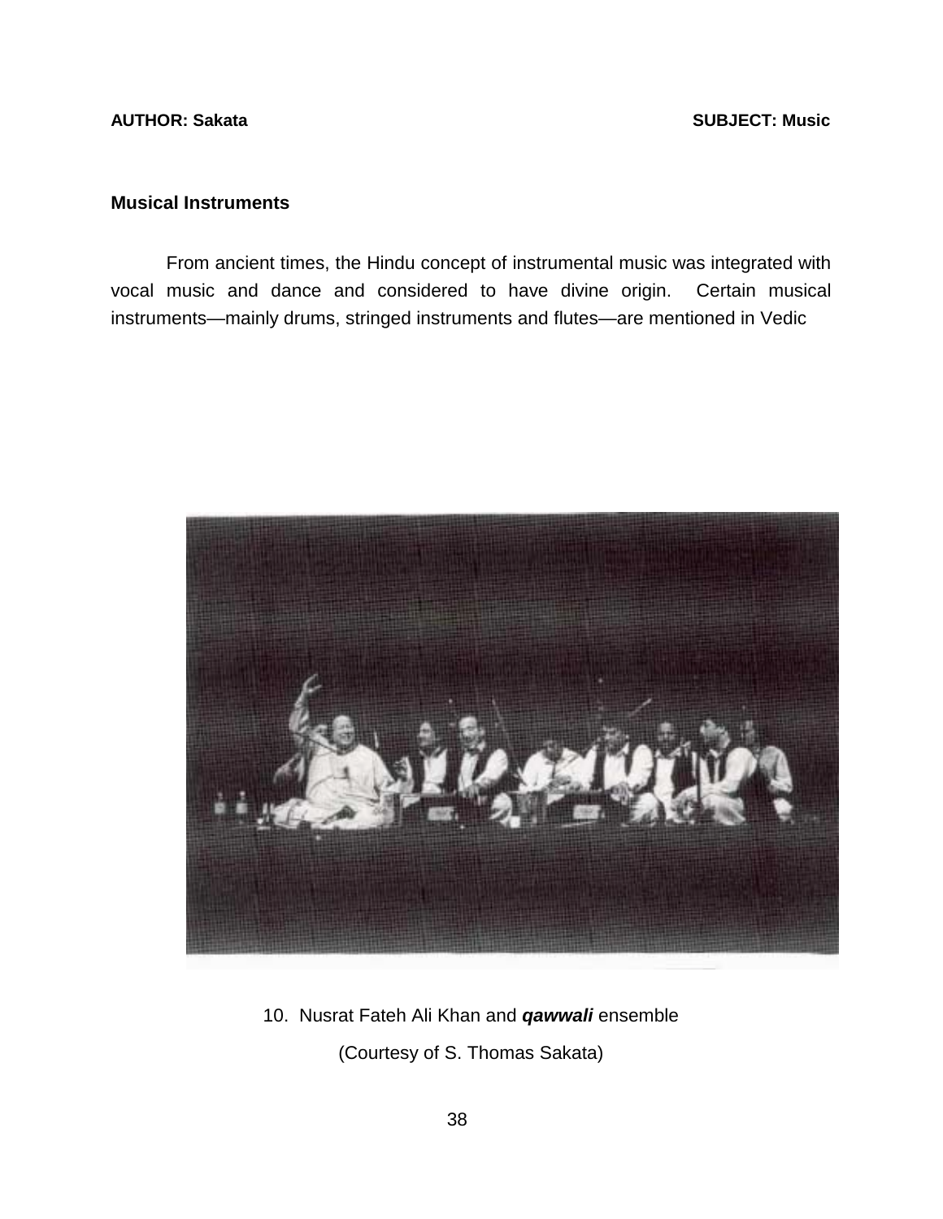## Musical Instruments

From ancient times, the Hindu concept of instrumental music was integrated with vocal music and dance and considered to have divine origin.  Certain musical instruments—mainly drums, stringed instruments and flutes—are mentioned in Vedic

10.  Nusrat Fateh Ali Khan and ***qawwali*** ensemble

(Courtesy of S. Thomas Sakata)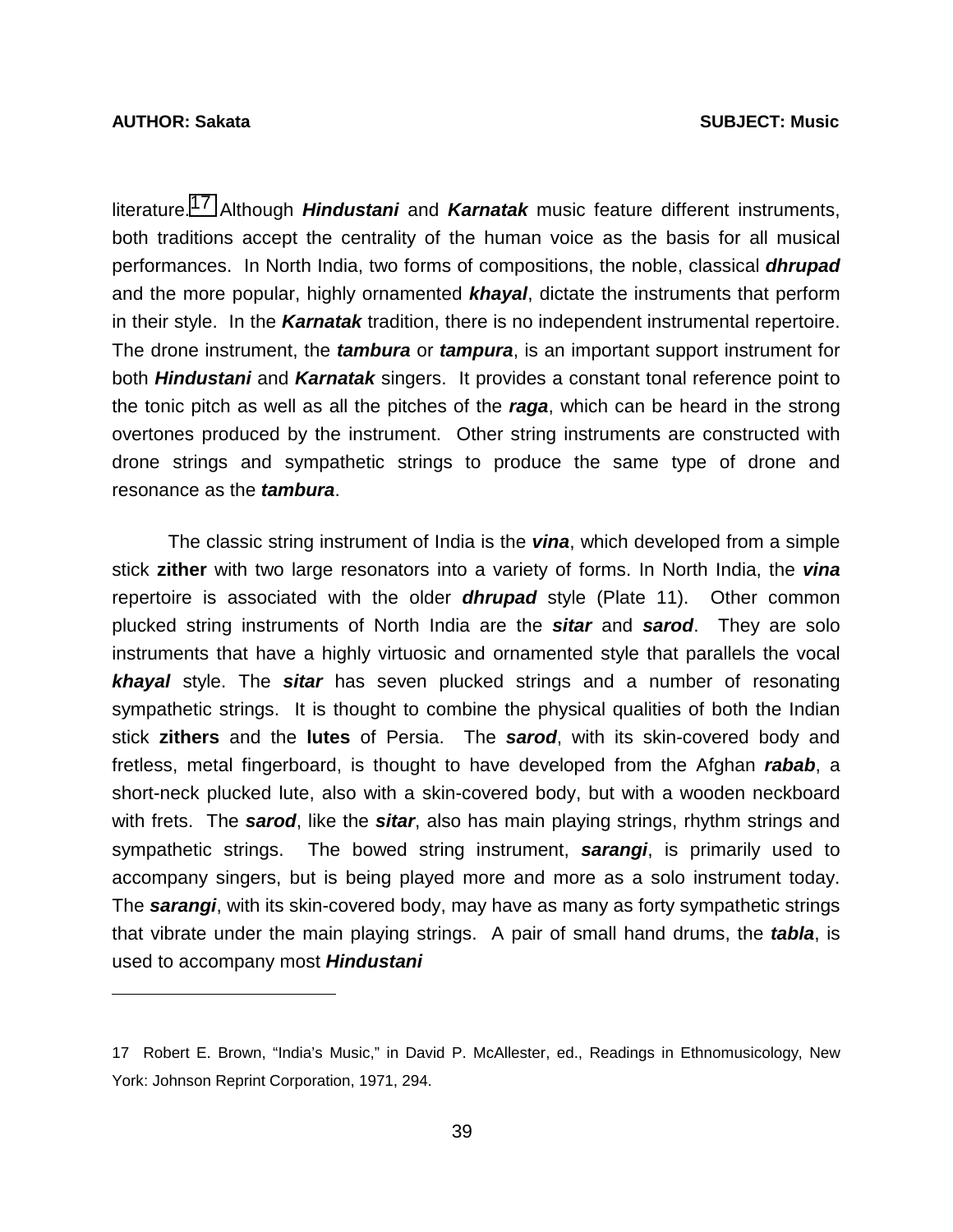literature.[17] Although ***Hindustani*** and ***Karnatak*** music feature different instruments, both traditions accept the centrality of the human voice as the basis for all musical performances. In North India, two forms of compositions, the noble, classical ***dhrupad*** and the more popular, highly ornamented ***khayal***, dictate the instruments that perform in their style. In the ***Karnatak*** tradition, there is no independent instrumental repertoire. The drone instrument, the ***tambura*** or ***tampura***, is an important support instrument for both ***Hindustani*** and ***Karnatak*** singers. It provides a constant tonal reference point to the tonic pitch as well as all the pitches of the ***raga***, which can be heard in the strong overtones produced by the instrument. Other string instruments are constructed with drone strings and sympathetic strings to produce the same type of drone and resonance as the ***tambura***.

The classic string instrument of India is the ***vina***, which developed from a simple stick **zither** with two large resonators into a variety of forms. In North India, the ***vina*** repertoire is associated with the older ***dhrupad*** style (Plate 11). Other common plucked string instruments of North India are the ***sitar*** and ***sarod***. They are solo instruments that have a highly virtuosic and ornamented style that parallels the vocal ***khayal*** style. The ***sitar*** has seven plucked strings and a number of resonating sympathetic strings. It is thought to combine the physical qualities of both the Indian stick **zithers** and the **lutes** of Persia. The ***sarod***, with its skin-covered body and fretless, metal fingerboard, is thought to have developed from the Afghan ***rabab***, a short-neck plucked lute, also with a skin-covered body, but with a wooden neckboard with frets. The ***sarod***, like the ***sitar***, also has main playing strings, rhythm strings and sympathetic strings. The bowed string instrument, ***sarangi***, is primarily used to accompany singers, but is being played more and more as a solo instrument today. The ***sarangi***, with its skin-covered body, may have as many as forty sympathetic strings that vibrate under the main playing strings. A pair of small hand drums, the ***tabla***, is used to accompany most ***Hindustani***

---

17 Robert E. Brown, "India's Music," in David P. McAllester, ed., Readings in Ethnomusicology, New York: Johnson Reprint Corporation, 1971, 294.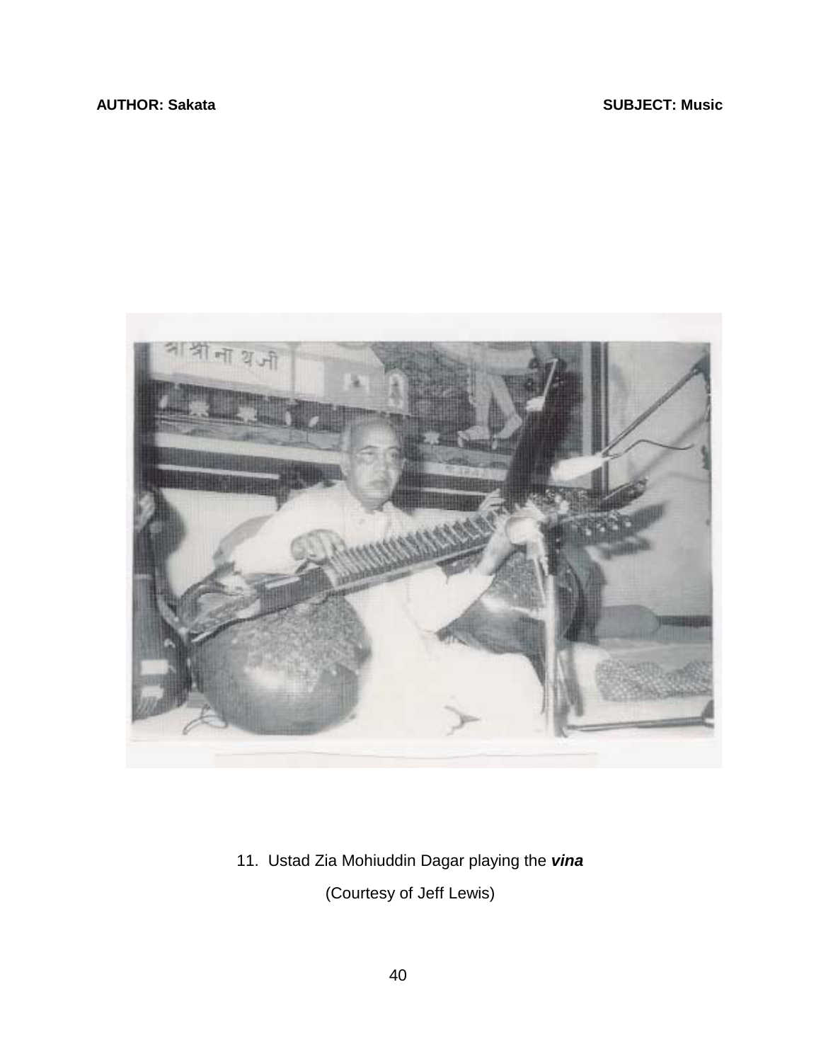11. Ustad Zia Mohiuddin Dagar playing the ***vina***

(Courtesy of Jeff Lewis)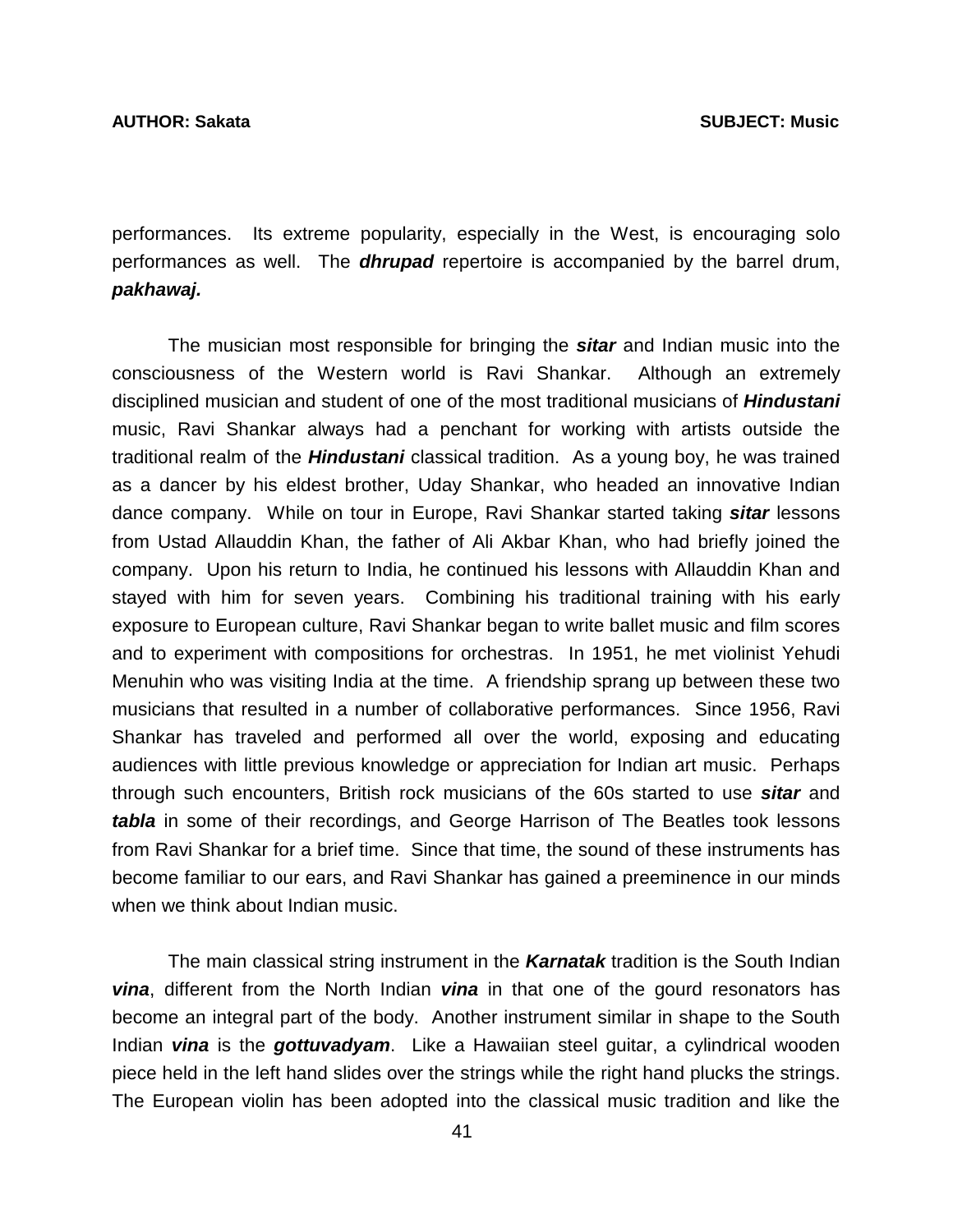performances. Its extreme popularity, especially in the West, is encouraging solo performances as well. The ***dhrupad*** repertoire is accompanied by the barrel drum, ***pakhawaj.***

The musician most responsible for bringing the ***sitar*** and Indian music into the consciousness of the Western world is Ravi Shankar. Although an extremely disciplined musician and student of one of the most traditional musicians of ***Hindustani*** music, Ravi Shankar always had a penchant for working with artists outside the traditional realm of the ***Hindustani*** classical tradition. As a young boy, he was trained as a dancer by his eldest brother, Uday Shankar, who headed an innovative Indian dance company. While on tour in Europe, Ravi Shankar started taking ***sitar*** lessons from Ustad Allauddin Khan, the father of Ali Akbar Khan, who had briefly joined the company. Upon his return to India, he continued his lessons with Allauddin Khan and stayed with him for seven years. Combining his traditional training with his early exposure to European culture, Ravi Shankar began to write ballet music and film scores and to experiment with compositions for orchestras. In 1951, he met violinist Yehudi Menuhin who was visiting India at the time. A friendship sprang up between these two musicians that resulted in a number of collaborative performances. Since 1956, Ravi Shankar has traveled and performed all over the world, exposing and educating audiences with little previous knowledge or appreciation for Indian art music. Perhaps through such encounters, British rock musicians of the 60s started to use ***sitar*** and ***tabla*** in some of their recordings, and George Harrison of The Beatles took lessons from Ravi Shankar for a brief time. Since that time, the sound of these instruments has become familiar to our ears, and Ravi Shankar has gained a preeminence in our minds when we think about Indian music.

The main classical string instrument in the ***Karnatak*** tradition is the South Indian ***vina***, different from the North Indian ***vina*** in that one of the gourd resonators has become an integral part of the body. Another instrument similar in shape to the South Indian ***vina*** is the ***gottuvadyam***. Like a Hawaiian steel guitar, a cylindrical wooden piece held in the left hand slides over the strings while the right hand plucks the strings. The European violin has been adopted into the classical music tradition and like the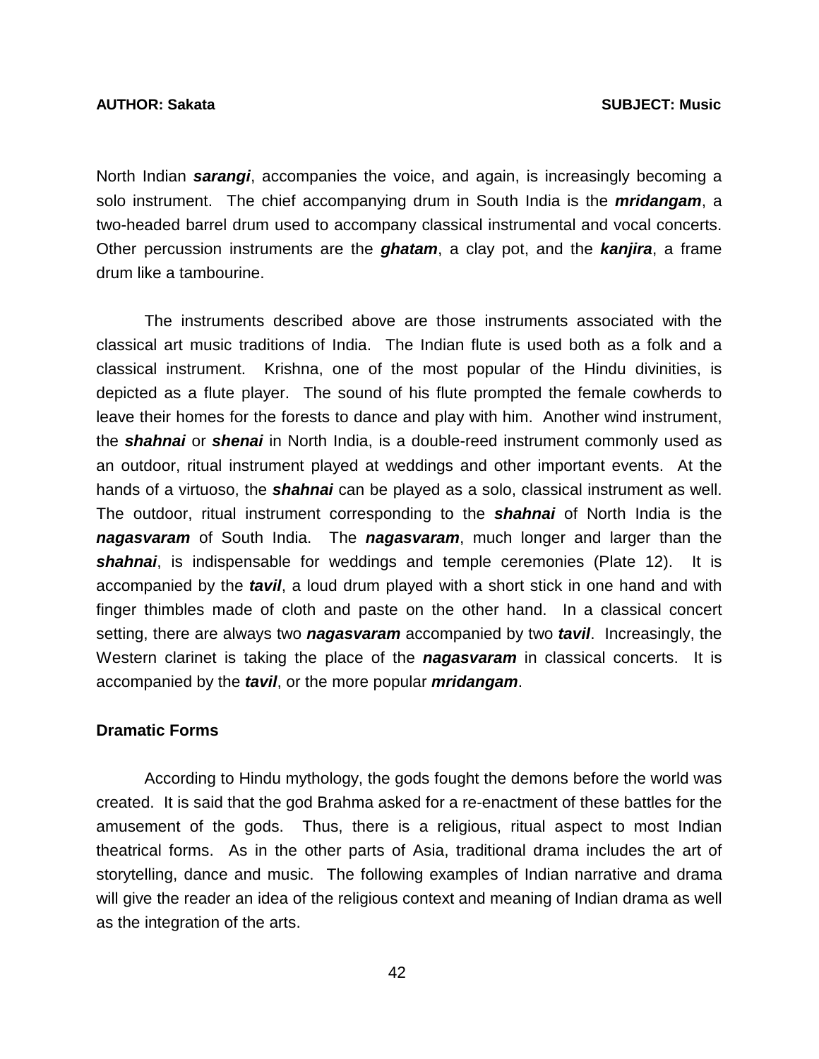North Indian ***sarangi***, accompanies the voice, and again, is increasingly becoming a solo instrument. The chief accompanying drum in South India is the ***mridangam***, a two-headed barrel drum used to accompany classical instrumental and vocal concerts. Other percussion instruments are the ***ghatam***, a clay pot, and the ***kanjira***, a frame drum like a tambourine.

The instruments described above are those instruments associated with the classical art music traditions of India. The Indian flute is used both as a folk and a classical instrument. Krishna, one of the most popular of the Hindu divinities, is depicted as a flute player. The sound of his flute prompted the female cowherds to leave their homes for the forests to dance and play with him. Another wind instrument, the ***shahnai*** or ***shenai*** in North India, is a double-reed instrument commonly used as an outdoor, ritual instrument played at weddings and other important events. At the hands of a virtuoso, the ***shahnai*** can be played as a solo, classical instrument as well. The outdoor, ritual instrument corresponding to the ***shahnai*** of North India is the ***nagasvaram*** of South India. The ***nagasvaram***, much longer and larger than the ***shahnai***, is indispensable for weddings and temple ceremonies (Plate 12). It is accompanied by the ***tavil***, a loud drum played with a short stick in one hand and with finger thimbles made of cloth and paste on the other hand. In a classical concert setting, there are always two ***nagasvaram*** accompanied by two ***tavil***. Increasingly, the Western clarinet is taking the place of the ***nagasvaram*** in classical concerts. It is accompanied by the ***tavil***, or the more popular ***mridangam***.

**Dramatic Forms**

According to Hindu mythology, the gods fought the demons before the world was created. It is said that the god Brahma asked for a re-enactment of these battles for the amusement of the gods. Thus, there is a religious, ritual aspect to most Indian theatrical forms. As in the other parts of Asia, traditional drama includes the art of storytelling, dance and music. The following examples of Indian narrative and drama will give the reader an idea of the religious context and meaning of Indian drama as well as the integration of the arts.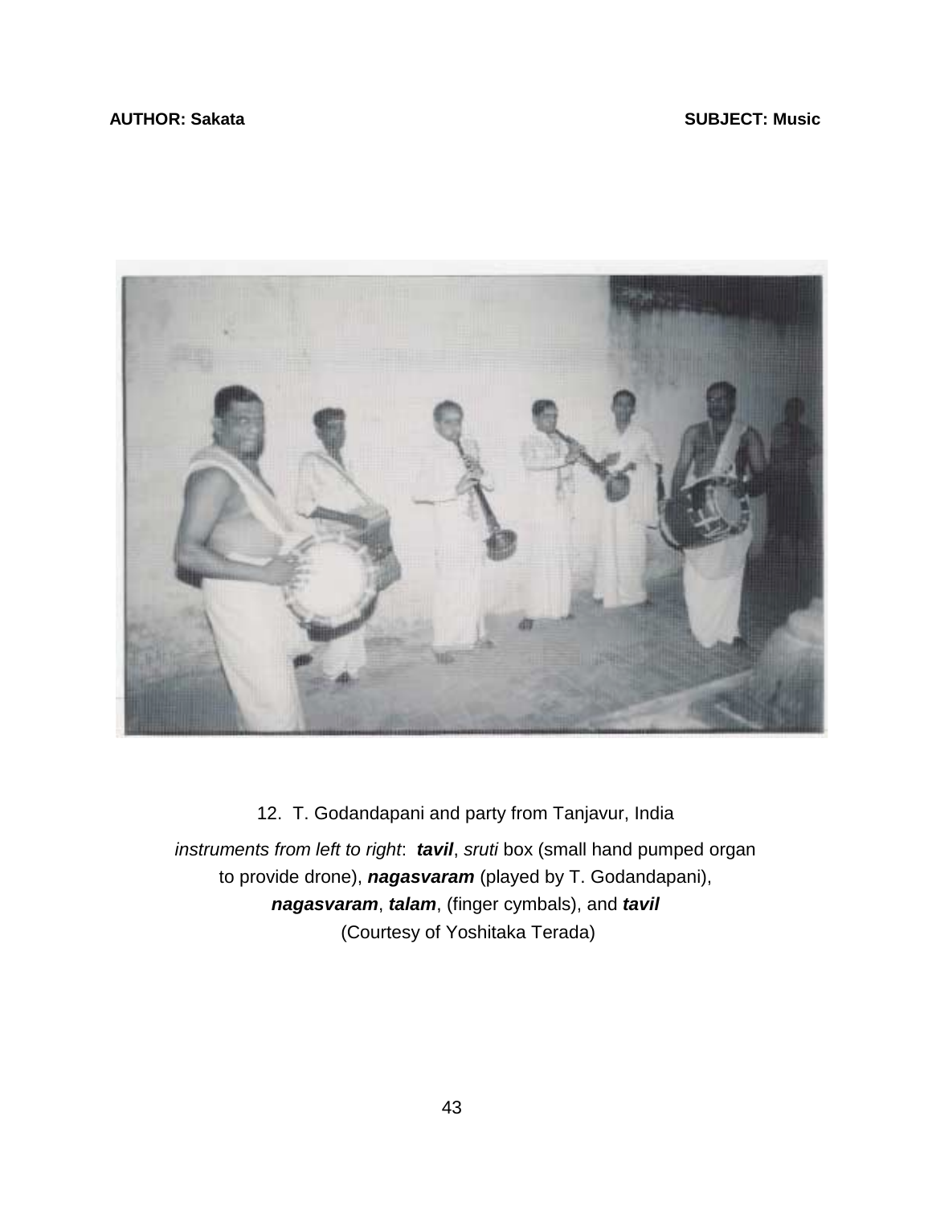12. T. Godandapani and party from Tanjavur, India

*instruments from left to right*: ***tavil***, *sruti* box (small hand pumped organ to provide drone), ***nagasvaram*** (played by T. Godandapani), ***nagasvaram***, ***talam***, (finger cymbals), and ***tavil***
(Courtesy of Yoshitaka Terada)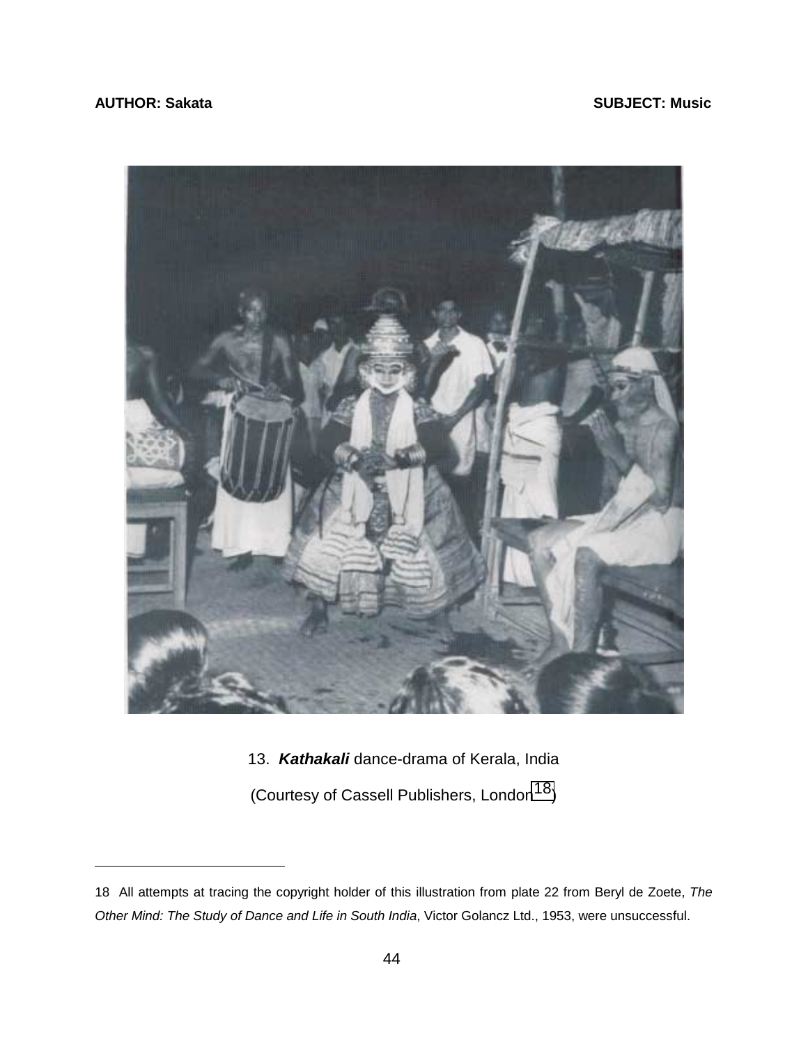13. ***Kathakali*** dance-drama of Kerala, India

(Courtesy of Cassell Publishers, London[18])

---

18 All attempts at tracing the copyright holder of this illustration from plate 22 from Beryl de Zoete, *The Other Mind: The Study of Dance and Life in South India*, Victor Golancz Ltd., 1953, were unsuccessful.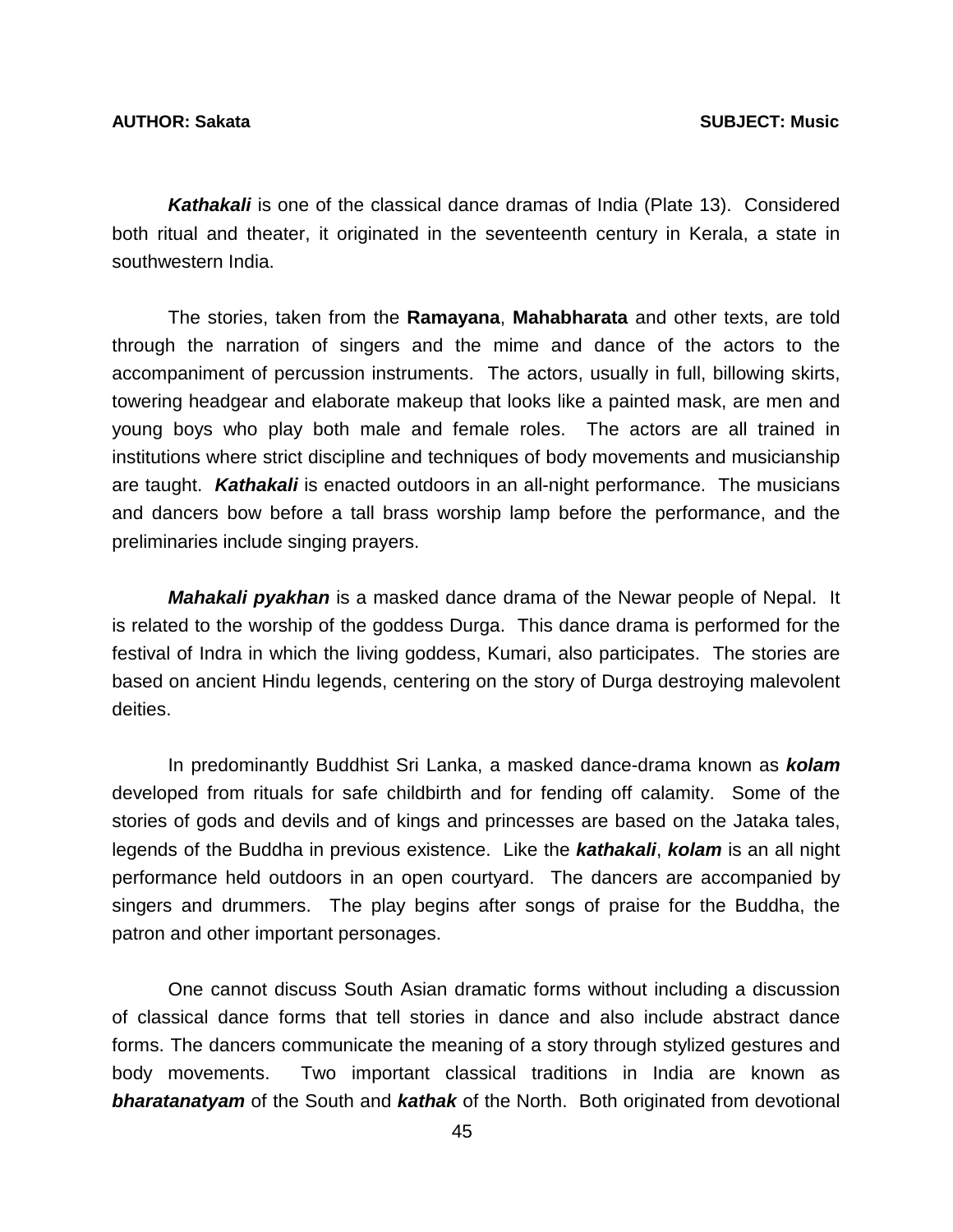***Kathakali*** is one of the classical dance dramas of India (Plate 13). Considered both ritual and theater, it originated in the seventeenth century in Kerala, a state in southwestern India.

The stories, taken from the **Ramayana**, **Mahabharata** and other texts, are told through the narration of singers and the mime and dance of the actors to the accompaniment of percussion instruments. The actors, usually in full, billowing skirts, towering headgear and elaborate makeup that looks like a painted mask, are men and young boys who play both male and female roles. The actors are all trained in institutions where strict discipline and techniques of body movements and musicianship are taught. ***Kathakali*** is enacted outdoors in an all-night performance. The musicians and dancers bow before a tall brass worship lamp before the performance, and the preliminaries include singing prayers.

***Mahakali pyakhan*** is a masked dance drama of the Newar people of Nepal. It is related to the worship of the goddess Durga. This dance drama is performed for the festival of Indra in which the living goddess, Kumari, also participates. The stories are based on ancient Hindu legends, centering on the story of Durga destroying malevolent deities.

In predominantly Buddhist Sri Lanka, a masked dance-drama known as ***kolam*** developed from rituals for safe childbirth and for fending off calamity. Some of the stories of gods and devils and of kings and princesses are based on the Jataka tales, legends of the Buddha in previous existence. Like the ***kathakali***, ***kolam*** is an all night performance held outdoors in an open courtyard. The dancers are accompanied by singers and drummers. The play begins after songs of praise for the Buddha, the patron and other important personages.

One cannot discuss South Asian dramatic forms without including a discussion of classical dance forms that tell stories in dance and also include abstract dance forms. The dancers communicate the meaning of a story through stylized gestures and body movements. Two important classical traditions in India are known as ***bharatanatyam*** of the South and ***kathak*** of the North. Both originated from devotional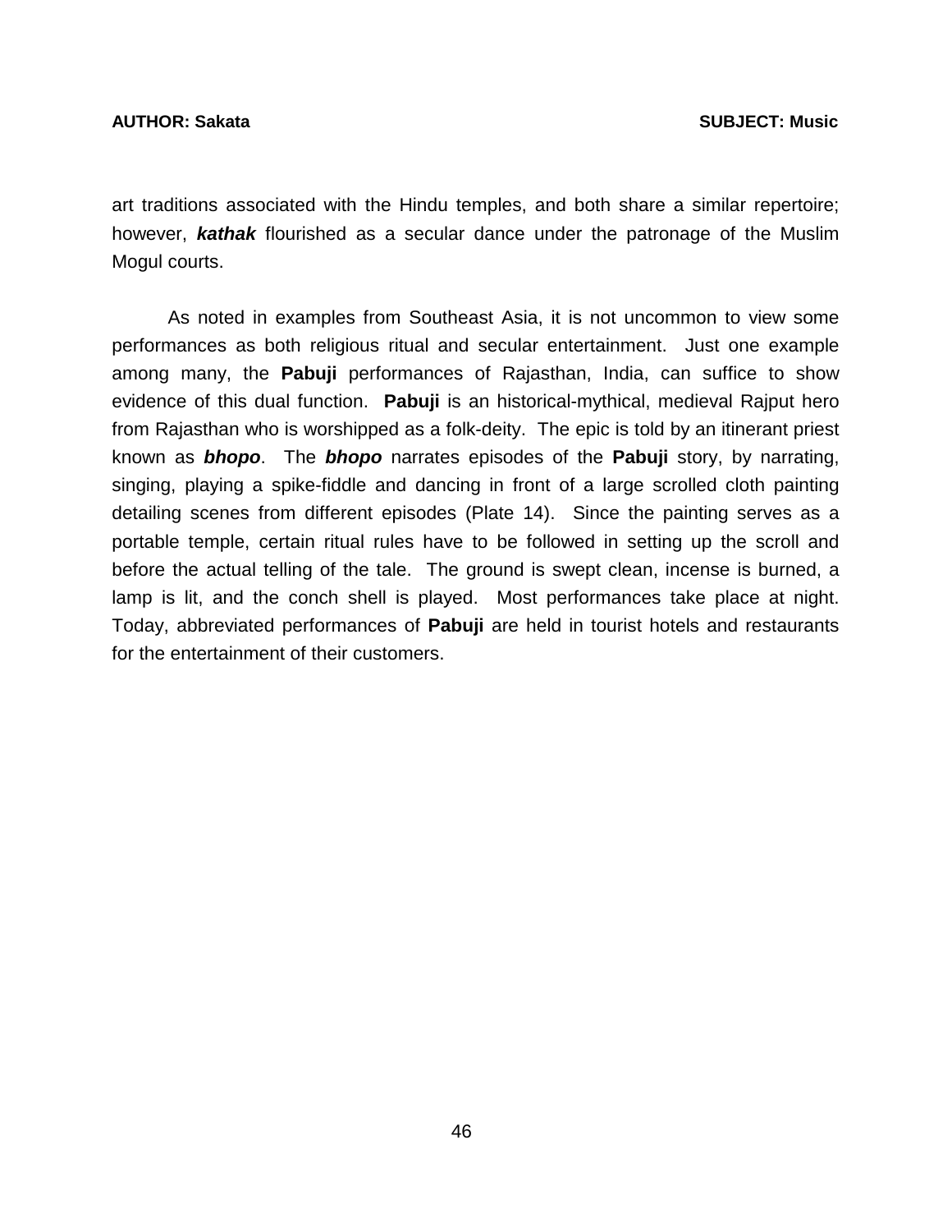art traditions associated with the Hindu temples, and both share a similar repertoire; however, ***kathak*** flourished as a secular dance under the patronage of the Muslim Mogul courts.

As noted in examples from Southeast Asia, it is not uncommon to view some performances as both religious ritual and secular entertainment. Just one example among many, the **Pabuji** performances of Rajasthan, India, can suffice to show evidence of this dual function. **Pabuji** is an historical-mythical, medieval Rajput hero from Rajasthan who is worshipped as a folk-deity. The epic is told by an itinerant priest known as ***bhopo***. The ***bhopo*** narrates episodes of the **Pabuji** story, by narrating, singing, playing a spike-fiddle and dancing in front of a large scrolled cloth painting detailing scenes from different episodes (Plate 14). Since the painting serves as a portable temple, certain ritual rules have to be followed in setting up the scroll and before the actual telling of the tale. The ground is swept clean, incense is burned, a lamp is lit, and the conch shell is played. Most performances take place at night. Today, abbreviated performances of **Pabuji** are held in tourist hotels and restaurants for the entertainment of their customers.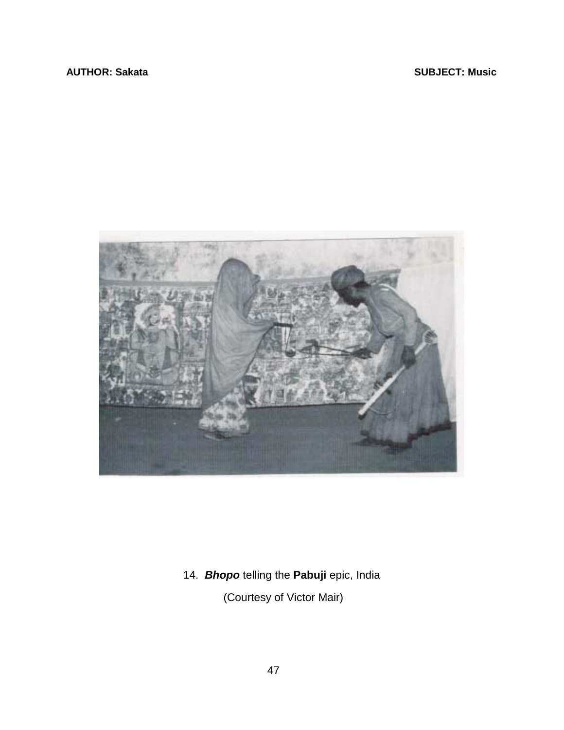14. ***Bhopo*** telling the **Pabuji** epic, India

(Courtesy of Victor Mair)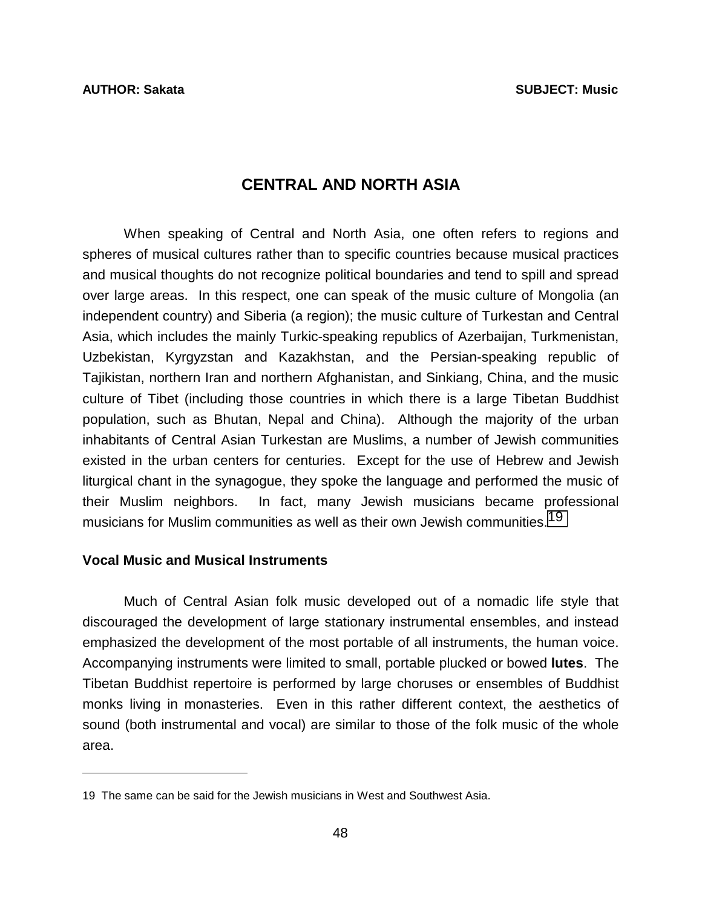# CENTRAL AND NORTH ASIA

When speaking of Central and North Asia, one often refers to regions and spheres of musical cultures rather than to specific countries because musical practices and musical thoughts do not recognize political boundaries and tend to spill and spread over large areas. In this respect, one can speak of the music culture of Mongolia (an independent country) and Siberia (a region); the music culture of Turkestan and Central Asia, which includes the mainly Turkic-speaking republics of Azerbaijan, Turkmenistan, Uzbekistan, Kyrgyzstan and Kazakhstan, and the Persian-speaking republic of Tajikistan, northern Iran and northern Afghanistan, and Sinkiang, China, and the music culture of Tibet (including those countries in which there is a large Tibetan Buddhist population, such as Bhutan, Nepal and China). Although the majority of the urban inhabitants of Central Asian Turkestan are Muslims, a number of Jewish communities existed in the urban centers for centuries. Except for the use of Hebrew and Jewish liturgical chant in the synagogue, they spoke the language and performed the music of their Muslim neighbors. In fact, many Jewish musicians became professional musicians for Muslim communities as well as their own Jewish communities.[19]

## Vocal Music and Musical Instruments

Much of Central Asian folk music developed out of a nomadic life style that discouraged the development of large stationary instrumental ensembles, and instead emphasized the development of the most portable of all instruments, the human voice. Accompanying instruments were limited to small, portable plucked or bowed **lutes**. The Tibetan Buddhist repertoire is performed by large choruses or ensembles of Buddhist monks living in monasteries. Even in this rather different context, the aesthetics of sound (both instrumental and vocal) are similar to those of the folk music of the whole area.

---

19 The same can be said for the Jewish musicians in West and Southwest Asia.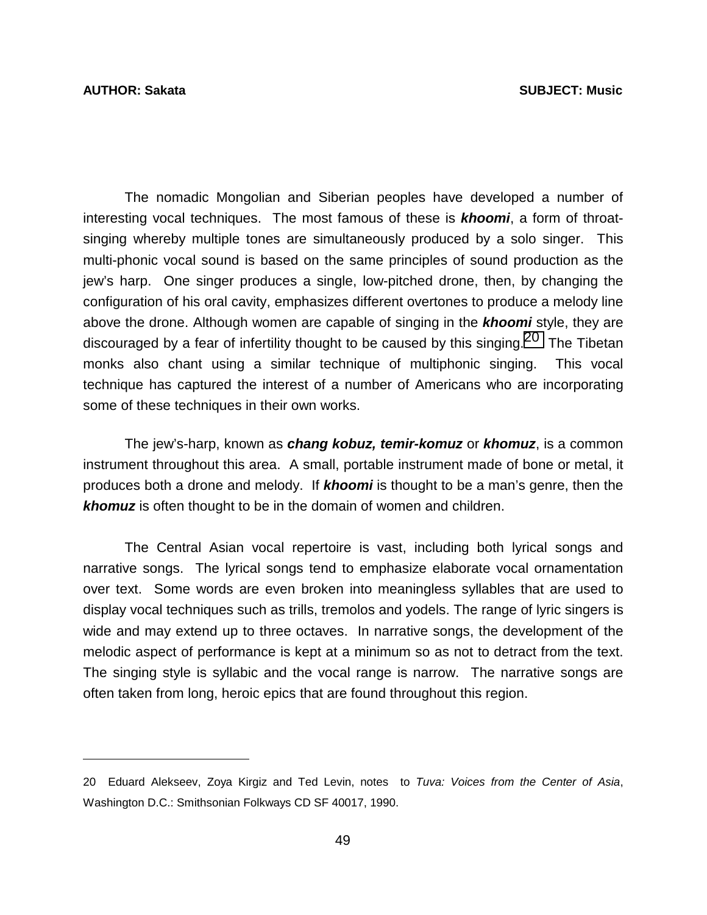The nomadic Mongolian and Siberian peoples have developed a number of interesting vocal techniques. The most famous of these is ***khoomi***, a form of throat-singing whereby multiple tones are simultaneously produced by a solo singer. This multi-phonic vocal sound is based on the same principles of sound production as the jew's harp. One singer produces a single, low-pitched drone, then, by changing the configuration of his oral cavity, emphasizes different overtones to produce a melody line above the drone. Although women are capable of singing in the ***khoomi*** style, they are discouraged by a fear of infertility thought to be caused by this singing.[20] The Tibetan monks also chant using a similar technique of multiphonic singing. This vocal technique has captured the interest of a number of Americans who are incorporating some of these techniques in their own works.

The jew's-harp, known as ***chang kobuz, temir-komuz*** or ***khomuz***, is a common instrument throughout this area. A small, portable instrument made of bone or metal, it produces both a drone and melody. If ***khoomi*** is thought to be a man's genre, then the ***khomuz*** is often thought to be in the domain of women and children.

The Central Asian vocal repertoire is vast, including both lyrical songs and narrative songs. The lyrical songs tend to emphasize elaborate vocal ornamentation over text. Some words are even broken into meaningless syllables that are used to display vocal techniques such as trills, tremolos and yodels. The range of lyric singers is wide and may extend up to three octaves. In narrative songs, the development of the melodic aspect of performance is kept at a minimum so as not to detract from the text. The singing style is syllabic and the vocal range is narrow. The narrative songs are often taken from long, heroic epics that are found throughout this region.

---

20 Eduard Alekseev, Zoya Kirgiz and Ted Levin, notes to *Tuva: Voices from the Center of Asia*, Washington D.C.: Smithsonian Folkways CD SF 40017, 1990.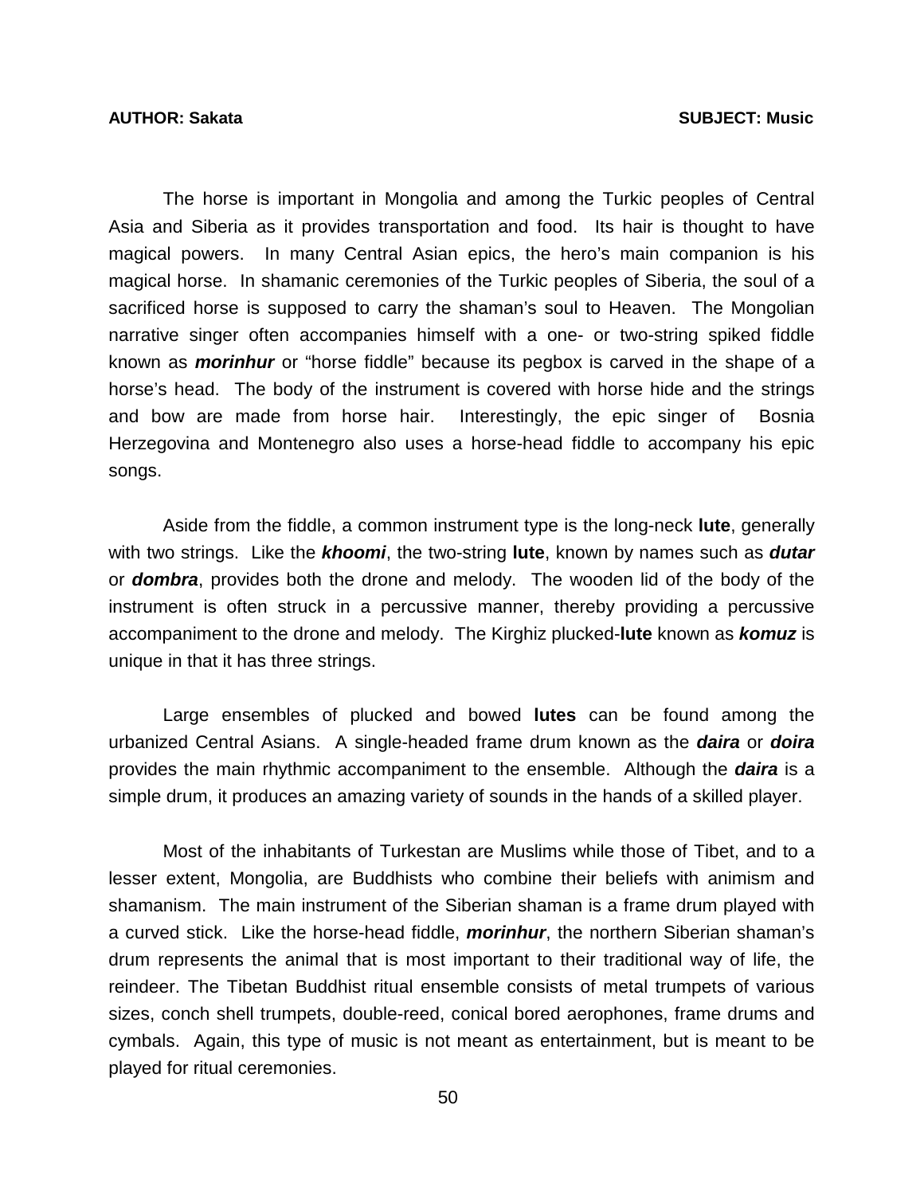The horse is important in Mongolia and among the Turkic peoples of Central Asia and Siberia as it provides transportation and food. Its hair is thought to have magical powers. In many Central Asian epics, the hero's main companion is his magical horse. In shamanic ceremonies of the Turkic peoples of Siberia, the soul of a sacrificed horse is supposed to carry the shaman's soul to Heaven. The Mongolian narrative singer often accompanies himself with a one- or two-string spiked fiddle known as ***morinhur*** or "horse fiddle" because its pegbox is carved in the shape of a horse's head. The body of the instrument is covered with horse hide and the strings and bow are made from horse hair. Interestingly, the epic singer of Bosnia Herzegovina and Montenegro also uses a horse-head fiddle to accompany his epic songs.

Aside from the fiddle, a common instrument type is the long-neck **lute**, generally with two strings. Like the ***khoomi***, the two-string **lute**, known by names such as ***dutar*** or ***dombra***, provides both the drone and melody. The wooden lid of the body of the instrument is often struck in a percussive manner, thereby providing a percussive accompaniment to the drone and melody. The Kirghiz plucked-**lute** known as ***komuz*** is unique in that it has three strings.

Large ensembles of plucked and bowed **lutes** can be found among the urbanized Central Asians. A single-headed frame drum known as the ***daira*** or ***doira*** provides the main rhythmic accompaniment to the ensemble. Although the ***daira*** is a simple drum, it produces an amazing variety of sounds in the hands of a skilled player.

Most of the inhabitants of Turkestan are Muslims while those of Tibet, and to a lesser extent, Mongolia, are Buddhists who combine their beliefs with animism and shamanism. The main instrument of the Siberian shaman is a frame drum played with a curved stick. Like the horse-head fiddle, ***morinhur***, the northern Siberian shaman's drum represents the animal that is most important to their traditional way of life, the reindeer. The Tibetan Buddhist ritual ensemble consists of metal trumpets of various sizes, conch shell trumpets, double-reed, conical bored aerophones, frame drums and cymbals. Again, this type of music is not meant as entertainment, but is meant to be played for ritual ceremonies.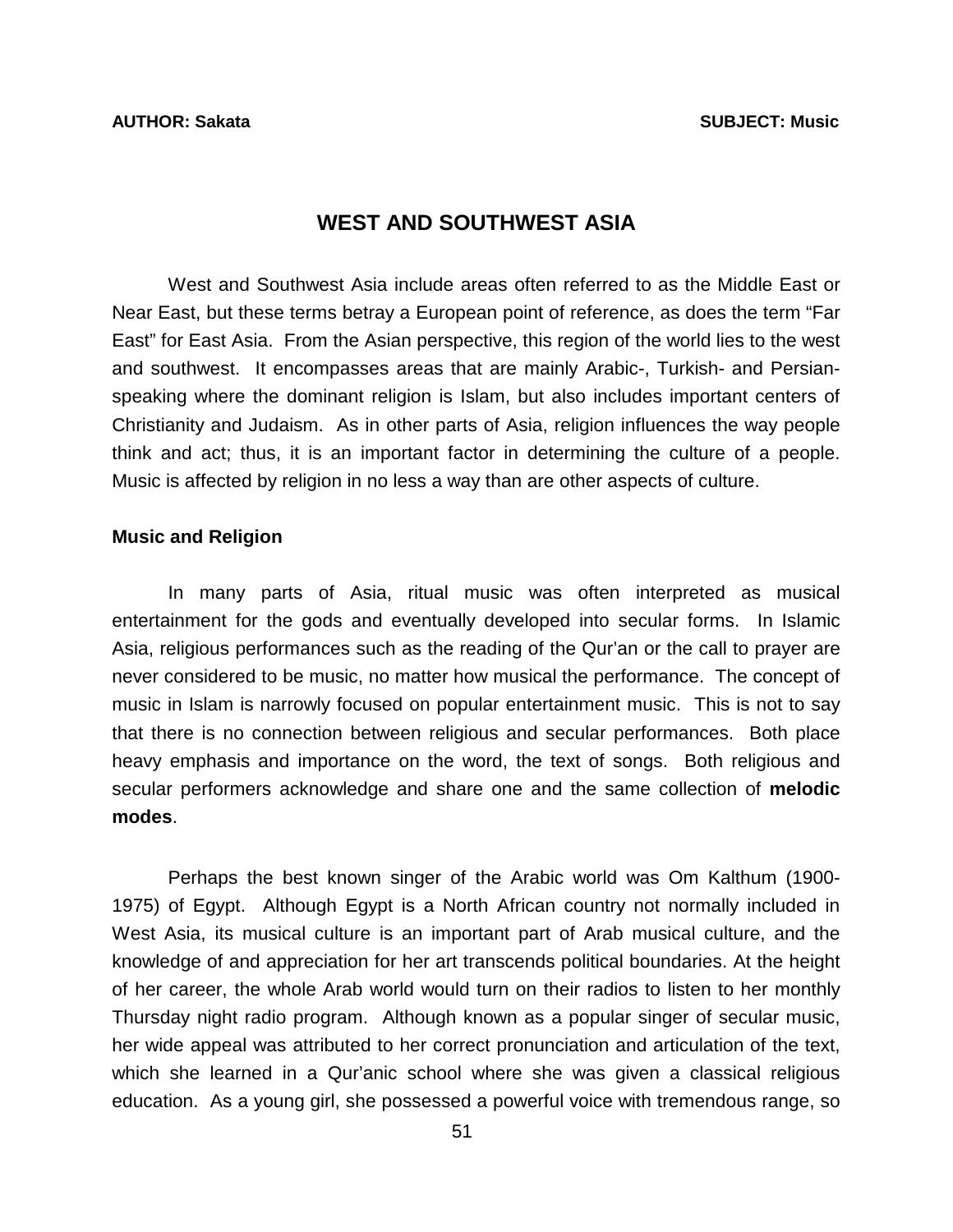# WEST AND SOUTHWEST ASIA

West and Southwest Asia include areas often referred to as the Middle East or Near East, but these terms betray a European point of reference, as does the term "Far East" for East Asia. From the Asian perspective, this region of the world lies to the west and southwest. It encompasses areas that are mainly Arabic-, Turkish- and Persian-speaking where the dominant religion is Islam, but also includes important centers of Christianity and Judaism. As in other parts of Asia, religion influences the way people think and act; thus, it is an important factor in determining the culture of a people. Music is affected by religion in no less a way than are other aspects of culture.

## Music and Religion

In many parts of Asia, ritual music was often interpreted as musical entertainment for the gods and eventually developed into secular forms. In Islamic Asia, religious performances such as the reading of the Qur'an or the call to prayer are never considered to be music, no matter how musical the performance. The concept of music in Islam is narrowly focused on popular entertainment music. This is not to say that there is no connection between religious and secular performances. Both place heavy emphasis and importance on the word, the text of songs. Both religious and secular performers acknowledge and share one and the same collection of **melodic modes**.

Perhaps the best known singer of the Arabic world was Om Kalthum (1900-1975) of Egypt. Although Egypt is a North African country not normally included in West Asia, its musical culture is an important part of Arab musical culture, and the knowledge of and appreciation for her art transcends political boundaries. At the height of her career, the whole Arab world would turn on their radios to listen to her monthly Thursday night radio program. Although known as a popular singer of secular music, her wide appeal was attributed to her correct pronunciation and articulation of the text, which she learned in a Qur'anic school where she was given a classical religious education. As a young girl, she possessed a powerful voice with tremendous range, so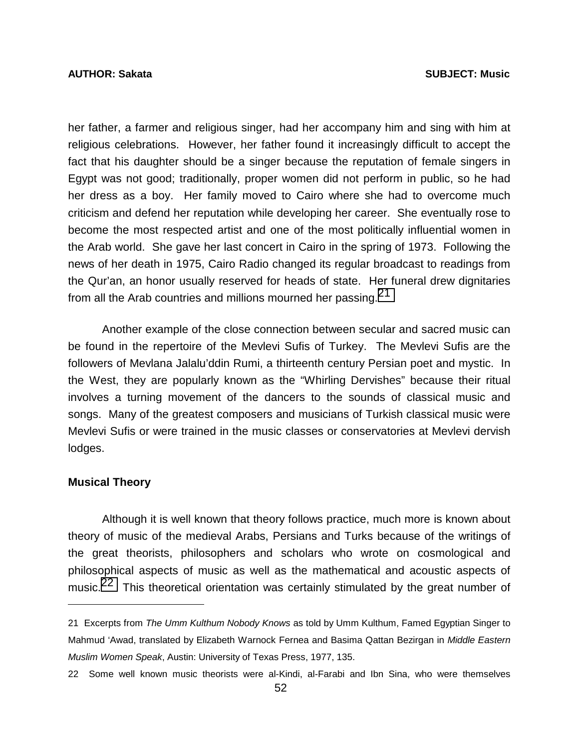her father, a farmer and religious singer, had her accompany him and sing with him at religious celebrations. However, her father found it increasingly difficult to accept the fact that his daughter should be a singer because the reputation of female singers in Egypt was not good; traditionally, proper women did not perform in public, so he had her dress as a boy. Her family moved to Cairo where she had to overcome much criticism and defend her reputation while developing her career. She eventually rose to become the most respected artist and one of the most politically influential women in the Arab world. She gave her last concert in Cairo in the spring of 1973. Following the news of her death in 1975, Cairo Radio changed its regular broadcast to readings from the Qur'an, an honor usually reserved for heads of state. Her funeral drew dignitaries from all the Arab countries and millions mourned her passing.[21]

Another example of the close connection between secular and sacred music can be found in the repertoire of the Mevlevi Sufis of Turkey. The Mevlevi Sufis are the followers of Mevlana Jalalu'ddin Rumi, a thirteenth century Persian poet and mystic. In the West, they are popularly known as the "Whirling Dervishes" because their ritual involves a turning movement of the dancers to the sounds of classical music and songs. Many of the greatest composers and musicians of Turkish classical music were Mevlevi Sufis or were trained in the music classes or conservatories at Mevlevi dervish lodges.

### Musical Theory

Although it is well known that theory follows practice, much more is known about theory of music of the medieval Arabs, Persians and Turks because of the writings of the great theorists, philosophers and scholars who wrote on cosmological and philosophical aspects of music as well as the mathematical and acoustic aspects of music.[22] This theoretical orientation was certainly stimulated by the great number of

---

21 Excerpts from *The Umm Kulthum Nobody Knows* as told by Umm Kulthum, Famed Egyptian Singer to Mahmud 'Awad, translated by Elizabeth Warnock Fernea and Basima Qattan Bezirgan in *Middle Eastern Muslim Women Speak*, Austin: University of Texas Press, 1977, 135.

22 Some well known music theorists were al-Kindi, al-Farabi and Ibn Sina, who were themselves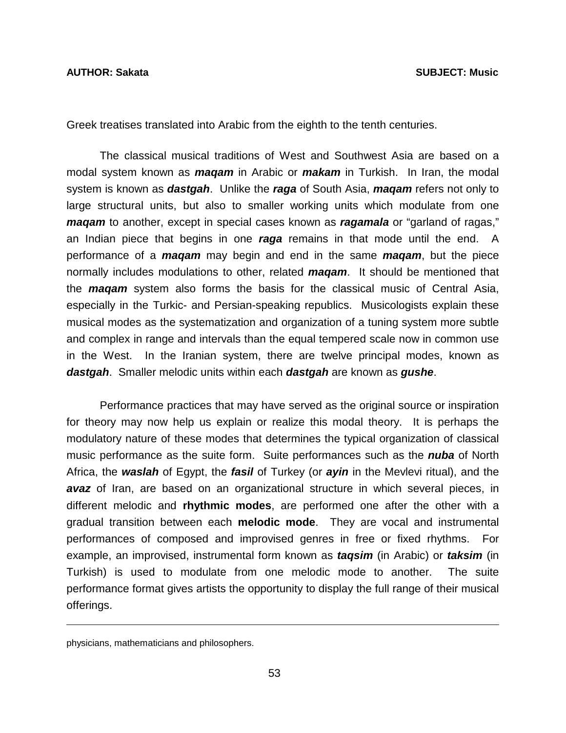Greek treatises translated into Arabic from the eighth to the tenth centuries.

The classical musical traditions of West and Southwest Asia are based on a modal system known as ***maqam*** in Arabic or ***makam*** in Turkish. In Iran, the modal system is known as ***dastgah***. Unlike the ***raga*** of South Asia, ***maqam*** refers not only to large structural units, but also to smaller working units which modulate from one ***maqam*** to another, except in special cases known as ***ragamala*** or "garland of ragas," an Indian piece that begins in one ***raga*** remains in that mode until the end. A performance of a ***maqam*** may begin and end in the same ***maqam***, but the piece normally includes modulations to other, related ***maqam***. It should be mentioned that the ***maqam*** system also forms the basis for the classical music of Central Asia, especially in the Turkic- and Persian-speaking republics. Musicologists explain these musical modes as the systematization and organization of a tuning system more subtle and complex in range and intervals than the equal tempered scale now in common use in the West. In the Iranian system, there are twelve principal modes, known as ***dastgah***. Smaller melodic units within each ***dastgah*** are known as ***gushe***.

Performance practices that may have served as the original source or inspiration for theory may now help us explain or realize this modal theory. It is perhaps the modulatory nature of these modes that determines the typical organization of classical music performance as the suite form. Suite performances such as the ***nuba*** of North Africa, the ***waslah*** of Egypt, the ***fasil*** of Turkey (or ***ayin*** in the Mevlevi ritual), and the ***avaz*** of Iran, are based on an organizational structure in which several pieces, in different melodic and **rhythmic modes**, are performed one after the other with a gradual transition between each **melodic mode**. They are vocal and instrumental performances of composed and improvised genres in free or fixed rhythms. For example, an improvised, instrumental form known as ***taqsim*** (in Arabic) or ***taksim*** (in Turkish) is used to modulate from one melodic mode to another. The suite performance format gives artists the opportunity to display the full range of their musical offerings.

---

physicians, mathematicians and philosophers.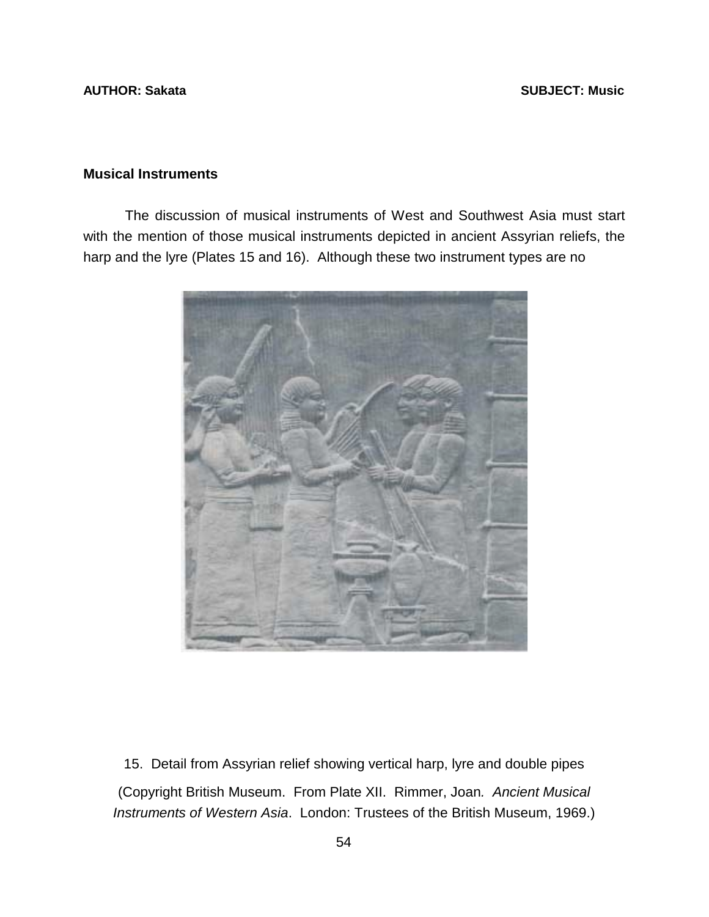## Musical Instruments

The discussion of musical instruments of West and Southwest Asia must start with the mention of those musical instruments depicted in ancient Assyrian reliefs, the harp and the lyre (Plates 15 and 16). Although these two instrument types are no

15. Detail from Assyrian relief showing vertical harp, lyre and double pipes

(Copyright British Museum. From Plate XII. Rimmer, Joan. *Ancient Musical Instruments of Western Asia*. London: Trustees of the British Museum, 1969.)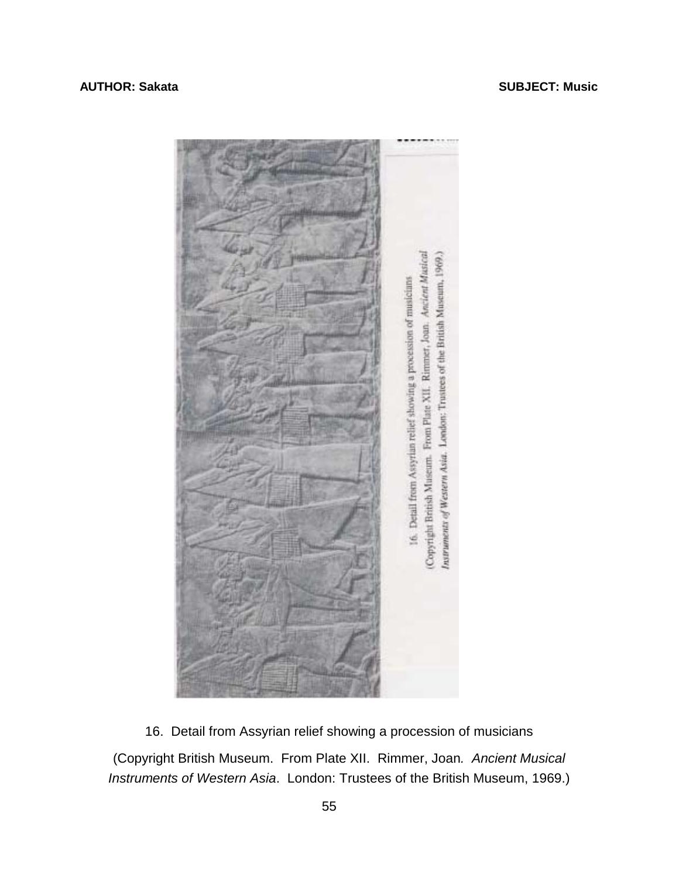16. Detail from Assyrian relief showing a procession of musicians

(Copyright British Museum. From Plate XII. Rimmer, Joan. *Ancient Musical Instruments of Western Asia*. London: Trustees of the British Museum, 1969.)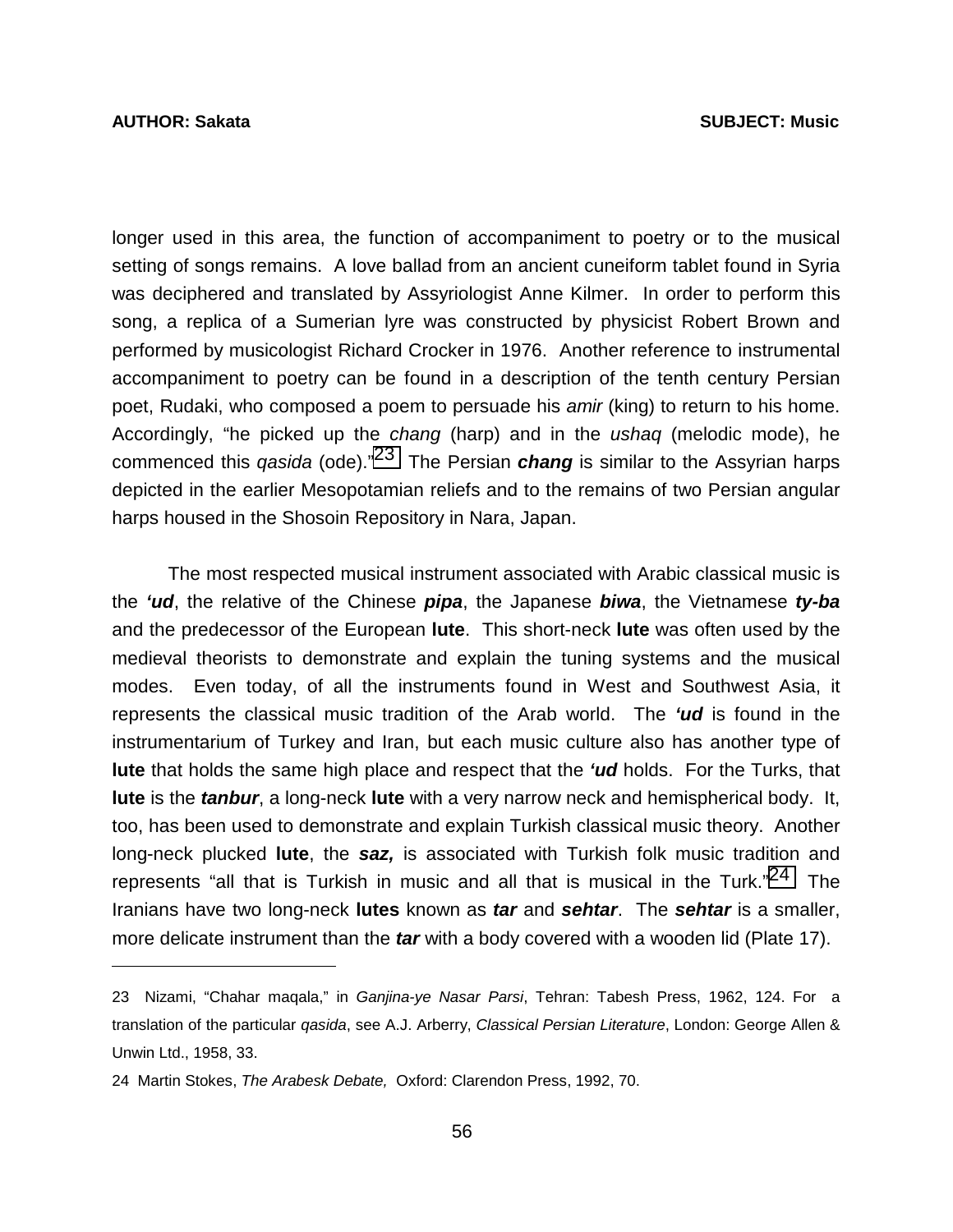longer used in this area, the function of accompaniment to poetry or to the musical setting of songs remains. A love ballad from an ancient cuneiform tablet found in Syria was deciphered and translated by Assyriologist Anne Kilmer. In order to perform this song, a replica of a Sumerian lyre was constructed by physicist Robert Brown and performed by musicologist Richard Crocker in 1976. Another reference to instrumental accompaniment to poetry can be found in a description of the tenth century Persian poet, Rudaki, who composed a poem to persuade his *amir* (king) to return to his home. Accordingly, "he picked up the *chang* (harp) and in the *ushaq* (melodic mode), he commenced this *qasida* (ode)."[23] The Persian ***chang*** is similar to the Assyrian harps depicted in the earlier Mesopotamian reliefs and to the remains of two Persian angular harps housed in the Shosoin Repository in Nara, Japan.

The most respected musical instrument associated with Arabic classical music is the ***'ud***, the relative of the Chinese ***pipa***, the Japanese ***biwa***, the Vietnamese ***ty-ba*** and the predecessor of the European **lute**. This short-neck **lute** was often used by the medieval theorists to demonstrate and explain the tuning systems and the musical modes. Even today, of all the instruments found in West and Southwest Asia, it represents the classical music tradition of the Arab world. The ***'ud*** is found in the instrumentarium of Turkey and Iran, but each music culture also has another type of **lute** that holds the same high place and respect that the ***'ud*** holds. For the Turks, that **lute** is the ***tanbur***, a long-neck **lute** with a very narrow neck and hemispherical body. It, too, has been used to demonstrate and explain Turkish classical music theory. Another long-neck plucked **lute**, the ***saz,*** is associated with Turkish folk music tradition and represents "all that is Turkish in music and all that is musical in the Turk."[24] The Iranians have two long-neck **lutes** known as ***tar*** and ***sehtar***. The ***sehtar*** is a smaller, more delicate instrument than the ***tar*** with a body covered with a wooden lid (Plate 17).

---

23 Nizami, "Chahar maqala," in *Ganjina-ye Nasar Parsi*, Tehran: Tabesh Press, 1962, 124. For a translation of the particular *qasida*, see A.J. Arberry, *Classical Persian Literature*, London: George Allen & Unwin Ltd., 1958, 33.

24 Martin Stokes, *The Arabesk Debate,* Oxford: Clarendon Press, 1992, 70.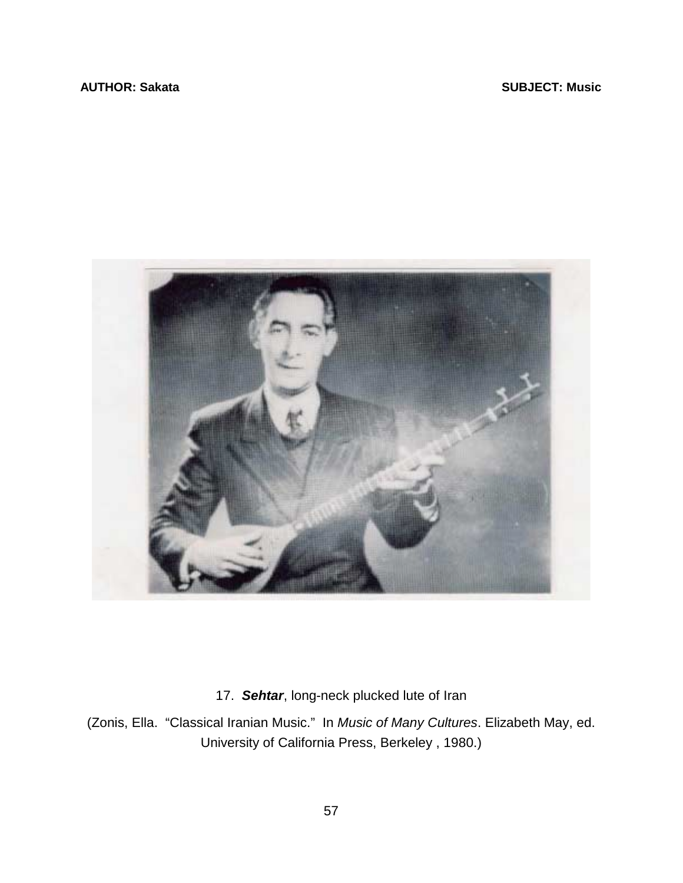17. ***Sehtar***, long-neck plucked lute of Iran

(Zonis, Ella. "Classical Iranian Music." In *Music of Many Cultures*. Elizabeth May, ed. University of California Press, Berkeley , 1980.)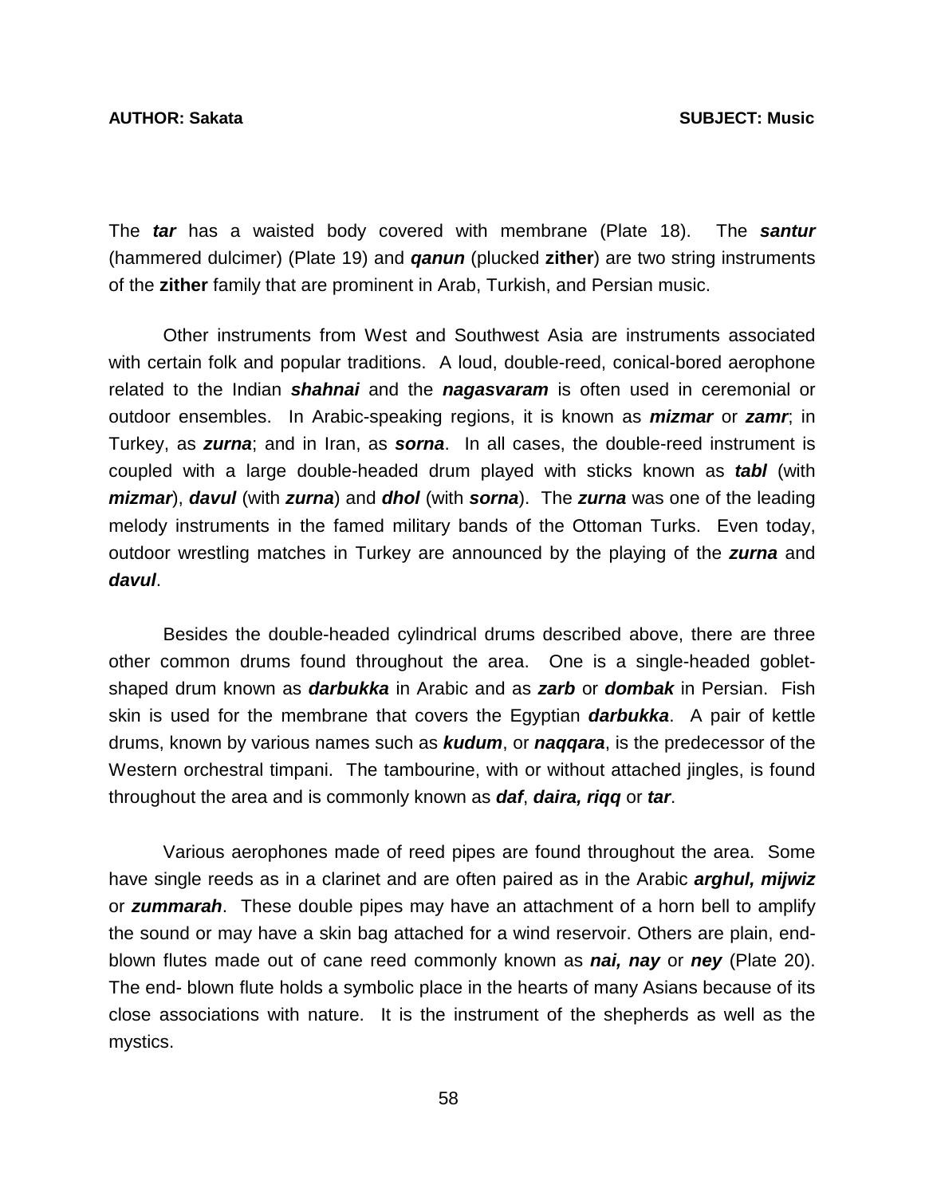The ***tar*** has a waisted body covered with membrane (Plate 18). The ***santur*** (hammered dulcimer) (Plate 19) and ***qanun*** (plucked **zither**) are two string instruments of the **zither** family that are prominent in Arab, Turkish, and Persian music.

Other instruments from West and Southwest Asia are instruments associated with certain folk and popular traditions. A loud, double-reed, conical-bored aerophone related to the Indian ***shahnai*** and the ***nagasvaram*** is often used in ceremonial or outdoor ensembles. In Arabic-speaking regions, it is known as ***mizmar*** or ***zamr***; in Turkey, as ***zurna***; and in Iran, as ***sorna***. In all cases, the double-reed instrument is coupled with a large double-headed drum played with sticks known as ***tabl*** (with ***mizmar***), ***davul*** (with ***zurna***) and ***dhol*** (with ***sorna***). The ***zurna*** was one of the leading melody instruments in the famed military bands of the Ottoman Turks. Even today, outdoor wrestling matches in Turkey are announced by the playing of the ***zurna*** and ***davul***.

Besides the double-headed cylindrical drums described above, there are three other common drums found throughout the area. One is a single-headed goblet-shaped drum known as ***darbukka*** in Arabic and as ***zarb*** or ***dombak*** in Persian. Fish skin is used for the membrane that covers the Egyptian ***darbukka***. A pair of kettle drums, known by various names such as ***kudum***, or ***naqqara***, is the predecessor of the Western orchestral timpani. The tambourine, with or without attached jingles, is found throughout the area and is commonly known as ***daf***, ***daira, riqq*** or ***tar***.

Various aerophones made of reed pipes are found throughout the area. Some have single reeds as in a clarinet and are often paired as in the Arabic ***arghul, mijwiz*** or ***zummarah***. These double pipes may have an attachment of a horn bell to amplify the sound or may have a skin bag attached for a wind reservoir. Others are plain, end-blown flutes made out of cane reed commonly known as ***nai, nay*** or ***ney*** (Plate 20). The end- blown flute holds a symbolic place in the hearts of many Asians because of its close associations with nature. It is the instrument of the shepherds as well as the mystics.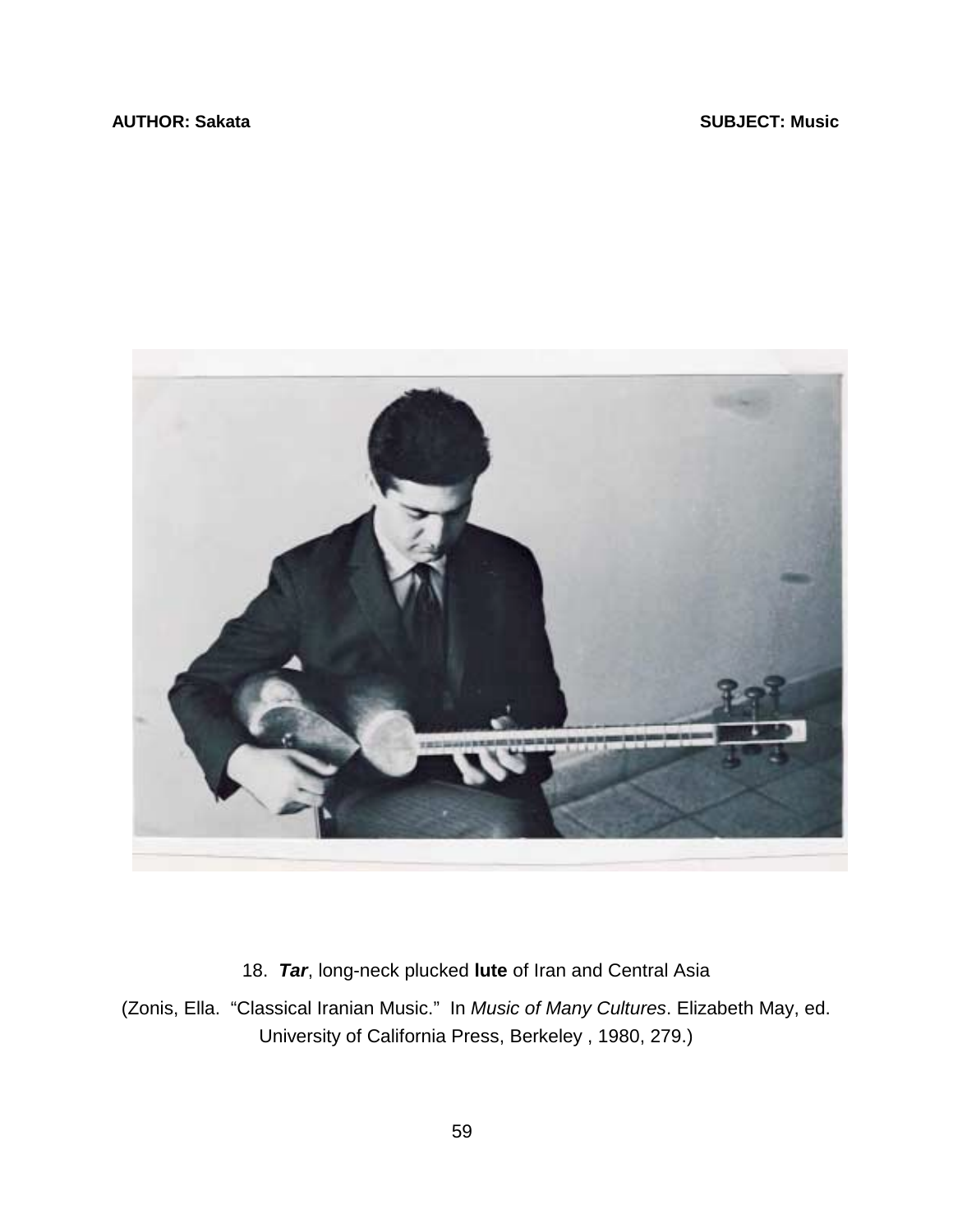18. ***Tar***, long-neck plucked **lute** of Iran and Central Asia

(Zonis, Ella. "Classical Iranian Music." In *Music of Many Cultures*. Elizabeth May, ed. University of California Press, Berkeley , 1980, 279.)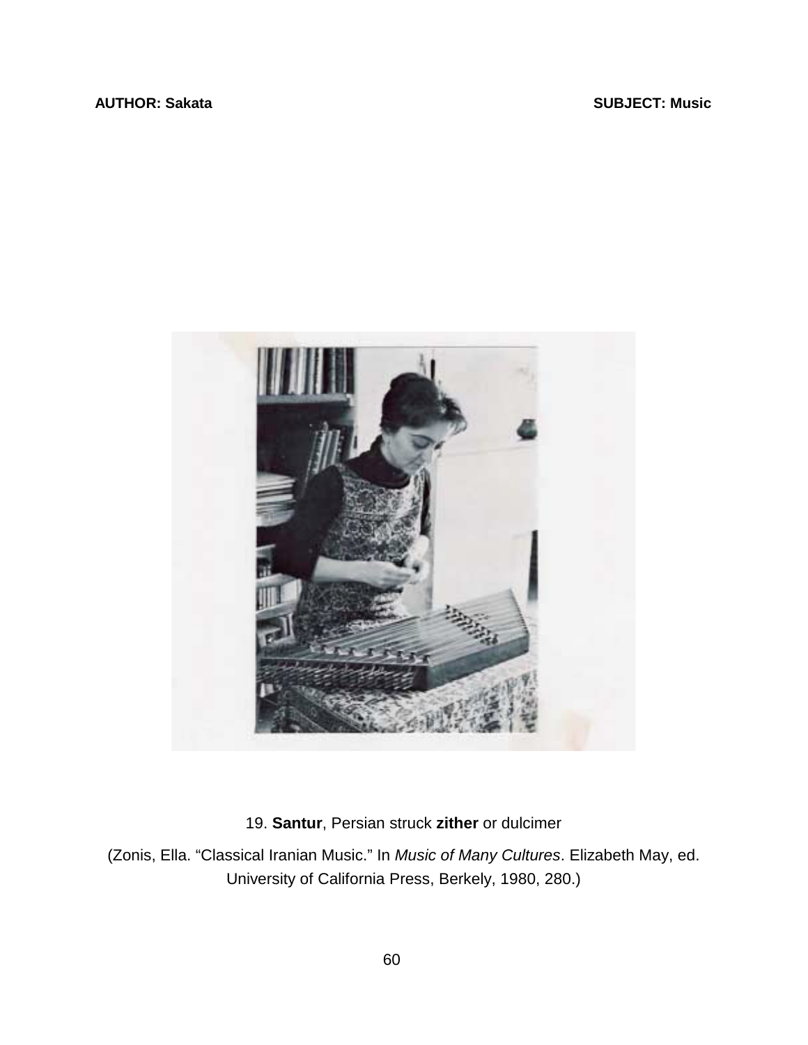19. **Santur**, Persian struck **zither** or dulcimer

(Zonis, Ella. “Classical Iranian Music.” In *Music of Many Cultures*. Elizabeth May, ed. University of California Press, Berkely, 1980, 280.)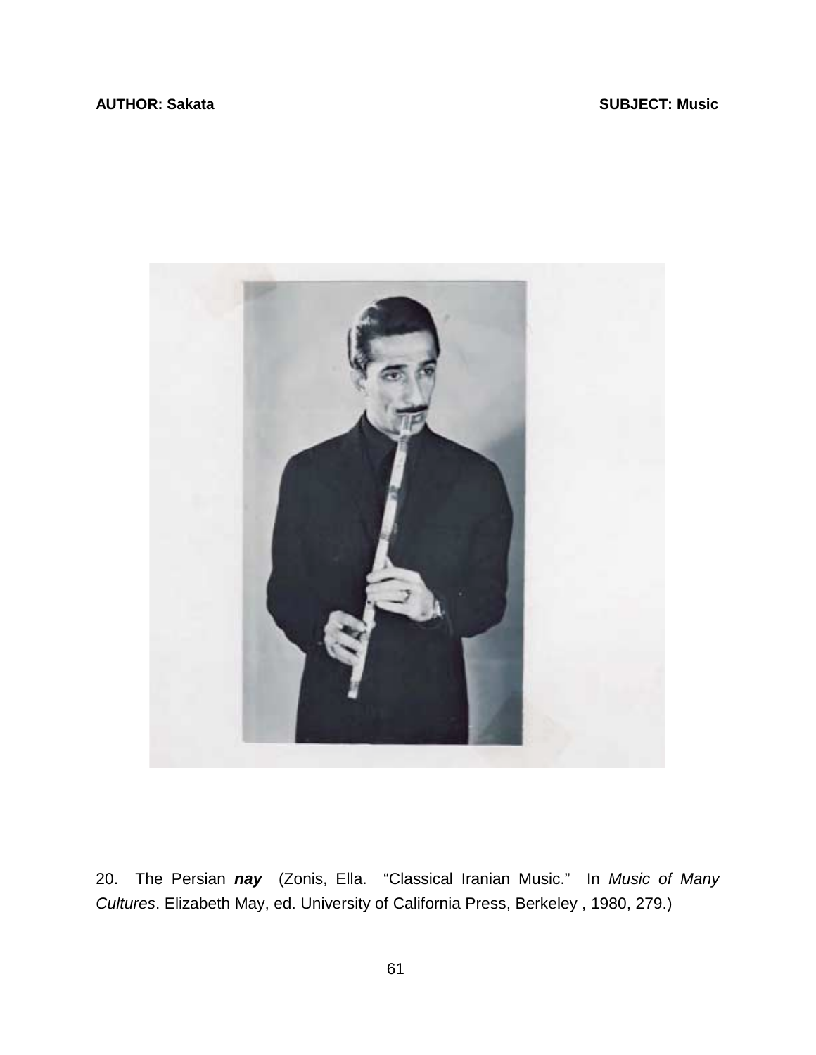20. The Persian ***nay*** (Zonis, Ella. "Classical Iranian Music." In *Music of Many Cultures*. Elizabeth May, ed. University of California Press, Berkeley , 1980, 279.)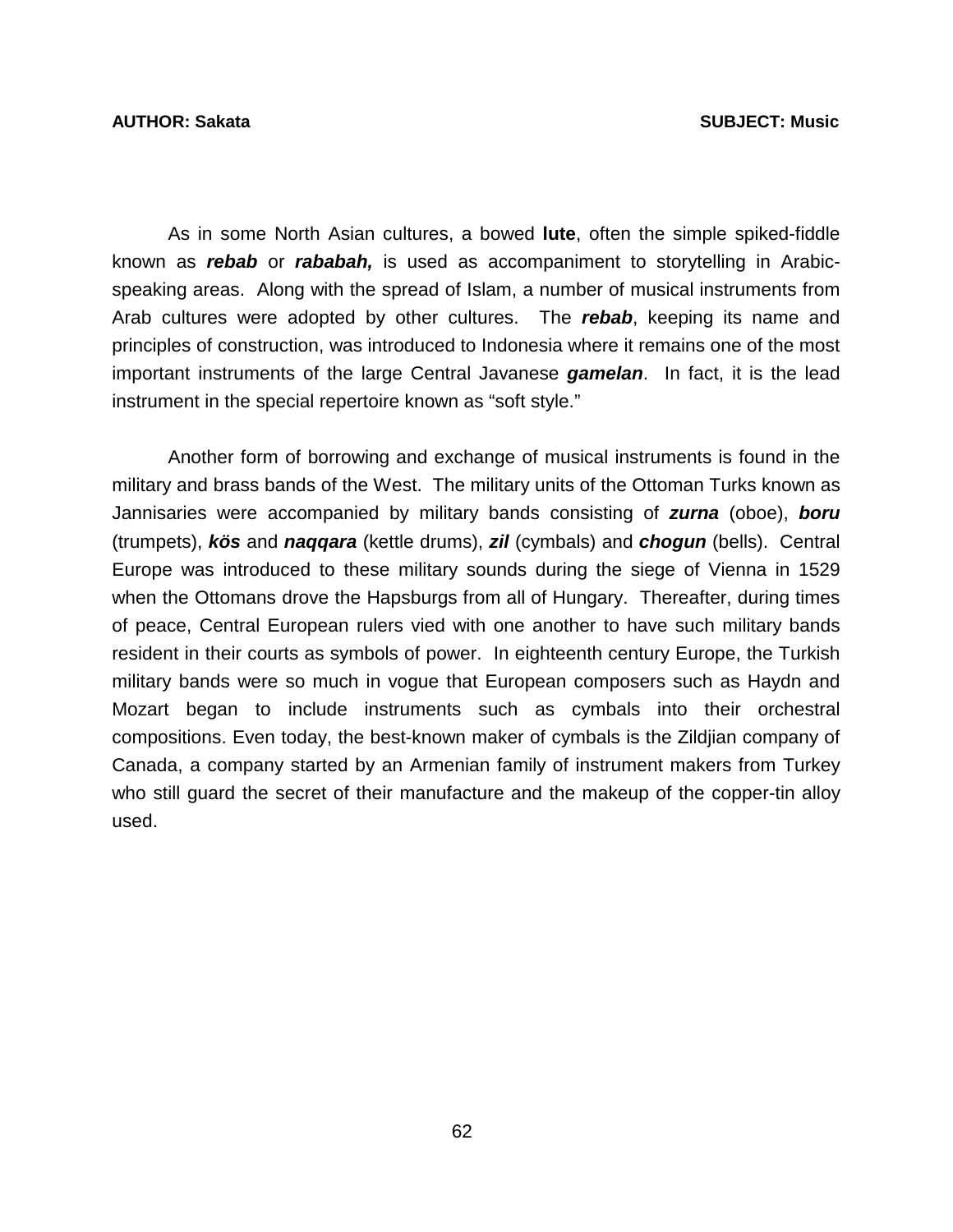As in some North Asian cultures, a bowed **lute**, often the simple spiked-fiddle known as ***rebab*** or ***rababah,*** is used as accompaniment to storytelling in Arabic-speaking areas. Along with the spread of Islam, a number of musical instruments from Arab cultures were adopted by other cultures. The ***rebab***, keeping its name and principles of construction, was introduced to Indonesia where it remains one of the most important instruments of the large Central Javanese ***gamelan***. In fact, it is the lead instrument in the special repertoire known as "soft style."

Another form of borrowing and exchange of musical instruments is found in the military and brass bands of the West. The military units of the Ottoman Turks known as Jannisaries were accompanied by military bands consisting of ***zurna*** (oboe), ***boru*** (trumpets), ***kös*** and ***naqqara*** (kettle drums), ***zil*** (cymbals) and ***chogun*** (bells). Central Europe was introduced to these military sounds during the siege of Vienna in 1529 when the Ottomans drove the Hapsburgs from all of Hungary. Thereafter, during times of peace, Central European rulers vied with one another to have such military bands resident in their courts as symbols of power. In eighteenth century Europe, the Turkish military bands were so much in vogue that European composers such as Haydn and Mozart began to include instruments such as cymbals into their orchestral compositions. Even today, the best-known maker of cymbals is the Zildjian company of Canada, a company started by an Armenian family of instrument makers from Turkey who still guard the secret of their manufacture and the makeup of the copper-tin alloy used.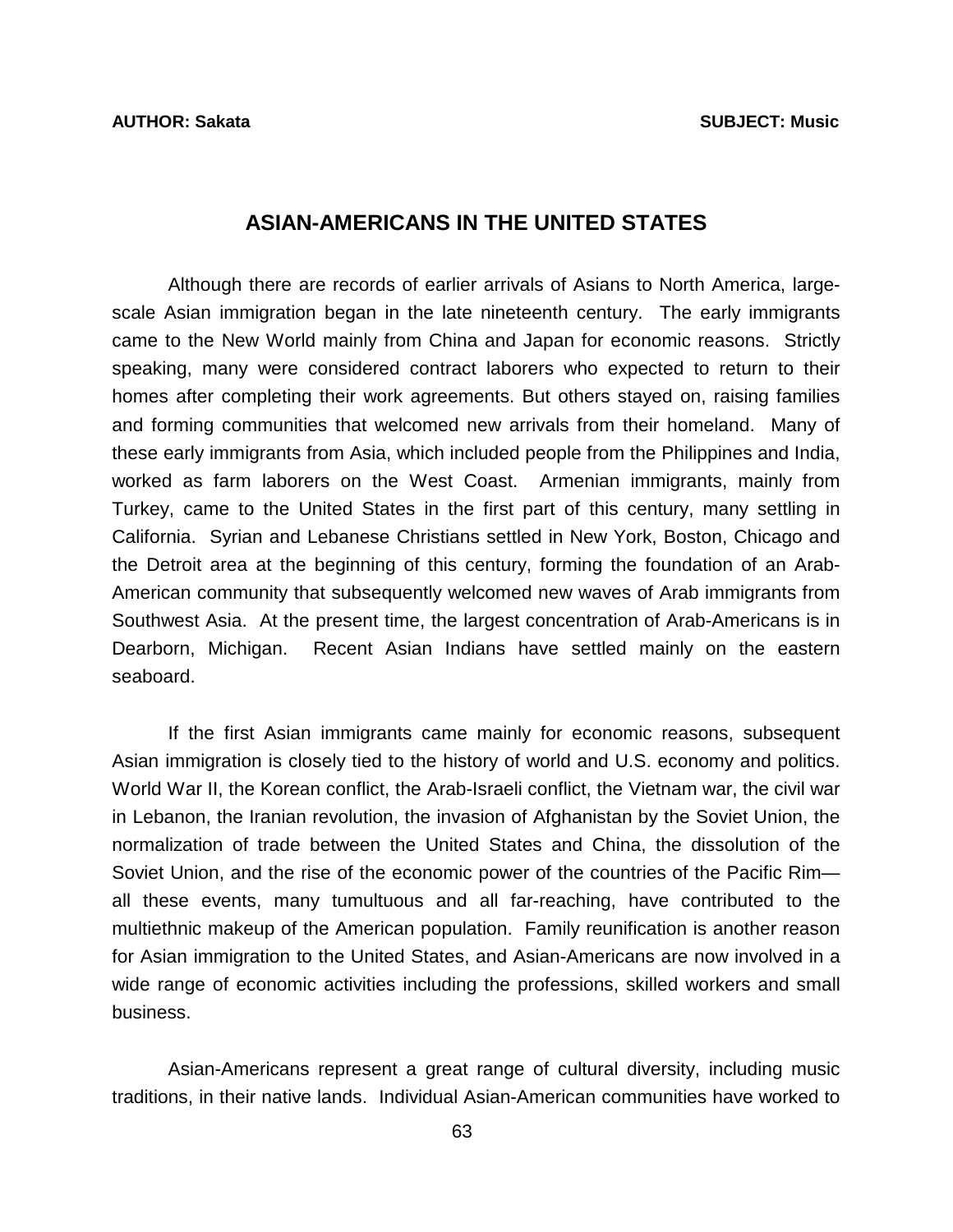**AUTHOR: Sakata** **SUBJECT: Music**

## ASIAN-AMERICANS IN THE UNITED STATES

Although there are records of earlier arrivals of Asians to North America, large-scale Asian immigration began in the late nineteenth century. The early immigrants came to the New World mainly from China and Japan for economic reasons. Strictly speaking, many were considered contract laborers who expected to return to their homes after completing their work agreements. But others stayed on, raising families and forming communities that welcomed new arrivals from their homeland. Many of these early immigrants from Asia, which included people from the Philippines and India, worked as farm laborers on the West Coast. Armenian immigrants, mainly from Turkey, came to the United States in the first part of this century, many settling in California. Syrian and Lebanese Christians settled in New York, Boston, Chicago and the Detroit area at the beginning of this century, forming the foundation of an Arab-American community that subsequently welcomed new waves of Arab immigrants from Southwest Asia. At the present time, the largest concentration of Arab-Americans is in Dearborn, Michigan. Recent Asian Indians have settled mainly on the eastern seaboard.

If the first Asian immigrants came mainly for economic reasons, subsequent Asian immigration is closely tied to the history of world and U.S. economy and politics. World War II, the Korean conflict, the Arab-Israeli conflict, the Vietnam war, the civil war in Lebanon, the Iranian revolution, the invasion of Afghanistan by the Soviet Union, the normalization of trade between the United States and China, the dissolution of the Soviet Union, and the rise of the economic power of the countries of the Pacific Rim—all these events, many tumultuous and all far-reaching, have contributed to the multiethnic makeup of the American population. Family reunification is another reason for Asian immigration to the United States, and Asian-Americans are now involved in a wide range of economic activities including the professions, skilled workers and small business.

Asian-Americans represent a great range of cultural diversity, including music traditions, in their native lands. Individual Asian-American communities have worked to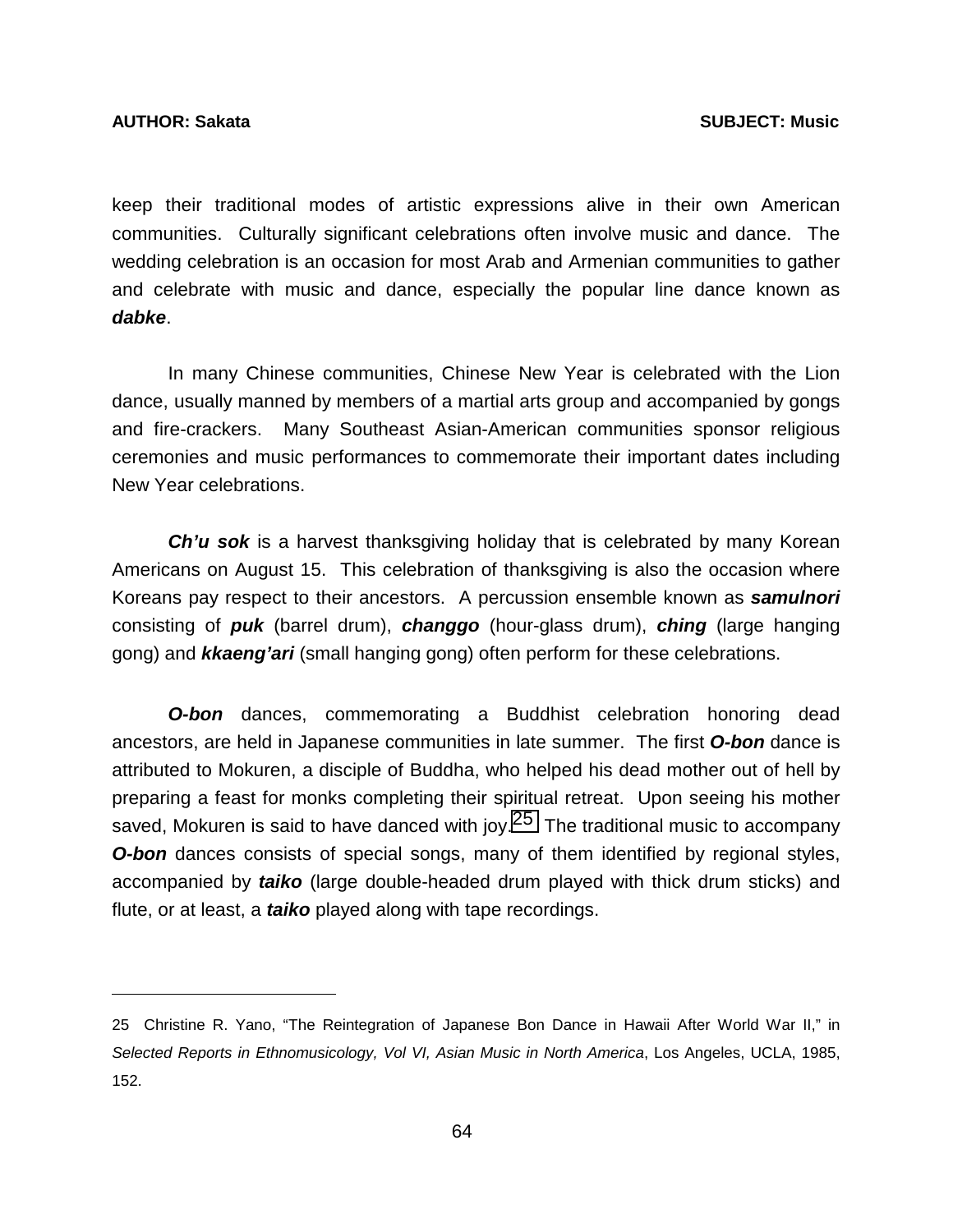keep their traditional modes of artistic expressions alive in their own American communities. Culturally significant celebrations often involve music and dance. The wedding celebration is an occasion for most Arab and Armenian communities to gather and celebrate with music and dance, especially the popular line dance known as ***dabke***.

In many Chinese communities, Chinese New Year is celebrated with the Lion dance, usually manned by members of a martial arts group and accompanied by gongs and fire-crackers. Many Southeast Asian-American communities sponsor religious ceremonies and music performances to commemorate their important dates including New Year celebrations.

***Ch'u sok*** is a harvest thanksgiving holiday that is celebrated by many Korean Americans on August 15. This celebration of thanksgiving is also the occasion where Koreans pay respect to their ancestors. A percussion ensemble known as ***samulnori*** consisting of ***puk*** (barrel drum), ***changgo*** (hour-glass drum), ***ching*** (large hanging gong) and ***kkaeng'ari*** (small hanging gong) often perform for these celebrations.

***O-bon*** dances, commemorating a Buddhist celebration honoring dead ancestors, are held in Japanese communities in late summer. The first ***O-bon*** dance is attributed to Mokuren, a disciple of Buddha, who helped his dead mother out of hell by preparing a feast for monks completing their spiritual retreat. Upon seeing his mother saved, Mokuren is said to have danced with joy.[25] The traditional music to accompany ***O-bon*** dances consists of special songs, many of them identified by regional styles, accompanied by ***taiko*** (large double-headed drum played with thick drum sticks) and flute, or at least, a ***taiko*** played along with tape recordings.

---

25 Christine R. Yano, "The Reintegration of Japanese Bon Dance in Hawaii After World War II," in *Selected Reports in Ethnomusicology, Vol VI, Asian Music in North America*, Los Angeles, UCLA, 1985, 152.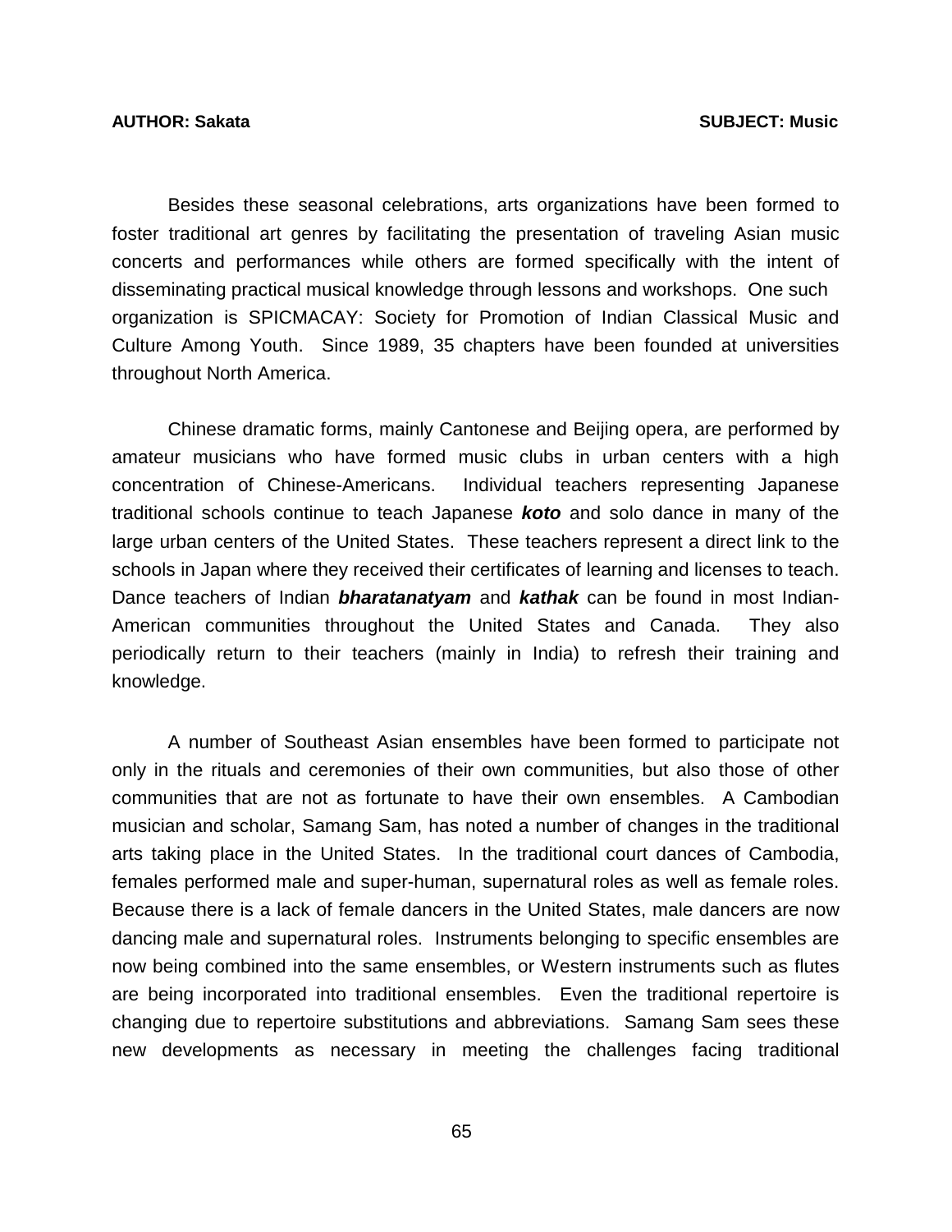Besides these seasonal celebrations, arts organizations have been formed to foster traditional art genres by facilitating the presentation of traveling Asian music concerts and performances while others are formed specifically with the intent of disseminating practical musical knowledge through lessons and workshops. One such organization is SPICMACAY: Society for Promotion of Indian Classical Music and Culture Among Youth. Since 1989, 35 chapters have been founded at universities throughout North America.

Chinese dramatic forms, mainly Cantonese and Beijing opera, are performed by amateur musicians who have formed music clubs in urban centers with a high concentration of Chinese-Americans. Individual teachers representing Japanese traditional schools continue to teach Japanese ***koto*** and solo dance in many of the large urban centers of the United States. These teachers represent a direct link to the schools in Japan where they received their certificates of learning and licenses to teach. Dance teachers of Indian ***bharatanatyam*** and ***kathak*** can be found in most Indian-American communities throughout the United States and Canada. They also periodically return to their teachers (mainly in India) to refresh their training and knowledge.

A number of Southeast Asian ensembles have been formed to participate not only in the rituals and ceremonies of their own communities, but also those of other communities that are not as fortunate to have their own ensembles. A Cambodian musician and scholar, Samang Sam, has noted a number of changes in the traditional arts taking place in the United States. In the traditional court dances of Cambodia, females performed male and super-human, supernatural roles as well as female roles. Because there is a lack of female dancers in the United States, male dancers are now dancing male and supernatural roles. Instruments belonging to specific ensembles are now being combined into the same ensembles, or Western instruments such as flutes are being incorporated into traditional ensembles. Even the traditional repertoire is changing due to repertoire substitutions and abbreviations. Samang Sam sees these new developments as necessary in meeting the challenges facing traditional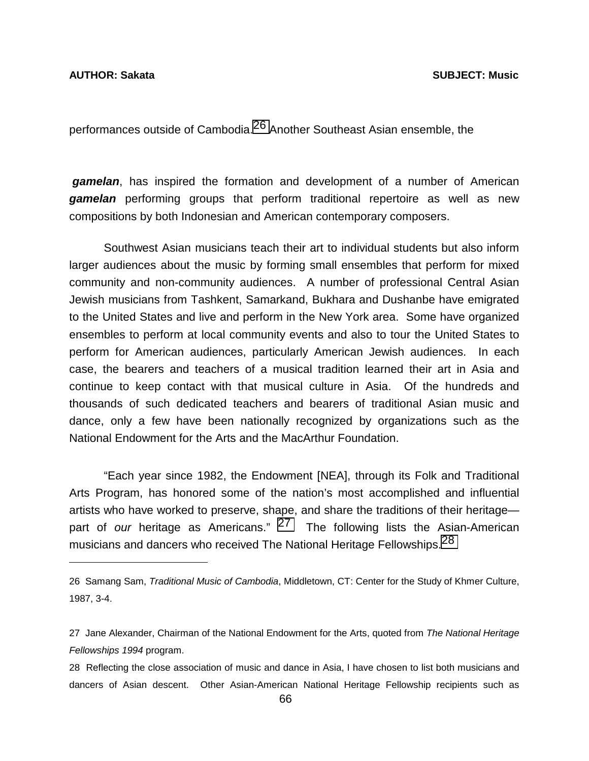performances outside of Cambodia.[26] Another Southeast Asian ensemble, the

***gamelan***, has inspired the formation and development of a number of American ***gamelan*** performing groups that perform traditional repertoire as well as new compositions by both Indonesian and American contemporary composers.

Southwest Asian musicians teach their art to individual students but also inform larger audiences about the music by forming small ensembles that perform for mixed community and non-community audiences. A number of professional Central Asian Jewish musicians from Tashkent, Samarkand, Bukhara and Dushanbe have emigrated to the United States and live and perform in the New York area. Some have organized ensembles to perform at local community events and also to tour the United States to perform for American audiences, particularly American Jewish audiences. In each case, the bearers and teachers of a musical tradition learned their art in Asia and continue to keep contact with that musical culture in Asia. Of the hundreds and thousands of such dedicated teachers and bearers of traditional Asian music and dance, only a few have been nationally recognized by organizations such as the National Endowment for the Arts and the MacArthur Foundation.

"Each year since 1982, the Endowment [NEA], through its Folk and Traditional Arts Program, has honored some of the nation's most accomplished and influential artists who have worked to preserve, shape, and share the traditions of their heritage—part of *our* heritage as Americans." [27] The following lists the Asian-American musicians and dancers who received The National Heritage Fellowships.[28]

---

26 Samang Sam, *Traditional Music of Cambodia*, Middletown, CT: Center for the Study of Khmer Culture, 1987, 3-4.

27 Jane Alexander, Chairman of the National Endowment for the Arts, quoted from *The National Heritage Fellowships 1994* program.

28 Reflecting the close association of music and dance in Asia, I have chosen to list both musicians and dancers of Asian descent. Other Asian-American National Heritage Fellowship recipients such as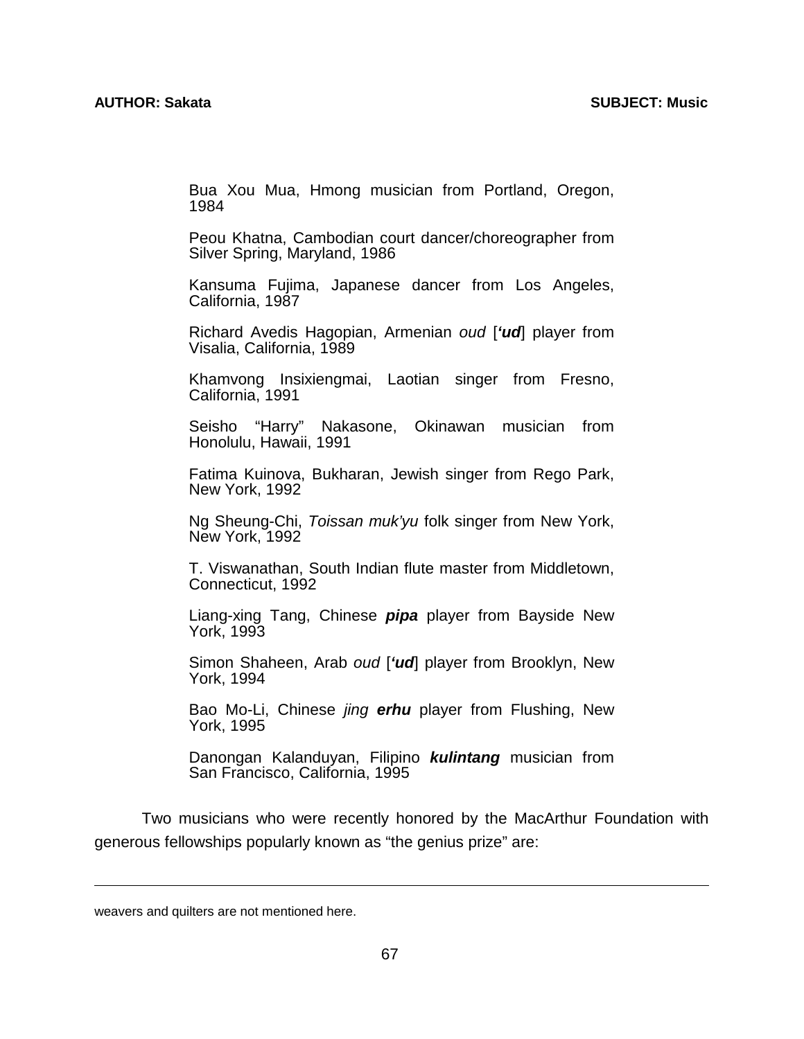Bua Xou Mua, Hmong musician from Portland, Oregon, 1984

Peou Khatna, Cambodian court dancer/choreographer from Silver Spring, Maryland, 1986

Kansuma Fujima, Japanese dancer from Los Angeles, California, 1987

Richard Avedis Hagopian, Armenian *oud* [***'ud***] player from Visalia, California, 1989

Khamvong Insixiengmai, Laotian singer from Fresno, California, 1991

Seisho "Harry" Nakasone, Okinawan musician from Honolulu, Hawaii, 1991

Fatima Kuinova, Bukharan, Jewish singer from Rego Park, New York, 1992

Ng Sheung-Chi, *Toissan muk'yu* folk singer from New York, New York, 1992

T. Viswanathan, South Indian flute master from Middletown, Connecticut, 1992

Liang-xing Tang, Chinese ***pipa*** player from Bayside New York, 1993

Simon Shaheen, Arab *oud* [***'ud***] player from Brooklyn, New York, 1994

Bao Mo-Li, Chinese *jing* ***erhu*** player from Flushing, New York, 1995

Danongan Kalanduyan, Filipino ***kulintang*** musician from San Francisco, California, 1995

Two musicians who were recently honored by the MacArthur Foundation with generous fellowships popularly known as "the genius prize" are:

---

weavers and quilters are not mentioned here.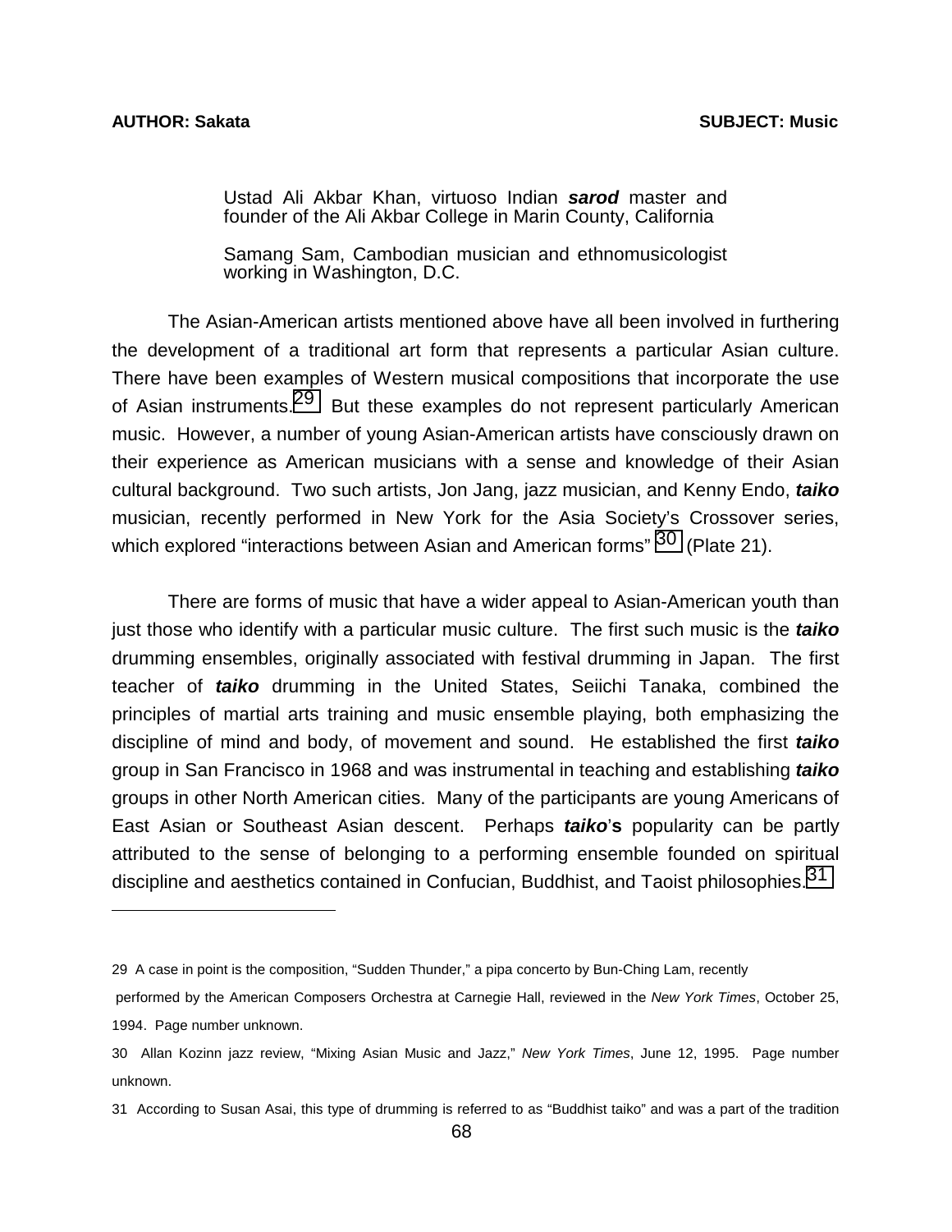Ustad Ali Akbar Khan, virtuoso Indian ***sarod*** master and founder of the Ali Akbar College in Marin County, California

Samang Sam, Cambodian musician and ethnomusicologist working in Washington, D.C.

The Asian-American artists mentioned above have all been involved in furthering the development of a traditional art form that represents a particular Asian culture. There have been examples of Western musical compositions that incorporate the use of Asian instruments.[29] But these examples do not represent particularly American music. However, a number of young Asian-American artists have consciously drawn on their experience as American musicians with a sense and knowledge of their Asian cultural background. Two such artists, Jon Jang, jazz musician, and Kenny Endo, ***taiko*** musician, recently performed in New York for the Asia Society's Crossover series, which explored "interactions between Asian and American forms" [30] (Plate 21).

There are forms of music that have a wider appeal to Asian-American youth than just those who identify with a particular music culture. The first such music is the ***taiko*** drumming ensembles, originally associated with festival drumming in Japan. The first teacher of ***taiko*** drumming in the United States, Seiichi Tanaka, combined the principles of martial arts training and music ensemble playing, both emphasizing the discipline of mind and body, of movement and sound. He established the first ***taiko*** group in San Francisco in 1968 and was instrumental in teaching and establishing ***taiko*** groups in other North American cities. Many of the participants are young Americans of East Asian or Southeast Asian descent. Perhaps ***taiko*****'s** popularity can be partly attributed to the sense of belonging to a performing ensemble founded on spiritual discipline and aesthetics contained in Confucian, Buddhist, and Taoist philosophies.[31]

---

29 A case in point is the composition, "Sudden Thunder," a pipa concerto by Bun-Ching Lam, recently performed by the American Composers Orchestra at Carnegie Hall, reviewed in the *New York Times*, October 25, 1994. Page number unknown.

30 Allan Kozinn jazz review, "Mixing Asian Music and Jazz," *New York Times*, June 12, 1995. Page number unknown.

31 According to Susan Asai, this type of drumming is referred to as "Buddhist taiko" and was a part of the tradition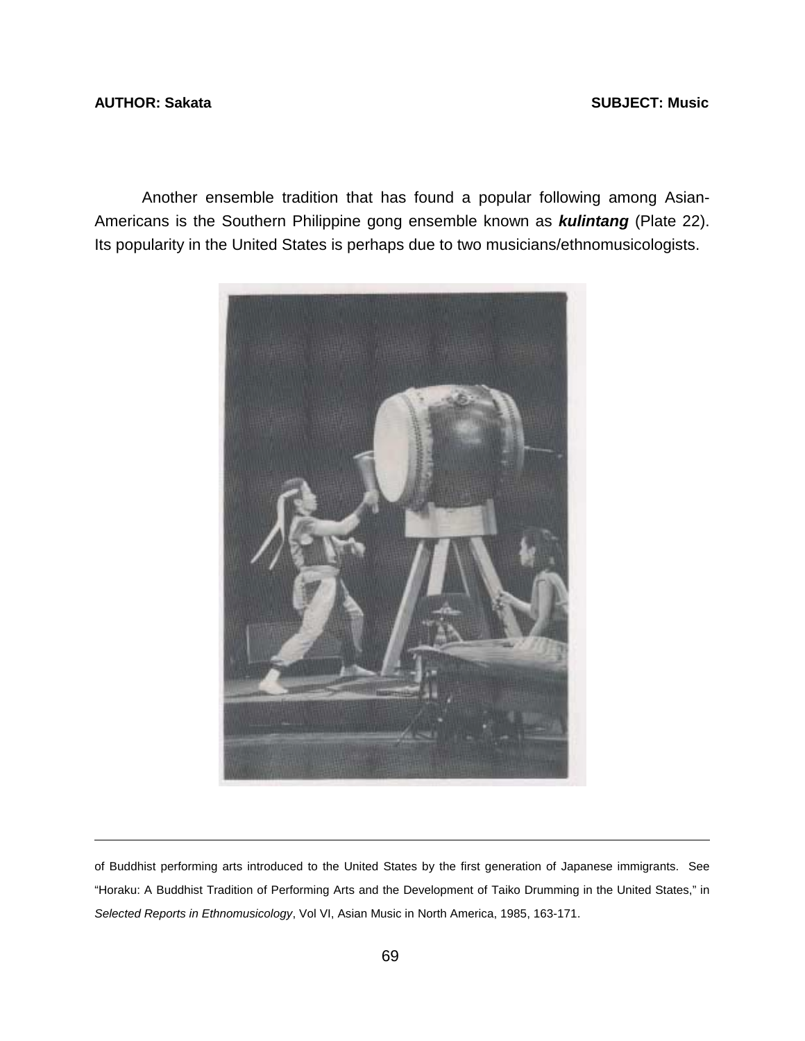Another ensemble tradition that has found a popular following among Asian-Americans is the Southern Philippine gong ensemble known as ***kulintang*** (Plate 22). Its popularity in the United States is perhaps due to two musicians/ethnomusicologists.

---

of Buddhist performing arts introduced to the United States by the first generation of Japanese immigrants. See "Horaku: A Buddhist Tradition of Performing Arts and the Development of Taiko Drumming in the United States," in *Selected Reports in Ethnomusicology*, Vol VI, Asian Music in North America, 1985, 163-171.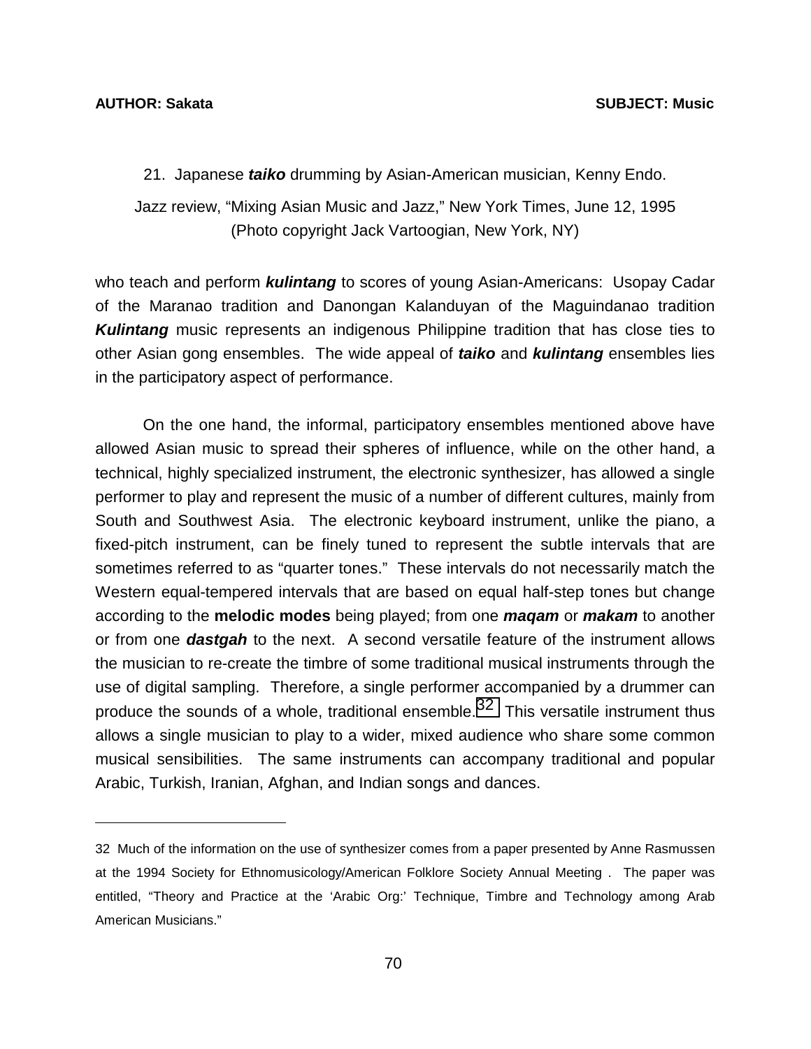21. Japanese ***taiko*** drumming by Asian-American musician, Kenny Endo.

Jazz review, "Mixing Asian Music and Jazz," New York Times, June 12, 1995
(Photo copyright Jack Vartoogian, New York, NY)

who teach and perform ***kulintang*** to scores of young Asian-Americans: Usopay Cadar of the Maranao tradition and Danongan Kalanduyan of the Maguindanao tradition ***Kulintang*** music represents an indigenous Philippine tradition that has close ties to other Asian gong ensembles. The wide appeal of ***taiko*** and ***kulintang*** ensembles lies in the participatory aspect of performance.

On the one hand, the informal, participatory ensembles mentioned above have allowed Asian music to spread their spheres of influence, while on the other hand, a technical, highly specialized instrument, the electronic synthesizer, has allowed a single performer to play and represent the music of a number of different cultures, mainly from South and Southwest Asia. The electronic keyboard instrument, unlike the piano, a fixed-pitch instrument, can be finely tuned to represent the subtle intervals that are sometimes referred to as "quarter tones." These intervals do not necessarily match the Western equal-tempered intervals that are based on equal half-step tones but change according to the **melodic modes** being played; from one ***maqam*** or ***makam*** to another or from one ***dastgah*** to the next. A second versatile feature of the instrument allows the musician to re-create the timbre of some traditional musical instruments through the use of digital sampling. Therefore, a single performer accompanied by a drummer can produce the sounds of a whole, traditional ensemble.[32] This versatile instrument thus allows a single musician to play to a wider, mixed audience who share some common musical sensibilities. The same instruments can accompany traditional and popular Arabic, Turkish, Iranian, Afghan, and Indian songs and dances.

---

32 Much of the information on the use of synthesizer comes from a paper presented by Anne Rasmussen at the 1994 Society for Ethnomusicology/American Folklore Society Annual Meeting . The paper was entitled, "Theory and Practice at the 'Arabic Org:' Technique, Timbre and Technology among Arab American Musicians."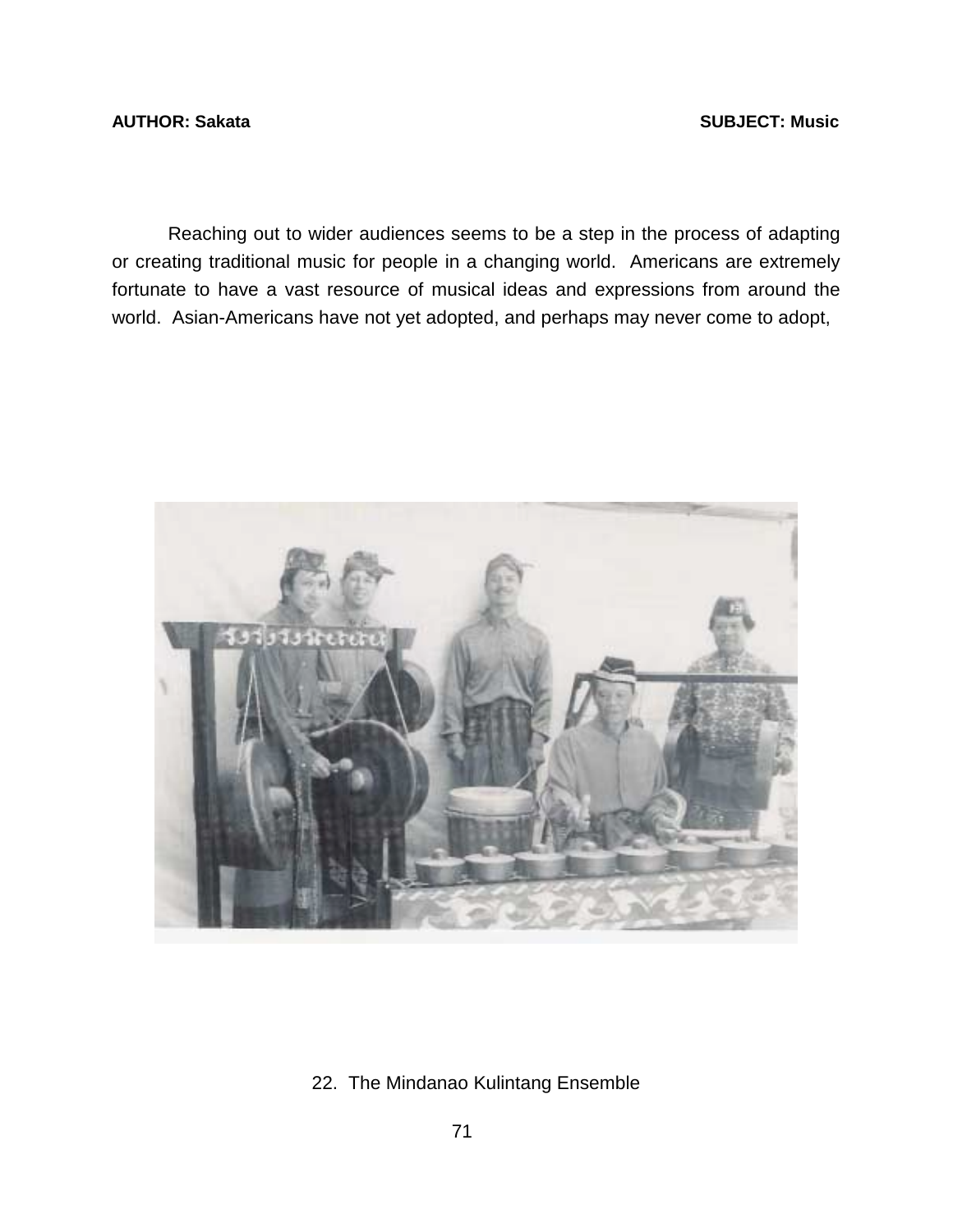Reaching out to wider audiences seems to be a step in the process of adapting or creating traditional music for people in a changing world.  Americans are extremely fortunate to have a vast resource of musical ideas and expressions from around the world.  Asian-Americans have not yet adopted, and perhaps may never come to adopt,

22.  The Mindanao Kulintang Ensemble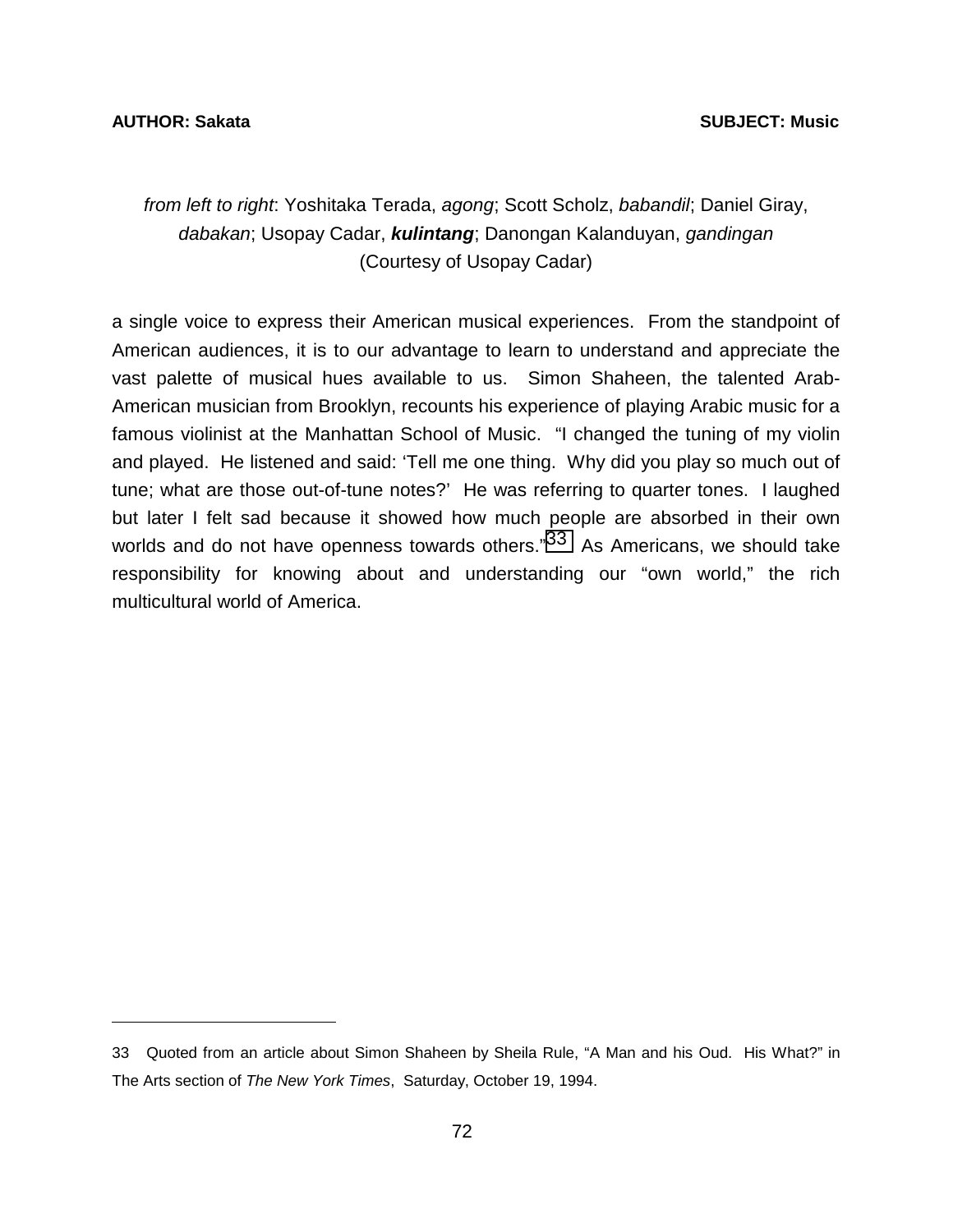*from left to right*: Yoshitaka Terada, *agong*; Scott Scholz, *babandil*; Daniel Giray, *dabakan*; Usopay Cadar, ***kulintang***; Danongan Kalanduyan, *gandingan*
(Courtesy of Usopay Cadar)

a single voice to express their American musical experiences. From the standpoint of American audiences, it is to our advantage to learn to understand and appreciate the vast palette of musical hues available to us. Simon Shaheen, the talented Arab-American musician from Brooklyn, recounts his experience of playing Arabic music for a famous violinist at the Manhattan School of Music. "I changed the tuning of my violin and played. He listened and said: 'Tell me one thing. Why did you play so much out of tune; what are those out-of-tune notes?' He was referring to quarter tones. I laughed but later I felt sad because it showed how much people are absorbed in their own worlds and do not have openness towards others."[33] As Americans, we should take responsibility for knowing about and understanding our "own world," the rich multicultural world of America.

---

33 Quoted from an article about Simon Shaheen by Sheila Rule, "A Man and his Oud. His What?" in The Arts section of *The New York Times*, Saturday, October 19, 1994.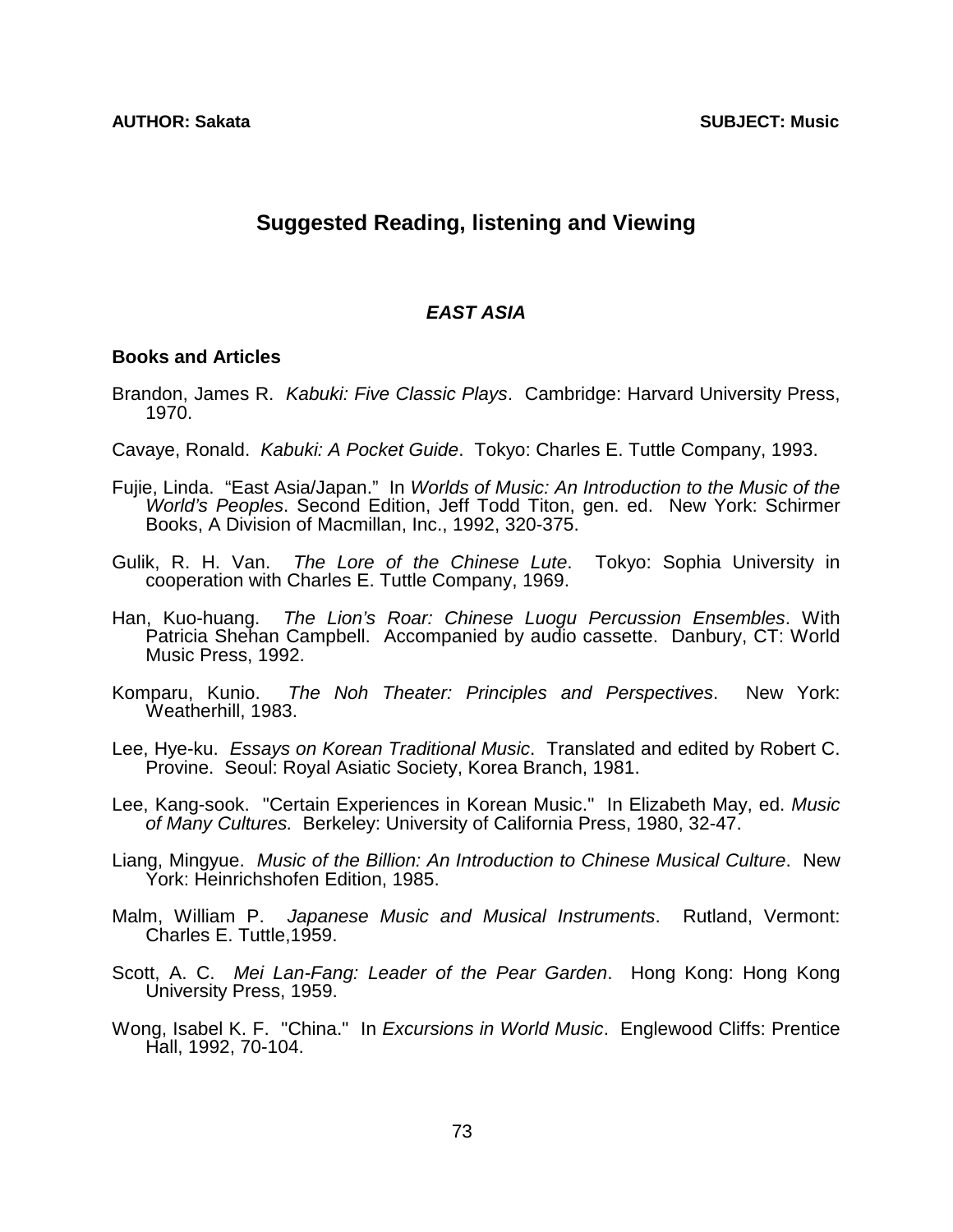## Suggested Reading, listening and Viewing

### *EAST ASIA*

#### Books and Articles

Brandon, James R. *Kabuki: Five Classic Plays*. Cambridge: Harvard University Press, 1970.

Cavaye, Ronald. *Kabuki: A Pocket Guide*. Tokyo: Charles E. Tuttle Company, 1993.

Fujie, Linda. "East Asia/Japan." In *Worlds of Music: An Introduction to the Music of the World's Peoples*. Second Edition, Jeff Todd Titon, gen. ed. New York: Schirmer Books, A Division of Macmillan, Inc., 1992, 320-375.

Gulik, R. H. Van. *The Lore of the Chinese Lute*. Tokyo: Sophia University in cooperation with Charles E. Tuttle Company, 1969.

Han, Kuo-huang. *The Lion's Roar: Chinese Luogu Percussion Ensembles*. With Patricia Shehan Campbell. Accompanied by audio cassette. Danbury, CT: World Music Press, 1992.

Komparu, Kunio. *The Noh Theater: Principles and Perspectives*. New York: Weatherhill, 1983.

Lee, Hye-ku. *Essays on Korean Traditional Music*. Translated and edited by Robert C. Provine. Seoul: Royal Asiatic Society, Korea Branch, 1981.

Lee, Kang-sook. "Certain Experiences in Korean Music." In Elizabeth May, ed. *Music of Many Cultures.* Berkeley: University of California Press, 1980, 32-47.

Liang, Mingyue. *Music of the Billion: An Introduction to Chinese Musical Culture*. New York: Heinrichshofen Edition, 1985.

Malm, William P. *Japanese Music and Musical Instruments*. Rutland, Vermont: Charles E. Tuttle,1959.

Scott, A. C. *Mei Lan-Fang: Leader of the Pear Garden*. Hong Kong: Hong Kong University Press, 1959.

Wong, Isabel K. F. "China." In *Excursions in World Music*. Englewood Cliffs: Prentice Hall, 1992, 70-104.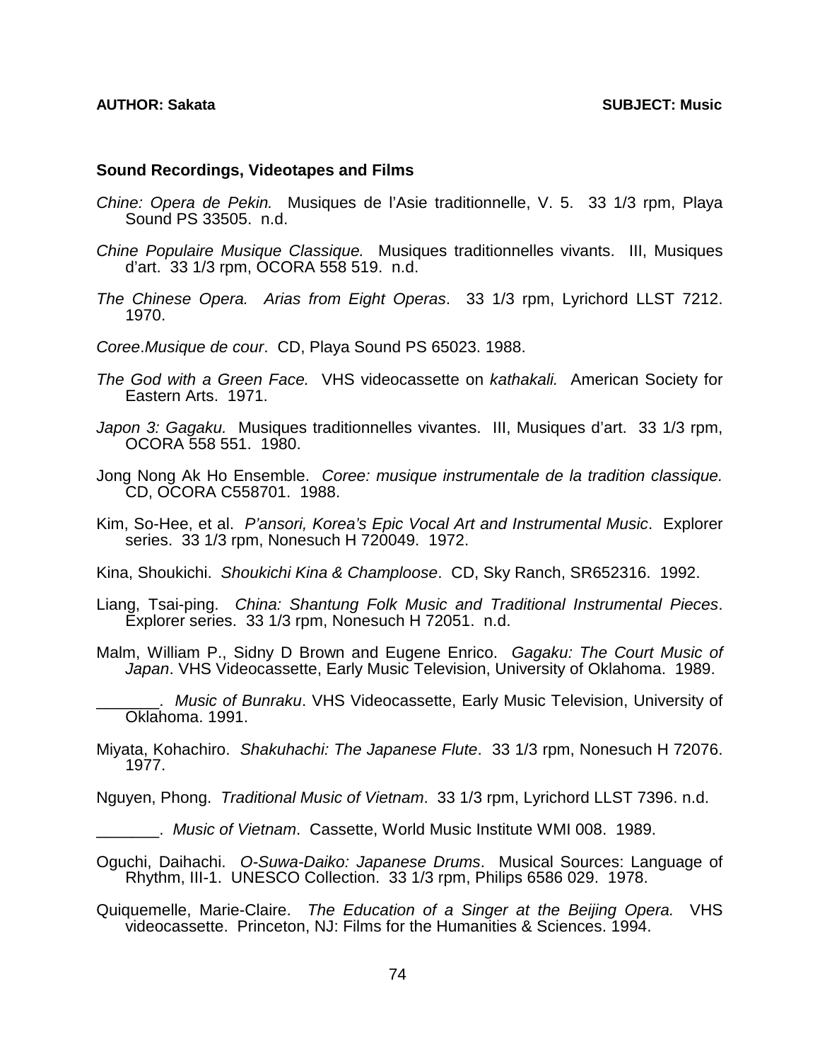## Sound Recordings, Videotapes and Films

*Chine: Opera de Pekin.* Musiques de l'Asie traditionnelle, V. 5. 33 1/3 rpm, Playa Sound PS 33505. n.d.

*Chine Populaire Musique Classique.* Musiques traditionnelles vivants. III, Musiques d'art. 33 1/3 rpm, OCORA 558 519. n.d.

*The Chinese Opera. Arias from Eight Operas*. 33 1/3 rpm, Lyrichord LLST 7212. 1970.

*Coree*.*Musique de cour*. CD, Playa Sound PS 65023. 1988.

*The God with a Green Face.* VHS videocassette on *kathakali.* American Society for Eastern Arts. 1971.

*Japon 3: Gagaku.* Musiques traditionnelles vivantes. III, Musiques d'art. 33 1/3 rpm, OCORA 558 551. 1980.

Jong Nong Ak Ho Ensemble. *Coree: musique instrumentale de la tradition classique.* CD, OCORA C558701. 1988.

Kim, So-Hee, et al. *P'ansori, Korea's Epic Vocal Art and Instrumental Music*. Explorer series. 33 1/3 rpm, Nonesuch H 720049. 1972.

Kina, Shoukichi. *Shoukichi Kina & Champloose*. CD, Sky Ranch, SR652316. 1992.

Liang, Tsai-ping. *China: Shantung Folk Music and Traditional Instrumental Pieces*. Explorer series. 33 1/3 rpm, Nonesuch H 72051. n.d.

Malm, William P., Sidny D Brown and Eugene Enrico. *Gagaku: The Court Music of Japan*. VHS Videocassette, Early Music Television, University of Oklahoma. 1989.

_______. *Music of Bunraku*. VHS Videocassette, Early Music Television, University of Oklahoma. 1991.

Miyata, Kohachiro. *Shakuhachi: The Japanese Flute*. 33 1/3 rpm, Nonesuch H 72076. 1977.

Nguyen, Phong. *Traditional Music of Vietnam*. 33 1/3 rpm, Lyrichord LLST 7396. n.d.

_______. *Music of Vietnam*. Cassette, World Music Institute WMI 008. 1989.

Oguchi, Daihachi. *O-Suwa-Daiko: Japanese Drums*. Musical Sources: Language of Rhythm, III-1. UNESCO Collection. 33 1/3 rpm, Philips 6586 029. 1978.

Quiquemelle, Marie-Claire. *The Education of a Singer at the Beijing Opera.* VHS videocassette. Princeton, NJ: Films for the Humanities & Sciences. 1994.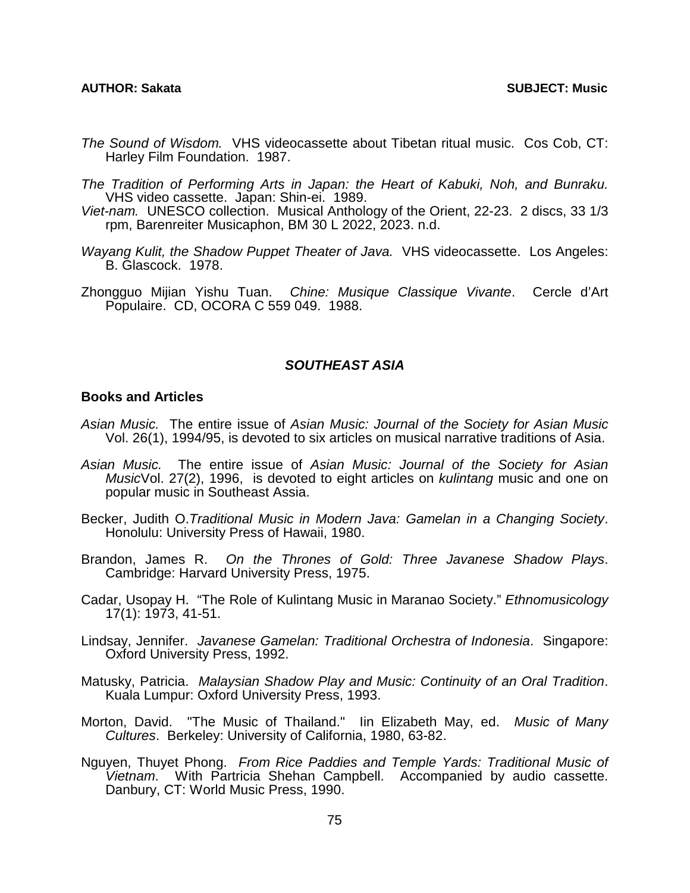*The Sound of Wisdom.* VHS videocassette about Tibetan ritual music. Cos Cob, CT: Harley Film Foundation. 1987.

*The Tradition of Performing Arts in Japan: the Heart of Kabuki, Noh, and Bunraku.* VHS video cassette. Japan: Shin-ei. 1989.

*Viet-nam.* UNESCO collection. Musical Anthology of the Orient, 22-23. 2 discs, 33 1/3 rpm, Barenreiter Musicaphon, BM 30 L 2022, 2023. n.d.

*Wayang Kulit, the Shadow Puppet Theater of Java.* VHS videocassette. Los Angeles: B. Glascock. 1978.

Zhongguo Mijian Yishu Tuan. *Chine: Musique Classique Vivante*. Cercle d'Art Populaire. CD, OCORA C 559 049. 1988.

## *SOUTHEAST ASIA*

### Books and Articles

*Asian Music.* The entire issue of *Asian Music: Journal of the Society for Asian Music* Vol. 26(1), 1994/95, is devoted to six articles on musical narrative traditions of Asia.

*Asian Music.* The entire issue of *Asian Music: Journal of the Society for Asian Music*Vol. 27(2), 1996, is devoted to eight articles on *kulintang* music and one on popular music in Southeast Assia.

Becker, Judith O.*Traditional Music in Modern Java: Gamelan in a Changing Society*. Honolulu: University Press of Hawaii, 1980.

Brandon, James R. *On the Thrones of Gold: Three Javanese Shadow Plays*. Cambridge: Harvard University Press, 1975.

Cadar, Usopay H. "The Role of Kulintang Music in Maranao Society." *Ethnomusicology* 17(1): 1973, 41-51.

Lindsay, Jennifer. *Javanese Gamelan: Traditional Orchestra of Indonesia*. Singapore: Oxford University Press, 1992.

Matusky, Patricia. *Malaysian Shadow Play and Music: Continuity of an Oral Tradition*. Kuala Lumpur: Oxford University Press, 1993.

Morton, David. "The Music of Thailand." Iin Elizabeth May, ed. *Music of Many Cultures*. Berkeley: University of California, 1980, 63-82.

Nguyen, Thuyet Phong. *From Rice Paddies and Temple Yards: Traditional Music of Vietnam*. With Partricia Shehan Campbell. Accompanied by audio cassette. Danbury, CT: World Music Press, 1990.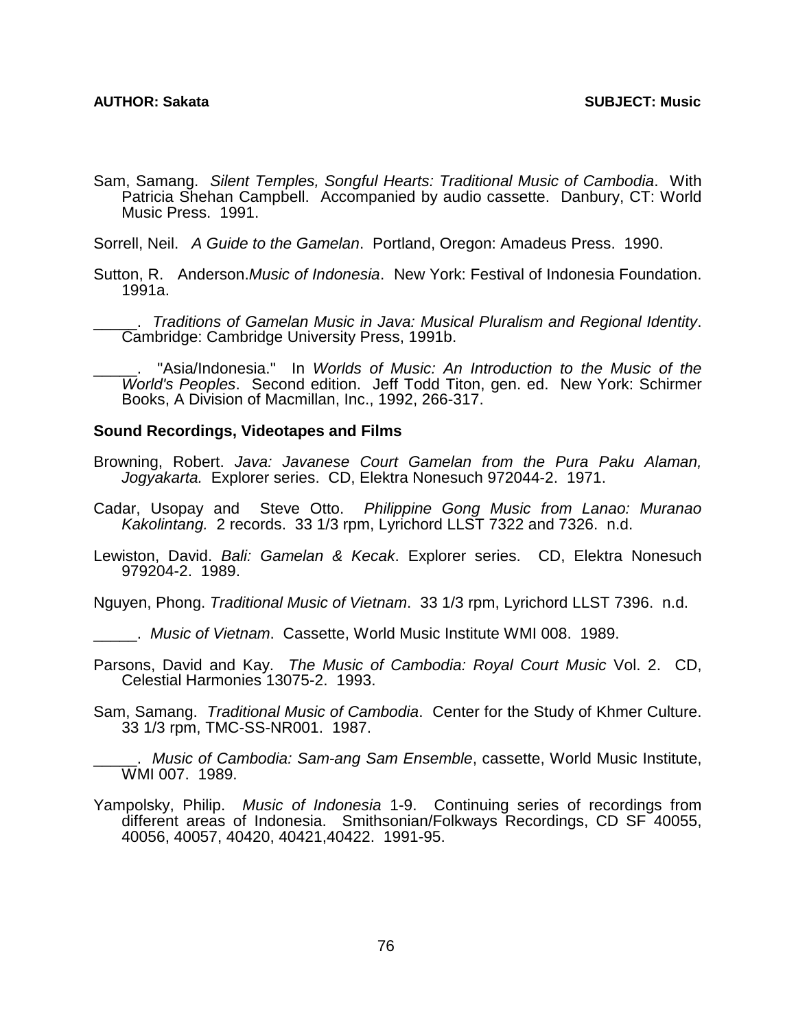Sam, Samang. *Silent Temples, Songful Hearts: Traditional Music of Cambodia*. With Patricia Shehan Campbell. Accompanied by audio cassette. Danbury, CT: World Music Press. 1991.

Sorrell, Neil. *A Guide to the Gamelan*. Portland, Oregon: Amadeus Press. 1990.

Sutton, R. Anderson.*Music of Indonesia*. New York: Festival of Indonesia Foundation. 1991a.

_____. *Traditions of Gamelan Music in Java: Musical Pluralism and Regional Identity*. Cambridge: Cambridge University Press, 1991b.

_____. "Asia/Indonesia." In *Worlds of Music: An Introduction to the Music of the World's Peoples*. Second edition. Jeff Todd Titon, gen. ed. New York: Schirmer Books, A Division of Macmillan, Inc., 1992, 266-317.

### Sound Recordings, Videotapes and Films

Browning, Robert. *Java: Javanese Court Gamelan from the Pura Paku Alaman, Jogyakarta.* Explorer series. CD, Elektra Nonesuch 972044-2. 1971.

Cadar, Usopay and Steve Otto. *Philippine Gong Music from Lanao: Muranao Kakolintang.* 2 records. 33 1/3 rpm, Lyrichord LLST 7322 and 7326. n.d.

Lewiston, David. *Bali: Gamelan & Kecak*. Explorer series. CD, Elektra Nonesuch 979204-2. 1989.

Nguyen, Phong. *Traditional Music of Vietnam*. 33 1/3 rpm, Lyrichord LLST 7396. n.d.

_____. *Music of Vietnam*. Cassette, World Music Institute WMI 008. 1989.

Parsons, David and Kay. *The Music of Cambodia: Royal Court Music* Vol. 2. CD, Celestial Harmonies 13075-2. 1993.

Sam, Samang. *Traditional Music of Cambodia*. Center for the Study of Khmer Culture. 33 1/3 rpm, TMC-SS-NR001. 1987.

_____. *Music of Cambodia: Sam-ang Sam Ensemble*, cassette, World Music Institute, WMI 007. 1989.

Yampolsky, Philip. *Music of Indonesia* 1-9. Continuing series of recordings from different areas of Indonesia. Smithsonian/Folkways Recordings, CD SF 40055, 40056, 40057, 40420, 40421,40422. 1991-95.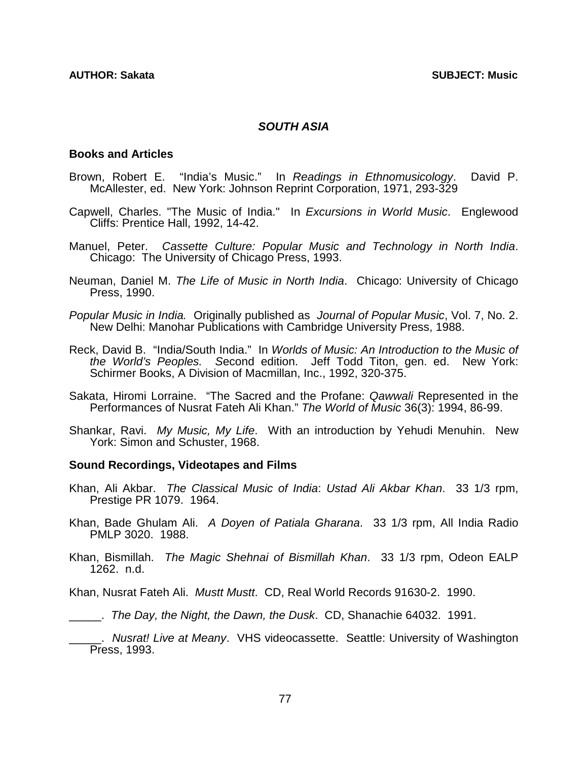## *SOUTH ASIA*

### Books and Articles

Brown, Robert E. "India's Music." In *Readings in Ethnomusicology*. David P. McAllester, ed. New York: Johnson Reprint Corporation, 1971, 293-329

Capwell, Charles. "The Music of India." In *Excursions in World Music*. Englewood Cliffs: Prentice Hall, 1992, 14-42.

Manuel, Peter. *Cassette Culture: Popular Music and Technology in North India*. Chicago: The University of Chicago Press, 1993.

Neuman, Daniel M. *The Life of Music in North India*. Chicago: University of Chicago Press, 1990.

*Popular Music in India.* Originally published as *Journal of Popular Music*, Vol. 7, No. 2. New Delhi: Manohar Publications with Cambridge University Press, 1988.

Reck, David B. "India/South India." In *Worlds of Music: An Introduction to the Music of the World's Peoples. S*econd edition. Jeff Todd Titon, gen. ed. New York: Schirmer Books, A Division of Macmillan, Inc., 1992, 320-375.

Sakata, Hiromi Lorraine. "The Sacred and the Profane: *Qawwali* Represented in the Performances of Nusrat Fateh Ali Khan." *The World of Music* 36(3): 1994, 86-99.

Shankar, Ravi. *My Music, My Life*. With an introduction by Yehudi Menuhin. New York: Simon and Schuster, 1968.

### Sound Recordings, Videotapes and Films

Khan, Ali Akbar. *The Classical Music of India*: *Ustad Ali Akbar Khan*. 33 1/3 rpm, Prestige PR 1079. 1964.

Khan, Bade Ghulam Ali. *A Doyen of Patiala Gharana*. 33 1/3 rpm, All India Radio PMLP 3020. 1988.

Khan, Bismillah. *The Magic Shehnai of Bismillah Khan*. 33 1/3 rpm, Odeon EALP 1262. n.d.

Khan, Nusrat Fateh Ali. *Mustt Mustt*. CD, Real World Records 91630-2. 1990.

_____. *The Day, the Night, the Dawn, the Dusk*. CD, Shanachie 64032. 1991.

_____. *Nusrat! Live at Meany*. VHS videocassette. Seattle: University of Washington Press, 1993.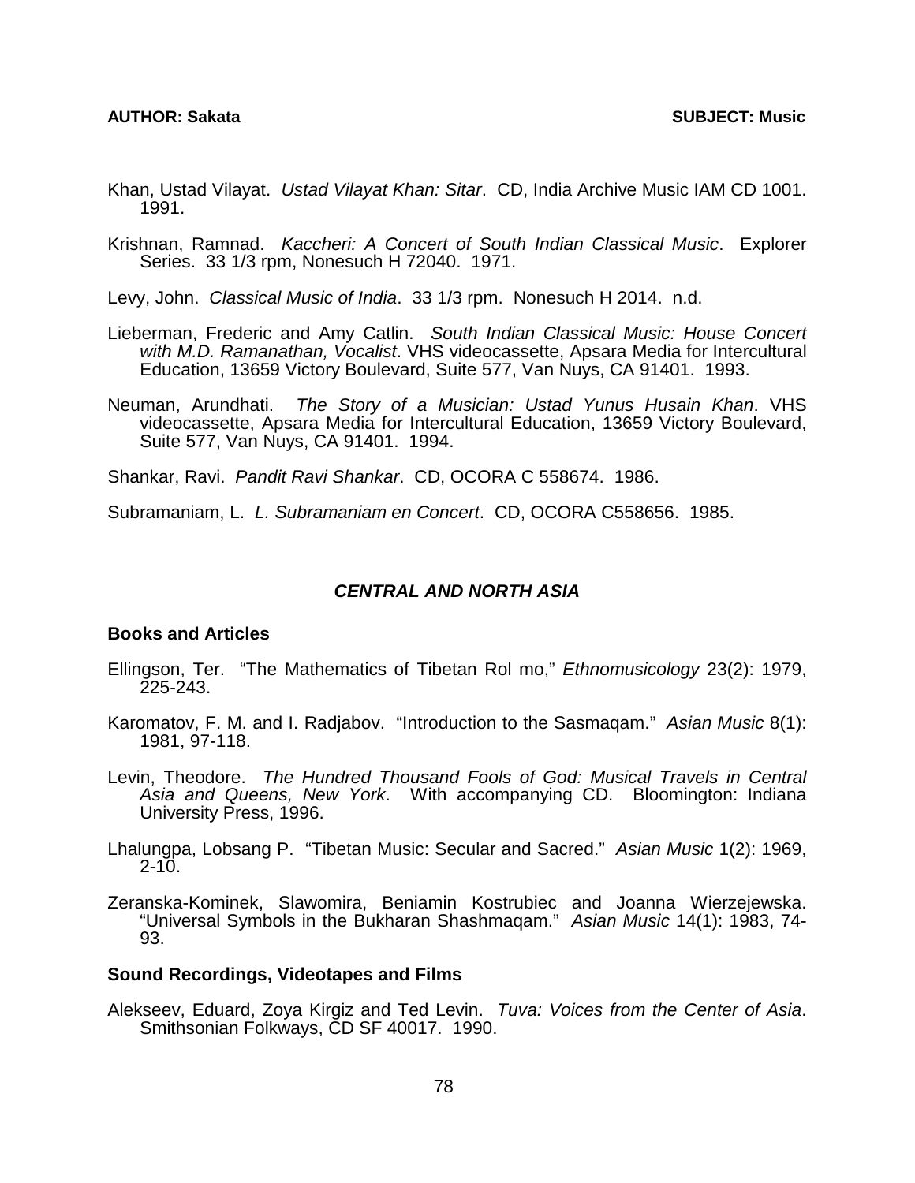Khan, Ustad Vilayat. *Ustad Vilayat Khan: Sitar*. CD, India Archive Music IAM CD 1001. 1991.

Krishnan, Ramnad. *Kaccheri: A Concert of South Indian Classical Music*. Explorer Series. 33 1/3 rpm, Nonesuch H 72040. 1971.

Levy, John. *Classical Music of India*. 33 1/3 rpm. Nonesuch H 2014. n.d.

Lieberman, Frederic and Amy Catlin. *South Indian Classical Music: House Concert with M.D. Ramanathan, Vocalist*. VHS videocassette, Apsara Media for Intercultural Education, 13659 Victory Boulevard, Suite 577, Van Nuys, CA 91401. 1993.

Neuman, Arundhati. *The Story of a Musician: Ustad Yunus Husain Khan*. VHS videocassette, Apsara Media for Intercultural Education, 13659 Victory Boulevard, Suite 577, Van Nuys, CA 91401. 1994.

Shankar, Ravi. *Pandit Ravi Shankar*. CD, OCORA C 558674. 1986.

Subramaniam, L. *L. Subramaniam en Concert*. CD, OCORA C558656. 1985.

## *CENTRAL AND NORTH ASIA*

### Books and Articles

Ellingson, Ter. "The Mathematics of Tibetan Rol mo," *Ethnomusicology* 23(2): 1979, 225-243.

Karomatov, F. M. and I. Radjabov. "Introduction to the Sasmaqam." *Asian Music* 8(1): 1981, 97-118.

Levin, Theodore. *The Hundred Thousand Fools of God: Musical Travels in Central Asia and Queens, New York*. With accompanying CD. Bloomington: Indiana University Press, 1996.

Lhalungpa, Lobsang P. "Tibetan Music: Secular and Sacred." *Asian Music* 1(2): 1969, 2-10.

Zeranska-Kominek, Slawomira, Beniamin Kostrubiec and Joanna Wierzejewska. "Universal Symbols in the Bukharan Shashmaqam." *Asian Music* 14(1): 1983, 74-93.

### Sound Recordings, Videotapes and Films

Alekseev, Eduard, Zoya Kirgiz and Ted Levin. *Tuva: Voices from the Center of Asia*. Smithsonian Folkways, CD SF 40017. 1990.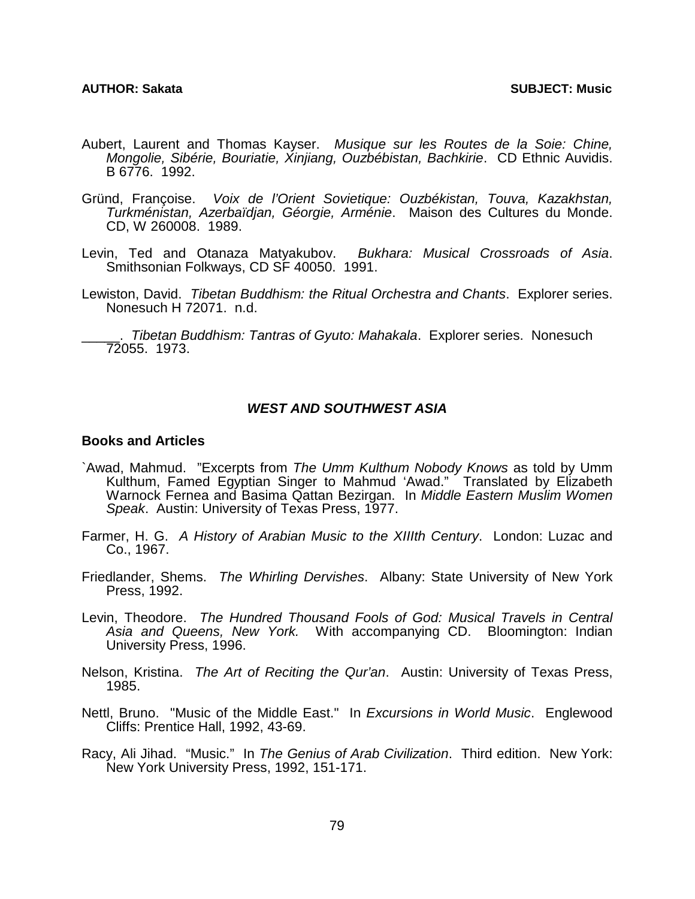Aubert, Laurent and Thomas Kayser. *Musique sur les Routes de la Soie: Chine, Mongolie, Sibérie, Bouriatie, Xinjiang, Ouzbébistan, Bachkirie*. CD Ethnic Auvidis. B 6776. 1992.

Gründ, Françoise. *Voix de l'Orient Sovietique: Ouzbékistan, Touva, Kazakhstan, Turkménistan, Azerbaïdjan, Géorgie, Arménie*. Maison des Cultures du Monde. CD, W 260008. 1989.

Levin, Ted and Otanaza Matyakubov. *Bukhara: Musical Crossroads of Asia*. Smithsonian Folkways, CD SF 40050. 1991.

Lewiston, David. *Tibetan Buddhism: the Ritual Orchestra and Chants*. Explorer series. Nonesuch H 72071. n.d.

_____. *Tibetan Buddhism: Tantras of Gyuto: Mahakala*. Explorer series. Nonesuch 72055. 1973.

## *WEST AND SOUTHWEST ASIA*

### Books and Articles

`Awad, Mahmud. "Excerpts from *The Umm Kulthum Nobody Knows* as told by Umm Kulthum, Famed Egyptian Singer to Mahmud 'Awad." Translated by Elizabeth Warnock Fernea and Basima Qattan Bezirgan. In *Middle Eastern Muslim Women Speak*. Austin: University of Texas Press, 1977.

Farmer, H. G. *A History of Arabian Music to the XIIIth Century*. London: Luzac and Co., 1967.

Friedlander, Shems. *The Whirling Dervishes*. Albany: State University of New York Press, 1992.

Levin, Theodore. *The Hundred Thousand Fools of God: Musical Travels in Central Asia and Queens, New York.* With accompanying CD. Bloomington: Indian University Press, 1996.

Nelson, Kristina. *The Art of Reciting the Qur'an*. Austin: University of Texas Press, 1985.

Nettl, Bruno. "Music of the Middle East." In *Excursions in World Music*. Englewood Cliffs: Prentice Hall, 1992, 43-69.

Racy, Ali Jihad. "Music." In *The Genius of Arab Civilization*. Third edition. New York: New York University Press, 1992, 151-171.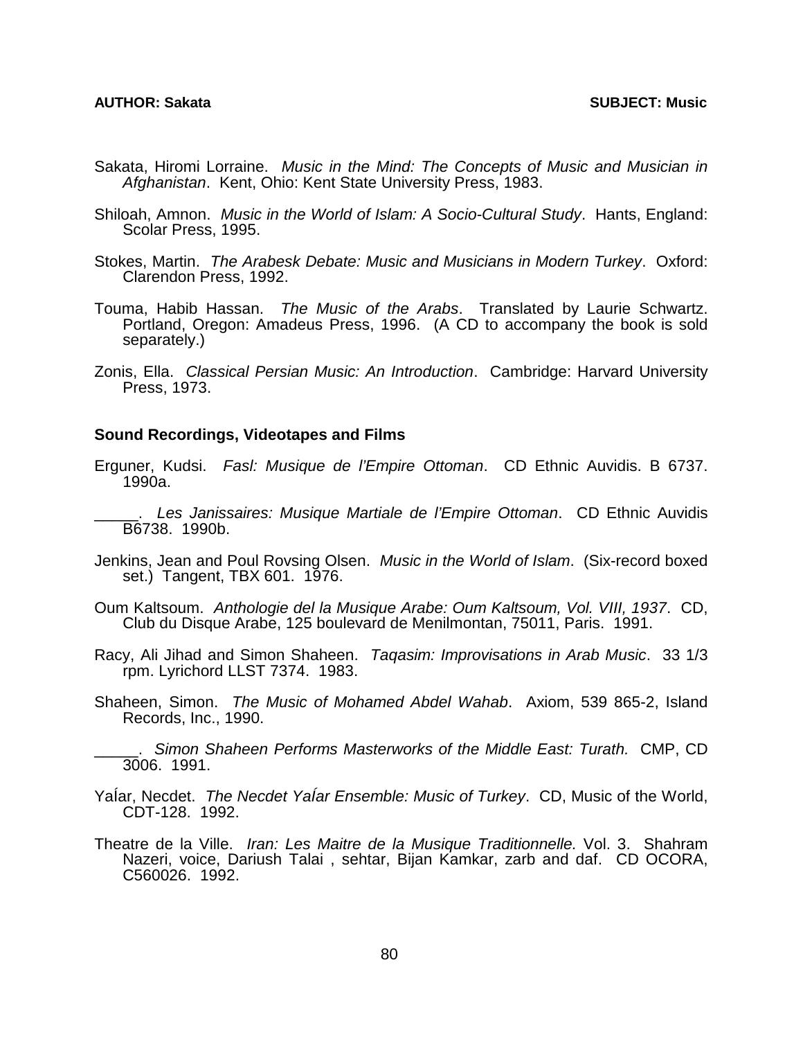Sakata, Hiromi Lorraine. *Music in the Mind: The Concepts of Music and Musician in Afghanistan*. Kent, Ohio: Kent State University Press, 1983.

Shiloah, Amnon. *Music in the World of Islam: A Socio-Cultural Study*. Hants, England: Scolar Press, 1995.

Stokes, Martin. *The Arabesk Debate: Music and Musicians in Modern Turkey*. Oxford: Clarendon Press, 1992.

Touma, Habib Hassan. *The Music of the Arabs*. Translated by Laurie Schwartz. Portland, Oregon: Amadeus Press, 1996. (A CD to accompany the book is sold separately.)

Zonis, Ella. *Classical Persian Music: An Introduction*. Cambridge: Harvard University Press, 1973.

## Sound Recordings, Videotapes and Films

Erguner, Kudsi. *Fasl: Musique de l'Empire Ottoman*. CD Ethnic Auvidis. B 6737. 1990a.

_____. *Les Janissaires: Musique Martiale de l'Empire Ottoman*. CD Ethnic Auvidis B6738. 1990b.

Jenkins, Jean and Poul Rovsing Olsen. *Music in the World of Islam*. (Six-record boxed set.) Tangent, TBX 601. 1976.

Oum Kaltsoum. *Anthologie del la Musique Arabe: Oum Kaltsoum, Vol. VIII, 1937*. CD, Club du Disque Arabe, 125 boulevard de Menilmontan, 75011, Paris. 1991.

Racy, Ali Jihad and Simon Shaheen. *Taqasim: Improvisations in Arab Music*. 33 1/3 rpm. Lyrichord LLST 7374. 1983.

Shaheen, Simon. *The Music of Mohamed Abdel Wahab*. Axiom, 539 865-2, Island Records, Inc., 1990.

_____. *Simon Shaheen Performs Masterworks of the Middle East: Turath.* CMP, CD 3006. 1991.

YaÍar, Necdet. *The Necdet YaÍar Ensemble: Music of Turkey*. CD, Music of the World, CDT-128. 1992.

Theatre de la Ville. *Iran: Les Maitre de la Musique Traditionnelle.* Vol. 3. Shahram Nazeri, voice, Dariush Talai , sehtar, Bijan Kamkar, zarb and daf. CD OCORA, C560026. 1992.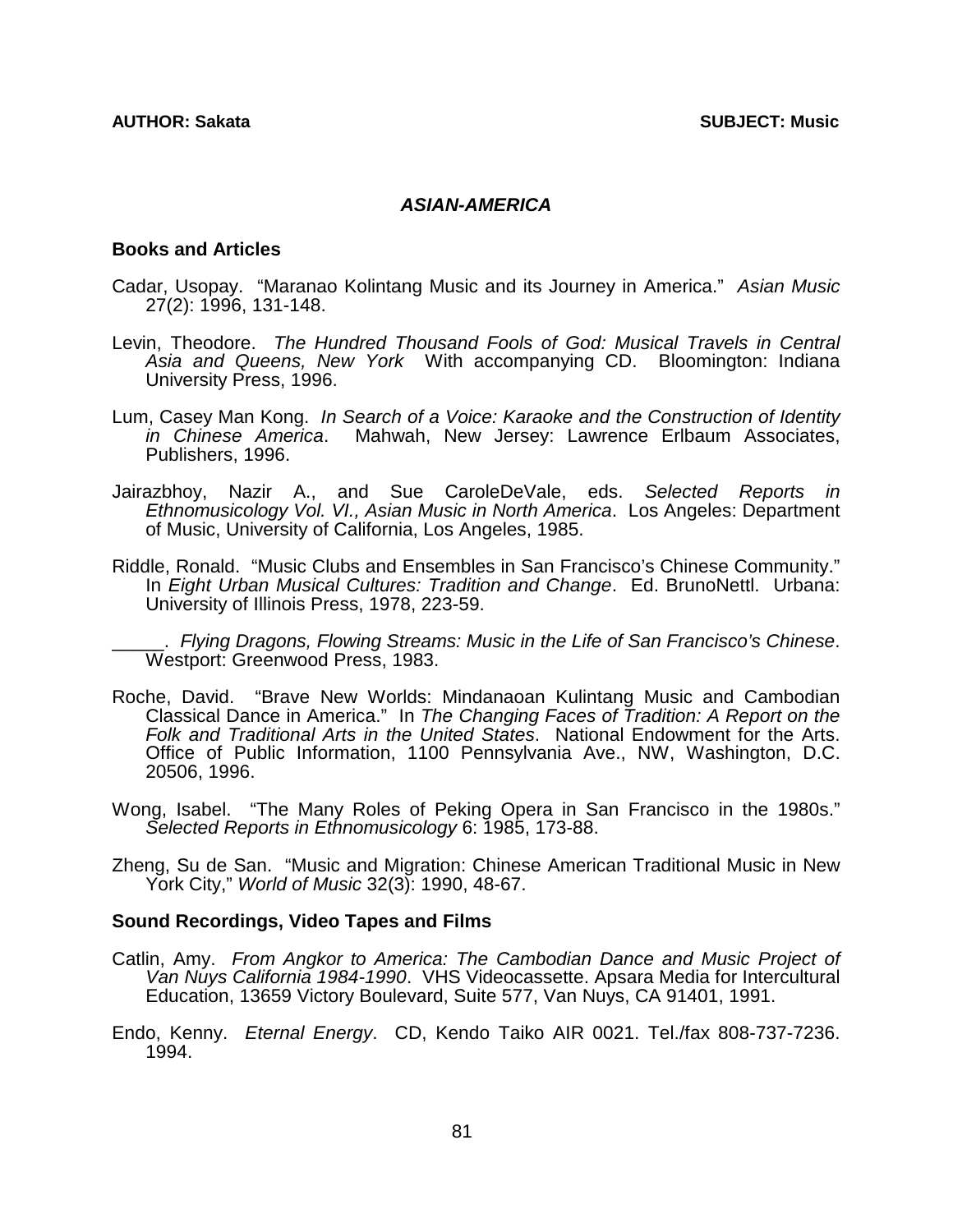## *ASIAN-AMERICA*

### Books and Articles

Cadar, Usopay. "Maranao Kolintang Music and its Journey in America." *Asian Music* 27(2): 1996, 131-148.

Levin, Theodore. *The Hundred Thousand Fools of God: Musical Travels in Central Asia and Queens, New York* With accompanying CD. Bloomington: Indiana University Press, 1996.

Lum, Casey Man Kong. *In Search of a Voice: Karaoke and the Construction of Identity in Chinese America*. Mahwah, New Jersey: Lawrence Erlbaum Associates, Publishers, 1996.

Jairazbhoy, Nazir A., and Sue CaroleDeVale, eds. *Selected Reports in Ethnomusicology Vol. VI., Asian Music in North America*. Los Angeles: Department of Music, University of California, Los Angeles, 1985.

Riddle, Ronald. "Music Clubs and Ensembles in San Francisco's Chinese Community." In *Eight Urban Musical Cultures: Tradition and Change*. Ed. BrunoNettl. Urbana: University of Illinois Press, 1978, 223-59.

_____. *Flying Dragons, Flowing Streams: Music in the Life of San Francisco's Chinese*. Westport: Greenwood Press, 1983.

Roche, David. "Brave New Worlds: Mindanaoan Kulintang Music and Cambodian Classical Dance in America." In *The Changing Faces of Tradition: A Report on the Folk and Traditional Arts in the United States*. National Endowment for the Arts. Office of Public Information, 1100 Pennsylvania Ave., NW, Washington, D.C. 20506, 1996.

Wong, Isabel. "The Many Roles of Peking Opera in San Francisco in the 1980s." *Selected Reports in Ethnomusicology* 6: 1985, 173-88.

Zheng, Su de San. "Music and Migration: Chinese American Traditional Music in New York City," *World of Music* 32(3): 1990, 48-67.

### Sound Recordings, Video Tapes and Films

Catlin, Amy. *From Angkor to America: The Cambodian Dance and Music Project of Van Nuys California 1984-1990*. VHS Videocassette. Apsara Media for Intercultural Education, 13659 Victory Boulevard, Suite 577, Van Nuys, CA 91401, 1991.

Endo, Kenny. *Eternal Energy*. CD, Kendo Taiko AIR 0021. Tel./fax 808-737-7236. 1994.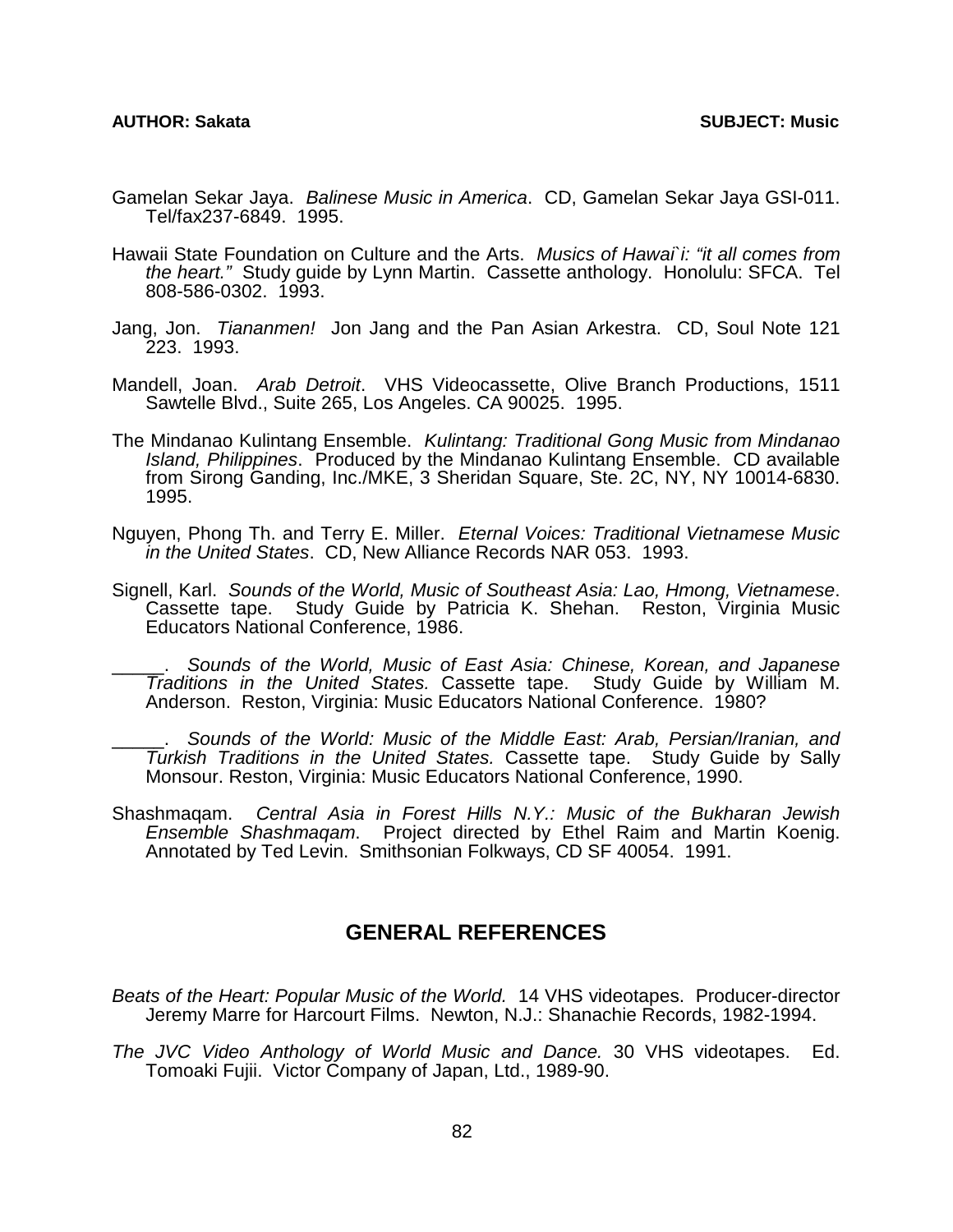Gamelan Sekar Jaya. *Balinese Music in America*. CD, Gamelan Sekar Jaya GSI-011. Tel/fax237-6849. 1995.

Hawaii State Foundation on Culture and the Arts. *Musics of Hawai`i: "it all comes from the heart."* Study guide by Lynn Martin. Cassette anthology. Honolulu: SFCA. Tel 808-586-0302. 1993.

Jang, Jon. *Tiananmen!* Jon Jang and the Pan Asian Arkestra. CD, Soul Note 121 223. 1993.

Mandell, Joan. *Arab Detroit*. VHS Videocassette, Olive Branch Productions, 1511 Sawtelle Blvd., Suite 265, Los Angeles. CA 90025. 1995.

The Mindanao Kulintang Ensemble. *Kulintang: Traditional Gong Music from Mindanao Island, Philippines*. Produced by the Mindanao Kulintang Ensemble. CD available from Sirong Ganding, Inc./MKE, 3 Sheridan Square, Ste. 2C, NY, NY 10014-6830. 1995.

Nguyen, Phong Th. and Terry E. Miller. *Eternal Voices: Traditional Vietnamese Music in the United States*. CD, New Alliance Records NAR 053. 1993.

Signell, Karl. *Sounds of the World, Music of Southeast Asia: Lao, Hmong, Vietnamese*. Cassette tape. Study Guide by Patricia K. Shehan. Reston, Virginia Music Educators National Conference, 1986.

_____. *Sounds of the World, Music of East Asia: Chinese, Korean, and Japanese Traditions in the United States.* Cassette tape. Study Guide by William M. Anderson. Reston, Virginia: Music Educators National Conference. 1980?

_____. *Sounds of the World: Music of the Middle East: Arab, Persian/Iranian, and Turkish Traditions in the United States.* Cassette tape. Study Guide by Sally Monsour. Reston, Virginia: Music Educators National Conference, 1990.

Shashmaqam. *Central Asia in Forest Hills N.Y.: Music of the Bukharan Jewish Ensemble Shashmaqam*. Project directed by Ethel Raim and Martin Koenig. Annotated by Ted Levin. Smithsonian Folkways, CD SF 40054. 1991.

## GENERAL REFERENCES

*Beats of the Heart: Popular Music of the World.* 14 VHS videotapes. Producer-director Jeremy Marre for Harcourt Films. Newton, N.J.: Shanachie Records, 1982-1994.

*The JVC Video Anthology of World Music and Dance.* 30 VHS videotapes. Ed. Tomoaki Fujii. Victor Company of Japan, Ltd., 1989-90.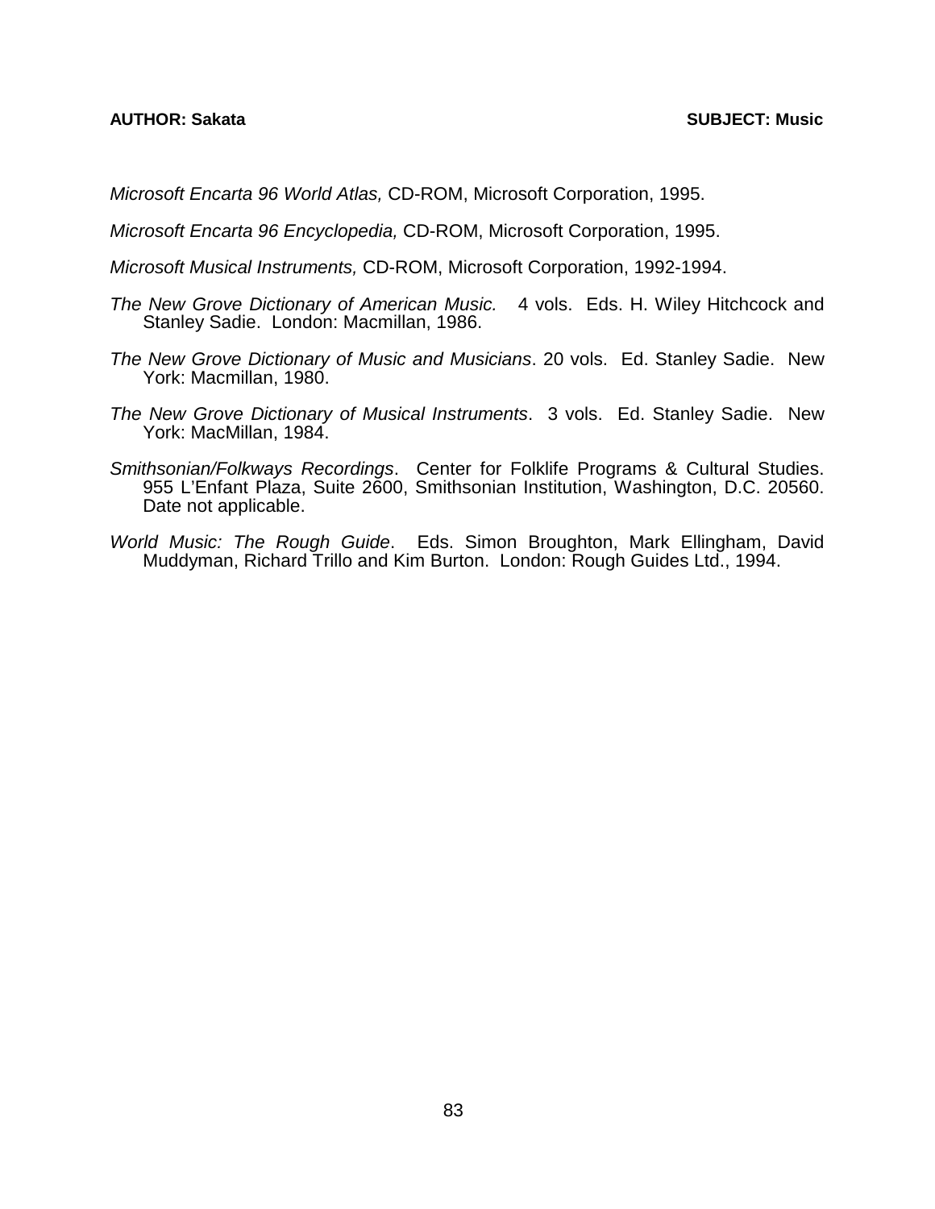*Microsoft Encarta 96 World Atlas,* CD-ROM, Microsoft Corporation, 1995.

*Microsoft Encarta 96 Encyclopedia,* CD-ROM, Microsoft Corporation, 1995.

*Microsoft Musical Instruments,* CD-ROM, Microsoft Corporation, 1992-1994.

*The New Grove Dictionary of American Music.* 4 vols. Eds. H. Wiley Hitchcock and Stanley Sadie. London: Macmillan, 1986.

*The New Grove Dictionary of Music and Musicians*. 20 vols. Ed. Stanley Sadie. New York: Macmillan, 1980.

*The New Grove Dictionary of Musical Instruments*. 3 vols. Ed. Stanley Sadie. New York: MacMillan, 1984.

*Smithsonian/Folkways Recordings*. Center for Folklife Programs & Cultural Studies. 955 L'Enfant Plaza, Suite 2600, Smithsonian Institution, Washington, D.C. 20560. Date not applicable.

*World Music: The Rough Guide*. Eds. Simon Broughton, Mark Ellingham, David Muddyman, Richard Trillo and Kim Burton. London: Rough Guides Ltd., 1994.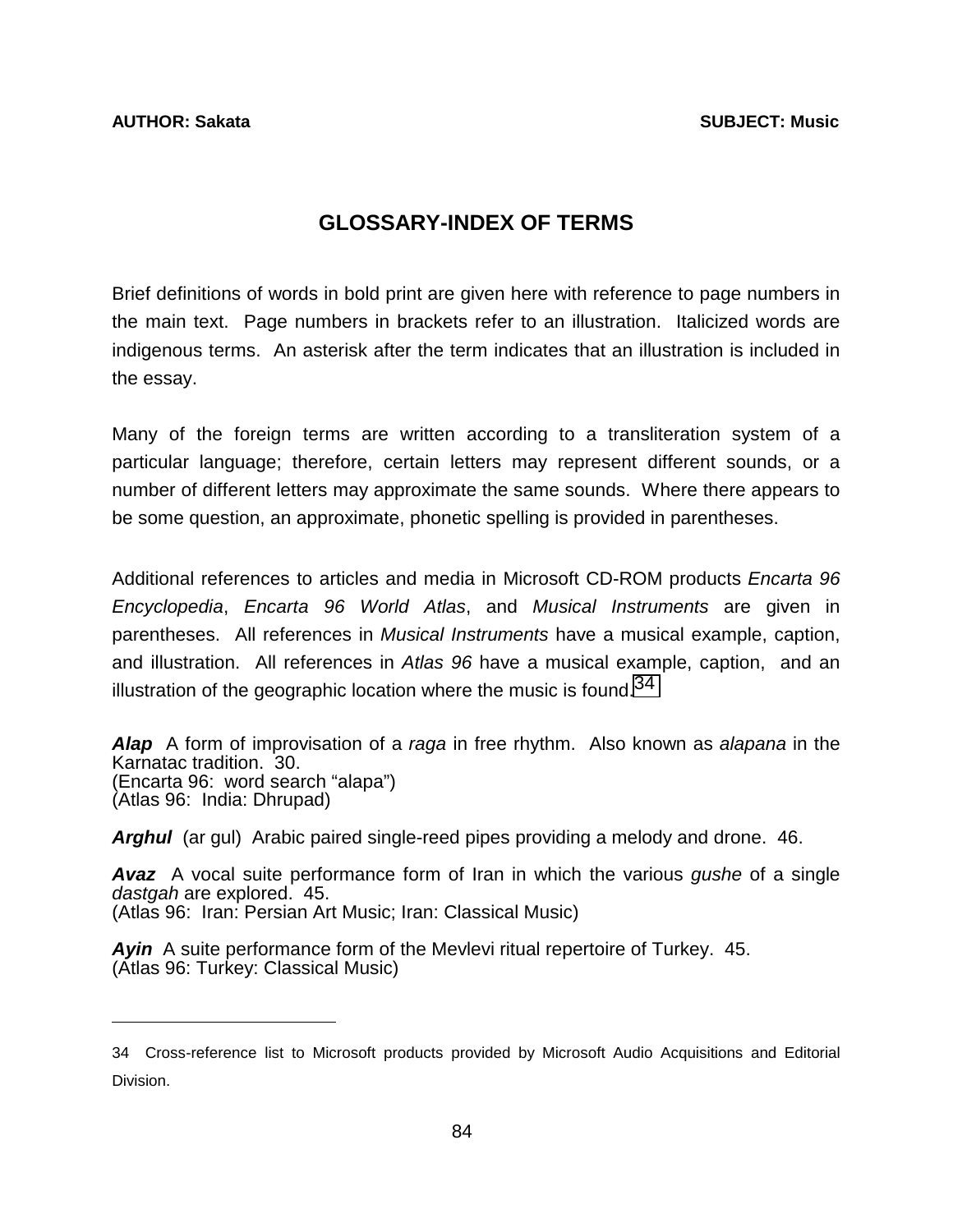# GLOSSARY-INDEX OF TERMS

Brief definitions of words in bold print are given here with reference to page numbers in the main text. Page numbers in brackets refer to an illustration. Italicized words are indigenous terms. An asterisk after the term indicates that an illustration is included in the essay.

Many of the foreign terms are written according to a transliteration system of a particular language; therefore, certain letters may represent different sounds, or a number of different letters may approximate the same sounds. Where there appears to be some question, an approximate, phonetic spelling is provided in parentheses.

Additional references to articles and media in Microsoft CD-ROM products *Encarta 96 Encyclopedia*, *Encarta 96 World Atlas*, and *Musical Instruments* are given in parentheses. All references in *Musical Instruments* have a musical example, caption, and illustration. All references in *Atlas 96* have a musical example, caption, and an illustration of the geographic location where the music is found.[34]

***Alap*** A form of improvisation of a *raga* in free rhythm. Also known as *alapana* in the Karnatac tradition. 30.
(Encarta 96: word search "alapa")
(Atlas 96: India: Dhrupad)

***Arghul*** (ar gul) Arabic paired single-reed pipes providing a melody and drone. 46.

***Avaz*** A vocal suite performance form of Iran in which the various *gushe* of a single *dastgah* are explored. 45.
(Atlas 96: Iran: Persian Art Music; Iran: Classical Music)

***Ayin*** A suite performance form of the Mevlevi ritual repertoire of Turkey. 45.
(Atlas 96: Turkey: Classical Music)

---

34 Cross-reference list to Microsoft products provided by Microsoft Audio Acquisitions and Editorial Division.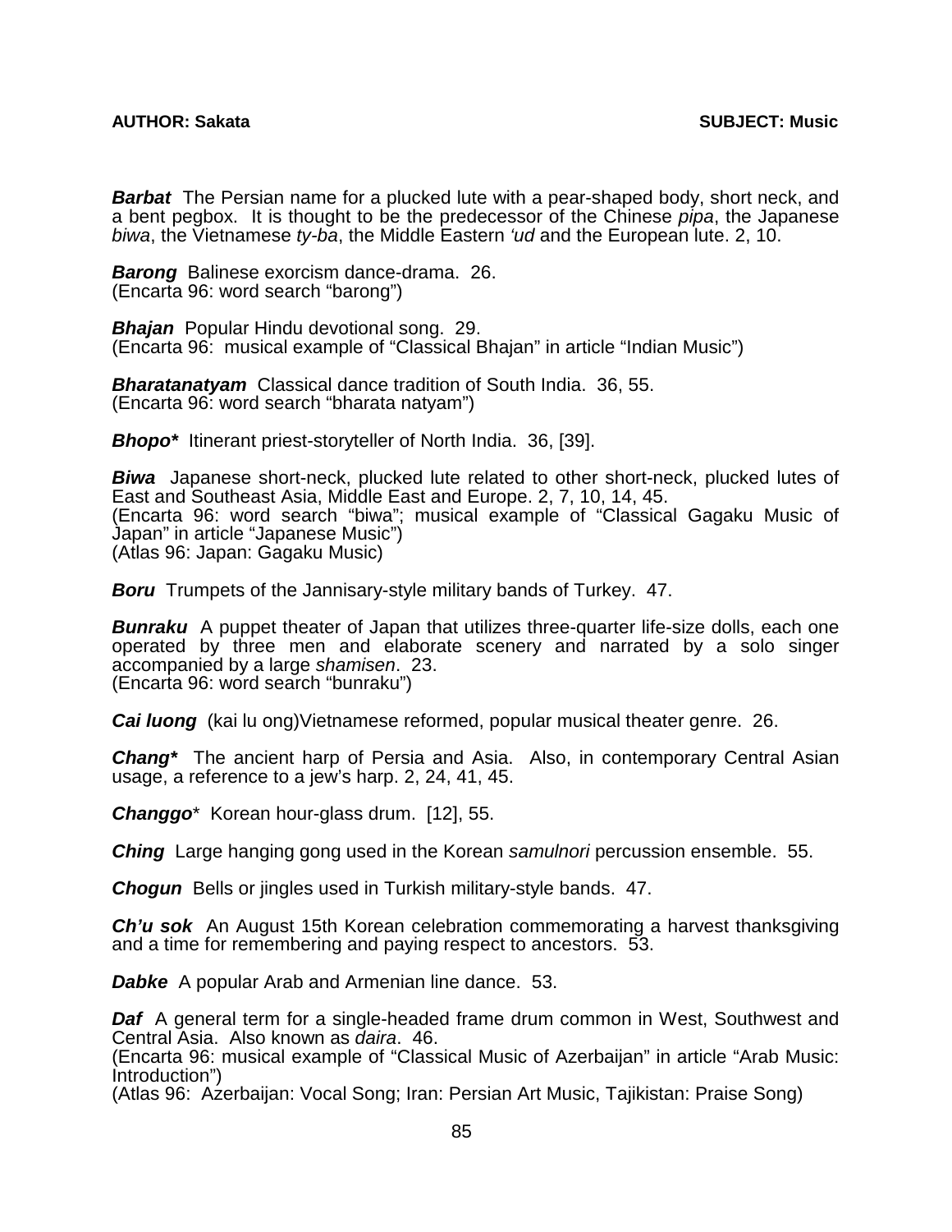***Barbat*** The Persian name for a plucked lute with a pear-shaped body, short neck, and a bent pegbox. It is thought to be the predecessor of the Chinese *pipa*, the Japanese *biwa*, the Vietnamese *ty-ba*, the Middle Eastern *'ud* and the European lute. 2, 10.

***Barong*** Balinese exorcism dance-drama. 26.
(Encarta 96: word search "barong")

***Bhajan*** Popular Hindu devotional song. 29.
(Encarta 96: musical example of "Classical Bhajan" in article "Indian Music")

***Bharatanatyam*** Classical dance tradition of South India. 36, 55.
(Encarta 96: word search "bharata natyam")

***Bhopo**** Itinerant priest-storyteller of North India. 36, [39].

***Biwa*** Japanese short-neck, plucked lute related to other short-neck, plucked lutes of East and Southeast Asia, Middle East and Europe. 2, 7, 10, 14, 45.
(Encarta 96: word search "biwa"; musical example of "Classical Gagaku Music of Japan" in article "Japanese Music")
(Atlas 96: Japan: Gagaku Music)

***Boru*** Trumpets of the Jannisary-style military bands of Turkey. 47.

***Bunraku*** A puppet theater of Japan that utilizes three-quarter life-size dolls, each one operated by three men and elaborate scenery and narrated by a solo singer accompanied by a large *shamisen*. 23.
(Encarta 96: word search "bunraku")

***Cai luong*** (kai lu ong)Vietnamese reformed, popular musical theater genre. 26.

***Chang**** The ancient harp of Persia and Asia. Also, in contemporary Central Asian usage, a reference to a jew's harp. 2, 24, 41, 45.

***Changgo**** Korean hour-glass drum. [12], 55.

***Ching*** Large hanging gong used in the Korean *samulnori* percussion ensemble. 55.

***Chogun*** Bells or jingles used in Turkish military-style bands. 47.

***Ch'u sok*** An August 15th Korean celebration commemorating a harvest thanksgiving and a time for remembering and paying respect to ancestors. 53.

***Dabke*** A popular Arab and Armenian line dance. 53.

***Daf*** A general term for a single-headed frame drum common in West, Southwest and Central Asia. Also known as *daira*. 46.
(Encarta 96: musical example of "Classical Music of Azerbaijan" in article "Arab Music: Introduction")
(Atlas 96: Azerbaijan: Vocal Song; Iran: Persian Art Music, Tajikistan: Praise Song)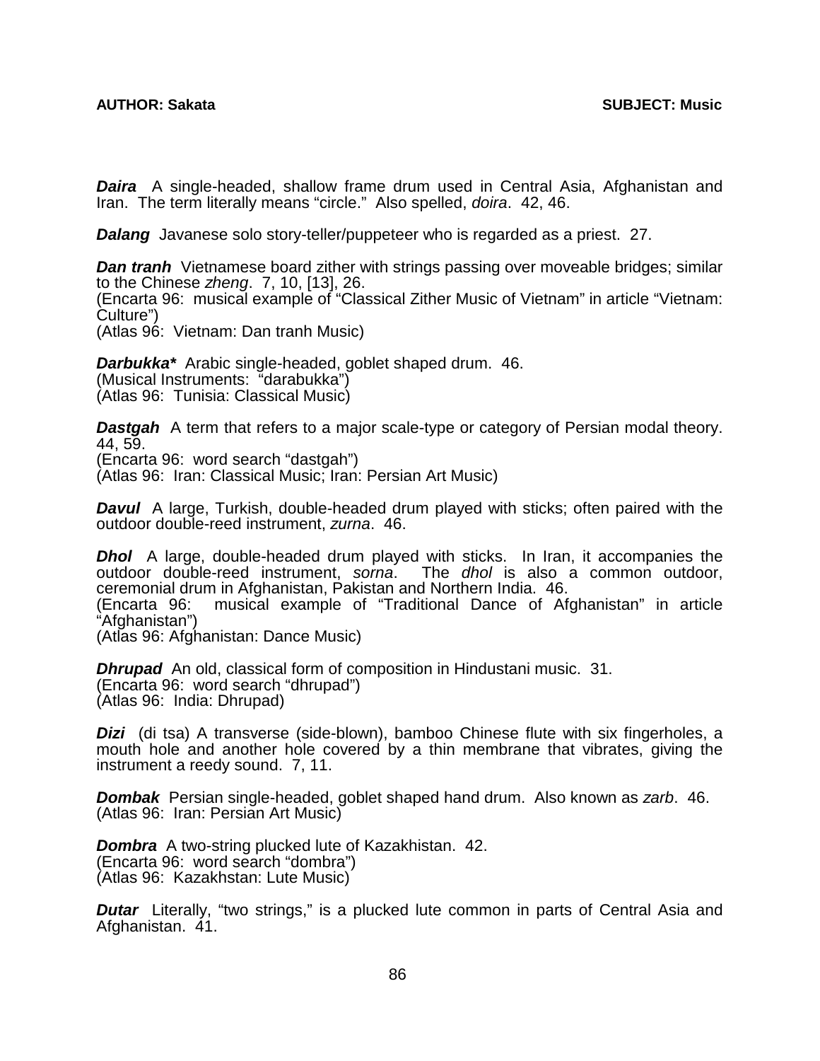***Daira*** A single-headed, shallow frame drum used in Central Asia, Afghanistan and Iran. The term literally means "circle." Also spelled, *doira*. 42, 46.

***Dalang*** Javanese solo story-teller/puppeteer who is regarded as a priest. 27.

***Dan tranh*** Vietnamese board zither with strings passing over moveable bridges; similar to the Chinese *zheng*. 7, 10, [13], 26.
(Encarta 96: musical example of "Classical Zither Music of Vietnam" in article "Vietnam: Culture")
(Atlas 96: Vietnam: Dan tranh Music)

***Darbukka**** Arabic single-headed, goblet shaped drum. 46.
(Musical Instruments: "darabukka")
(Atlas 96: Tunisia: Classical Music)

***Dastgah*** A term that refers to a major scale-type or category of Persian modal theory. 44, 59.
(Encarta 96: word search "dastgah")
(Atlas 96: Iran: Classical Music; Iran: Persian Art Music)

***Davul*** A large, Turkish, double-headed drum played with sticks; often paired with the outdoor double-reed instrument, *zurna*. 46.

***Dhol*** A large, double-headed drum played with sticks. In Iran, it accompanies the outdoor double-reed instrument, *sorna*. The *dhol* is also a common outdoor, ceremonial drum in Afghanistan, Pakistan and Northern India. 46.
(Encarta 96: musical example of "Traditional Dance of Afghanistan" in article "Afghanistan")
(Atlas 96: Afghanistan: Dance Music)

***Dhrupad*** An old, classical form of composition in Hindustani music. 31.
(Encarta 96: word search "dhrupad")
(Atlas 96: India: Dhrupad)

***Dizi*** (di tsa) A transverse (side-blown), bamboo Chinese flute with six fingerholes, a mouth hole and another hole covered by a thin membrane that vibrates, giving the instrument a reedy sound. 7, 11.

***Dombak*** Persian single-headed, goblet shaped hand drum. Also known as *zarb*. 46.
(Atlas 96: Iran: Persian Art Music)

***Dombra*** A two-string plucked lute of Kazakhistan. 42.
(Encarta 96: word search "dombra")
(Atlas 96: Kazakhstan: Lute Music)

***Dutar*** Literally, "two strings," is a plucked lute common in parts of Central Asia and Afghanistan. 41.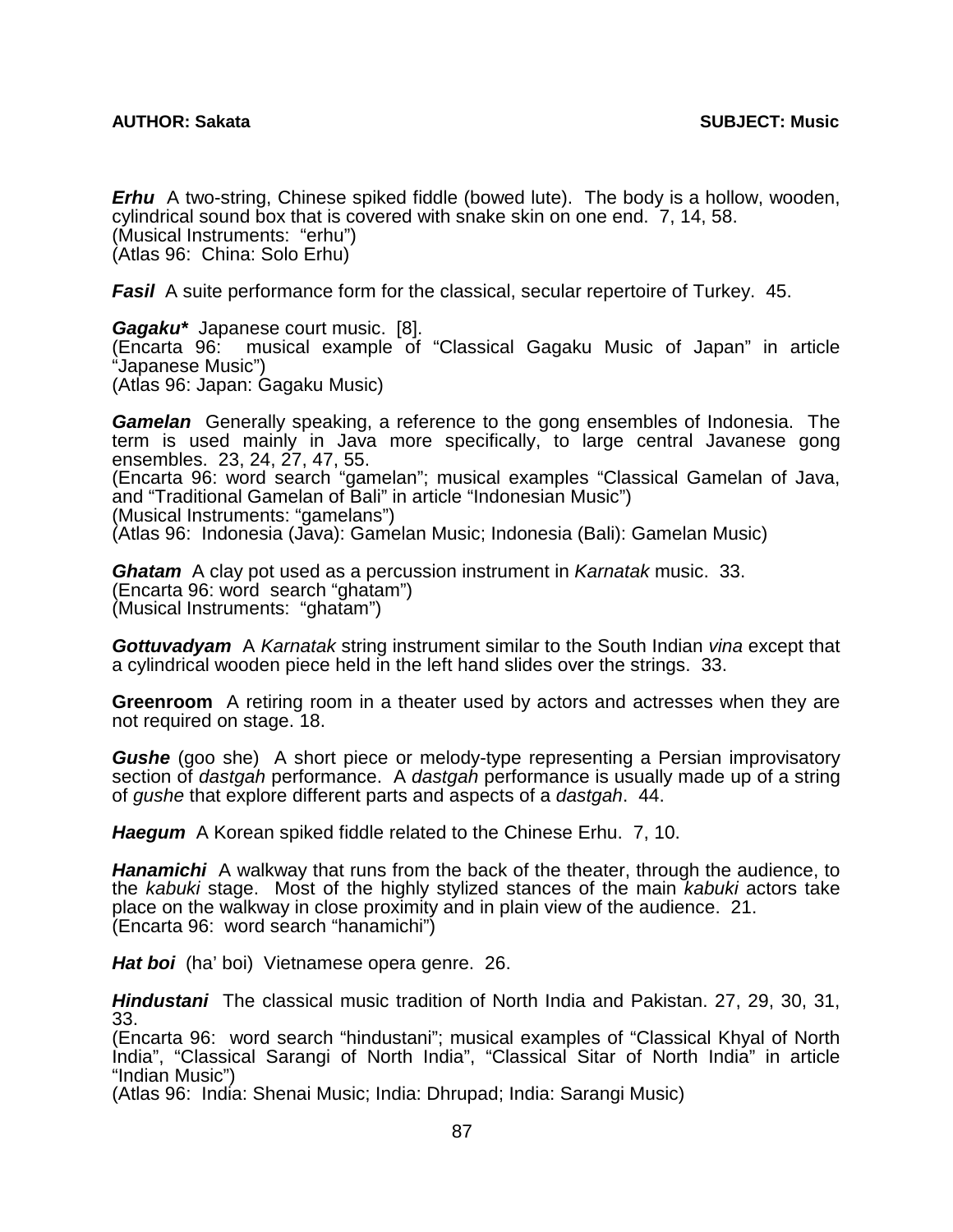***Erhu*** A two-string, Chinese spiked fiddle (bowed lute). The body is a hollow, wooden, cylindrical sound box that is covered with snake skin on one end. 7, 14, 58.
(Musical Instruments: "erhu")
(Atlas 96: China: Solo Erhu)

***Fasil*** A suite performance form for the classical, secular repertoire of Turkey. 45.

***Gagaku**** Japanese court music. [8].
(Encarta 96: musical example of "Classical Gagaku Music of Japan" in article "Japanese Music")
(Atlas 96: Japan: Gagaku Music)

***Gamelan*** Generally speaking, a reference to the gong ensembles of Indonesia. The term is used mainly in Java more specifically, to large central Javanese gong ensembles. 23, 24, 27, 47, 55.
(Encarta 96: word search "gamelan"; musical examples "Classical Gamelan of Java, and "Traditional Gamelan of Bali" in article "Indonesian Music")
(Musical Instruments: "gamelans")
(Atlas 96: Indonesia (Java): Gamelan Music; Indonesia (Bali): Gamelan Music)

***Ghatam*** A clay pot used as a percussion instrument in *Karnatak* music. 33.
(Encarta 96: word search "ghatam")
(Musical Instruments: "ghatam")

***Gottuvadyam*** A *Karnatak* string instrument similar to the South Indian *vina* except that a cylindrical wooden piece held in the left hand slides over the strings. 33.

**Greenroom** A retiring room in a theater used by actors and actresses when they are not required on stage. 18.

***Gushe*** (goo she) A short piece or melody-type representing a Persian improvisatory section of *dastgah* performance. A *dastgah* performance is usually made up of a string of *gushe* that explore different parts and aspects of a *dastgah*. 44.

***Haegum*** A Korean spiked fiddle related to the Chinese Erhu. 7, 10.

***Hanamichi*** A walkway that runs from the back of the theater, through the audience, to the *kabuki* stage. Most of the highly stylized stances of the main *kabuki* actors take place on the walkway in close proximity and in plain view of the audience. 21.
(Encarta 96: word search "hanamichi")

***Hat boi*** (ha' boi) Vietnamese opera genre. 26.

***Hindustani*** The classical music tradition of North India and Pakistan. 27, 29, 30, 31, 33.
(Encarta 96: word search "hindustani"; musical examples of "Classical Khyal of North India", "Classical Sarangi of North India", "Classical Sitar of North India" in article "Indian Music")
(Atlas 96: India: Shenai Music; India: Dhrupad; India: Sarangi Music)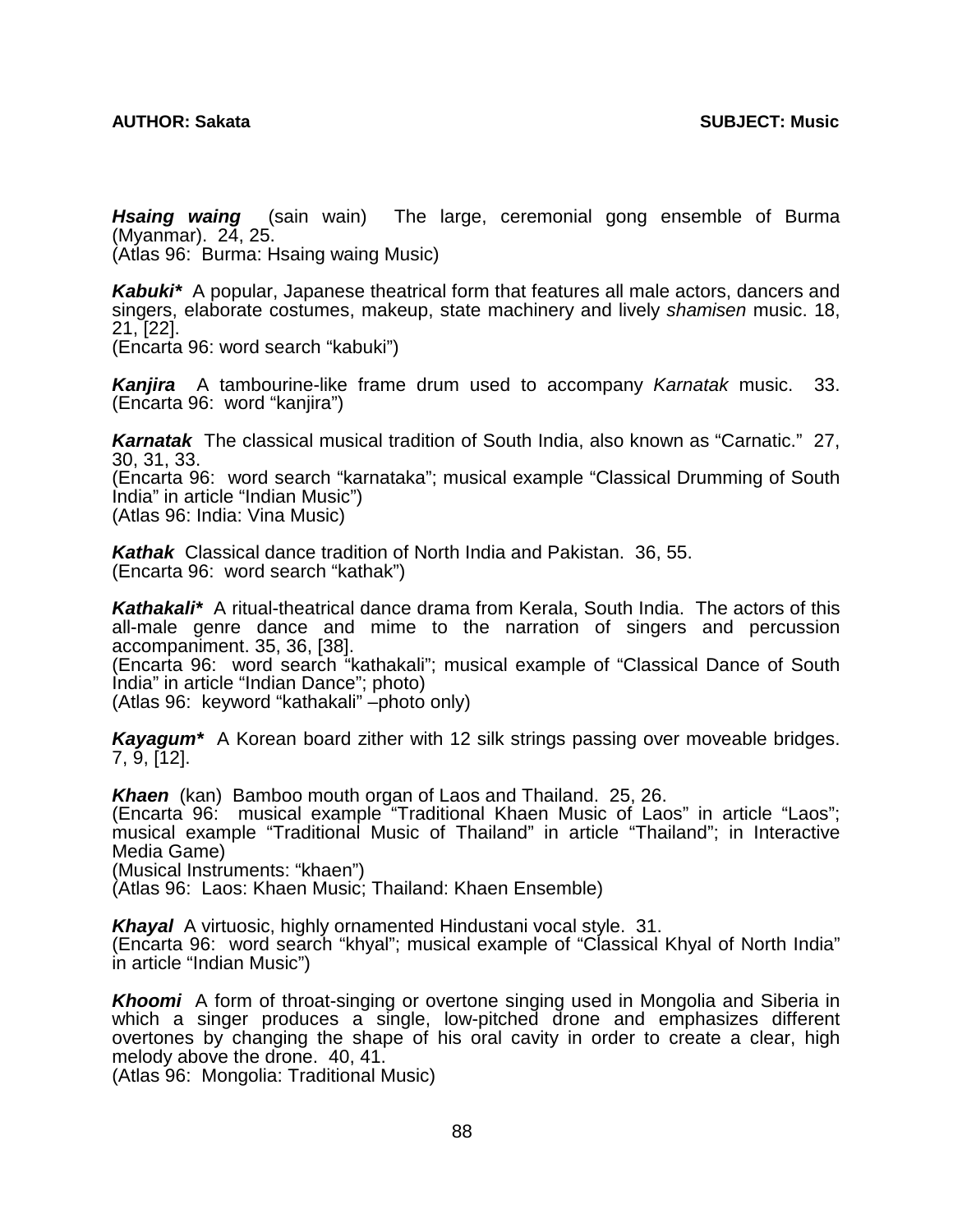***Hsaing waing*** (sain wain) The large, ceremonial gong ensemble of Burma (Myanmar). 24, 25.
(Atlas 96: Burma: Hsaing waing Music)

***Kabuki**** A popular, Japanese theatrical form that features all male actors, dancers and singers, elaborate costumes, makeup, state machinery and lively *shamisen* music. 18, 21, [22].
(Encarta 96: word search "kabuki")

***Kanjira*** A tambourine-like frame drum used to accompany *Karnatak* music. 33.
(Encarta 96: word "kanjira")

***Karnatak*** The classical musical tradition of South India, also known as "Carnatic." 27, 30, 31, 33.
(Encarta 96: word search "karnataka"; musical example "Classical Drumming of South India" in article "Indian Music")
(Atlas 96: India: Vina Music)

***Kathak*** Classical dance tradition of North India and Pakistan. 36, 55.
(Encarta 96: word search "kathak")

***Kathakali**** A ritual-theatrical dance drama from Kerala, South India. The actors of this all-male genre dance and mime to the narration of singers and percussion accompaniment. 35, 36, [38].
(Encarta 96: word search "kathakali"; musical example of "Classical Dance of South India" in article "Indian Dance"; photo)
(Atlas 96: keyword "kathakali" –photo only)

***Kayagum**** A Korean board zither with 12 silk strings passing over moveable bridges. 7, 9, [12].

***Khaen*** (kan) Bamboo mouth organ of Laos and Thailand. 25, 26.
(Encarta 96: musical example "Traditional Khaen Music of Laos" in article "Laos"; musical example "Traditional Music of Thailand" in article "Thailand"; in Interactive Media Game)
(Musical Instruments: "khaen")
(Atlas 96: Laos: Khaen Music; Thailand: Khaen Ensemble)

***Khayal*** A virtuosic, highly ornamented Hindustani vocal style. 31.
(Encarta 96: word search "khyal"; musical example of "Classical Khyal of North India" in article "Indian Music")

***Khoomi*** A form of throat-singing or overtone singing used in Mongolia and Siberia in which a singer produces a single, low-pitched drone and emphasizes different overtones by changing the shape of his oral cavity in order to create a clear, high melody above the drone. 40, 41.
(Atlas 96: Mongolia: Traditional Music)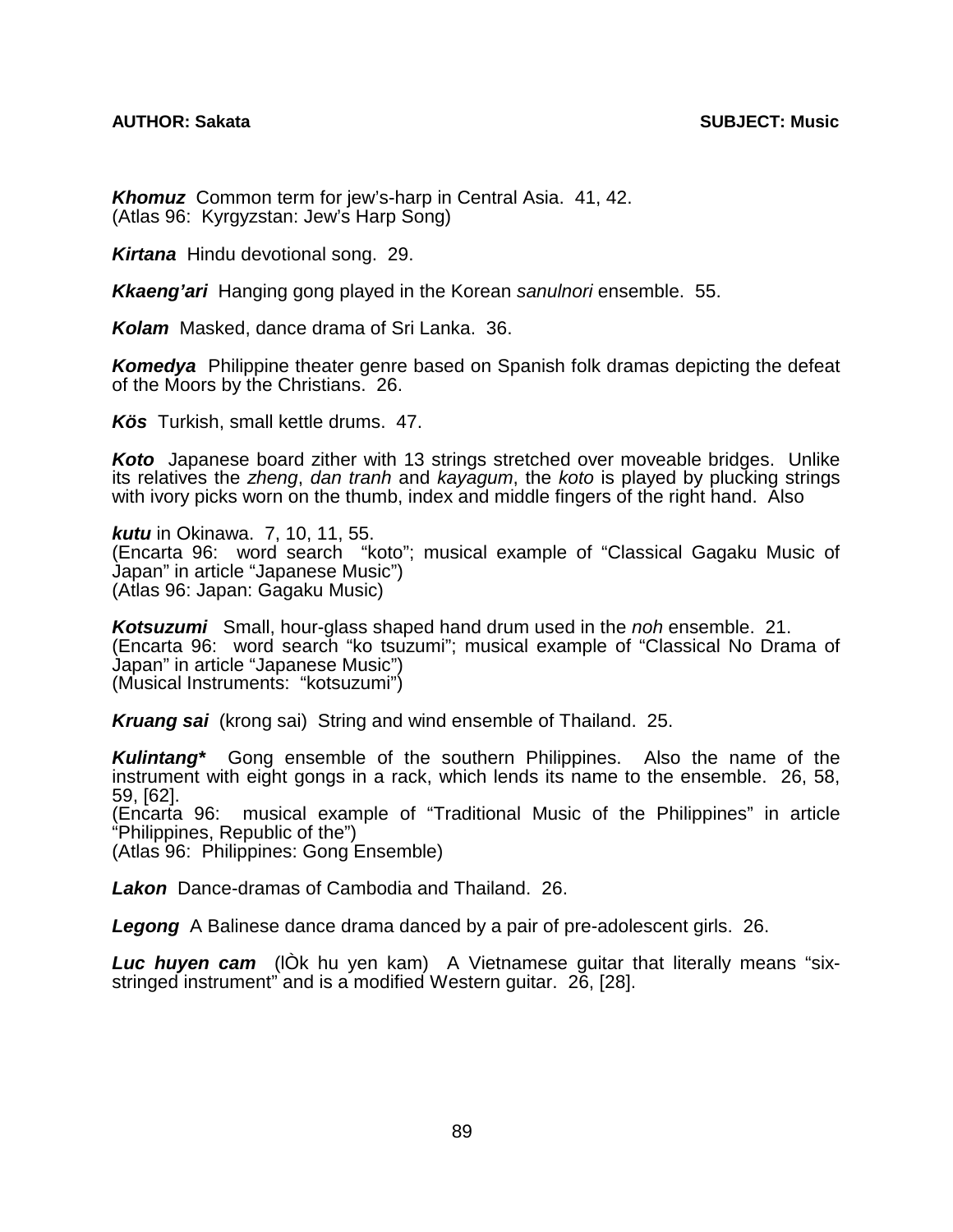***Khomuz*** Common term for jew's-harp in Central Asia. 41, 42.
(Atlas 96: Kyrgyzstan: Jew's Harp Song)

***Kirtana*** Hindu devotional song. 29.

***Kkaeng'ari*** Hanging gong played in the Korean *sanulnori* ensemble. 55.

***Kolam*** Masked, dance drama of Sri Lanka. 36.

***Komedya*** Philippine theater genre based on Spanish folk dramas depicting the defeat of the Moors by the Christians. 26.

***Kös*** Turkish, small kettle drums. 47.

***Koto*** Japanese board zither with 13 strings stretched over moveable bridges. Unlike its relatives the *zheng*, *dan tranh* and *kayagum*, the *koto* is played by plucking strings with ivory picks worn on the thumb, index and middle fingers of the right hand. Also

***kutu*** in Okinawa. 7, 10, 11, 55.
(Encarta 96: word search "koto"; musical example of "Classical Gagaku Music of Japan" in article "Japanese Music")
(Atlas 96: Japan: Gagaku Music)

***Kotsuzumi*** Small, hour-glass shaped hand drum used in the *noh* ensemble. 21.
(Encarta 96: word search "ko tsuzumi"; musical example of "Classical No Drama of Japan" in article "Japanese Music")
(Musical Instruments: "kotsuzumi")

***Kruang sai*** (krong sai) String and wind ensemble of Thailand. 25.

***Kulintang**** Gong ensemble of the southern Philippines. Also the name of the instrument with eight gongs in a rack, which lends its name to the ensemble. 26, 58, 59, [62].
(Encarta 96: musical example of "Traditional Music of the Philippines" in article "Philippines, Republic of the")
(Atlas 96: Philippines: Gong Ensemble)

***Lakon*** Dance-dramas of Cambodia and Thailand. 26.

***Legong*** A Balinese dance drama danced by a pair of pre-adolescent girls. 26.

***Luc huyen cam*** (lÒk hu yen kam) A Vietnamese guitar that literally means "six-stringed instrument" and is a modified Western guitar. 26, [28].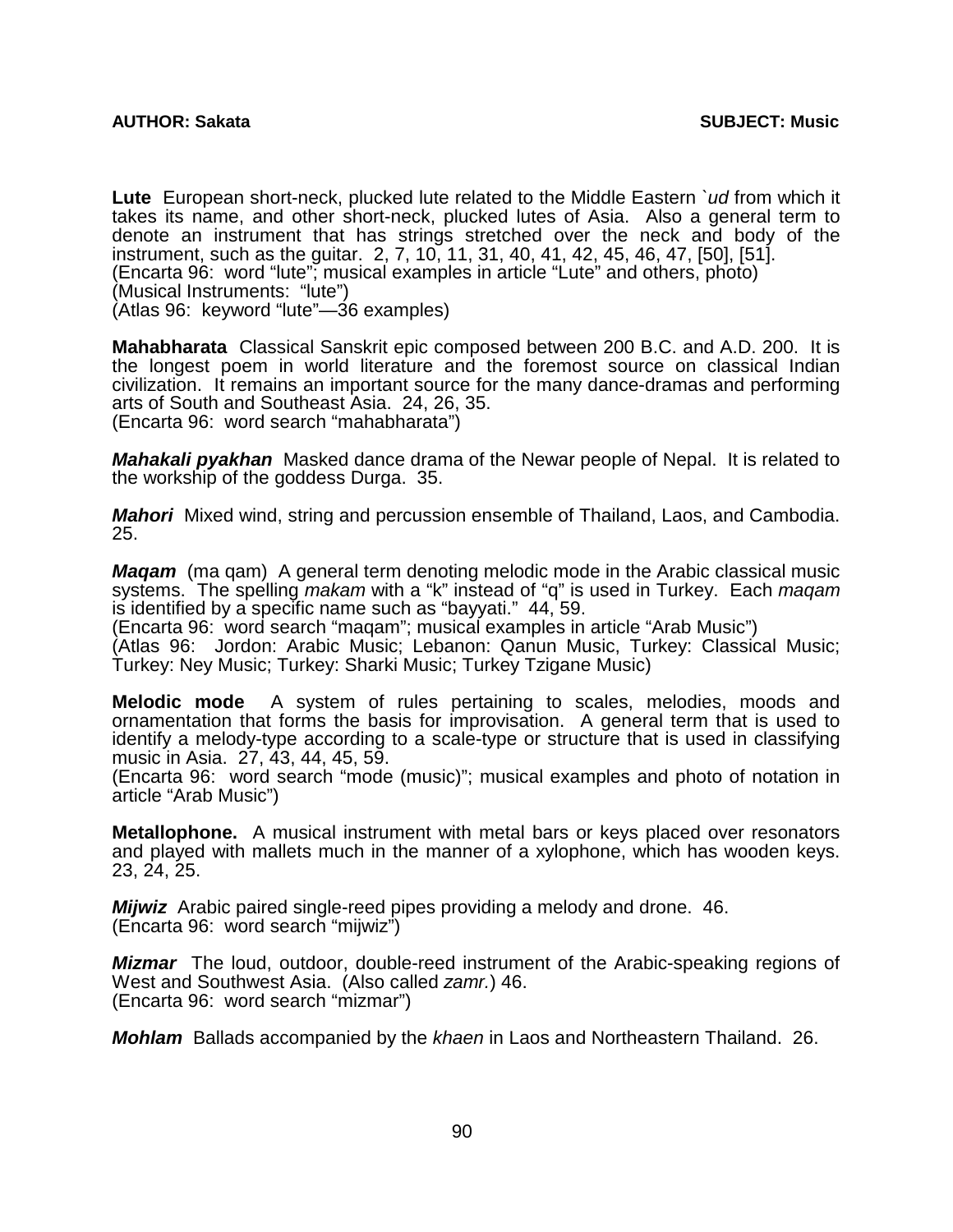**Lute** European short-neck, plucked lute related to the Middle Eastern `*ud* from which it takes its name, and other short-neck, plucked lutes of Asia. Also a general term to denote an instrument that has strings stretched over the neck and body of the instrument, such as the guitar. 2, 7, 10, 11, 31, 40, 41, 42, 45, 46, 47, [50], [51].
(Encarta 96: word "lute"; musical examples in article "Lute" and others, photo)
(Musical Instruments: "lute")
(Atlas 96: keyword "lute"—36 examples)

**Mahabharata** Classical Sanskrit epic composed between 200 B.C. and A.D. 200. It is the longest poem in world literature and the foremost source on classical Indian civilization. It remains an important source for the many dance-dramas and performing arts of South and Southeast Asia. 24, 26, 35.
(Encarta 96: word search "mahabharata")

***Mahakali pyakhan*** Masked dance drama of the Newar people of Nepal. It is related to the workship of the goddess Durga. 35.

***Mahori*** Mixed wind, string and percussion ensemble of Thailand, Laos, and Cambodia. 25.

***Maqam*** (ma qam) A general term denoting melodic mode in the Arabic classical music systems. The spelling *makam* with a "k" instead of "q" is used in Turkey. Each *maqam* is identified by a specific name such as "bayyati." 44, 59.
(Encarta 96: word search "maqam"; musical examples in article "Arab Music")
(Atlas 96: Jordon: Arabic Music; Lebanon: Qanun Music, Turkey: Classical Music; Turkey: Ney Music; Turkey: Sharki Music; Turkey Tzigane Music)

**Melodic mode** A system of rules pertaining to scales, melodies, moods and ornamentation that forms the basis for improvisation. A general term that is used to identify a melody-type according to a scale-type or structure that is used in classifying music in Asia. 27, 43, 44, 45, 59.
(Encarta 96: word search "mode (music)"; musical examples and photo of notation in article "Arab Music")

**Metallophone.** A musical instrument with metal bars or keys placed over resonators and played with mallets much in the manner of a xylophone, which has wooden keys. 23, 24, 25.

***Mijwiz*** Arabic paired single-reed pipes providing a melody and drone. 46.
(Encarta 96: word search "mijwiz")

***Mizmar*** The loud, outdoor, double-reed instrument of the Arabic-speaking regions of West and Southwest Asia. (Also called *zamr.*) 46.
(Encarta 96: word search "mizmar")

***Mohlam*** Ballads accompanied by the *khaen* in Laos and Northeastern Thailand. 26.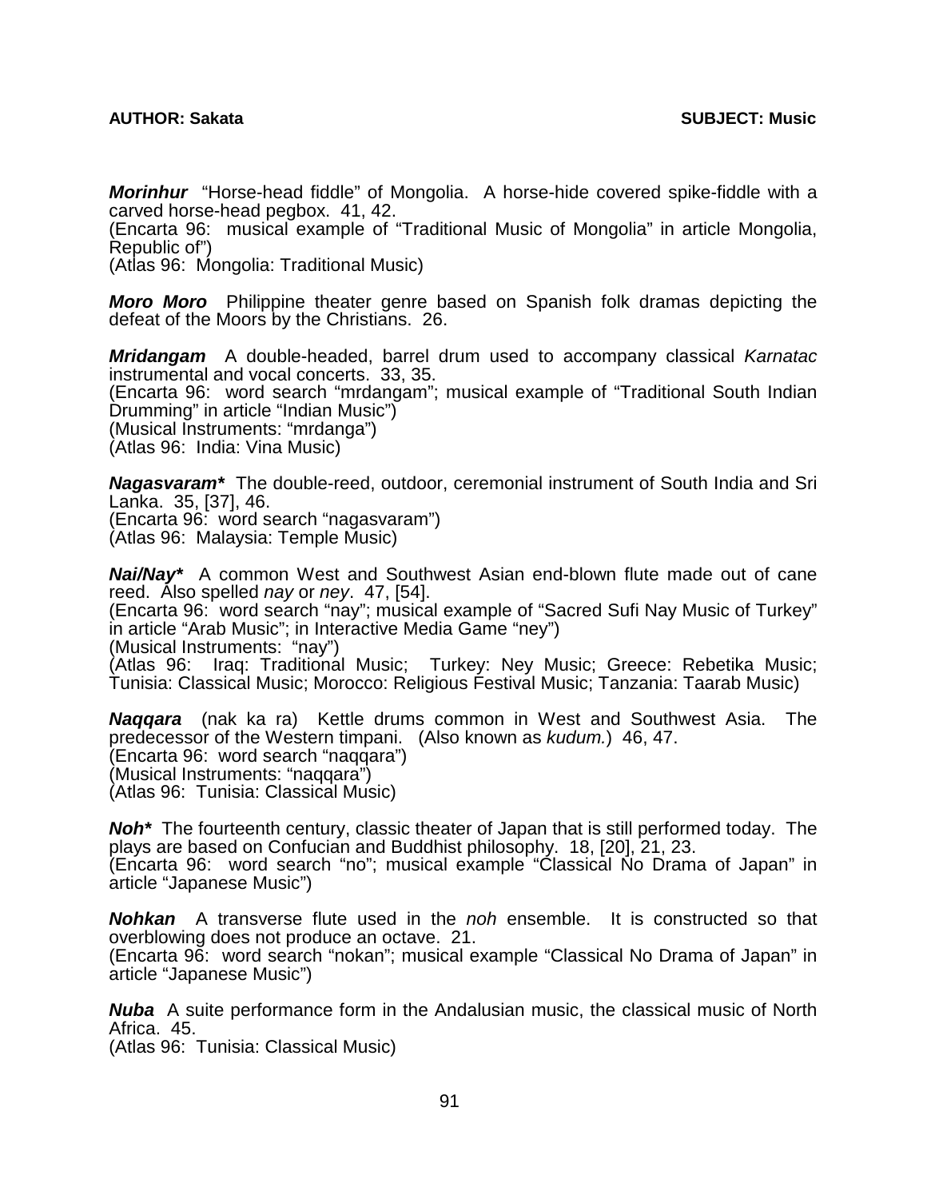***Morinhur*** "Horse-head fiddle" of Mongolia. A horse-hide covered spike-fiddle with a carved horse-head pegbox. 41, 42.
(Encarta 96: musical example of "Traditional Music of Mongolia" in article Mongolia, Republic of")
(Atlas 96: Mongolia: Traditional Music)

***Moro Moro*** Philippine theater genre based on Spanish folk dramas depicting the defeat of the Moors by the Christians. 26.

***Mridangam*** A double-headed, barrel drum used to accompany classical *Karnatac* instrumental and vocal concerts. 33, 35.
(Encarta 96: word search "mrdangam"; musical example of "Traditional South Indian Drumming" in article "Indian Music")
(Musical Instruments: "mrdanga")
(Atlas 96: India: Vina Music)

***Nagasvaram**** The double-reed, outdoor, ceremonial instrument of South India and Sri Lanka. 35, [37], 46.
(Encarta 96: word search "nagasvaram")
(Atlas 96: Malaysia: Temple Music)

***Nai/Nay**** A common West and Southwest Asian end-blown flute made out of cane reed. Also spelled *nay* or *ney*. 47, [54].
(Encarta 96: word search "nay"; musical example of "Sacred Sufi Nay Music of Turkey" in article "Arab Music"; in Interactive Media Game "ney")
(Musical Instruments: "nay")
(Atlas 96: Iraq: Traditional Music; Turkey: Ney Music; Greece: Rebetika Music; Tunisia: Classical Music; Morocco: Religious Festival Music; Tanzania: Taarab Music)

***Naqqara*** (nak ka ra) Kettle drums common in West and Southwest Asia. The predecessor of the Western timpani. (Also known as *kudum.*) 46, 47.
(Encarta 96: word search "naqqara")
(Musical Instruments: "naqqara")
(Atlas 96: Tunisia: Classical Music)

***Noh**** The fourteenth century, classic theater of Japan that is still performed today. The plays are based on Confucian and Buddhist philosophy. 18, [20], 21, 23.
(Encarta 96: word search "no"; musical example "Classical No Drama of Japan" in article "Japanese Music")

***Nohkan*** A transverse flute used in the *noh* ensemble. It is constructed so that overblowing does not produce an octave. 21.
(Encarta 96: word search "nokan"; musical example "Classical No Drama of Japan" in article "Japanese Music")

***Nuba*** A suite performance form in the Andalusian music, the classical music of North Africa. 45.
(Atlas 96: Tunisia: Classical Music)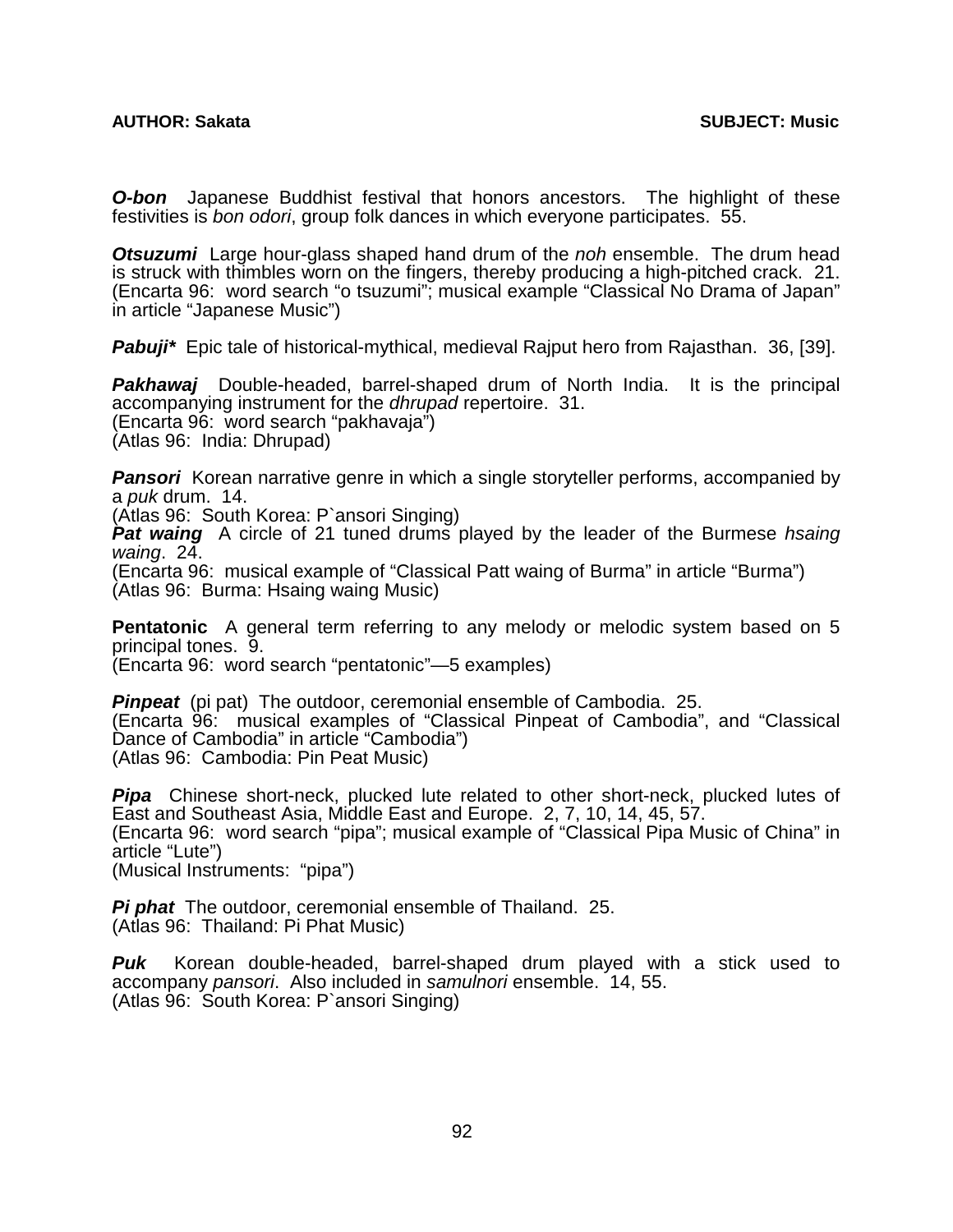***O-bon*** Japanese Buddhist festival that honors ancestors. The highlight of these festivities is *bon odori*, group folk dances in which everyone participates. 55.

***Otsuzumi*** Large hour-glass shaped hand drum of the *noh* ensemble. The drum head is struck with thimbles worn on the fingers, thereby producing a high-pitched crack. 21.
(Encarta 96: word search "o tsuzumi"; musical example "Classical No Drama of Japan" in article "Japanese Music")

***Pabuji**** Epic tale of historical-mythical, medieval Rajput hero from Rajasthan. 36, [39].

***Pakhawaj*** Double-headed, barrel-shaped drum of North India. It is the principal accompanying instrument for the *dhrupad* repertoire. 31.
(Encarta 96: word search "pakhavaja")
(Atlas 96: India: Dhrupad)

***Pansori*** Korean narrative genre in which a single storyteller performs, accompanied by a *puk* drum. 14.
(Atlas 96: South Korea: P`ansori Singing)

***Pat waing*** A circle of 21 tuned drums played by the leader of the Burmese *hsaing waing*. 24.
(Encarta 96: musical example of "Classical Patt waing of Burma" in article "Burma")
(Atlas 96: Burma: Hsaing waing Music)

**Pentatonic** A general term referring to any melody or melodic system based on 5 principal tones. 9.
(Encarta 96: word search "pentatonic"—5 examples)

***Pinpeat*** (pi pat) The outdoor, ceremonial ensemble of Cambodia. 25.
(Encarta 96: musical examples of "Classical Pinpeat of Cambodia", and "Classical Dance of Cambodia" in article "Cambodia")
(Atlas 96: Cambodia: Pin Peat Music)

***Pipa*** Chinese short-neck, plucked lute related to other short-neck, plucked lutes of East and Southeast Asia, Middle East and Europe. 2, 7, 10, 14, 45, 57.
(Encarta 96: word search "pipa"; musical example of "Classical Pipa Music of China" in article "Lute")
(Musical Instruments: "pipa")

***Pi phat*** The outdoor, ceremonial ensemble of Thailand. 25.
(Atlas 96: Thailand: Pi Phat Music)

***Puk*** Korean double-headed, barrel-shaped drum played with a stick used to accompany *pansori*. Also included in *samulnori* ensemble. 14, 55.
(Atlas 96: South Korea: P`ansori Singing)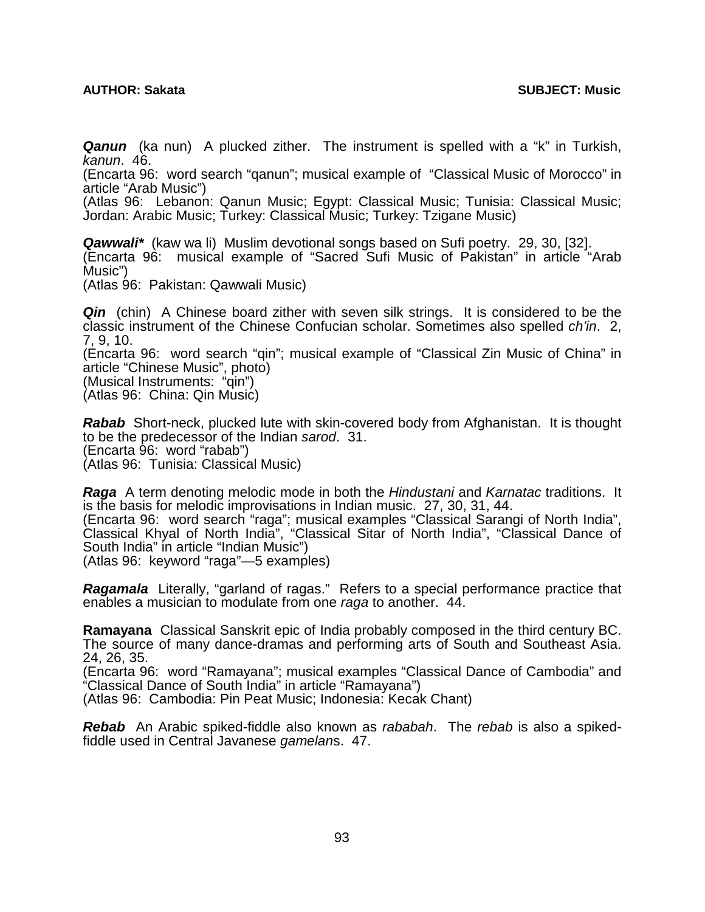***Qanun*** (ka nun) A plucked zither. The instrument is spelled with a "k" in Turkish, *kanun*. 46.
(Encarta 96: word search "qanun"; musical example of "Classical Music of Morocco" in article "Arab Music")
(Atlas 96: Lebanon: Qanun Music; Egypt: Classical Music; Tunisia: Classical Music; Jordan: Arabic Music; Turkey: Classical Music; Turkey: Tzigane Music)

***Qawwali**** (kaw wa li) Muslim devotional songs based on Sufi poetry. 29, 30, [32].
(Encarta 96: musical example of "Sacred Sufi Music of Pakistan" in article "Arab Music")
(Atlas 96: Pakistan: Qawwali Music)

***Qin*** (chin) A Chinese board zither with seven silk strings. It is considered to be the classic instrument of the Chinese Confucian scholar. Sometimes also spelled *ch'in*. 2, 7, 9, 10.
(Encarta 96: word search "qin"; musical example of "Classical Zin Music of China" in article "Chinese Music", photo)
(Musical Instruments: "qin")
(Atlas 96: China: Qin Music)

***Rabab*** Short-neck, plucked lute with skin-covered body from Afghanistan. It is thought to be the predecessor of the Indian *sarod*. 31.
(Encarta 96: word "rabab")
(Atlas 96: Tunisia: Classical Music)

***Raga*** A term denoting melodic mode in both the *Hindustani* and *Karnatac* traditions. It is the basis for melodic improvisations in Indian music. 27, 30, 31, 44.
(Encarta 96: word search "raga"; musical examples "Classical Sarangi of North India", Classical Khyal of North India", "Classical Sitar of North India", "Classical Dance of South India" in article "Indian Music")
(Atlas 96: keyword "raga"—5 examples)

***Ragamala*** Literally, "garland of ragas." Refers to a special performance practice that enables a musician to modulate from one *raga* to another. 44.

**Ramayana** Classical Sanskrit epic of India probably composed in the third century BC. The source of many dance-dramas and performing arts of South and Southeast Asia. 24, 26, 35.
(Encarta 96: word "Ramayana"; musical examples "Classical Dance of Cambodia" and "Classical Dance of South India" in article "Ramayana")
(Atlas 96: Cambodia: Pin Peat Music; Indonesia: Kecak Chant)

***Rebab*** An Arabic spiked-fiddle also known as *rababah*. The *rebab* is also a spiked-fiddle used in Central Javanese *gamelan*s. 47.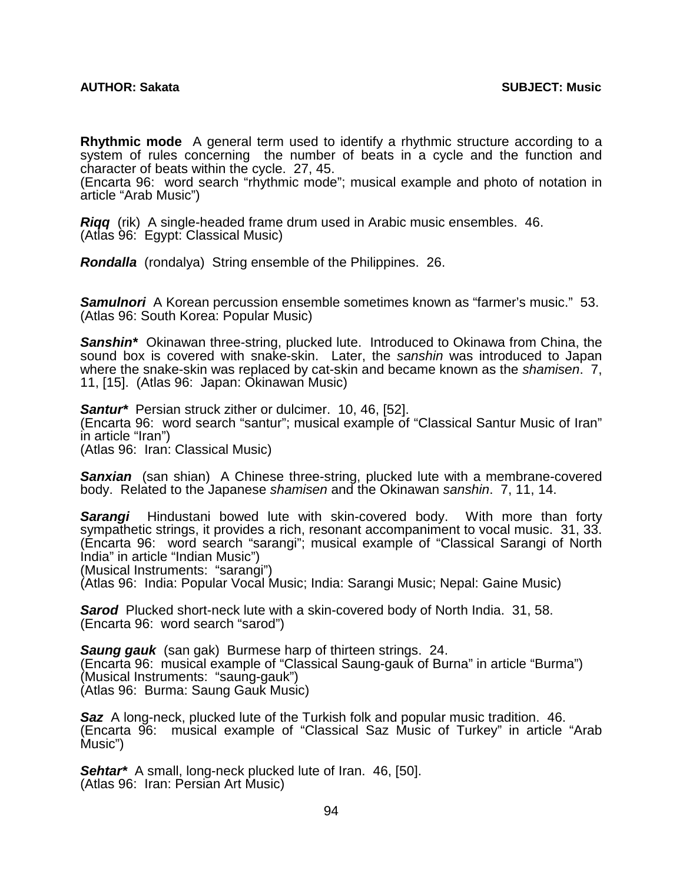**Rhythmic mode** A general term used to identify a rhythmic structure according to a system of rules concerning the number of beats in a cycle and the function and character of beats within the cycle. 27, 45.
(Encarta 96: word search "rhythmic mode"; musical example and photo of notation in article "Arab Music")

***Riqq*** (rik) A single-headed frame drum used in Arabic music ensembles. 46.
(Atlas 96: Egypt: Classical Music)

***Rondalla*** (rondalya) String ensemble of the Philippines. 26.

***Samulnori*** A Korean percussion ensemble sometimes known as "farmer's music." 53.
(Atlas 96: South Korea: Popular Music)

***Sanshin**** Okinawan three-string, plucked lute. Introduced to Okinawa from China, the sound box is covered with snake-skin. Later, the *sanshin* was introduced to Japan where the snake-skin was replaced by cat-skin and became known as the *shamisen*. 7, 11, [15]. (Atlas 96: Japan: Okinawan Music)

***Santur**** Persian struck zither or dulcimer. 10, 46, [52].
(Encarta 96: word search "santur"; musical example of "Classical Santur Music of Iran" in article "Iran")
(Atlas 96: Iran: Classical Music)

***Sanxian*** (san shian) A Chinese three-string, plucked lute with a membrane-covered body. Related to the Japanese *shamisen* and the Okinawan *sanshin*. 7, 11, 14.

***Sarangi*** Hindustani bowed lute with skin-covered body. With more than forty sympathetic strings, it provides a rich, resonant accompaniment to vocal music. 31, 33.
(Encarta 96: word search "sarangi"; musical example of "Classical Sarangi of North India" in article "Indian Music")
(Musical Instruments: "sarangi")
(Atlas 96: India: Popular Vocal Music; India: Sarangi Music; Nepal: Gaine Music)

***Sarod*** Plucked short-neck lute with a skin-covered body of North India. 31, 58.
(Encarta 96: word search "sarod")

***Saung gauk*** (san gak) Burmese harp of thirteen strings. 24.
(Encarta 96: musical example of "Classical Saung-gauk of Burna" in article "Burma")
(Musical Instruments: "saung-gauk")
(Atlas 96: Burma: Saung Gauk Music)

***Saz*** A long-neck, plucked lute of the Turkish folk and popular music tradition. 46.
(Encarta 96: musical example of "Classical Saz Music of Turkey" in article "Arab Music")

***Sehtar**** A small, long-neck plucked lute of Iran. 46, [50].
(Atlas 96: Iran: Persian Art Music)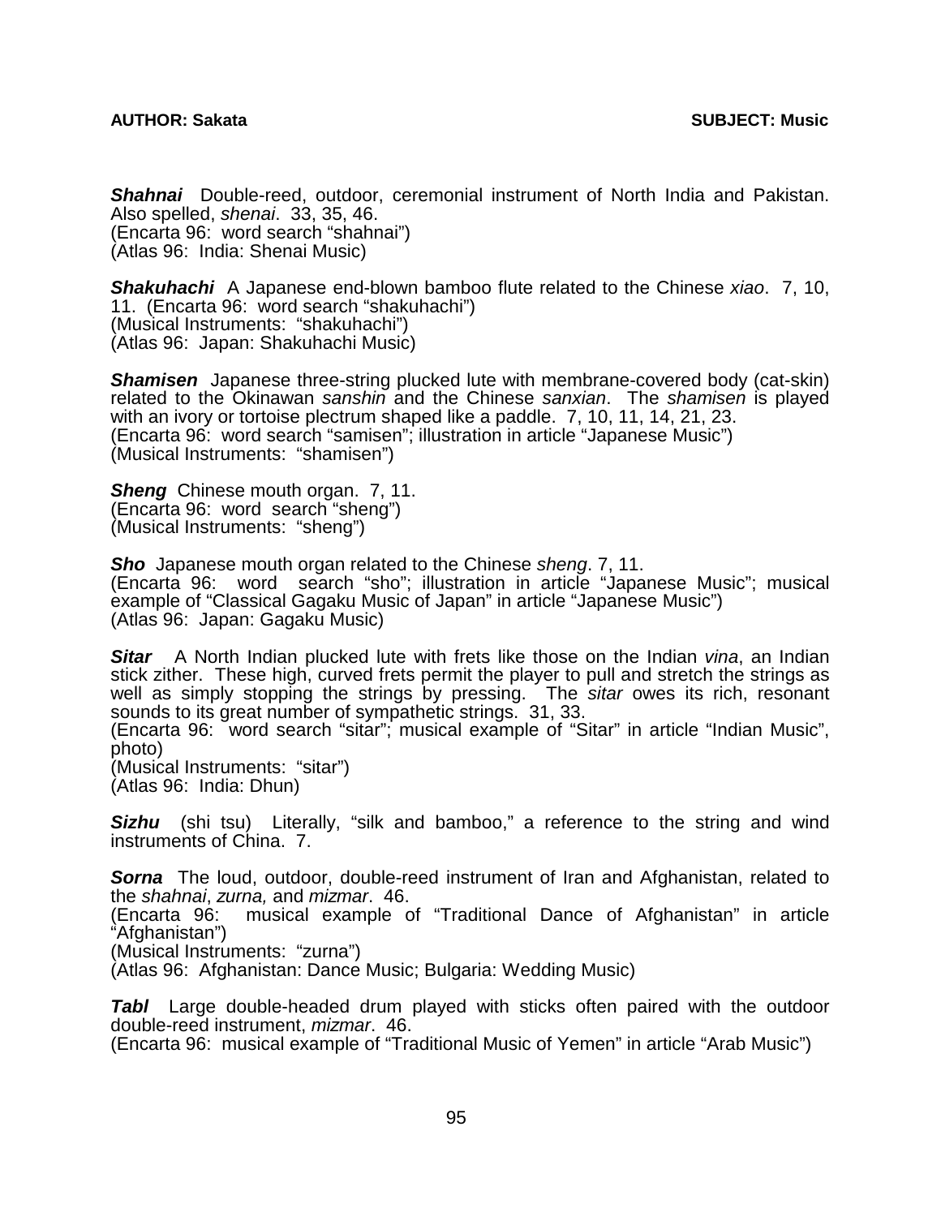***Shahnai*** Double-reed, outdoor, ceremonial instrument of North India and Pakistan. Also spelled, *shenai*. 33, 35, 46.
(Encarta 96: word search "shahnai")
(Atlas 96: India: Shenai Music)

***Shakuhachi*** A Japanese end-blown bamboo flute related to the Chinese *xiao*. 7, 10, 11. (Encarta 96: word search "shakuhachi")
(Musical Instruments: "shakuhachi")
(Atlas 96: Japan: Shakuhachi Music)

***Shamisen*** Japanese three-string plucked lute with membrane-covered body (cat-skin) related to the Okinawan *sanshin* and the Chinese *sanxian*. The *shamisen* is played with an ivory or tortoise plectrum shaped like a paddle. 7, 10, 11, 14, 21, 23.
(Encarta 96: word search "samisen"; illustration in article "Japanese Music")
(Musical Instruments: "shamisen")

***Sheng*** Chinese mouth organ. 7, 11.
(Encarta 96: word search "sheng")
(Musical Instruments: "sheng")

***Sho*** Japanese mouth organ related to the Chinese *sheng*. 7, 11.
(Encarta 96: word search "sho"; illustration in article "Japanese Music"; musical example of "Classical Gagaku Music of Japan" in article "Japanese Music")
(Atlas 96: Japan: Gagaku Music)

***Sitar*** A North Indian plucked lute with frets like those on the Indian *vina*, an Indian stick zither. These high, curved frets permit the player to pull and stretch the strings as well as simply stopping the strings by pressing. The *sitar* owes its rich, resonant sounds to its great number of sympathetic strings. 31, 33.
(Encarta 96: word search "sitar"; musical example of "Sitar" in article "Indian Music", photo)
(Musical Instruments: "sitar")
(Atlas 96: India: Dhun)

***Sizhu*** (shi tsu) Literally, "silk and bamboo," a reference to the string and wind instruments of China. 7.

***Sorna*** The loud, outdoor, double-reed instrument of Iran and Afghanistan, related to the *shahnai*, *zurna,* and *mizmar*. 46.
(Encarta 96: musical example of "Traditional Dance of Afghanistan" in article "Afghanistan")
(Musical Instruments: "zurna")
(Atlas 96: Afghanistan: Dance Music; Bulgaria: Wedding Music)

***Tabl*** Large double-headed drum played with sticks often paired with the outdoor double-reed instrument, *mizmar*. 46.
(Encarta 96: musical example of "Traditional Music of Yemen" in article "Arab Music")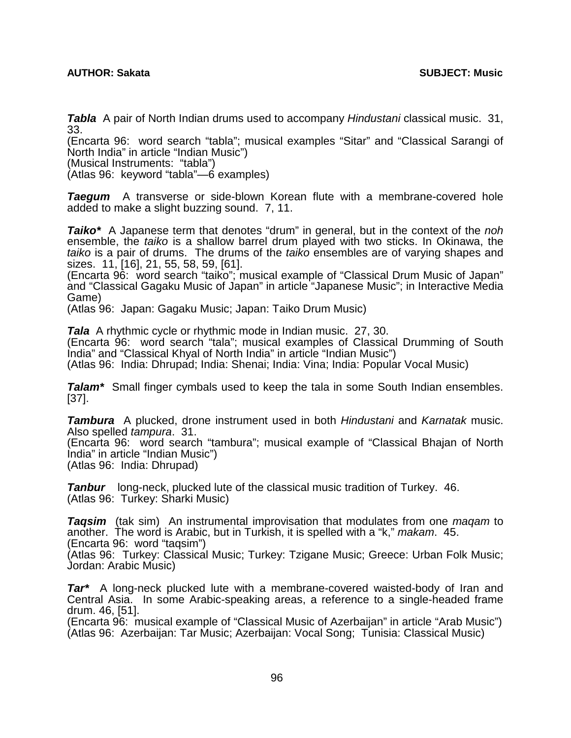***Tabla*** A pair of North Indian drums used to accompany *Hindustani* classical music. 31, 33.
(Encarta 96: word search "tabla"; musical examples "Sitar" and "Classical Sarangi of North India" in article "Indian Music")
(Musical Instruments: "tabla")
(Atlas 96: keyword "tabla"—6 examples)

***Taegum*** A transverse or side-blown Korean flute with a membrane-covered hole added to make a slight buzzing sound. 7, 11.

***Taiko**** A Japanese term that denotes "drum" in general, but in the context of the *noh* ensemble, the *taiko* is a shallow barrel drum played with two sticks. In Okinawa, the *taiko* is a pair of drums. The drums of the *taiko* ensembles are of varying shapes and sizes. 11, [16], 21, 55, 58, 59, [61].
(Encarta 96: word search "taiko"; musical example of "Classical Drum Music of Japan" and "Classical Gagaku Music of Japan" in article "Japanese Music"; in Interactive Media Game)
(Atlas 96: Japan: Gagaku Music; Japan: Taiko Drum Music)

***Tala*** A rhythmic cycle or rhythmic mode in Indian music. 27, 30.
(Encarta 96: word search "tala"; musical examples of Classical Drumming of South India" and "Classical Khyal of North India" in article "Indian Music")
(Atlas 96: India: Dhrupad; India: Shenai; India: Vina; India: Popular Vocal Music)

***Talam**** Small finger cymbals used to keep the tala in some South Indian ensembles. [37].

***Tambura*** A plucked, drone instrument used in both *Hindustani* and *Karnatak* music. Also spelled *tampura*. 31.
(Encarta 96: word search "tambura"; musical example of "Classical Bhajan of North India" in article "Indian Music")
(Atlas 96: India: Dhrupad)

***Tanbur*** long-neck, plucked lute of the classical music tradition of Turkey. 46.
(Atlas 96: Turkey: Sharki Music)

***Taqsim*** (tak sim) An instrumental improvisation that modulates from one *maqam* to another. The word is Arabic, but in Turkish, it is spelled with a "k," *makam*. 45.
(Encarta 96: word "taqsim")
(Atlas 96: Turkey: Classical Music; Turkey: Tzigane Music; Greece: Urban Folk Music; Jordan: Arabic Music)

***Tar**** A long-neck plucked lute with a membrane-covered waisted-body of Iran and Central Asia. In some Arabic-speaking areas, a reference to a single-headed frame drum. 46, [51].
(Encarta 96: musical example of "Classical Music of Azerbaijan" in article "Arab Music")
(Atlas 96: Azerbaijan: Tar Music; Azerbaijan: Vocal Song; Tunisia: Classical Music)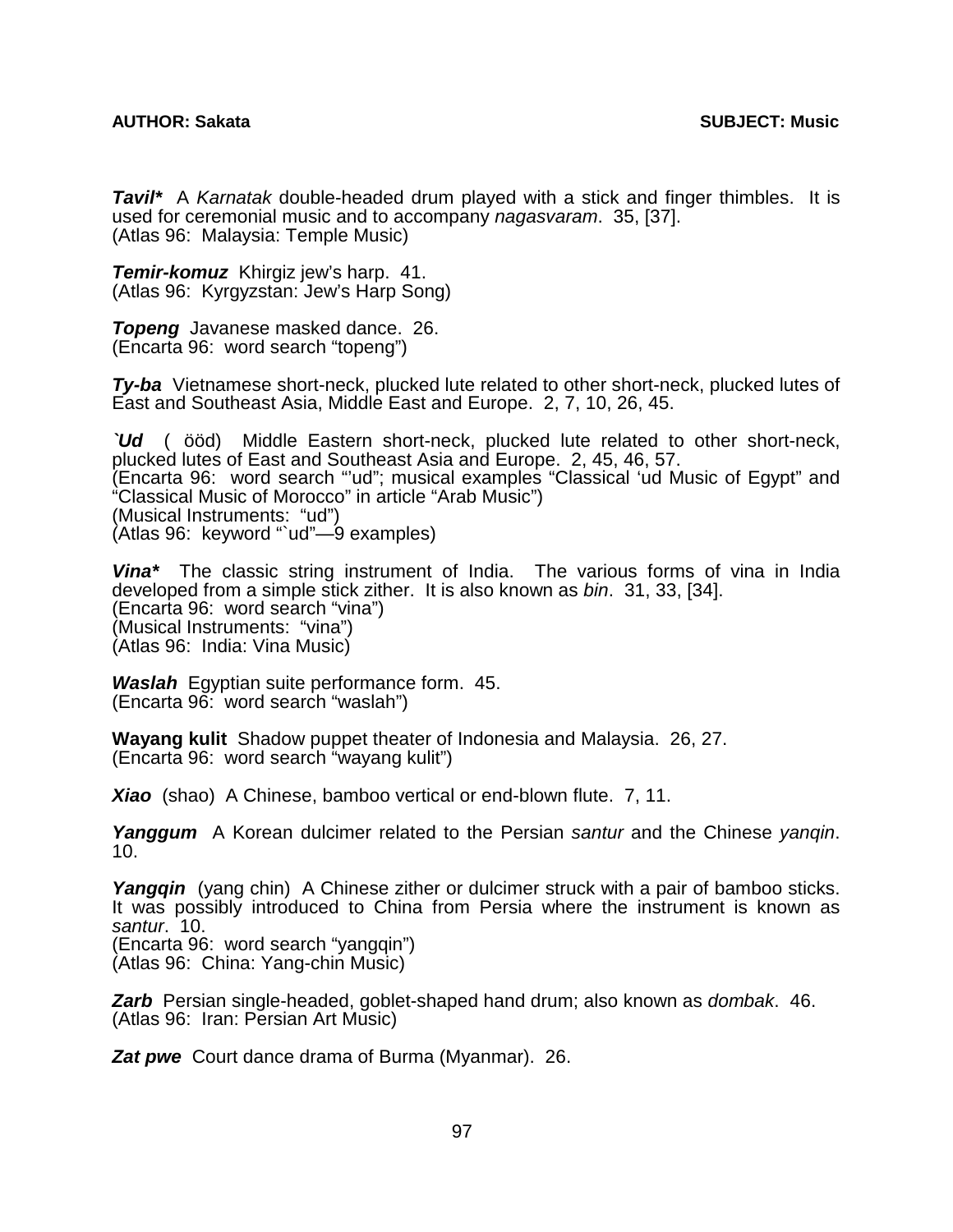***Tavil**** A *Karnatak* double-headed drum played with a stick and finger thimbles. It is used for ceremonial music and to accompany *nagasvaram*. 35, [37].
(Atlas 96: Malaysia: Temple Music)

***Temir-komuz*** Khirgiz jew's harp. 41.
(Atlas 96: Kyrgyzstan: Jew's Harp Song)

***Topeng*** Javanese masked dance. 26.
(Encarta 96: word search "topeng")

***Ty-ba*** Vietnamese short-neck, plucked lute related to other short-neck, plucked lutes of East and Southeast Asia, Middle East and Europe. 2, 7, 10, 26, 45.

***`Ud*** ( ööd) Middle Eastern short-neck, plucked lute related to other short-neck, plucked lutes of East and Southeast Asia and Europe. 2, 45, 46, 57.
(Encarta 96: word search "'ud"; musical examples "Classical 'ud Music of Egypt" and "Classical Music of Morocco" in article "Arab Music")
(Musical Instruments: "ud")
(Atlas 96: keyword "`ud"—9 examples)

***Vina**** The classic string instrument of India. The various forms of vina in India developed from a simple stick zither. It is also known as *bin*. 31, 33, [34].
(Encarta 96: word search "vina")
(Musical Instruments: "vina")
(Atlas 96: India: Vina Music)

***Waslah*** Egyptian suite performance form. 45.
(Encarta 96: word search "waslah")

**Wayang kulit** Shadow puppet theater of Indonesia and Malaysia. 26, 27.
(Encarta 96: word search "wayang kulit")

***Xiao*** (shao) A Chinese, bamboo vertical or end-blown flute. 7, 11.

***Yanggum*** A Korean dulcimer related to the Persian *santur* and the Chinese *yanqin*. 10.

***Yangqin*** (yang chin) A Chinese zither or dulcimer struck with a pair of bamboo sticks. It was possibly introduced to China from Persia where the instrument is known as *santur*. 10.
(Encarta 96: word search "yangqin")
(Atlas 96: China: Yang-chin Music)

***Zarb*** Persian single-headed, goblet-shaped hand drum; also known as *dombak*. 46.
(Atlas 96: Iran: Persian Art Music)

***Zat pwe*** Court dance drama of Burma (Myanmar). 26.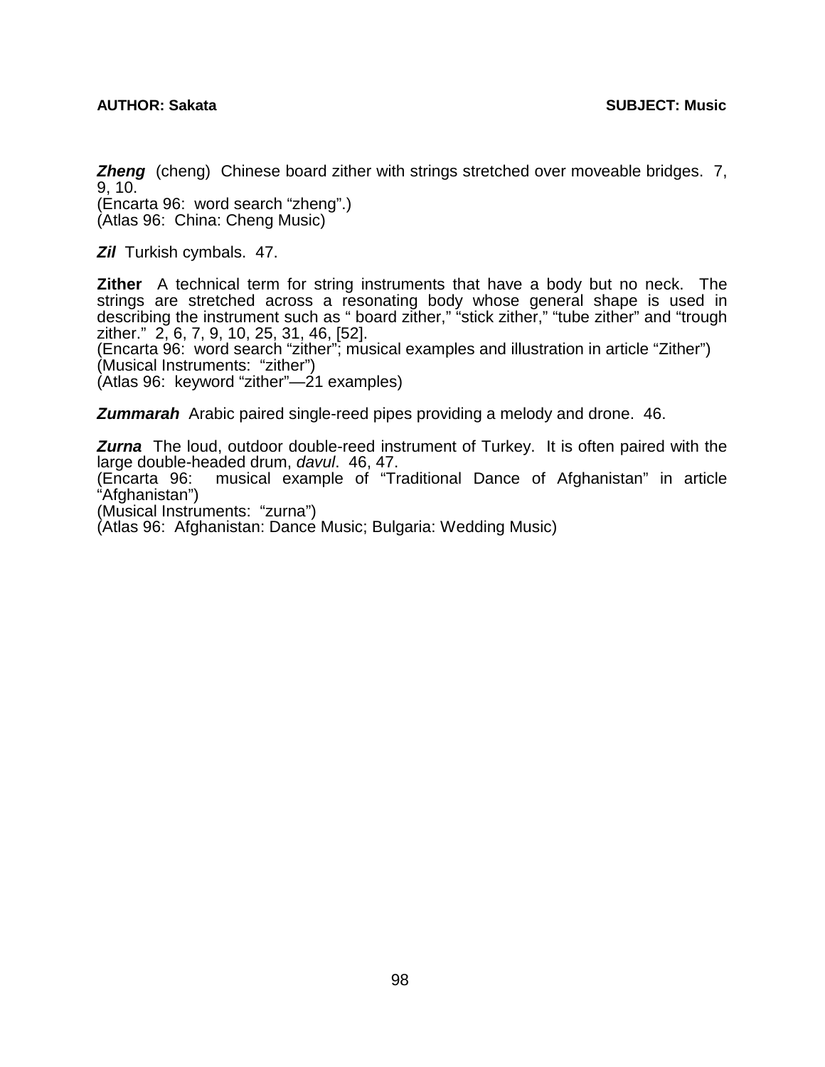***Zheng*** (cheng) Chinese board zither with strings stretched over moveable bridges. 7, 9, 10.
(Encarta 96: word search "zheng".)
(Atlas 96: China: Cheng Music)

***Zil*** Turkish cymbals. 47.

**Zither** A technical term for string instruments that have a body but no neck. The strings are stretched across a resonating body whose general shape is used in describing the instrument such as " board zither," "stick zither," "tube zither" and "trough zither." 2, 6, 7, 9, 10, 25, 31, 46, [52].
(Encarta 96: word search "zither"; musical examples and illustration in article "Zither")
(Musical Instruments: "zither")
(Atlas 96: keyword "zither"—21 examples)

***Zummarah*** Arabic paired single-reed pipes providing a melody and drone. 46.

***Zurna*** The loud, outdoor double-reed instrument of Turkey. It is often paired with the large double-headed drum, *davul*. 46, 47.
(Encarta 96: musical example of "Traditional Dance of Afghanistan" in article "Afghanistan")
(Musical Instruments: "zurna")
(Atlas 96: Afghanistan: Dance Music; Bulgaria: Wedding Music)